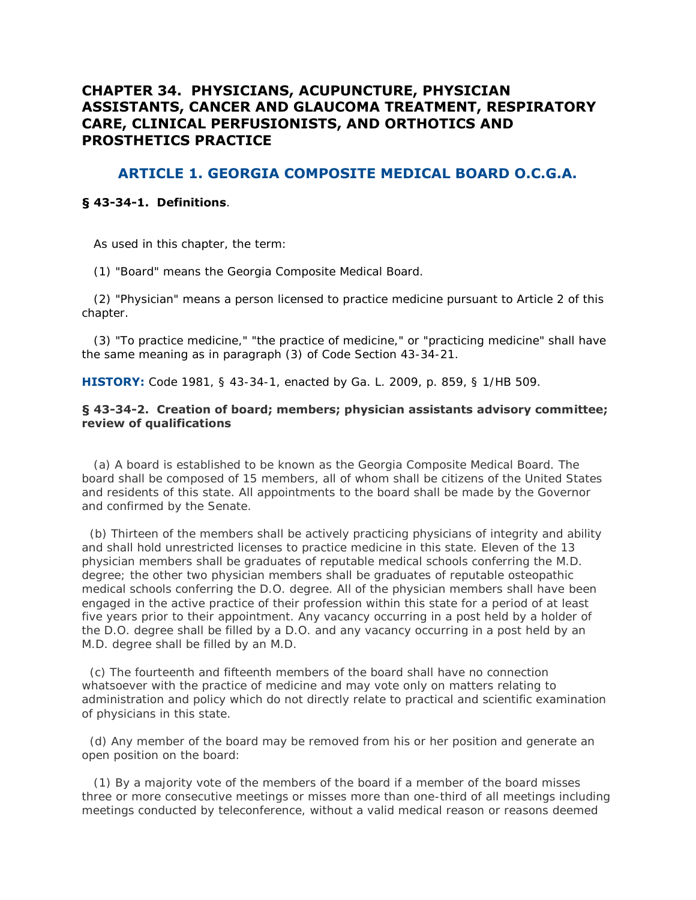# CHAPTER 34. PHYSICIANS, ACUPUNCTURE, PHYSICIAN ASSISTANTS, CANCER AND GLAUCOMA TREATMENT, RESPIRATORY CARE, CLINICAL PERFUSIONISTS, AND ORTHOTICS AND PROSTHETICS PRACTICE

## ARTICLE 1. GEORGIA COMPOSITE MEDICAL BOARD O.C.G.A.

### § 43-34-1. Definitions.

As used in this chapter, the term:

(1) "Board" means the Georgia Composite Medical Board.

(2) "Physician" means a person licensed to practice medicine pursuant to Article 2 of this chapter.

(3) "To practice medicine," "the practice of medicine," or "practicing medicine" shall have the same meaning as in paragraph (3) of Code Section 43-34-21.

**HISTORY:** Code 1981, § 43-34-1, enacted by Ga. L. 2009, p. 859, § 1/HB 509.

### § 43-34-2. Creation of board; members; physician assistants advisory committee; review of qualifications

(a) A board is established to be known as the Georgia Composite Medical Board. The board shall be composed of 15 members, all of whom shall be citizens of the United States and residents of this state. All appointments to the board shall be made by the Governor and confirmed by the Senate.

(b) Thirteen of the members shall be actively practicing physicians of integrity and ability and shall hold unrestricted licenses to practice medicine in this state. Eleven of the 13 physician members shall be graduates of reputable medical schools conferring the M.D. degree; the other two physician members shall be graduates of reputable osteopathic medical schools conferring the D.O. degree. All of the physician members shall have been engaged in the active practice of their profession within this state for a period of at least five years prior to their appointment. Any vacancy occurring in a post held by a holder of the D.O. degree shall be filled by a D.O. and any vacancy occurring in a post held by an M.D. degree shall be filled by an M.D.

(c) The fourteenth and fifteenth members of the board shall have no connection whatsoever with the practice of medicine and may vote only on matters relating to administration and policy which do not directly relate to practical and scientific examination of physicians in this state.

(d) Any member of the board may be removed from his or her position and generate an open position on the board:

(1) By a majority vote of the members of the board if a member of the board misses three or more consecutive meetings or misses more than one-third of all meetings including meetings conducted by teleconference, without a valid medical reason or reasons deemed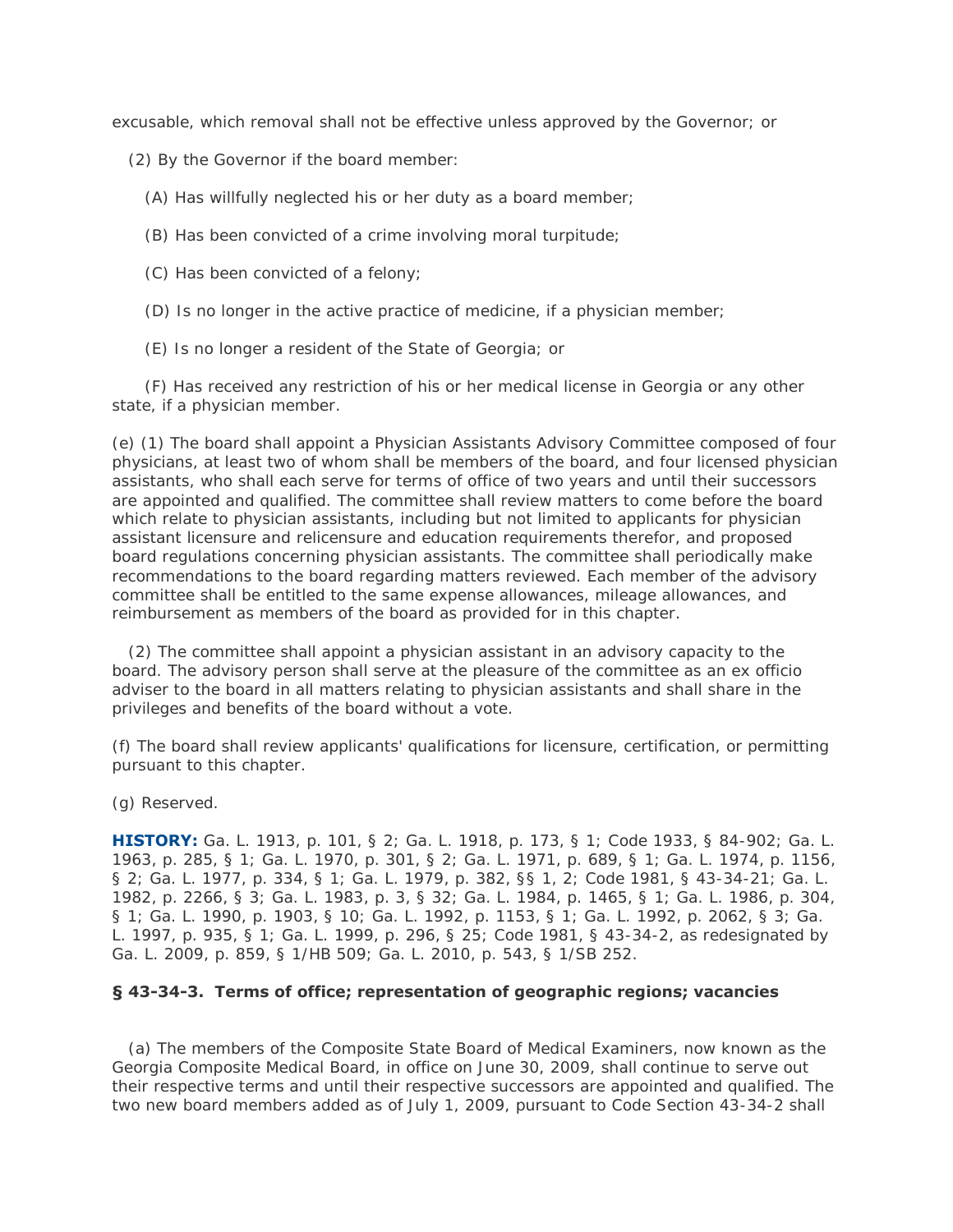excusable, which removal shall not be effective unless approved by the Governor; or

(2) By the Governor if the board member:

(A) Has willfully neglected his or her duty as a board member;

(B) Has been convicted of a crime involving moral turpitude;

(C) Has been convicted of a felony;

(D) Is no longer in the active practice of medicine, if a physician member;

(E) Is no longer a resident of the State of Georgia; or

(F) Has received any restriction of his or her medical license in Georgia or any other state, if a physician member.

(e) (1) The board shall appoint a Physician Assistants Advisory Committee composed of four physicians, at least two of whom shall be members of the board, and four licensed physician assistants, who shall each serve for terms of office of two years and until their successors are appointed and qualified. The committee shall review matters to come before the board which relate to physician assistants, including but not limited to applicants for physician assistant licensure and relicensure and education requirements therefor, and proposed board regulations concerning physician assistants. The committee shall periodically make recommendations to the board regarding matters reviewed. Each member of the advisory committee shall be entitled to the same expense allowances, mileage allowances, and reimbursement as members of the board as provided for in this chapter.

(2) The committee shall appoint a physician assistant in an advisory capacity to the board. The advisory person shall serve at the pleasure of the committee as an ex officio adviser to the board in all matters relating to physician assistants and shall share in the privileges and benefits of the board without a vote.

(f) The board shall review applicants' qualifications for licensure, certification, or permitting pursuant to this chapter.

(g) Reserved.

**HISTORY:** Ga. L. 1913, p. 101, § 2; Ga. L. 1918, p. 173, § 1; Code 1933, § 84-902; Ga. L. 1963, p. 285, § 1; Ga. L. 1970, p. 301, § 2; Ga. L. 1971, p. 689, § 1; Ga. L. 1974, p. 1156, § 2; Ga. L. 1977, p. 334, § 1; Ga. L. 1979, p. 382, §§ 1, 2; Code 1981, § 43-34-21; Ga. L. 1982, p. 2266, § 3; Ga. L. 1983, p. 3, § 32; Ga. L. 1984, p. 1465, § 1; Ga. L. 1986, p. 304, § 1; Ga. L. 1990, p. 1903, § 10; Ga. L. 1992, p. 1153, § 1; Ga. L. 1992, p. 2062, § 3; Ga. L. 1997, p. 935, § 1; Ga. L. 1999, p. 296, § 25; Code 1981, § 43-34-2, as redesignated by Ga. L. 2009, p. 859, § 1/HB 509; Ga. L. 2010, p. 543, § 1/SB 252.

### § 43-34-3. Terms of office; representation of geographic regions; vacancies

(a) The members of the Composite State Board of Medical Examiners, now known as the Georgia Composite Medical Board, in office on June 30, 2009, shall continue to serve out their respective terms and until their respective successors are appointed and qualified. The two new board members added as of July 1, 2009, pursuant to Code Section 43-34-2 shall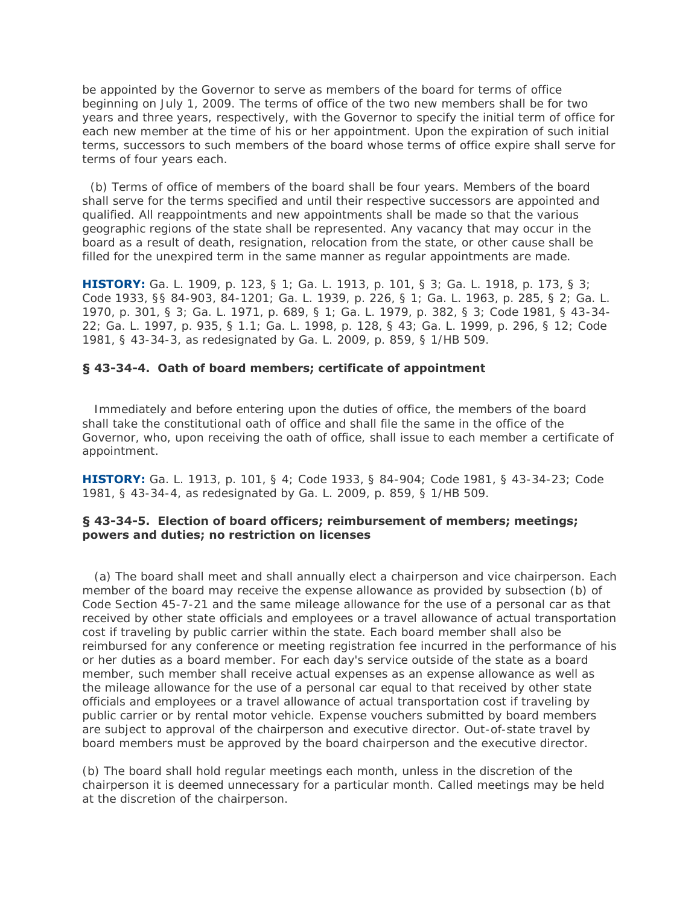be appointed by the Governor to serve as members of the board for terms of office beginning on July 1, 2009. The terms of office of the two new members shall be for two years and three years, respectively, with the Governor to specify the initial term of office for each new member at the time of his or her appointment. Upon the expiration of such initial terms, successors to such members of the board whose terms of office expire shall serve for terms of four years each.

(b) Terms of office of members of the board shall be four years. Members of the board shall serve for the terms specified and until their respective successors are appointed and qualified. All reappointments and new appointments shall be made so that the various geographic regions of the state shall be represented. Any vacancy that may occur in the board as a result of death, resignation, relocation from the state, or other cause shall be filled for the unexpired term in the same manner as regular appointments are made.

**HISTORY:** Ga. L. 1909, p. 123, § 1; Ga. L. 1913, p. 101, § 3; Ga. L. 1918, p. 173, § 3; Code 1933, §§ 84-903, 84-1201; Ga. L. 1939, p. 226, § 1; Ga. L. 1963, p. 285, § 2; Ga. L. 1970, p. 301, § 3; Ga. L. 1971, p. 689, § 1; Ga. L. 1979, p. 382, § 3; Code 1981, § 43-34-22; Ga. L. 1997, p. 935, § 1.1; Ga. L. 1998, p. 128, § 43; Ga. L. 1999, p. 296, § 12; Code 1981, § 43-34-3, as redesignated by Ga. L. 2009, p. 859, § 1/HB 509.

### § 43-34-4. Oath of board members; certificate of appointment

Immediately and before entering upon the duties of office, the members of the board shall take the constitutional oath of office and shall file the same in the office of the Governor, who, upon receiving the oath of office, shall issue to each member a certificate of appointment.

**HISTORY:** Ga. L. 1913, p. 101, § 4; Code 1933, § 84-904; Code 1981, § 43-34-23; Code 1981, § 43-34-4, as redesignated by Ga. L. 2009, p. 859, § 1/HB 509.

### § 43-34-5. Election of board officers; reimbursement of members; meetings; powers and duties; no restriction on licenses

(a) The board shall meet and shall annually elect a chairperson and vice chairperson. Each member of the board may receive the expense allowance as provided by subsection (b) of Code Section 45-7-21 and the same mileage allowance for the use of a personal car as that received by other state officials and employees or a travel allowance of actual transportation cost if traveling by public carrier within the state. Each board member shall also be reimbursed for any conference or meeting registration fee incurred in the performance of his or her duties as a board member. For each day's service outside of the state as a board member, such member shall receive actual expenses as an expense allowance as well as the mileage allowance for the use of a personal car equal to that received by other state officials and employees or a travel allowance of actual transportation cost if traveling by public carrier or by rental motor vehicle. Expense vouchers submitted by board members are subject to approval of the chairperson and executive director. Out-of-state travel by board members must be approved by the board chairperson and the executive director.

(b) The board shall hold regular meetings each month, unless in the discretion of the chairperson it is deemed unnecessary for a particular month. Called meetings may be held at the discretion of the chairperson.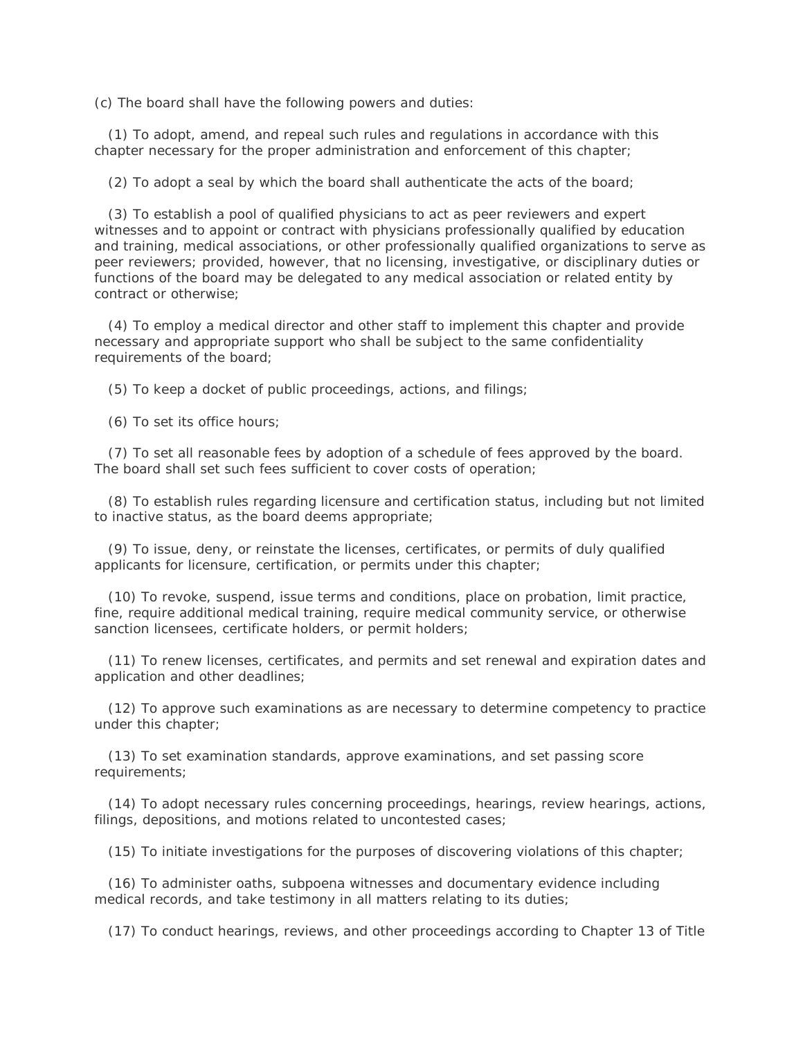(c) The board shall have the following powers and duties:

(1) To adopt, amend, and repeal such rules and regulations in accordance with this chapter necessary for the proper administration and enforcement of this chapter;

(2) To adopt a seal by which the board shall authenticate the acts of the board;

(3) To establish a pool of qualified physicians to act as peer reviewers and expert witnesses and to appoint or contract with physicians professionally qualified by education and training, medical associations, or other professionally qualified organizations to serve as peer reviewers; provided, however, that no licensing, investigative, or disciplinary duties or functions of the board may be delegated to any medical association or related entity by contract or otherwise;

(4) To employ a medical director and other staff to implement this chapter and provide necessary and appropriate support who shall be subject to the same confidentiality requirements of the board;

(5) To keep a docket of public proceedings, actions, and filings;

(6) To set its office hours;

(7) To set all reasonable fees by adoption of a schedule of fees approved by the board. The board shall set such fees sufficient to cover costs of operation;

(8) To establish rules regarding licensure and certification status, including but not limited to inactive status, as the board deems appropriate;

(9) To issue, deny, or reinstate the licenses, certificates, or permits of duly qualified applicants for licensure, certification, or permits under this chapter;

(10) To revoke, suspend, issue terms and conditions, place on probation, limit practice, fine, require additional medical training, require medical community service, or otherwise sanction licensees, certificate holders, or permit holders;

(11) To renew licenses, certificates, and permits and set renewal and expiration dates and application and other deadlines;

(12) To approve such examinations as are necessary to determine competency to practice under this chapter;

(13) To set examination standards, approve examinations, and set passing score requirements;

(14) To adopt necessary rules concerning proceedings, hearings, review hearings, actions, filings, depositions, and motions related to uncontested cases;

(15) To initiate investigations for the purposes of discovering violations of this chapter;

(16) To administer oaths, subpoena witnesses and documentary evidence including medical records, and take testimony in all matters relating to its duties;

(17) To conduct hearings, reviews, and other proceedings according to Chapter 13 of Title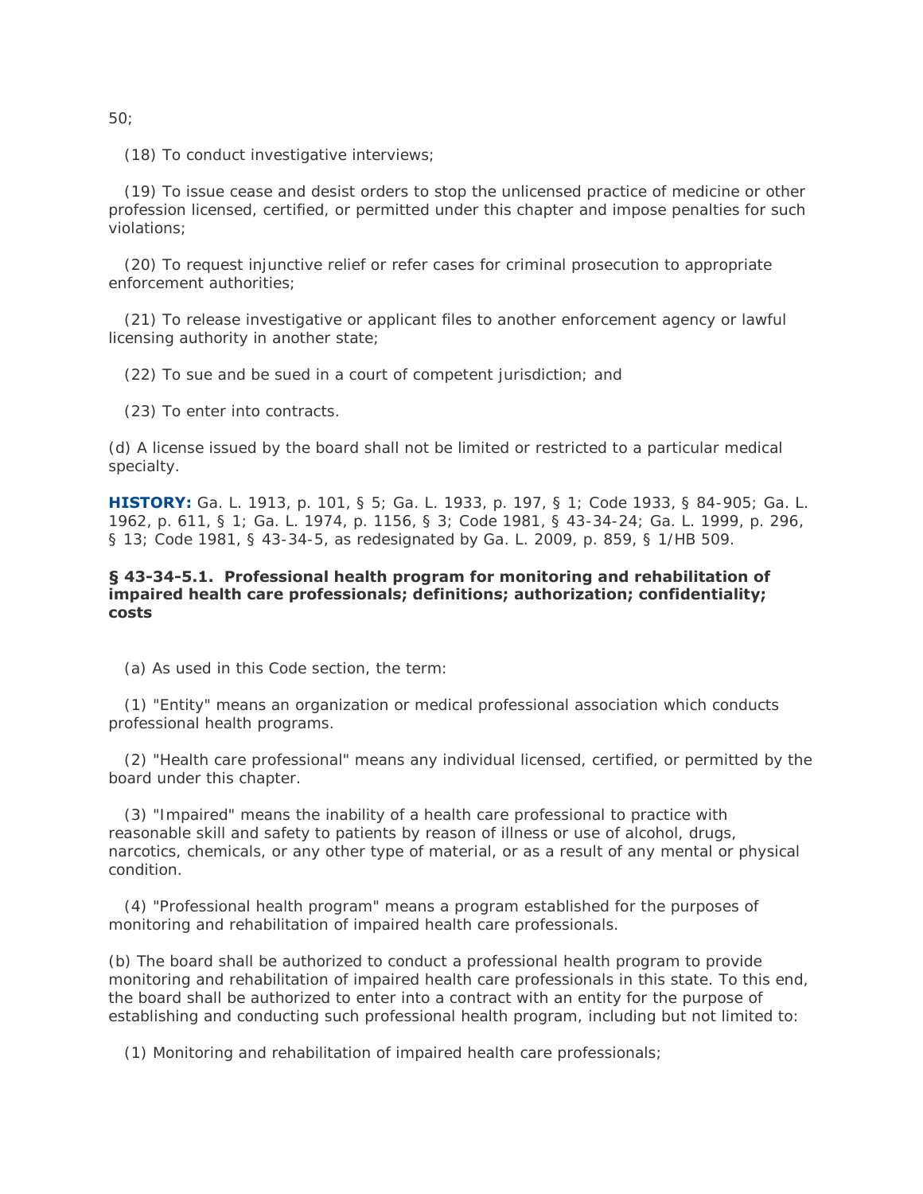50;

(18) To conduct investigative interviews;

(19) To issue cease and desist orders to stop the unlicensed practice of medicine or other profession licensed, certified, or permitted under this chapter and impose penalties for such violations;

(20) To request injunctive relief or refer cases for criminal prosecution to appropriate enforcement authorities;

(21) To release investigative or applicant files to another enforcement agency or lawful licensing authority in another state;

(22) To sue and be sued in a court of competent jurisdiction; and

(23) To enter into contracts.

(d) A license issued by the board shall not be limited or restricted to a particular medical specialty.

**HISTORY:** Ga. L. 1913, p. 101, § 5; Ga. L. 1933, p. 197, § 1; Code 1933, § 84-905; Ga. L. 1962, p. 611, § 1; Ga. L. 1974, p. 1156, § 3; Code 1981, § 43-34-24; Ga. L. 1999, p. 296, § 13; Code 1981, § 43-34-5, as redesignated by Ga. L. 2009, p. 859, § 1/HB 509.

### § 43-34-5.1. Professional health program for monitoring and rehabilitation of impaired health care professionals; definitions; authorization; confidentiality; costs

(a) As used in this Code section, the term:

(1) "Entity" means an organization or medical professional association which conducts professional health programs.

(2) "Health care professional" means any individual licensed, certified, or permitted by the board under this chapter.

(3) "Impaired" means the inability of a health care professional to practice with reasonable skill and safety to patients by reason of illness or use of alcohol, drugs, narcotics, chemicals, or any other type of material, or as a result of any mental or physical condition.

(4) "Professional health program" means a program established for the purposes of monitoring and rehabilitation of impaired health care professionals.

(b) The board shall be authorized to conduct a professional health program to provide monitoring and rehabilitation of impaired health care professionals in this state. To this end, the board shall be authorized to enter into a contract with an entity for the purpose of establishing and conducting such professional health program, including but not limited to:

(1) Monitoring and rehabilitation of impaired health care professionals;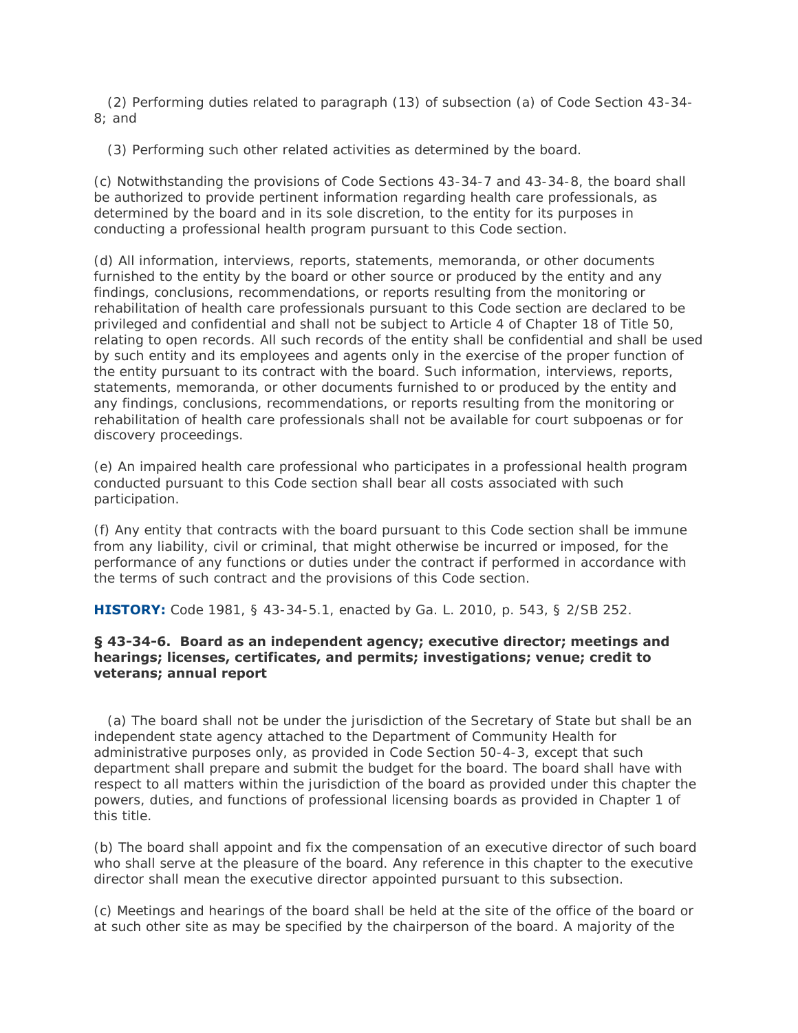(2) Performing duties related to paragraph (13) of subsection (a) of Code Section 43-34-8; and

(3) Performing such other related activities as determined by the board.

(c) Notwithstanding the provisions of Code Sections 43-34-7 and 43-34-8, the board shall be authorized to provide pertinent information regarding health care professionals, as determined by the board and in its sole discretion, to the entity for its purposes in conducting a professional health program pursuant to this Code section.

(d) All information, interviews, reports, statements, memoranda, or other documents furnished to the entity by the board or other source or produced by the entity and any findings, conclusions, recommendations, or reports resulting from the monitoring or rehabilitation of health care professionals pursuant to this Code section are declared to be privileged and confidential and shall not be subject to Article 4 of Chapter 18 of Title 50, relating to open records. All such records of the entity shall be confidential and shall be used by such entity and its employees and agents only in the exercise of the proper function of the entity pursuant to its contract with the board. Such information, interviews, reports, statements, memoranda, or other documents furnished to or produced by the entity and any findings, conclusions, recommendations, or reports resulting from the monitoring or rehabilitation of health care professionals shall not be available for court subpoenas or for discovery proceedings.

(e) An impaired health care professional who participates in a professional health program conducted pursuant to this Code section shall bear all costs associated with such participation.

(f) Any entity that contracts with the board pursuant to this Code section shall be immune from any liability, civil or criminal, that might otherwise be incurred or imposed, for the performance of any functions or duties under the contract if performed in accordance with the terms of such contract and the provisions of this Code section.

**HISTORY:** Code 1981, § 43-34-5.1, enacted by Ga. L. 2010, p. 543, § 2/SB 252.

### § 43-34-6. Board as an independent agency; executive director; meetings and hearings; licenses, certificates, and permits; investigations; venue; credit to veterans; annual report

(a) The board shall not be under the jurisdiction of the Secretary of State but shall be an independent state agency attached to the Department of Community Health for administrative purposes only, as provided in Code Section 50-4-3, except that such department shall prepare and submit the budget for the board. The board shall have with respect to all matters within the jurisdiction of the board as provided under this chapter the powers, duties, and functions of professional licensing boards as provided in Chapter 1 of this title.

(b) The board shall appoint and fix the compensation of an executive director of such board who shall serve at the pleasure of the board. Any reference in this chapter to the executive director shall mean the executive director appointed pursuant to this subsection.

(c) Meetings and hearings of the board shall be held at the site of the office of the board or at such other site as may be specified by the chairperson of the board. A majority of the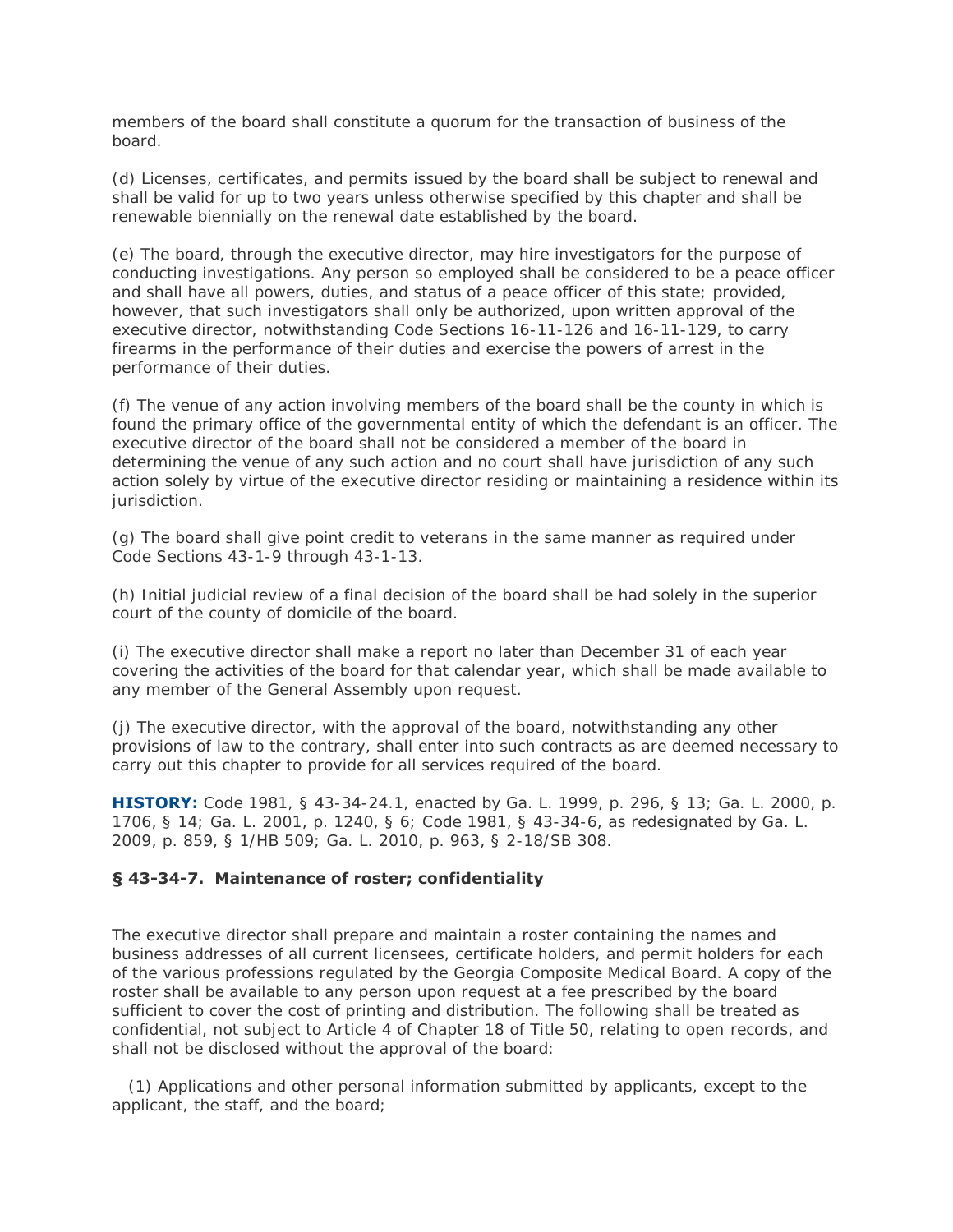members of the board shall constitute a quorum for the transaction of business of the board.

(d) Licenses, certificates, and permits issued by the board shall be subject to renewal and shall be valid for up to two years unless otherwise specified by this chapter and shall be renewable biennially on the renewal date established by the board.

(e) The board, through the executive director, may hire investigators for the purpose of conducting investigations. Any person so employed shall be considered to be a peace officer and shall have all powers, duties, and status of a peace officer of this state; provided, however, that such investigators shall only be authorized, upon written approval of the executive director, notwithstanding Code Sections 16-11-126 and 16-11-129, to carry firearms in the performance of their duties and exercise the powers of arrest in the performance of their duties.

(f) The venue of any action involving members of the board shall be the county in which is found the primary office of the governmental entity of which the defendant is an officer. The executive director of the board shall not be considered a member of the board in determining the venue of any such action and no court shall have jurisdiction of any such action solely by virtue of the executive director residing or maintaining a residence within its jurisdiction.

(g) The board shall give point credit to veterans in the same manner as required under Code Sections 43-1-9 through 43-1-13.

(h) Initial judicial review of a final decision of the board shall be had solely in the superior court of the county of domicile of the board.

(i) The executive director shall make a report no later than December 31 of each year covering the activities of the board for that calendar year, which shall be made available to any member of the General Assembly upon request.

(j) The executive director, with the approval of the board, notwithstanding any other provisions of law to the contrary, shall enter into such contracts as are deemed necessary to carry out this chapter to provide for all services required of the board.

**HISTORY:** Code 1981, § 43-34-24.1, enacted by Ga. L. 1999, p. 296, § 13; Ga. L. 2000, p. 1706, § 14; Ga. L. 2001, p. 1240, § 6; Code 1981, § 43-34-6, as redesignated by Ga. L. 2009, p. 859, § 1/HB 509; Ga. L. 2010, p. 963, § 2-18/SB 308.

### § 43-34-7. Maintenance of roster; confidentiality

The executive director shall prepare and maintain a roster containing the names and business addresses of all current licensees, certificate holders, and permit holders for each of the various professions regulated by the Georgia Composite Medical Board. A copy of the roster shall be available to any person upon request at a fee prescribed by the board sufficient to cover the cost of printing and distribution. The following shall be treated as confidential, not subject to Article 4 of Chapter 18 of Title 50, relating to open records, and shall not be disclosed without the approval of the board:

(1) Applications and other personal information submitted by applicants, except to the applicant, the staff, and the board;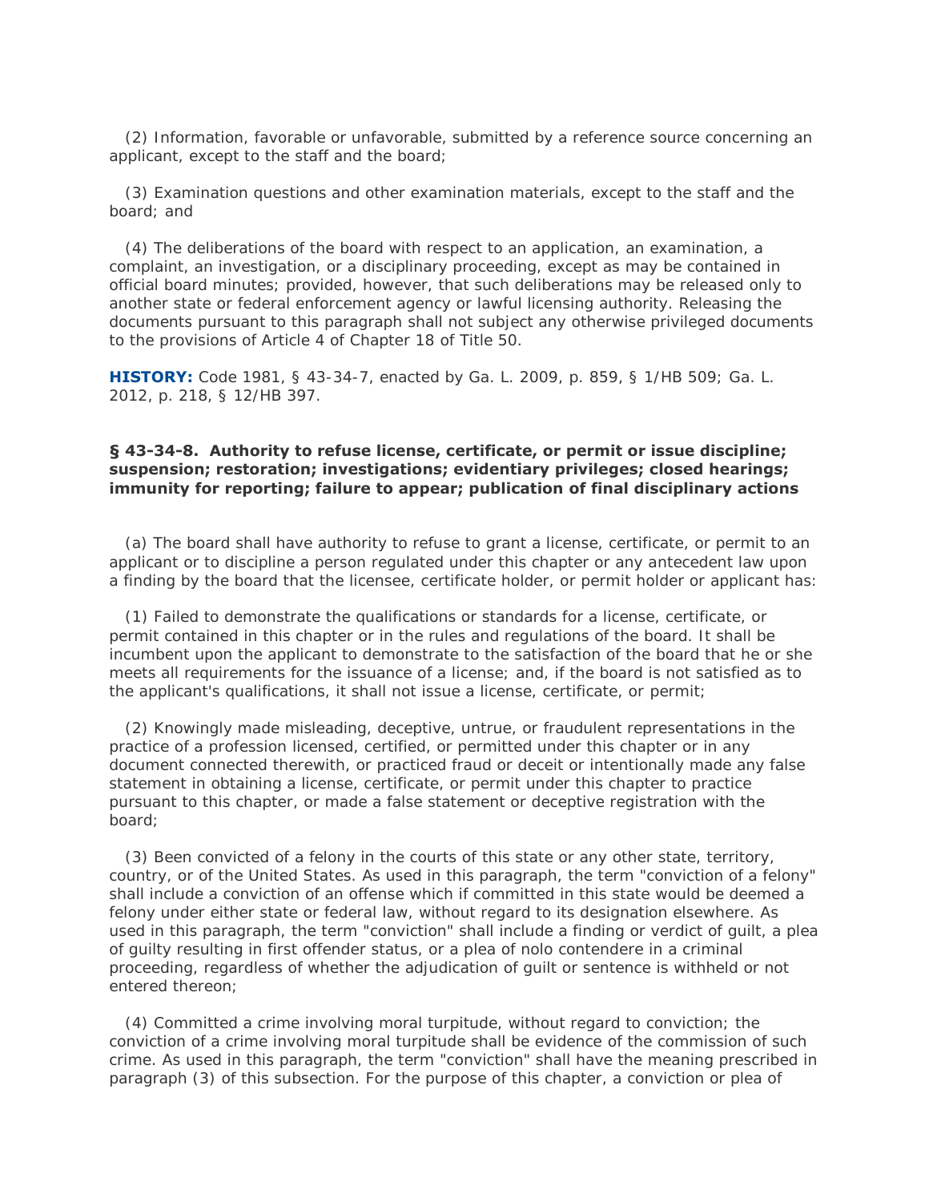(2) Information, favorable or unfavorable, submitted by a reference source concerning an applicant, except to the staff and the board;

(3) Examination questions and other examination materials, except to the staff and the board; and

(4) The deliberations of the board with respect to an application, an examination, a complaint, an investigation, or a disciplinary proceeding, except as may be contained in official board minutes; provided, however, that such deliberations may be released only to another state or federal enforcement agency or lawful licensing authority. Releasing the documents pursuant to this paragraph shall not subject any otherwise privileged documents to the provisions of Article 4 of Chapter 18 of Title 50.

**HISTORY:** Code 1981, § 43-34-7, enacted by Ga. L. 2009, p. 859, § 1/HB 509; Ga. L. 2012, p. 218, § 12/HB 397.

### § 43-34-8. Authority to refuse license, certificate, or permit or issue discipline; suspension; restoration; investigations; evidentiary privileges; closed hearings; immunity for reporting; failure to appear; publication of final disciplinary actions

(a) The board shall have authority to refuse to grant a license, certificate, or permit to an applicant or to discipline a person regulated under this chapter or any antecedent law upon a finding by the board that the licensee, certificate holder, or permit holder or applicant has:

(1) Failed to demonstrate the qualifications or standards for a license, certificate, or permit contained in this chapter or in the rules and regulations of the board. It shall be incumbent upon the applicant to demonstrate to the satisfaction of the board that he or she meets all requirements for the issuance of a license; and, if the board is not satisfied as to the applicant's qualifications, it shall not issue a license, certificate, or permit;

(2) Knowingly made misleading, deceptive, untrue, or fraudulent representations in the practice of a profession licensed, certified, or permitted under this chapter or in any document connected therewith, or practiced fraud or deceit or intentionally made any false statement in obtaining a license, certificate, or permit under this chapter to practice pursuant to this chapter, or made a false statement or deceptive registration with the board;

(3) Been convicted of a felony in the courts of this state or any other state, territory, country, or of the United States. As used in this paragraph, the term "conviction of a felony" shall include a conviction of an offense which if committed in this state would be deemed a felony under either state or federal law, without regard to its designation elsewhere. As used in this paragraph, the term "conviction" shall include a finding or verdict of guilt, a plea of guilty resulting in first offender status, or a plea of nolo contendere in a criminal proceeding, regardless of whether the adjudication of guilt or sentence is withheld or not entered thereon;

(4) Committed a crime involving moral turpitude, without regard to conviction; the conviction of a crime involving moral turpitude shall be evidence of the commission of such crime. As used in this paragraph, the term "conviction" shall have the meaning prescribed in paragraph (3) of this subsection. For the purpose of this chapter, a conviction or plea of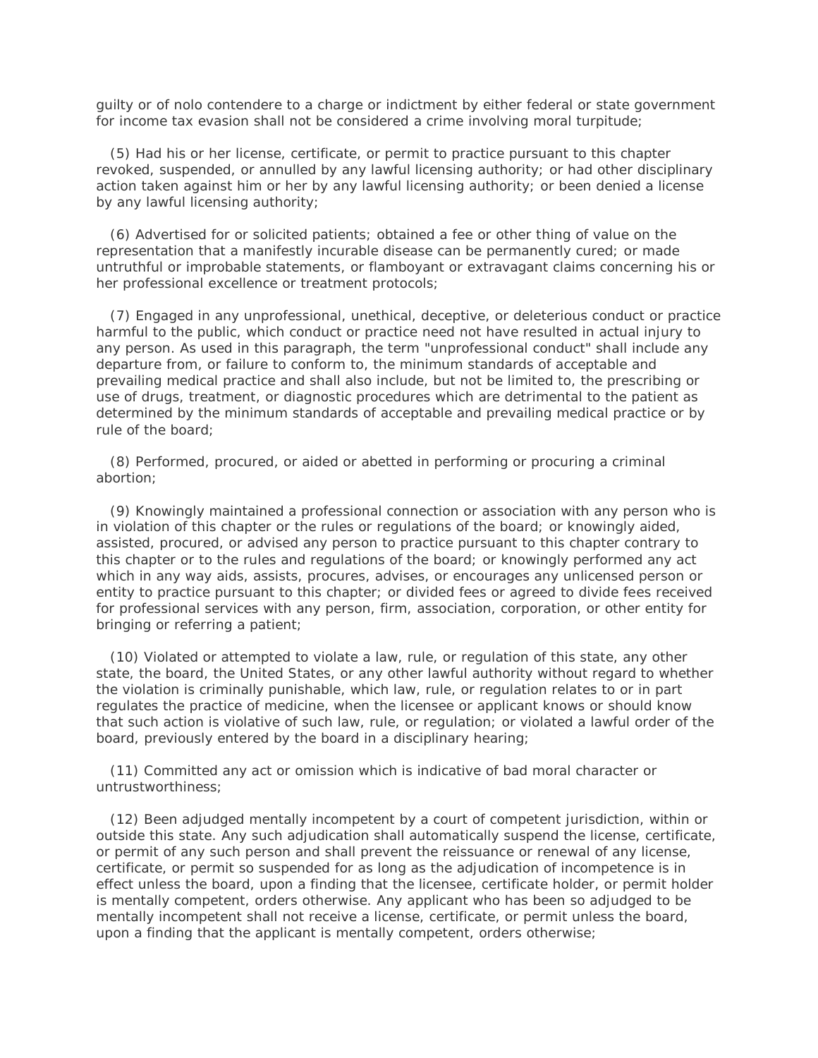guilty or of nolo contendere to a charge or indictment by either federal or state government for income tax evasion shall not be considered a crime involving moral turpitude;

(5) Had his or her license, certificate, or permit to practice pursuant to this chapter revoked, suspended, or annulled by any lawful licensing authority; or had other disciplinary action taken against him or her by any lawful licensing authority; or been denied a license by any lawful licensing authority;

(6) Advertised for or solicited patients; obtained a fee or other thing of value on the representation that a manifestly incurable disease can be permanently cured; or made untruthful or improbable statements, or flamboyant or extravagant claims concerning his or her professional excellence or treatment protocols;

(7) Engaged in any unprofessional, unethical, deceptive, or deleterious conduct or practice harmful to the public, which conduct or practice need not have resulted in actual injury to any person. As used in this paragraph, the term "unprofessional conduct" shall include any departure from, or failure to conform to, the minimum standards of acceptable and prevailing medical practice and shall also include, but not be limited to, the prescribing or use of drugs, treatment, or diagnostic procedures which are detrimental to the patient as determined by the minimum standards of acceptable and prevailing medical practice or by rule of the board;

(8) Performed, procured, or aided or abetted in performing or procuring a criminal abortion;

(9) Knowingly maintained a professional connection or association with any person who is in violation of this chapter or the rules or regulations of the board; or knowingly aided, assisted, procured, or advised any person to practice pursuant to this chapter contrary to this chapter or to the rules and regulations of the board; or knowingly performed any act which in any way aids, assists, procures, advises, or encourages any unlicensed person or entity to practice pursuant to this chapter; or divided fees or agreed to divide fees received for professional services with any person, firm, association, corporation, or other entity for bringing or referring a patient;

(10) Violated or attempted to violate a law, rule, or regulation of this state, any other state, the board, the United States, or any other lawful authority without regard to whether the violation is criminally punishable, which law, rule, or regulation relates to or in part regulates the practice of medicine, when the licensee or applicant knows or should know that such action is violative of such law, rule, or regulation; or violated a lawful order of the board, previously entered by the board in a disciplinary hearing;

(11) Committed any act or omission which is indicative of bad moral character or untrustworthiness;

(12) Been adjudged mentally incompetent by a court of competent jurisdiction, within or outside this state. Any such adjudication shall automatically suspend the license, certificate, or permit of any such person and shall prevent the reissuance or renewal of any license, certificate, or permit so suspended for as long as the adjudication of incompetence is in effect unless the board, upon a finding that the licensee, certificate holder, or permit holder is mentally competent, orders otherwise. Any applicant who has been so adjudged to be mentally incompetent shall not receive a license, certificate, or permit unless the board, upon a finding that the applicant is mentally competent, orders otherwise;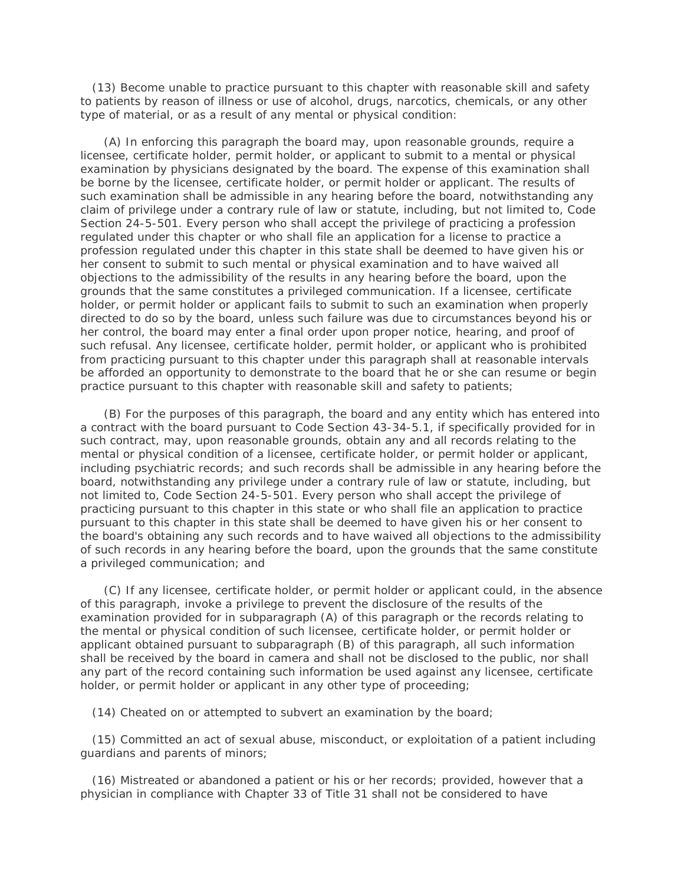(13) Become unable to practice pursuant to this chapter with reasonable skill and safety to patients by reason of illness or use of alcohol, drugs, narcotics, chemicals, or any other type of material, or as a result of any mental or physical condition:

(A) In enforcing this paragraph the board may, upon reasonable grounds, require a licensee, certificate holder, permit holder, or applicant to submit to a mental or physical examination by physicians designated by the board. The expense of this examination shall be borne by the licensee, certificate holder, or permit holder or applicant. The results of such examination shall be admissible in any hearing before the board, notwithstanding any claim of privilege under a contrary rule of law or statute, including, but not limited to, Code Section 24-5-501. Every person who shall accept the privilege of practicing a profession regulated under this chapter or who shall file an application for a license to practice a profession regulated under this chapter in this state shall be deemed to have given his or her consent to submit to such mental or physical examination and to have waived all objections to the admissibility of the results in any hearing before the board, upon the grounds that the same constitutes a privileged communication. If a licensee, certificate holder, or permit holder or applicant fails to submit to such an examination when properly directed to do so by the board, unless such failure was due to circumstances beyond his or her control, the board may enter a final order upon proper notice, hearing, and proof of such refusal. Any licensee, certificate holder, permit holder, or applicant who is prohibited from practicing pursuant to this chapter under this paragraph shall at reasonable intervals be afforded an opportunity to demonstrate to the board that he or she can resume or begin practice pursuant to this chapter with reasonable skill and safety to patients;

(B) For the purposes of this paragraph, the board and any entity which has entered into a contract with the board pursuant to Code Section 43-34-5.1, if specifically provided for in such contract, may, upon reasonable grounds, obtain any and all records relating to the mental or physical condition of a licensee, certificate holder, or permit holder or applicant, including psychiatric records; and such records shall be admissible in any hearing before the board, notwithstanding any privilege under a contrary rule of law or statute, including, but not limited to, Code Section 24-5-501. Every person who shall accept the privilege of practicing pursuant to this chapter in this state or who shall file an application to practice pursuant to this chapter in this state shall be deemed to have given his or her consent to the board's obtaining any such records and to have waived all objections to the admissibility of such records in any hearing before the board, upon the grounds that the same constitute a privileged communication; and

(C) If any licensee, certificate holder, or permit holder or applicant could, in the absence of this paragraph, invoke a privilege to prevent the disclosure of the results of the examination provided for in subparagraph (A) of this paragraph or the records relating to the mental or physical condition of such licensee, certificate holder, or permit holder or applicant obtained pursuant to subparagraph (B) of this paragraph, all such information shall be received by the board in camera and shall not be disclosed to the public, nor shall any part of the record containing such information be used against any licensee, certificate holder, or permit holder or applicant in any other type of proceeding;

(14) Cheated on or attempted to subvert an examination by the board;

(15) Committed an act of sexual abuse, misconduct, or exploitation of a patient including guardians and parents of minors;

(16) Mistreated or abandoned a patient or his or her records; provided, however that a physician in compliance with Chapter 33 of Title 31 shall not be considered to have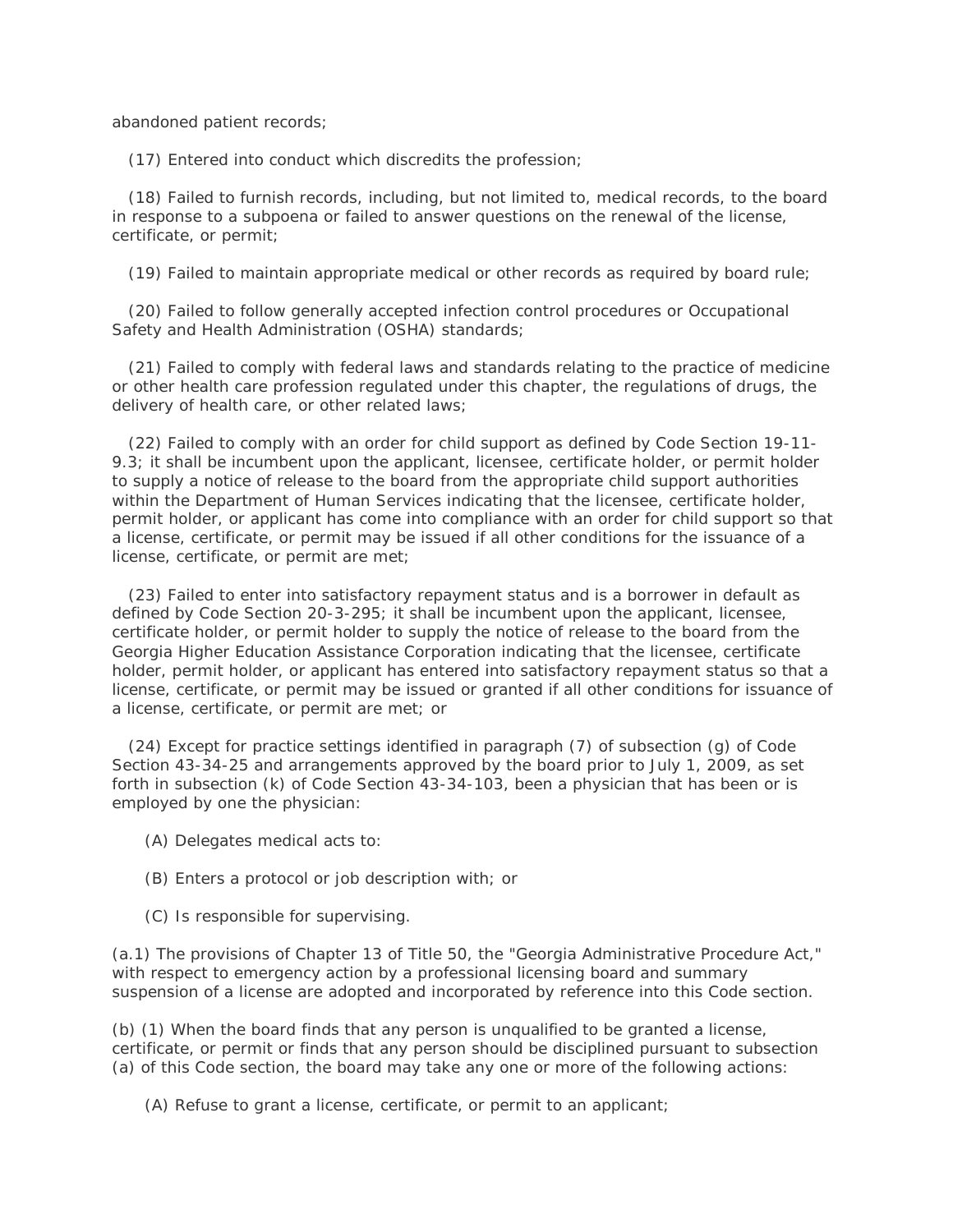abandoned patient records;

(17) Entered into conduct which discredits the profession;

(18) Failed to furnish records, including, but not limited to, medical records, to the board in response to a subpoena or failed to answer questions on the renewal of the license, certificate, or permit;

(19) Failed to maintain appropriate medical or other records as required by board rule;

(20) Failed to follow generally accepted infection control procedures or Occupational Safety and Health Administration (OSHA) standards;

(21) Failed to comply with federal laws and standards relating to the practice of medicine or other health care profession regulated under this chapter, the regulations of drugs, the delivery of health care, or other related laws;

(22) Failed to comply with an order for child support as defined by Code Section 19-11-9.3; it shall be incumbent upon the applicant, licensee, certificate holder, or permit holder to supply a notice of release to the board from the appropriate child support authorities within the Department of Human Services indicating that the licensee, certificate holder, permit holder, or applicant has come into compliance with an order for child support so that a license, certificate, or permit may be issued if all other conditions for the issuance of a license, certificate, or permit are met;

(23) Failed to enter into satisfactory repayment status and is a borrower in default as defined by Code Section 20-3-295; it shall be incumbent upon the applicant, licensee, certificate holder, or permit holder to supply the notice of release to the board from the Georgia Higher Education Assistance Corporation indicating that the licensee, certificate holder, permit holder, or applicant has entered into satisfactory repayment status so that a license, certificate, or permit may be issued or granted if all other conditions for issuance of a license, certificate, or permit are met; or

(24) Except for practice settings identified in paragraph (7) of subsection (g) of Code Section 43-34-25 and arrangements approved by the board prior to July 1, 2009, as set forth in subsection (k) of Code Section 43-34-103, been a physician that has been or is employed by one the physician:

(A) Delegates medical acts to:

(B) Enters a protocol or job description with; or

(C) Is responsible for supervising.

(a.1) The provisions of Chapter 13 of Title 50, the "Georgia Administrative Procedure Act," with respect to emergency action by a professional licensing board and summary suspension of a license are adopted and incorporated by reference into this Code section.

(b) (1) When the board finds that any person is unqualified to be granted a license, certificate, or permit or finds that any person should be disciplined pursuant to subsection (a) of this Code section, the board may take any one or more of the following actions:

(A) Refuse to grant a license, certificate, or permit to an applicant;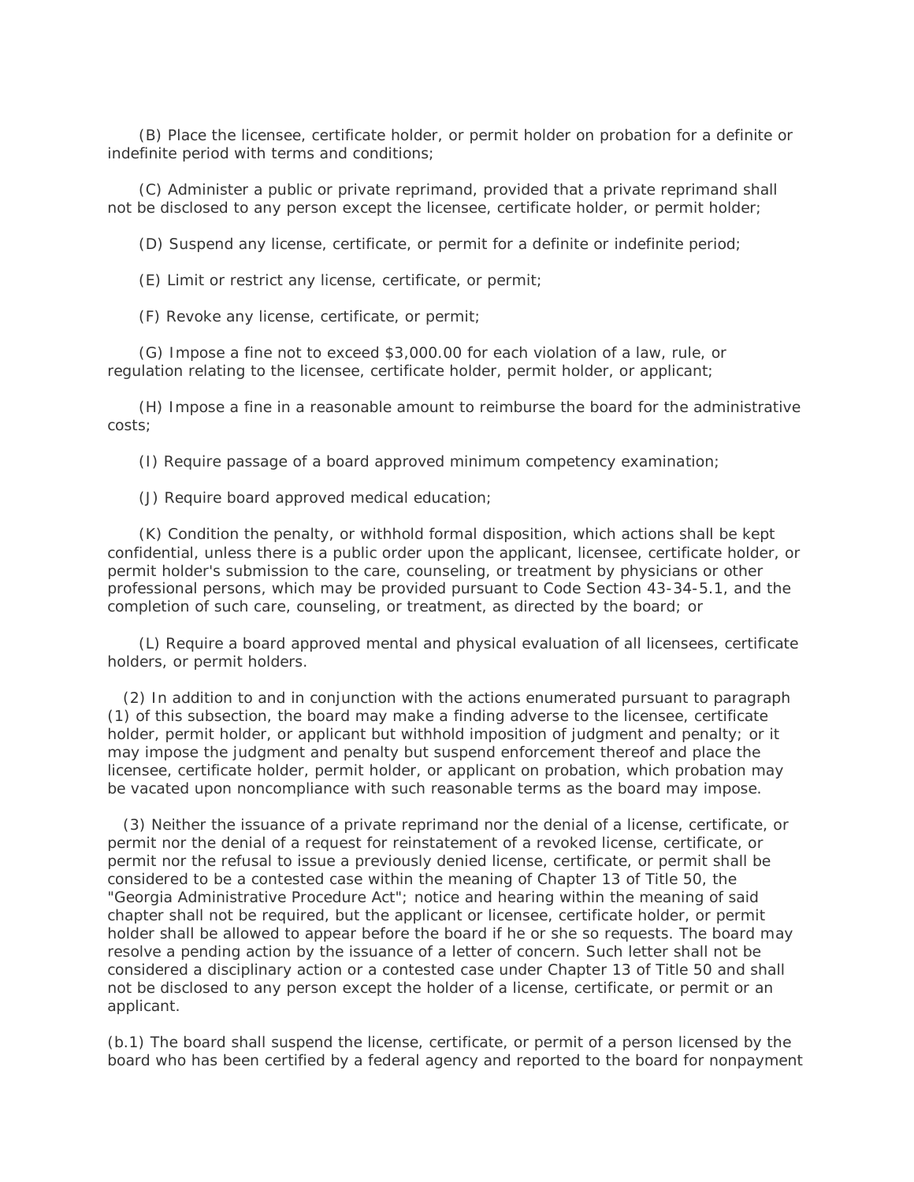(B) Place the licensee, certificate holder, or permit holder on probation for a definite or indefinite period with terms and conditions;

(C) Administer a public or private reprimand, provided that a private reprimand shall not be disclosed to any person except the licensee, certificate holder, or permit holder;

(D) Suspend any license, certificate, or permit for a definite or indefinite period;

(E) Limit or restrict any license, certificate, or permit;

(F) Revoke any license, certificate, or permit;

(G) Impose a fine not to exceed $3,000.00 for each violation of a law, rule, or regulation relating to the licensee, certificate holder, permit holder, or applicant;

(H) Impose a fine in a reasonable amount to reimburse the board for the administrative costs;

(I) Require passage of a board approved minimum competency examination;

(J) Require board approved medical education;

(K) Condition the penalty, or withhold formal disposition, which actions shall be kept confidential, unless there is a public order upon the applicant, licensee, certificate holder, or permit holder's submission to the care, counseling, or treatment by physicians or other professional persons, which may be provided pursuant to Code Section 43-34-5.1, and the completion of such care, counseling, or treatment, as directed by the board; or

(L) Require a board approved mental and physical evaluation of all licensees, certificate holders, or permit holders.

(2) In addition to and in conjunction with the actions enumerated pursuant to paragraph (1) of this subsection, the board may make a finding adverse to the licensee, certificate holder, permit holder, or applicant but withhold imposition of judgment and penalty; or it may impose the judgment and penalty but suspend enforcement thereof and place the licensee, certificate holder, permit holder, or applicant on probation, which probation may be vacated upon noncompliance with such reasonable terms as the board may impose.

(3) Neither the issuance of a private reprimand nor the denial of a license, certificate, or permit nor the denial of a request for reinstatement of a revoked license, certificate, or permit nor the refusal to issue a previously denied license, certificate, or permit shall be considered to be a contested case within the meaning of Chapter 13 of Title 50, the "Georgia Administrative Procedure Act"; notice and hearing within the meaning of said chapter shall not be required, but the applicant or licensee, certificate holder, or permit holder shall be allowed to appear before the board if he or she so requests. The board may resolve a pending action by the issuance of a letter of concern. Such letter shall not be considered a disciplinary action or a contested case under Chapter 13 of Title 50 and shall not be disclosed to any person except the holder of a license, certificate, or permit or an applicant.

(b.1) The board shall suspend the license, certificate, or permit of a person licensed by the board who has been certified by a federal agency and reported to the board for nonpayment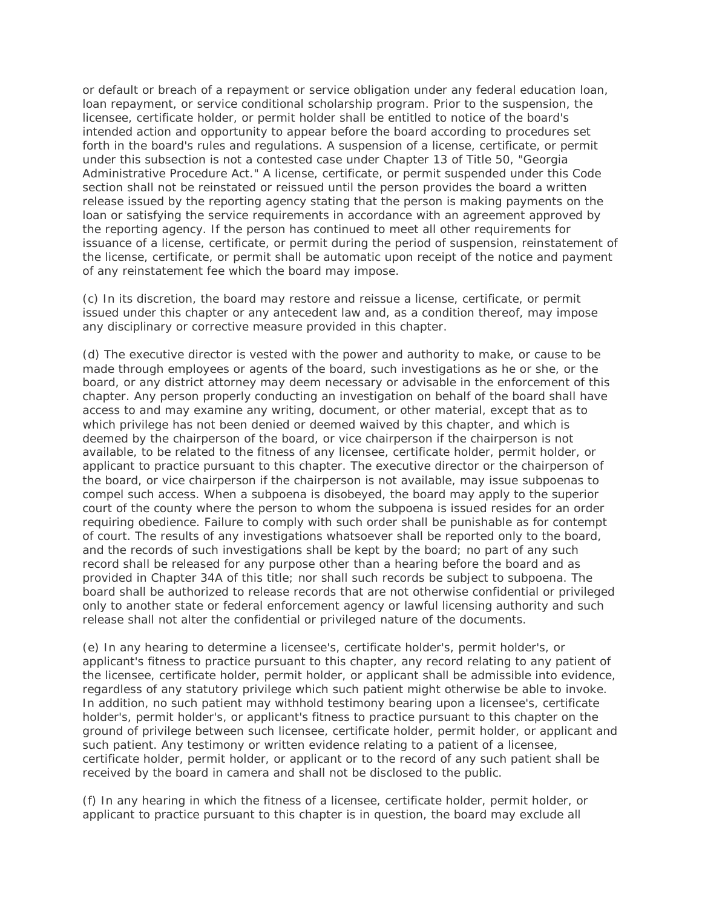or default or breach of a repayment or service obligation under any federal education loan, loan repayment, or service conditional scholarship program. Prior to the suspension, the licensee, certificate holder, or permit holder shall be entitled to notice of the board's intended action and opportunity to appear before the board according to procedures set forth in the board's rules and regulations. A suspension of a license, certificate, or permit under this subsection is not a contested case under Chapter 13 of Title 50, "Georgia Administrative Procedure Act." A license, certificate, or permit suspended under this Code section shall not be reinstated or reissued until the person provides the board a written release issued by the reporting agency stating that the person is making payments on the loan or satisfying the service requirements in accordance with an agreement approved by the reporting agency. If the person has continued to meet all other requirements for issuance of a license, certificate, or permit during the period of suspension, reinstatement of the license, certificate, or permit shall be automatic upon receipt of the notice and payment of any reinstatement fee which the board may impose.

(c) In its discretion, the board may restore and reissue a license, certificate, or permit issued under this chapter or any antecedent law and, as a condition thereof, may impose any disciplinary or corrective measure provided in this chapter.

(d) The executive director is vested with the power and authority to make, or cause to be made through employees or agents of the board, such investigations as he or she, or the board, or any district attorney may deem necessary or advisable in the enforcement of this chapter. Any person properly conducting an investigation on behalf of the board shall have access to and may examine any writing, document, or other material, except that as to which privilege has not been denied or deemed waived by this chapter, and which is deemed by the chairperson of the board, or vice chairperson if the chairperson is not available, to be related to the fitness of any licensee, certificate holder, permit holder, or applicant to practice pursuant to this chapter. The executive director or the chairperson of the board, or vice chairperson if the chairperson is not available, may issue subpoenas to compel such access. When a subpoena is disobeyed, the board may apply to the superior court of the county where the person to whom the subpoena is issued resides for an order requiring obedience. Failure to comply with such order shall be punishable as for contempt of court. The results of any investigations whatsoever shall be reported only to the board, and the records of such investigations shall be kept by the board; no part of any such record shall be released for any purpose other than a hearing before the board and as provided in Chapter 34A of this title; nor shall such records be subject to subpoena. The board shall be authorized to release records that are not otherwise confidential or privileged only to another state or federal enforcement agency or lawful licensing authority and such release shall not alter the confidential or privileged nature of the documents.

(e) In any hearing to determine a licensee's, certificate holder's, permit holder's, or applicant's fitness to practice pursuant to this chapter, any record relating to any patient of the licensee, certificate holder, permit holder, or applicant shall be admissible into evidence, regardless of any statutory privilege which such patient might otherwise be able to invoke. In addition, no such patient may withhold testimony bearing upon a licensee's, certificate holder's, permit holder's, or applicant's fitness to practice pursuant to this chapter on the ground of privilege between such licensee, certificate holder, permit holder, or applicant and such patient. Any testimony or written evidence relating to a patient of a licensee, certificate holder, permit holder, or applicant or to the record of any such patient shall be received by the board in camera and shall not be disclosed to the public.

(f) In any hearing in which the fitness of a licensee, certificate holder, permit holder, or applicant to practice pursuant to this chapter is in question, the board may exclude all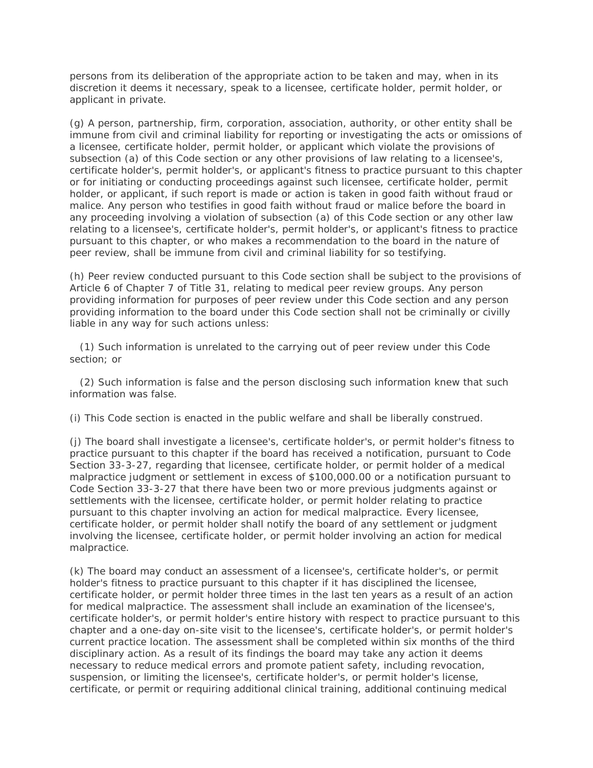persons from its deliberation of the appropriate action to be taken and may, when in its discretion it deems it necessary, speak to a licensee, certificate holder, permit holder, or applicant in private.

(g) A person, partnership, firm, corporation, association, authority, or other entity shall be immune from civil and criminal liability for reporting or investigating the acts or omissions of a licensee, certificate holder, permit holder, or applicant which violate the provisions of subsection (a) of this Code section or any other provisions of law relating to a licensee's, certificate holder's, permit holder's, or applicant's fitness to practice pursuant to this chapter or for initiating or conducting proceedings against such licensee, certificate holder, permit holder, or applicant, if such report is made or action is taken in good faith without fraud or malice. Any person who testifies in good faith without fraud or malice before the board in any proceeding involving a violation of subsection (a) of this Code section or any other law relating to a licensee's, certificate holder's, permit holder's, or applicant's fitness to practice pursuant to this chapter, or who makes a recommendation to the board in the nature of peer review, shall be immune from civil and criminal liability for so testifying.

(h) Peer review conducted pursuant to this Code section shall be subject to the provisions of Article 6 of Chapter 7 of Title 31, relating to medical peer review groups. Any person providing information for purposes of peer review under this Code section and any person providing information to the board under this Code section shall not be criminally or civilly liable in any way for such actions unless:

(1) Such information is unrelated to the carrying out of peer review under this Code section; or

(2) Such information is false and the person disclosing such information knew that such information was false.

(i) This Code section is enacted in the public welfare and shall be liberally construed.

(j) The board shall investigate a licensee's, certificate holder's, or permit holder's fitness to practice pursuant to this chapter if the board has received a notification, pursuant to Code Section 33-3-27, regarding that licensee, certificate holder, or permit holder of a medical malpractice judgment or settlement in excess of $100,000.00 or a notification pursuant to Code Section 33-3-27 that there have been two or more previous judgments against or settlements with the licensee, certificate holder, or permit holder relating to practice pursuant to this chapter involving an action for medical malpractice. Every licensee, certificate holder, or permit holder shall notify the board of any settlement or judgment involving the licensee, certificate holder, or permit holder involving an action for medical malpractice.

(k) The board may conduct an assessment of a licensee's, certificate holder's, or permit holder's fitness to practice pursuant to this chapter if it has disciplined the licensee, certificate holder, or permit holder three times in the last ten years as a result of an action for medical malpractice. The assessment shall include an examination of the licensee's, certificate holder's, or permit holder's entire history with respect to practice pursuant to this chapter and a one-day on-site visit to the licensee's, certificate holder's, or permit holder's current practice location. The assessment shall be completed within six months of the third disciplinary action. As a result of its findings the board may take any action it deems necessary to reduce medical errors and promote patient safety, including revocation, suspension, or limiting the licensee's, certificate holder's, or permit holder's license, certificate, or permit or requiring additional clinical training, additional continuing medical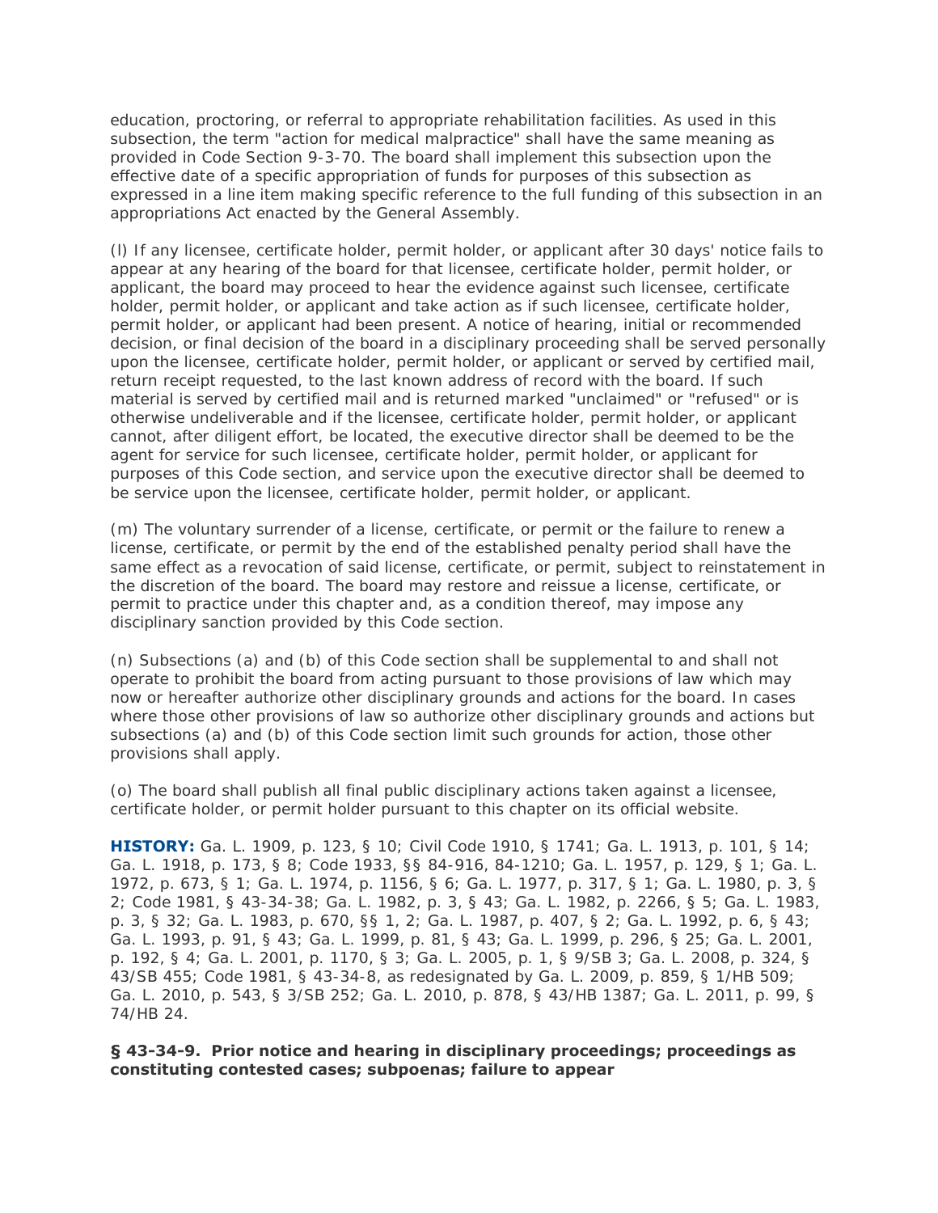education, proctoring, or referral to appropriate rehabilitation facilities. As used in this subsection, the term "action for medical malpractice" shall have the same meaning as provided in Code Section 9-3-70. The board shall implement this subsection upon the effective date of a specific appropriation of funds for purposes of this subsection as expressed in a line item making specific reference to the full funding of this subsection in an appropriations Act enacted by the General Assembly.

(l) If any licensee, certificate holder, permit holder, or applicant after 30 days' notice fails to appear at any hearing of the board for that licensee, certificate holder, permit holder, or applicant, the board may proceed to hear the evidence against such licensee, certificate holder, permit holder, or applicant and take action as if such licensee, certificate holder, permit holder, or applicant had been present. A notice of hearing, initial or recommended decision, or final decision of the board in a disciplinary proceeding shall be served personally upon the licensee, certificate holder, permit holder, or applicant or served by certified mail, return receipt requested, to the last known address of record with the board. If such material is served by certified mail and is returned marked "unclaimed" or "refused" or is otherwise undeliverable and if the licensee, certificate holder, permit holder, or applicant cannot, after diligent effort, be located, the executive director shall be deemed to be the agent for service for such licensee, certificate holder, permit holder, or applicant for purposes of this Code section, and service upon the executive director shall be deemed to be service upon the licensee, certificate holder, permit holder, or applicant.

(m) The voluntary surrender of a license, certificate, or permit or the failure to renew a license, certificate, or permit by the end of the established penalty period shall have the same effect as a revocation of said license, certificate, or permit, subject to reinstatement in the discretion of the board. The board may restore and reissue a license, certificate, or permit to practice under this chapter and, as a condition thereof, may impose any disciplinary sanction provided by this Code section.

(n) Subsections (a) and (b) of this Code section shall be supplemental to and shall not operate to prohibit the board from acting pursuant to those provisions of law which may now or hereafter authorize other disciplinary grounds and actions for the board. In cases where those other provisions of law so authorize other disciplinary grounds and actions but subsections (a) and (b) of this Code section limit such grounds for action, those other provisions shall apply.

(o) The board shall publish all final public disciplinary actions taken against a licensee, certificate holder, or permit holder pursuant to this chapter on its official website.

**HISTORY:** Ga. L. 1909, p. 123, § 10; Civil Code 1910, § 1741; Ga. L. 1913, p. 101, § 14; Ga. L. 1918, p. 173, § 8; Code 1933, §§ 84-916, 84-1210; Ga. L. 1957, p. 129, § 1; Ga. L. 1972, p. 673, § 1; Ga. L. 1974, p. 1156, § 6; Ga. L. 1977, p. 317, § 1; Ga. L. 1980, p. 3, § 2; Code 1981, § 43-34-38; Ga. L. 1982, p. 3, § 43; Ga. L. 1982, p. 2266, § 5; Ga. L. 1983, p. 3, § 32; Ga. L. 1983, p. 670, §§ 1, 2; Ga. L. 1987, p. 407, § 2; Ga. L. 1992, p. 6, § 43; Ga. L. 1993, p. 91, § 43; Ga. L. 1999, p. 81, § 43; Ga. L. 1999, p. 296, § 25; Ga. L. 2001, p. 192, § 4; Ga. L. 2001, p. 1170, § 3; Ga. L. 2005, p. 1, § 9/SB 3; Ga. L. 2008, p. 324, § 43/SB 455; Code 1981, § 43-34-8, as redesignated by Ga. L. 2009, p. 859, § 1/HB 509; Ga. L. 2010, p. 543, § 3/SB 252; Ga. L. 2010, p. 878, § 43/HB 1387; Ga. L. 2011, p. 99, § 74/HB 24.

**§ 43-34-9. Prior notice and hearing in disciplinary proceedings; proceedings as constituting contested cases; subpoenas; failure to appear**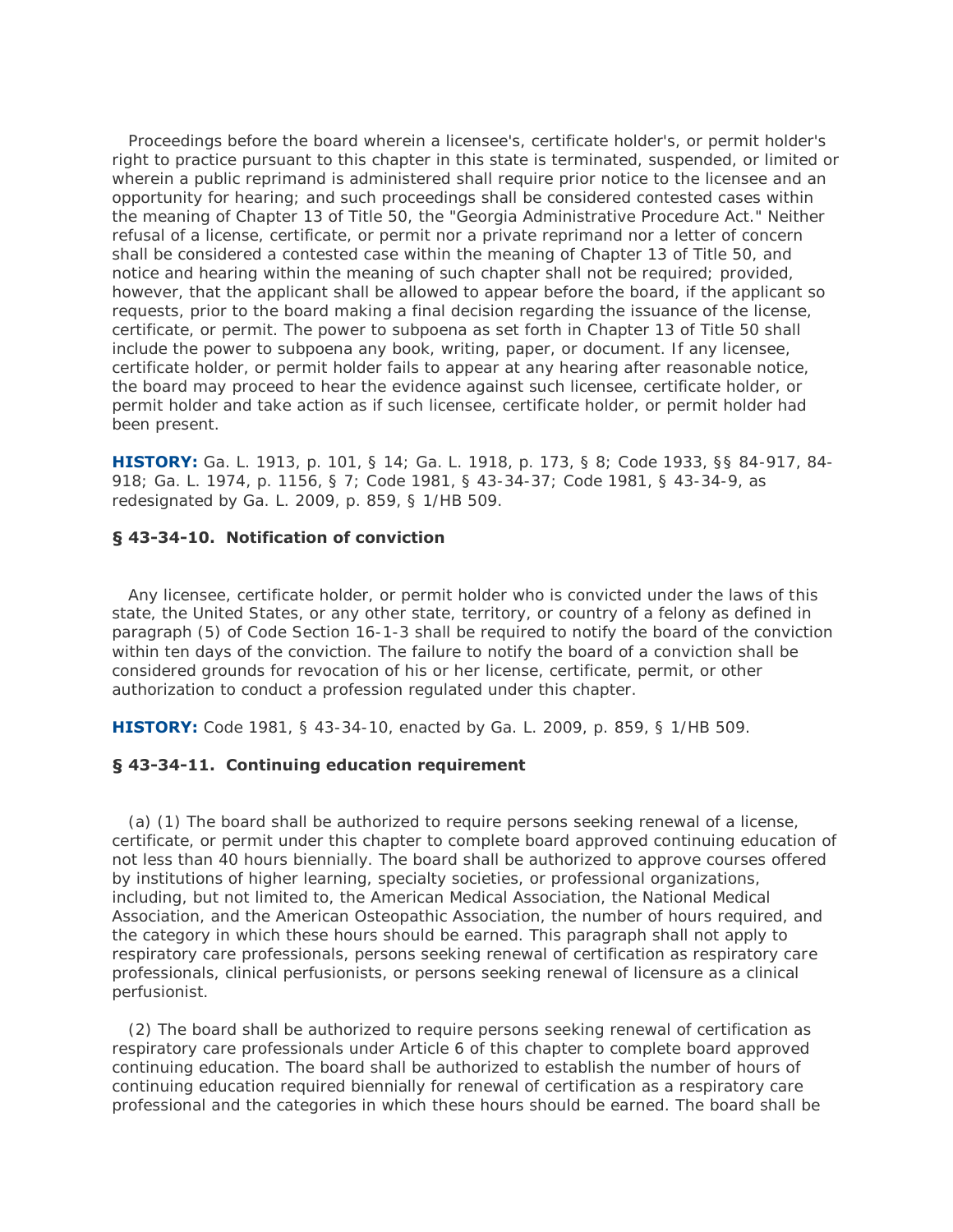Proceedings before the board wherein a licensee's, certificate holder's, or permit holder's right to practice pursuant to this chapter in this state is terminated, suspended, or limited or wherein a public reprimand is administered shall require prior notice to the licensee and an opportunity for hearing; and such proceedings shall be considered contested cases within the meaning of Chapter 13 of Title 50, the "Georgia Administrative Procedure Act." Neither refusal of a license, certificate, or permit nor a private reprimand nor a letter of concern shall be considered a contested case within the meaning of Chapter 13 of Title 50, and notice and hearing within the meaning of such chapter shall not be required; provided, however, that the applicant shall be allowed to appear before the board, if the applicant so requests, prior to the board making a final decision regarding the issuance of the license, certificate, or permit. The power to subpoena as set forth in Chapter 13 of Title 50 shall include the power to subpoena any book, writing, paper, or document. If any licensee, certificate holder, or permit holder fails to appear at any hearing after reasonable notice, the board may proceed to hear the evidence against such licensee, certificate holder, or permit holder and take action as if such licensee, certificate holder, or permit holder had been present.

**HISTORY:** Ga. L. 1913, p. 101, § 14; Ga. L. 1918, p. 173, § 8; Code 1933, §§ 84-917, 84-918; Ga. L. 1974, p. 1156, § 7; Code 1981, § 43-34-37; Code 1981, § 43-34-9, as redesignated by Ga. L. 2009, p. 859, § 1/HB 509.

### § 43-34-10. Notification of conviction

Any licensee, certificate holder, or permit holder who is convicted under the laws of this state, the United States, or any other state, territory, or country of a felony as defined in paragraph (5) of Code Section 16-1-3 shall be required to notify the board of the conviction within ten days of the conviction. The failure to notify the board of a conviction shall be considered grounds for revocation of his or her license, certificate, permit, or other authorization to conduct a profession regulated under this chapter.

**HISTORY:** Code 1981, § 43-34-10, enacted by Ga. L. 2009, p. 859, § 1/HB 509.

### § 43-34-11. Continuing education requirement

(a) (1) The board shall be authorized to require persons seeking renewal of a license, certificate, or permit under this chapter to complete board approved continuing education of not less than 40 hours biennially. The board shall be authorized to approve courses offered by institutions of higher learning, specialty societies, or professional organizations, including, but not limited to, the American Medical Association, the National Medical Association, and the American Osteopathic Association, the number of hours required, and the category in which these hours should be earned. This paragraph shall not apply to respiratory care professionals, persons seeking renewal of certification as respiratory care professionals, clinical perfusionists, or persons seeking renewal of licensure as a clinical perfusionist.

(2) The board shall be authorized to require persons seeking renewal of certification as respiratory care professionals under Article 6 of this chapter to complete board approved continuing education. The board shall be authorized to establish the number of hours of continuing education required biennially for renewal of certification as a respiratory care professional and the categories in which these hours should be earned. The board shall be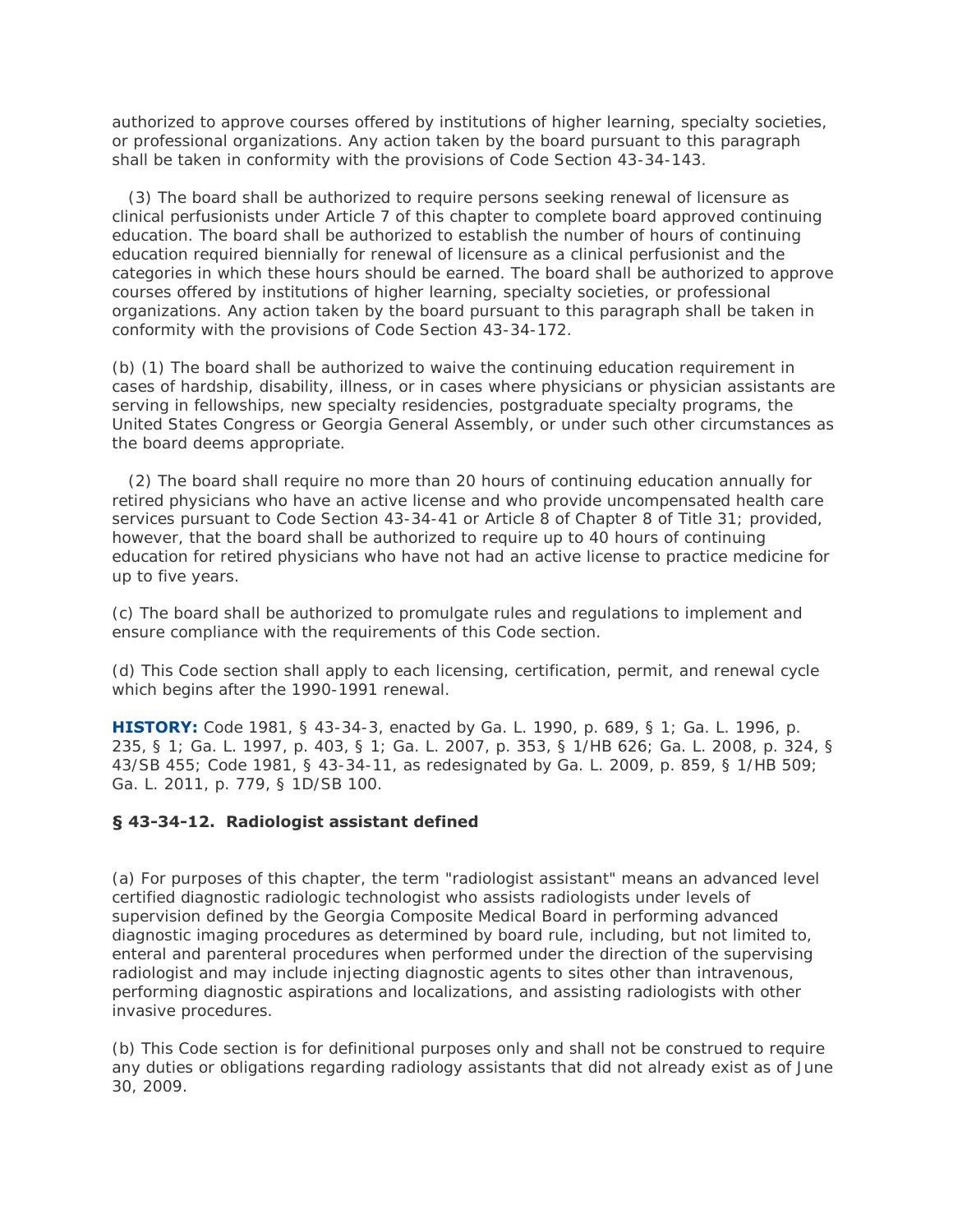authorized to approve courses offered by institutions of higher learning, specialty societies, or professional organizations. Any action taken by the board pursuant to this paragraph shall be taken in conformity with the provisions of Code Section 43-34-143.

(3) The board shall be authorized to require persons seeking renewal of licensure as clinical perfusionists under Article 7 of this chapter to complete board approved continuing education. The board shall be authorized to establish the number of hours of continuing education required biennially for renewal of licensure as a clinical perfusionist and the categories in which these hours should be earned. The board shall be authorized to approve courses offered by institutions of higher learning, specialty societies, or professional organizations. Any action taken by the board pursuant to this paragraph shall be taken in conformity with the provisions of Code Section 43-34-172.

(b) (1) The board shall be authorized to waive the continuing education requirement in cases of hardship, disability, illness, or in cases where physicians or physician assistants are serving in fellowships, new specialty residencies, postgraduate specialty programs, the United States Congress or Georgia General Assembly, or under such other circumstances as the board deems appropriate.

(2) The board shall require no more than 20 hours of continuing education annually for retired physicians who have an active license and who provide uncompensated health care services pursuant to Code Section 43-34-41 or Article 8 of Chapter 8 of Title 31; provided, however, that the board shall be authorized to require up to 40 hours of continuing education for retired physicians who have not had an active license to practice medicine for up to five years.

(c) The board shall be authorized to promulgate rules and regulations to implement and ensure compliance with the requirements of this Code section.

(d) This Code section shall apply to each licensing, certification, permit, and renewal cycle which begins after the 1990-1991 renewal.

**HISTORY:** Code 1981, § 43-34-3, enacted by Ga. L. 1990, p. 689, § 1; Ga. L. 1996, p. 235, § 1; Ga. L. 1997, p. 403, § 1; Ga. L. 2007, p. 353, § 1/HB 626; Ga. L. 2008, p. 324, § 43/SB 455; Code 1981, § 43-34-11, as redesignated by Ga. L. 2009, p. 859, § 1/HB 509; Ga. L. 2011, p. 779, § 1D/SB 100.

### § 43-34-12. Radiologist assistant defined

(a) For purposes of this chapter, the term "radiologist assistant" means an advanced level certified diagnostic radiologic technologist who assists radiologists under levels of supervision defined by the Georgia Composite Medical Board in performing advanced diagnostic imaging procedures as determined by board rule, including, but not limited to, enteral and parenteral procedures when performed under the direction of the supervising radiologist and may include injecting diagnostic agents to sites other than intravenous, performing diagnostic aspirations and localizations, and assisting radiologists with other invasive procedures.

(b) This Code section is for definitional purposes only and shall not be construed to require any duties or obligations regarding radiology assistants that did not already exist as of June 30, 2009.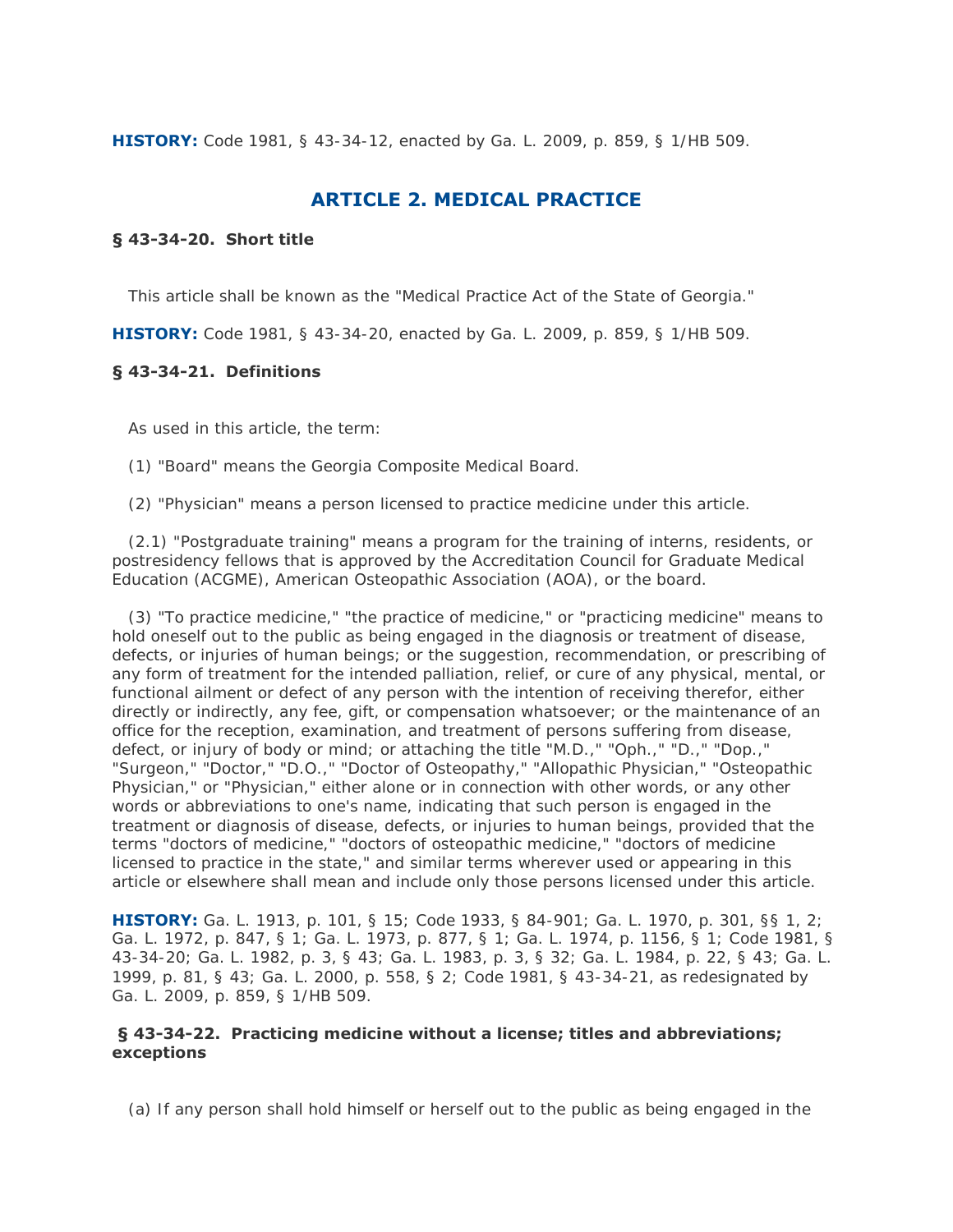**HISTORY:** Code 1981, § 43-34-12, enacted by Ga. L. 2009, p. 859, § 1/HB 509.

## ARTICLE 2. MEDICAL PRACTICE

### § 43-34-20. Short title

This article shall be known as the "Medical Practice Act of the State of Georgia."

**HISTORY:** Code 1981, § 43-34-20, enacted by Ga. L. 2009, p. 859, § 1/HB 509.

### § 43-34-21. Definitions

As used in this article, the term:

(1) "Board" means the Georgia Composite Medical Board.

(2) "Physician" means a person licensed to practice medicine under this article.

(2.1) "Postgraduate training" means a program for the training of interns, residents, or postresidency fellows that is approved by the Accreditation Council for Graduate Medical Education (ACGME), American Osteopathic Association (AOA), or the board.

(3) "To practice medicine," "the practice of medicine," or "practicing medicine" means to hold oneself out to the public as being engaged in the diagnosis or treatment of disease, defects, or injuries of human beings; or the suggestion, recommendation, or prescribing of any form of treatment for the intended palliation, relief, or cure of any physical, mental, or functional ailment or defect of any person with the intention of receiving therefor, either directly or indirectly, any fee, gift, or compensation whatsoever; or the maintenance of an office for the reception, examination, and treatment of persons suffering from disease, defect, or injury of body or mind; or attaching the title "M.D.," "Oph.," "D.," "Dop.," "Surgeon," "Doctor," "D.O.," "Doctor of Osteopathy," "Allopathic Physician," "Osteopathic Physician," or "Physician," either alone or in connection with other words, or any other words or abbreviations to one's name, indicating that such person is engaged in the treatment or diagnosis of disease, defects, or injuries to human beings, provided that the terms "doctors of medicine," "doctors of osteopathic medicine," "doctors of medicine licensed to practice in the state," and similar terms wherever used or appearing in this article or elsewhere shall mean and include only those persons licensed under this article.

**HISTORY:** Ga. L. 1913, p. 101, § 15; Code 1933, § 84-901; Ga. L. 1970, p. 301, §§ 1, 2; Ga. L. 1972, p. 847, § 1; Ga. L. 1973, p. 877, § 1; Ga. L. 1974, p. 1156, § 1; Code 1981, § 43-34-20; Ga. L. 1982, p. 3, § 43; Ga. L. 1983, p. 3, § 32; Ga. L. 1984, p. 22, § 43; Ga. L. 1999, p. 81, § 43; Ga. L. 2000, p. 558, § 2; Code 1981, § 43-34-21, as redesignated by Ga. L. 2009, p. 859, § 1/HB 509.

### § 43-34-22. Practicing medicine without a license; titles and abbreviations; exceptions

(a) If any person shall hold himself or herself out to the public as being engaged in the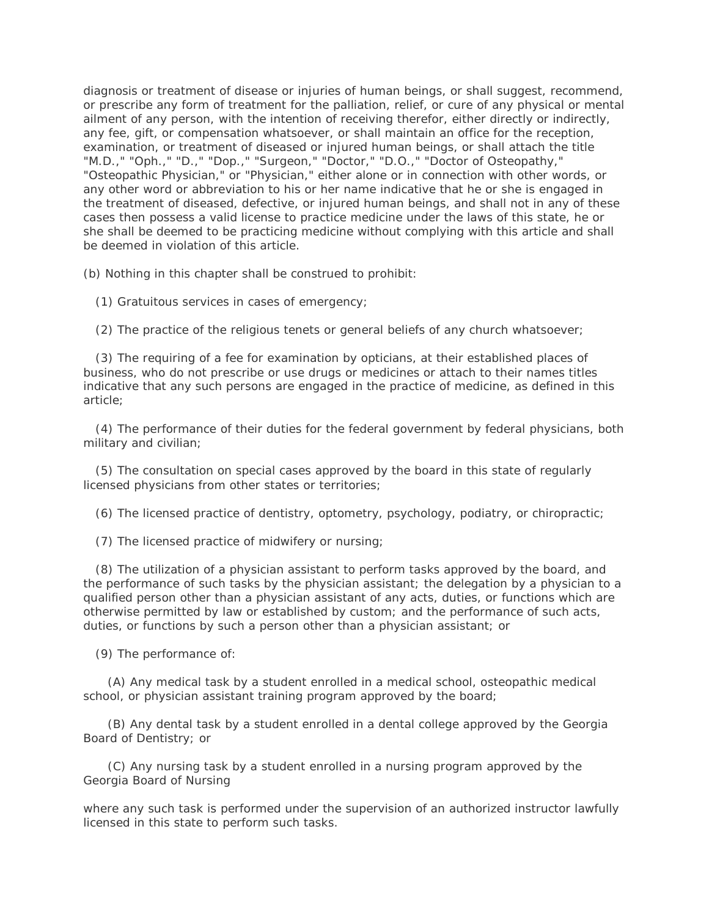diagnosis or treatment of disease or injuries of human beings, or shall suggest, recommend, or prescribe any form of treatment for the palliation, relief, or cure of any physical or mental ailment of any person, with the intention of receiving therefor, either directly or indirectly, any fee, gift, or compensation whatsoever, or shall maintain an office for the reception, examination, or treatment of diseased or injured human beings, or shall attach the title "M.D.," "Oph.," "D.," "Dop.," "Surgeon," "Doctor," "D.O.," "Doctor of Osteopathy," "Osteopathic Physician," or "Physician," either alone or in connection with other words, or any other word or abbreviation to his or her name indicative that he or she is engaged in the treatment of diseased, defective, or injured human beings, and shall not in any of these cases then possess a valid license to practice medicine under the laws of this state, he or she shall be deemed to be practicing medicine without complying with this article and shall be deemed in violation of this article.

(b) Nothing in this chapter shall be construed to prohibit:

(1) Gratuitous services in cases of emergency;

(2) The practice of the religious tenets or general beliefs of any church whatsoever;

(3) The requiring of a fee for examination by opticians, at their established places of business, who do not prescribe or use drugs or medicines or attach to their names titles indicative that any such persons are engaged in the practice of medicine, as defined in this article;

(4) The performance of their duties for the federal government by federal physicians, both military and civilian;

(5) The consultation on special cases approved by the board in this state of regularly licensed physicians from other states or territories;

(6) The licensed practice of dentistry, optometry, psychology, podiatry, or chiropractic;

(7) The licensed practice of midwifery or nursing;

(8) The utilization of a physician assistant to perform tasks approved by the board, and the performance of such tasks by the physician assistant; the delegation by a physician to a qualified person other than a physician assistant of any acts, duties, or functions which are otherwise permitted by law or established by custom; and the performance of such acts, duties, or functions by such a person other than a physician assistant; or

(9) The performance of:

(A) Any medical task by a student enrolled in a medical school, osteopathic medical school, or physician assistant training program approved by the board;

(B) Any dental task by a student enrolled in a dental college approved by the Georgia Board of Dentistry; or

(C) Any nursing task by a student enrolled in a nursing program approved by the Georgia Board of Nursing

where any such task is performed under the supervision of an authorized instructor lawfully licensed in this state to perform such tasks.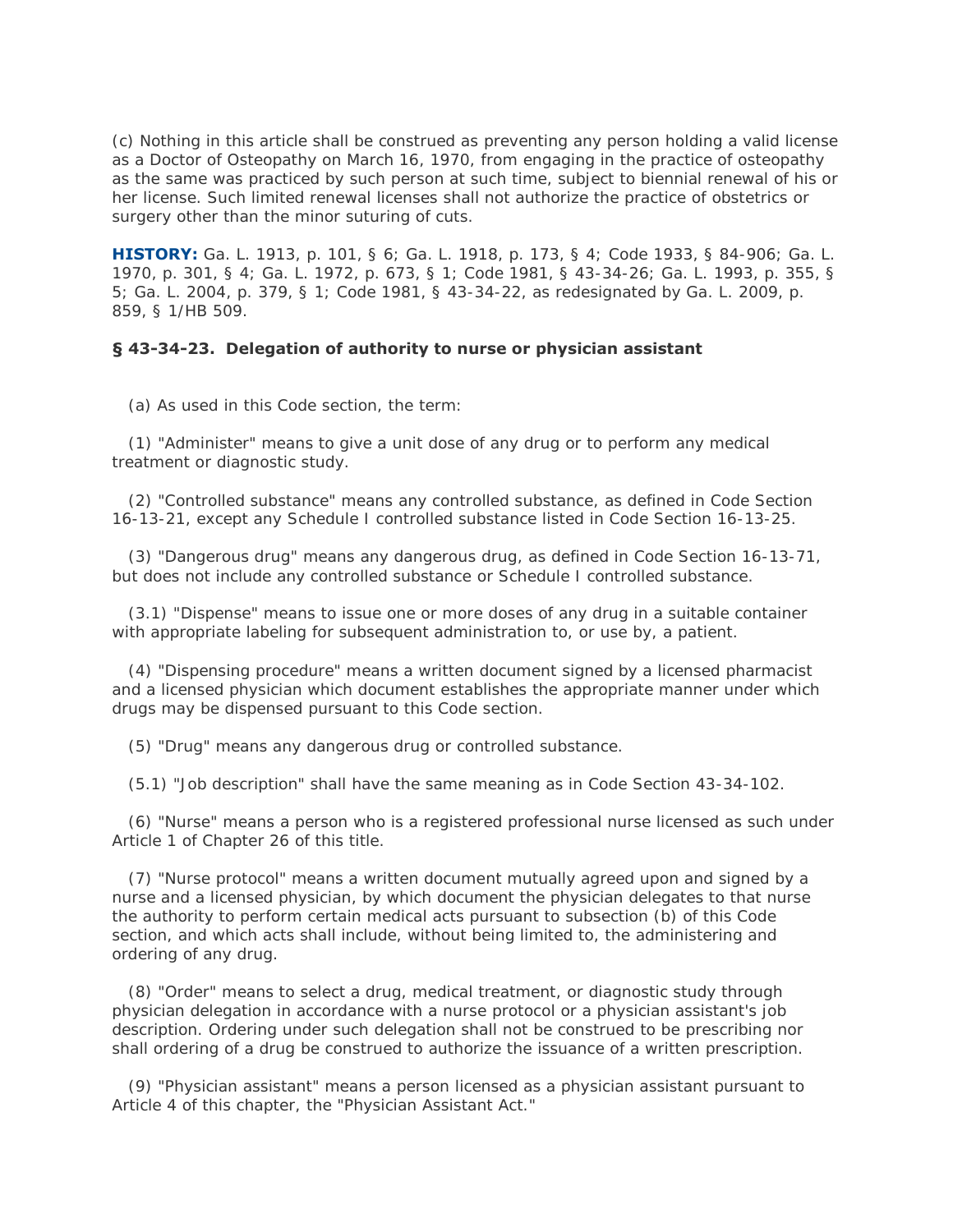(c) Nothing in this article shall be construed as preventing any person holding a valid license as a Doctor of Osteopathy on March 16, 1970, from engaging in the practice of osteopathy as the same was practiced by such person at such time, subject to biennial renewal of his or her license. Such limited renewal licenses shall not authorize the practice of obstetrics or surgery other than the minor suturing of cuts.

**HISTORY:** Ga. L. 1913, p. 101, § 6; Ga. L. 1918, p. 173, § 4; Code 1933, § 84-906; Ga. L. 1970, p. 301, § 4; Ga. L. 1972, p. 673, § 1; Code 1981, § 43-34-26; Ga. L. 1993, p. 355, § 5; Ga. L. 2004, p. 379, § 1; Code 1981, § 43-34-22, as redesignated by Ga. L. 2009, p. 859, § 1/HB 509.

### § 43-34-23. Delegation of authority to nurse or physician assistant

(a) As used in this Code section, the term:

(1) "Administer" means to give a unit dose of any drug or to perform any medical treatment or diagnostic study.

(2) "Controlled substance" means any controlled substance, as defined in Code Section 16-13-21, except any Schedule I controlled substance listed in Code Section 16-13-25.

(3) "Dangerous drug" means any dangerous drug, as defined in Code Section 16-13-71, but does not include any controlled substance or Schedule I controlled substance.

(3.1) "Dispense" means to issue one or more doses of any drug in a suitable container with appropriate labeling for subsequent administration to, or use by, a patient.

(4) "Dispensing procedure" means a written document signed by a licensed pharmacist and a licensed physician which document establishes the appropriate manner under which drugs may be dispensed pursuant to this Code section.

(5) "Drug" means any dangerous drug or controlled substance.

(5.1) "Job description" shall have the same meaning as in Code Section 43-34-102.

(6) "Nurse" means a person who is a registered professional nurse licensed as such under Article 1 of Chapter 26 of this title.

(7) "Nurse protocol" means a written document mutually agreed upon and signed by a nurse and a licensed physician, by which document the physician delegates to that nurse the authority to perform certain medical acts pursuant to subsection (b) of this Code section, and which acts shall include, without being limited to, the administering and ordering of any drug.

(8) "Order" means to select a drug, medical treatment, or diagnostic study through physician delegation in accordance with a nurse protocol or a physician assistant's job description. Ordering under such delegation shall not be construed to be prescribing nor shall ordering of a drug be construed to authorize the issuance of a written prescription.

(9) "Physician assistant" means a person licensed as a physician assistant pursuant to Article 4 of this chapter, the "Physician Assistant Act."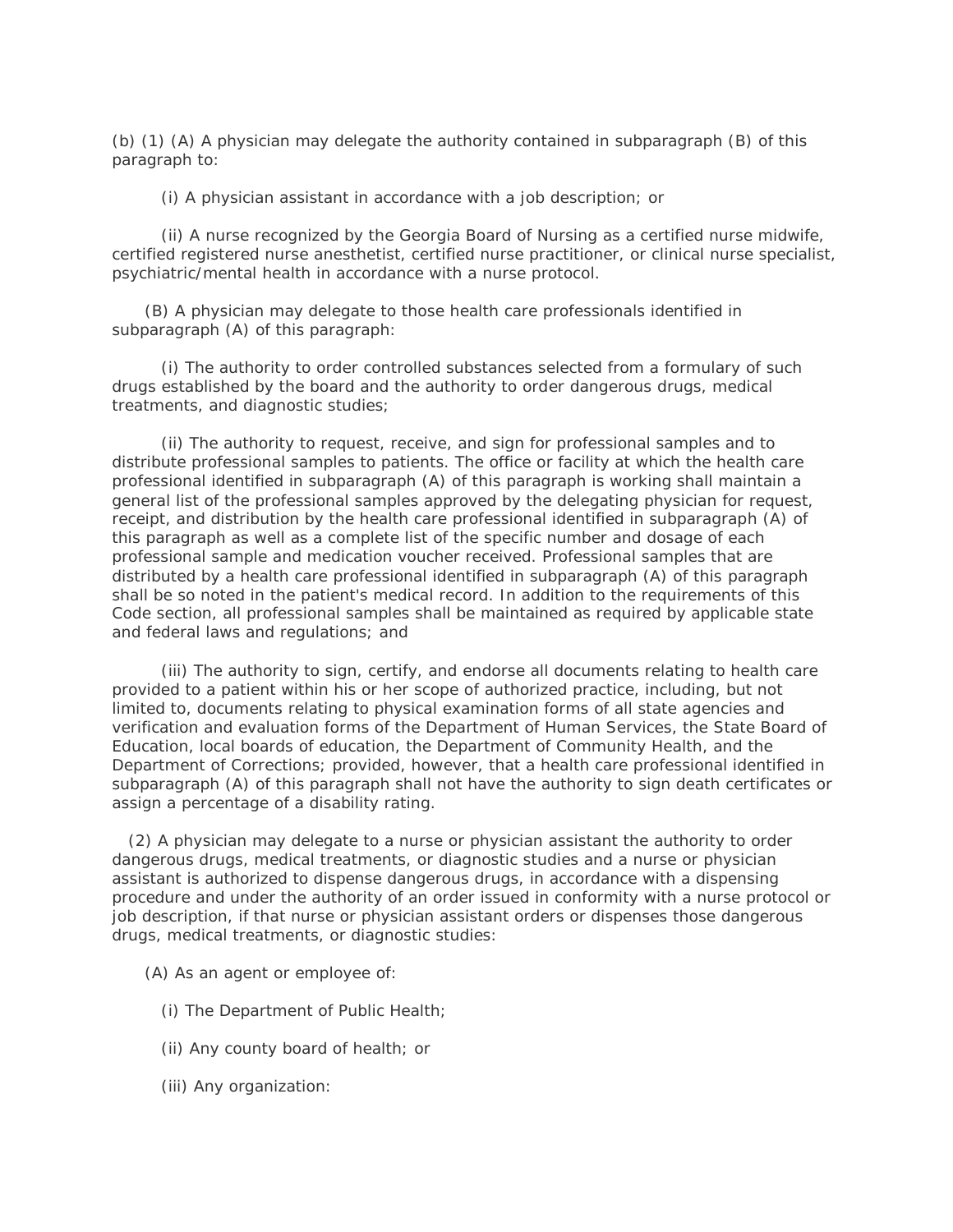(b) (1) (A) A physician may delegate the authority contained in subparagraph (B) of this paragraph to:

(i) A physician assistant in accordance with a job description; or

(ii) A nurse recognized by the Georgia Board of Nursing as a certified nurse midwife, certified registered nurse anesthetist, certified nurse practitioner, or clinical nurse specialist, psychiatric/mental health in accordance with a nurse protocol.

(B) A physician may delegate to those health care professionals identified in subparagraph (A) of this paragraph:

(i) The authority to order controlled substances selected from a formulary of such drugs established by the board and the authority to order dangerous drugs, medical treatments, and diagnostic studies;

(ii) The authority to request, receive, and sign for professional samples and to distribute professional samples to patients. The office or facility at which the health care professional identified in subparagraph (A) of this paragraph is working shall maintain a general list of the professional samples approved by the delegating physician for request, receipt, and distribution by the health care professional identified in subparagraph (A) of this paragraph as well as a complete list of the specific number and dosage of each professional sample and medication voucher received. Professional samples that are distributed by a health care professional identified in subparagraph (A) of this paragraph shall be so noted in the patient's medical record. In addition to the requirements of this Code section, all professional samples shall be maintained as required by applicable state and federal laws and regulations; and

(iii) The authority to sign, certify, and endorse all documents relating to health care provided to a patient within his or her scope of authorized practice, including, but not limited to, documents relating to physical examination forms of all state agencies and verification and evaluation forms of the Department of Human Services, the State Board of Education, local boards of education, the Department of Community Health, and the Department of Corrections; provided, however, that a health care professional identified in subparagraph (A) of this paragraph shall not have the authority to sign death certificates or assign a percentage of a disability rating.

(2) A physician may delegate to a nurse or physician assistant the authority to order dangerous drugs, medical treatments, or diagnostic studies and a nurse or physician assistant is authorized to dispense dangerous drugs, in accordance with a dispensing procedure and under the authority of an order issued in conformity with a nurse protocol or job description, if that nurse or physician assistant orders or dispenses those dangerous drugs, medical treatments, or diagnostic studies:

(A) As an agent or employee of:

(i) The Department of Public Health;

(ii) Any county board of health; or

(iii) Any organization: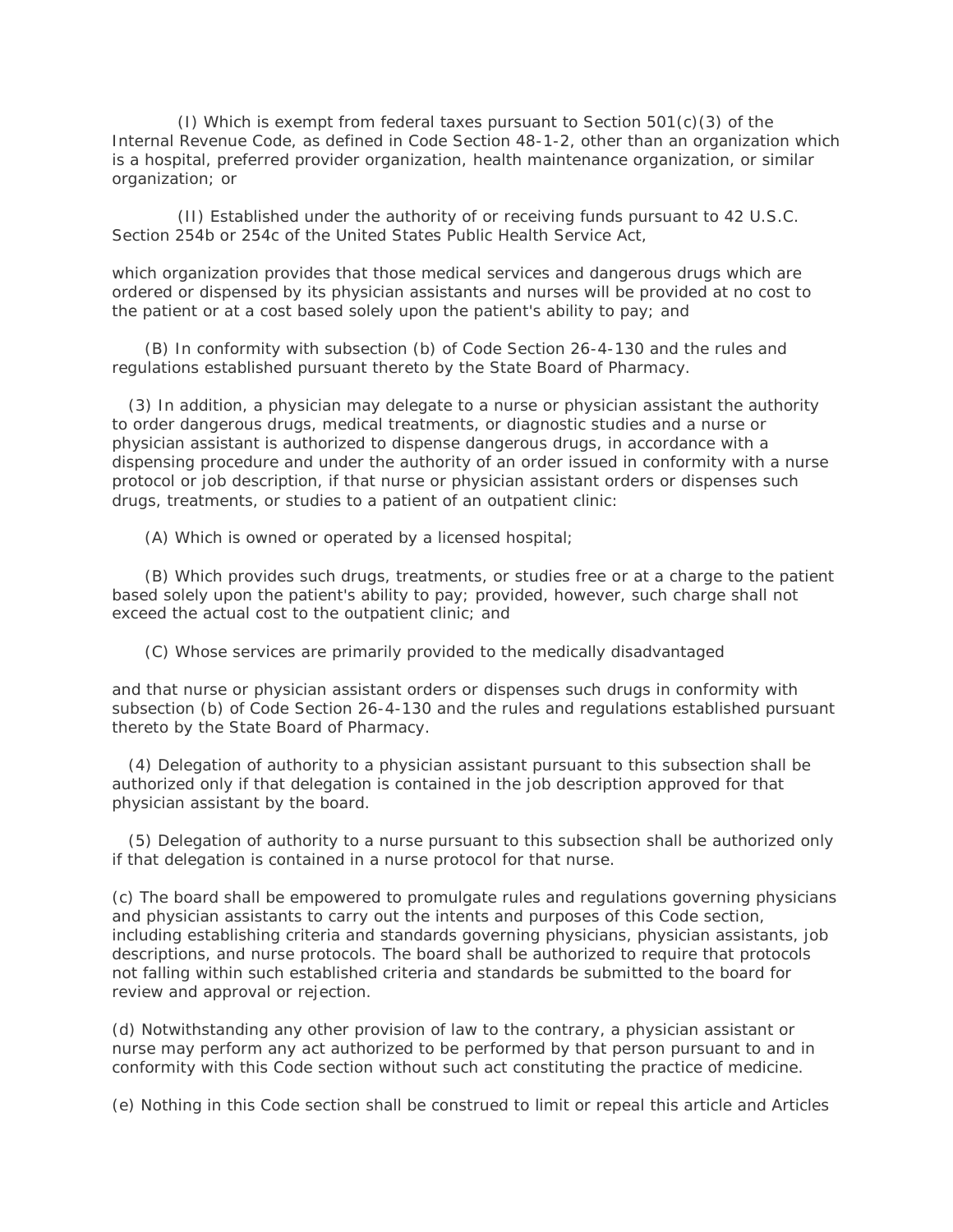(I) Which is exempt from federal taxes pursuant to Section 501(c)(3) of the Internal Revenue Code, as defined in Code Section 48-1-2, other than an organization which is a hospital, preferred provider organization, health maintenance organization, or similar organization; or

(II) Established under the authority of or receiving funds pursuant to 42 U.S.C. Section 254b or 254c of the United States Public Health Service Act,

which organization provides that those medical services and dangerous drugs which are ordered or dispensed by its physician assistants and nurses will be provided at no cost to the patient or at a cost based solely upon the patient's ability to pay; and

(B) In conformity with subsection (b) of Code Section 26-4-130 and the rules and regulations established pursuant thereto by the State Board of Pharmacy.

(3) In addition, a physician may delegate to a nurse or physician assistant the authority to order dangerous drugs, medical treatments, or diagnostic studies and a nurse or physician assistant is authorized to dispense dangerous drugs, in accordance with a dispensing procedure and under the authority of an order issued in conformity with a nurse protocol or job description, if that nurse or physician assistant orders or dispenses such drugs, treatments, or studies to a patient of an outpatient clinic:

(A) Which is owned or operated by a licensed hospital;

(B) Which provides such drugs, treatments, or studies free or at a charge to the patient based solely upon the patient's ability to pay; provided, however, such charge shall not exceed the actual cost to the outpatient clinic; and

(C) Whose services are primarily provided to the medically disadvantaged

and that nurse or physician assistant orders or dispenses such drugs in conformity with subsection (b) of Code Section 26-4-130 and the rules and regulations established pursuant thereto by the State Board of Pharmacy.

(4) Delegation of authority to a physician assistant pursuant to this subsection shall be authorized only if that delegation is contained in the job description approved for that physician assistant by the board.

(5) Delegation of authority to a nurse pursuant to this subsection shall be authorized only if that delegation is contained in a nurse protocol for that nurse.

(c) The board shall be empowered to promulgate rules and regulations governing physicians and physician assistants to carry out the intents and purposes of this Code section, including establishing criteria and standards governing physicians, physician assistants, job descriptions, and nurse protocols. The board shall be authorized to require that protocols not falling within such established criteria and standards be submitted to the board for review and approval or rejection.

(d) Notwithstanding any other provision of law to the contrary, a physician assistant or nurse may perform any act authorized to be performed by that person pursuant to and in conformity with this Code section without such act constituting the practice of medicine.

(e) Nothing in this Code section shall be construed to limit or repeal this article and Articles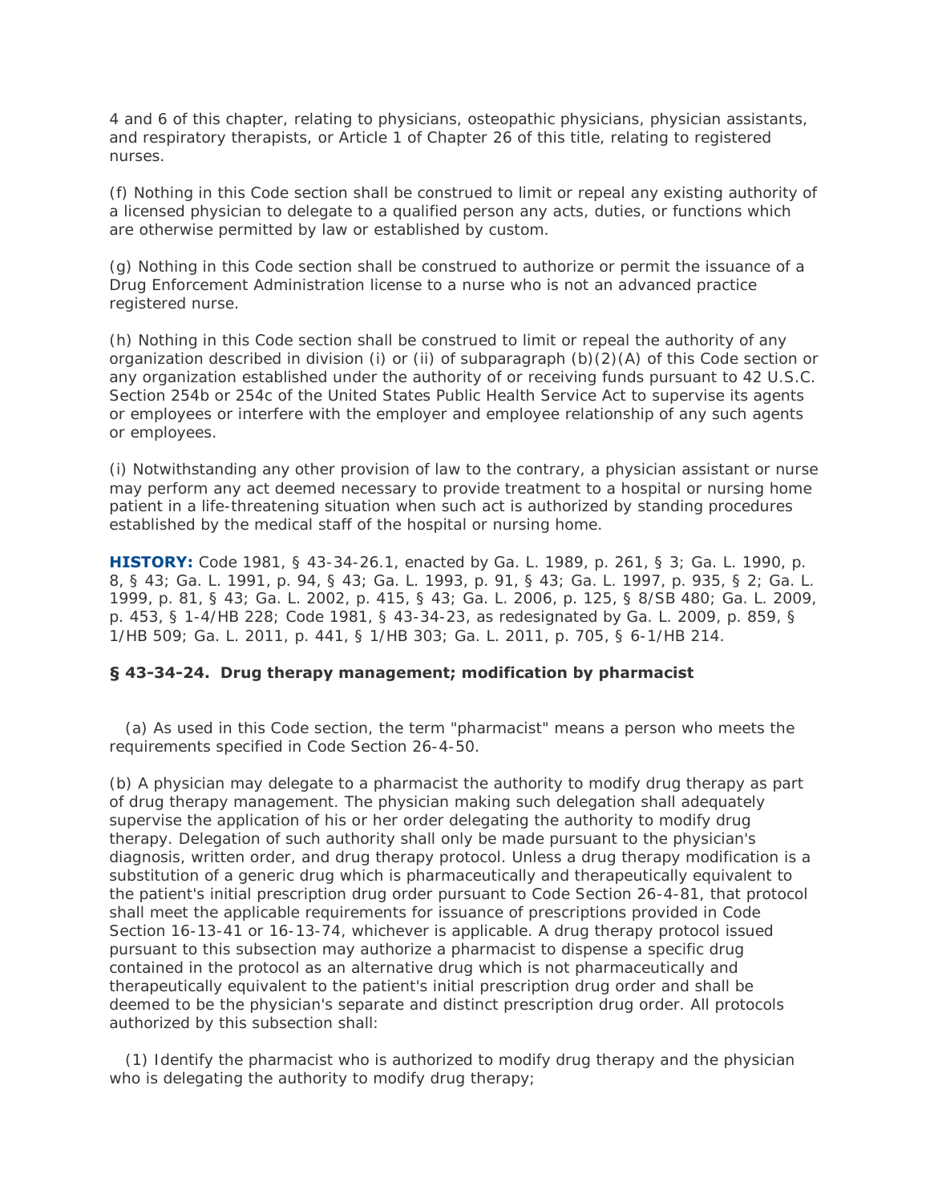4 and 6 of this chapter, relating to physicians, osteopathic physicians, physician assistants, and respiratory therapists, or Article 1 of Chapter 26 of this title, relating to registered nurses.

(f) Nothing in this Code section shall be construed to limit or repeal any existing authority of a licensed physician to delegate to a qualified person any acts, duties, or functions which are otherwise permitted by law or established by custom.

(g) Nothing in this Code section shall be construed to authorize or permit the issuance of a Drug Enforcement Administration license to a nurse who is not an advanced practice registered nurse.

(h) Nothing in this Code section shall be construed to limit or repeal the authority of any organization described in division (i) or (ii) of subparagraph (b)(2)(A) of this Code section or any organization established under the authority of or receiving funds pursuant to 42 U.S.C. Section 254b or 254c of the United States Public Health Service Act to supervise its agents or employees or interfere with the employer and employee relationship of any such agents or employees.

(i) Notwithstanding any other provision of law to the contrary, a physician assistant or nurse may perform any act deemed necessary to provide treatment to a hospital or nursing home patient in a life-threatening situation when such act is authorized by standing procedures established by the medical staff of the hospital or nursing home.

**HISTORY:** Code 1981, § 43-34-26.1, enacted by Ga. L. 1989, p. 261, § 3; Ga. L. 1990, p. 8, § 43; Ga. L. 1991, p. 94, § 43; Ga. L. 1993, p. 91, § 43; Ga. L. 1997, p. 935, § 2; Ga. L. 1999, p. 81, § 43; Ga. L. 2002, p. 415, § 43; Ga. L. 2006, p. 125, § 8/SB 480; Ga. L. 2009, p. 453, § 1-4/HB 228; Code 1981, § 43-34-23, as redesignated by Ga. L. 2009, p. 859, § 1/HB 509; Ga. L. 2011, p. 441, § 1/HB 303; Ga. L. 2011, p. 705, § 6-1/HB 214.

### § 43-34-24. Drug therapy management; modification by pharmacist

(a) As used in this Code section, the term "pharmacist" means a person who meets the requirements specified in Code Section 26-4-50.

(b) A physician may delegate to a pharmacist the authority to modify drug therapy as part of drug therapy management. The physician making such delegation shall adequately supervise the application of his or her order delegating the authority to modify drug therapy. Delegation of such authority shall only be made pursuant to the physician's diagnosis, written order, and drug therapy protocol. Unless a drug therapy modification is a substitution of a generic drug which is pharmaceutically and therapeutically equivalent to the patient's initial prescription drug order pursuant to Code Section 26-4-81, that protocol shall meet the applicable requirements for issuance of prescriptions provided in Code Section 16-13-41 or 16-13-74, whichever is applicable. A drug therapy protocol issued pursuant to this subsection may authorize a pharmacist to dispense a specific drug contained in the protocol as an alternative drug which is not pharmaceutically and therapeutically equivalent to the patient's initial prescription drug order and shall be deemed to be the physician's separate and distinct prescription drug order. All protocols authorized by this subsection shall:

(1) Identify the pharmacist who is authorized to modify drug therapy and the physician who is delegating the authority to modify drug therapy;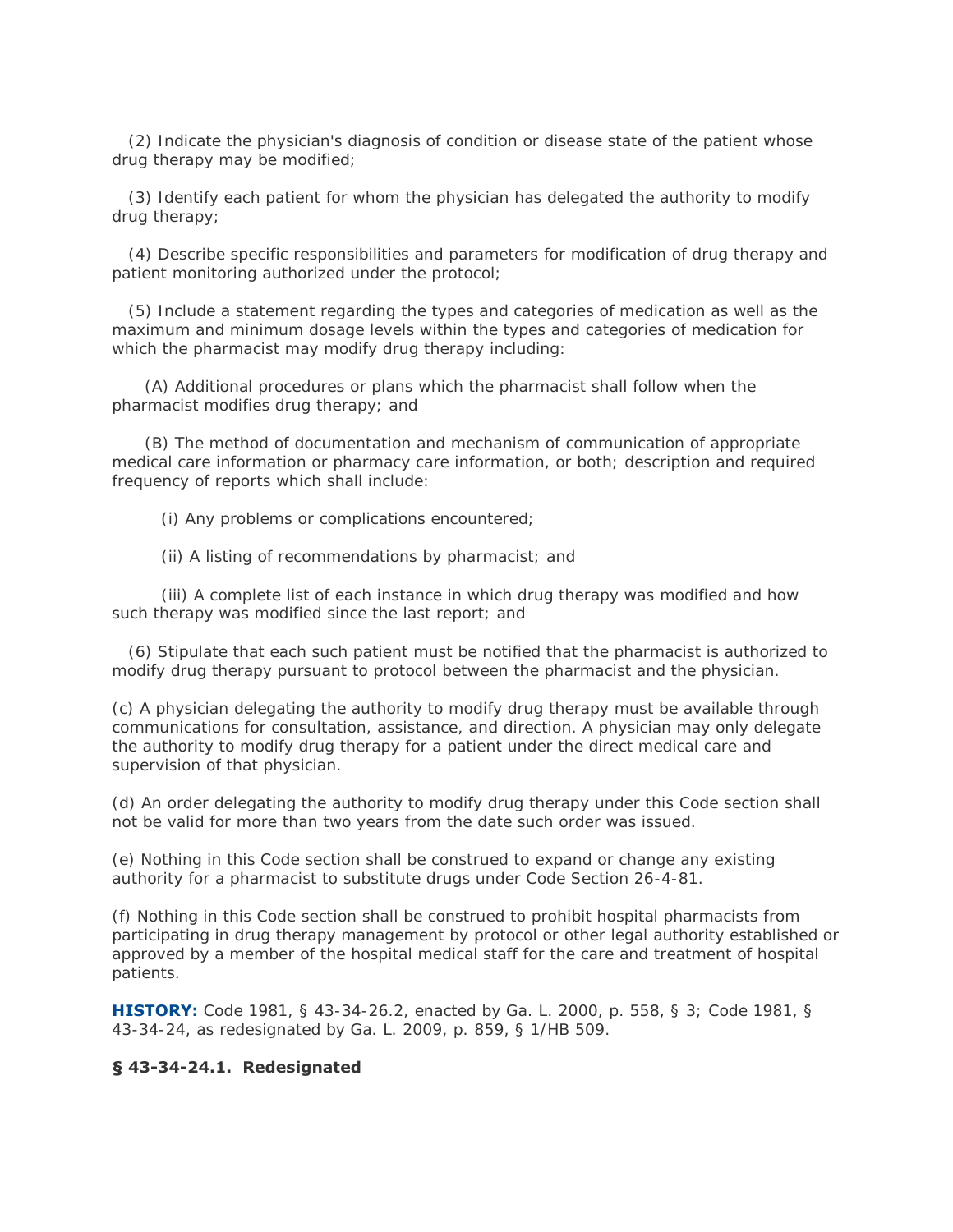(2) Indicate the physician's diagnosis of condition or disease state of the patient whose drug therapy may be modified;

(3) Identify each patient for whom the physician has delegated the authority to modify drug therapy;

(4) Describe specific responsibilities and parameters for modification of drug therapy and patient monitoring authorized under the protocol;

(5) Include a statement regarding the types and categories of medication as well as the maximum and minimum dosage levels within the types and categories of medication for which the pharmacist may modify drug therapy including:

(A) Additional procedures or plans which the pharmacist shall follow when the pharmacist modifies drug therapy; and

(B) The method of documentation and mechanism of communication of appropriate medical care information or pharmacy care information, or both; description and required frequency of reports which shall include:

(i) Any problems or complications encountered;

(ii) A listing of recommendations by pharmacist; and

(iii) A complete list of each instance in which drug therapy was modified and how such therapy was modified since the last report; and

(6) Stipulate that each such patient must be notified that the pharmacist is authorized to modify drug therapy pursuant to protocol between the pharmacist and the physician.

(c) A physician delegating the authority to modify drug therapy must be available through communications for consultation, assistance, and direction. A physician may only delegate the authority to modify drug therapy for a patient under the direct medical care and supervision of that physician.

(d) An order delegating the authority to modify drug therapy under this Code section shall not be valid for more than two years from the date such order was issued.

(e) Nothing in this Code section shall be construed to expand or change any existing authority for a pharmacist to substitute drugs under Code Section 26-4-81.

(f) Nothing in this Code section shall be construed to prohibit hospital pharmacists from participating in drug therapy management by protocol or other legal authority established or approved by a member of the hospital medical staff for the care and treatment of hospital patients.

**HISTORY:** Code 1981, § 43-34-26.2, enacted by Ga. L. 2000, p. 558, § 3; Code 1981, § 43-34-24, as redesignated by Ga. L. 2009, p. 859, § 1/HB 509.

**§ 43-34-24.1. Redesignated**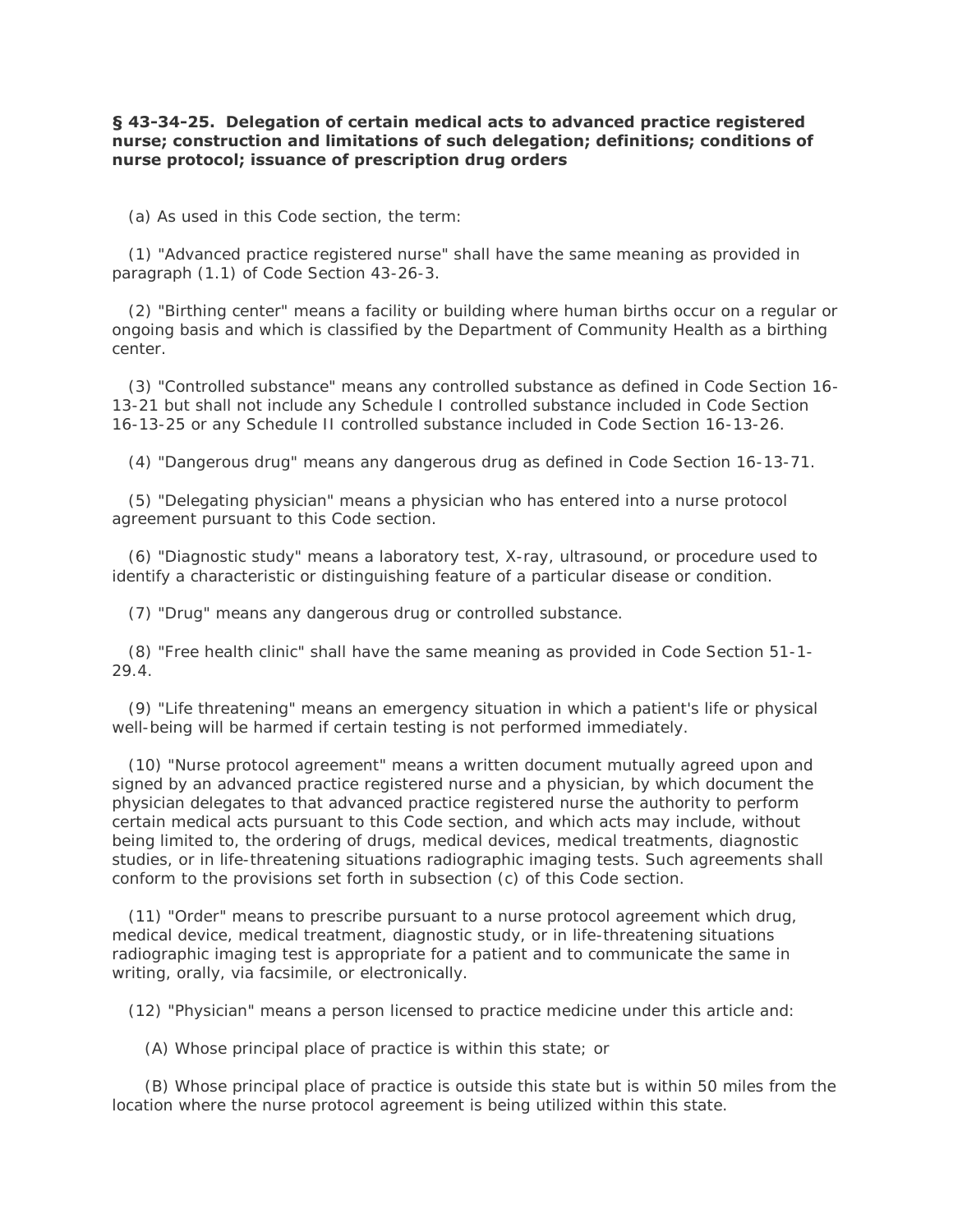**§ 43-34-25. Delegation of certain medical acts to advanced practice registered nurse; construction and limitations of such delegation; definitions; conditions of nurse protocol; issuance of prescription drug orders**

(a) As used in this Code section, the term:

(1) "Advanced practice registered nurse" shall have the same meaning as provided in paragraph (1.1) of Code Section 43-26-3.

(2) "Birthing center" means a facility or building where human births occur on a regular or ongoing basis and which is classified by the Department of Community Health as a birthing center.

(3) "Controlled substance" means any controlled substance as defined in Code Section 16-13-21 but shall not include any Schedule I controlled substance included in Code Section 16-13-25 or any Schedule II controlled substance included in Code Section 16-13-26.

(4) "Dangerous drug" means any dangerous drug as defined in Code Section 16-13-71.

(5) "Delegating physician" means a physician who has entered into a nurse protocol agreement pursuant to this Code section.

(6) "Diagnostic study" means a laboratory test, X-ray, ultrasound, or procedure used to identify a characteristic or distinguishing feature of a particular disease or condition.

(7) "Drug" means any dangerous drug or controlled substance.

(8) "Free health clinic" shall have the same meaning as provided in Code Section 51-1-29.4.

(9) "Life threatening" means an emergency situation in which a patient's life or physical well-being will be harmed if certain testing is not performed immediately.

(10) "Nurse protocol agreement" means a written document mutually agreed upon and signed by an advanced practice registered nurse and a physician, by which document the physician delegates to that advanced practice registered nurse the authority to perform certain medical acts pursuant to this Code section, and which acts may include, without being limited to, the ordering of drugs, medical devices, medical treatments, diagnostic studies, or in life-threatening situations radiographic imaging tests. Such agreements shall conform to the provisions set forth in subsection (c) of this Code section.

(11) "Order" means to prescribe pursuant to a nurse protocol agreement which drug, medical device, medical treatment, diagnostic study, or in life-threatening situations radiographic imaging test is appropriate for a patient and to communicate the same in writing, orally, via facsimile, or electronically.

(12) "Physician" means a person licensed to practice medicine under this article and:

(A) Whose principal place of practice is within this state; or

(B) Whose principal place of practice is outside this state but is within 50 miles from the location where the nurse protocol agreement is being utilized within this state.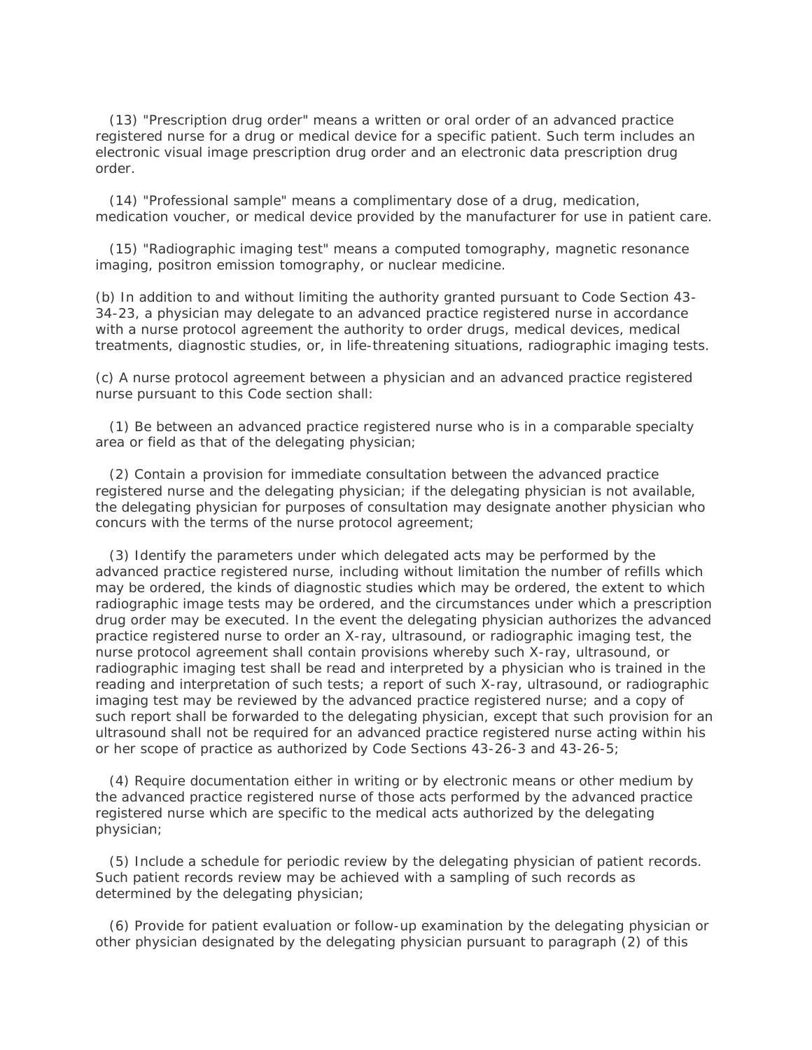(13) "Prescription drug order" means a written or oral order of an advanced practice registered nurse for a drug or medical device for a specific patient. Such term includes an electronic visual image prescription drug order and an electronic data prescription drug order.

(14) "Professional sample" means a complimentary dose of a drug, medication, medication voucher, or medical device provided by the manufacturer for use in patient care.

(15) "Radiographic imaging test" means a computed tomography, magnetic resonance imaging, positron emission tomography, or nuclear medicine.

(b) In addition to and without limiting the authority granted pursuant to Code Section 43-34-23, a physician may delegate to an advanced practice registered nurse in accordance with a nurse protocol agreement the authority to order drugs, medical devices, medical treatments, diagnostic studies, or, in life-threatening situations, radiographic imaging tests.

(c) A nurse protocol agreement between a physician and an advanced practice registered nurse pursuant to this Code section shall:

(1) Be between an advanced practice registered nurse who is in a comparable specialty area or field as that of the delegating physician;

(2) Contain a provision for immediate consultation between the advanced practice registered nurse and the delegating physician; if the delegating physician is not available, the delegating physician for purposes of consultation may designate another physician who concurs with the terms of the nurse protocol agreement;

(3) Identify the parameters under which delegated acts may be performed by the advanced practice registered nurse, including without limitation the number of refills which may be ordered, the kinds of diagnostic studies which may be ordered, the extent to which radiographic image tests may be ordered, and the circumstances under which a prescription drug order may be executed. In the event the delegating physician authorizes the advanced practice registered nurse to order an X-ray, ultrasound, or radiographic imaging test, the nurse protocol agreement shall contain provisions whereby such X-ray, ultrasound, or radiographic imaging test shall be read and interpreted by a physician who is trained in the reading and interpretation of such tests; a report of such X-ray, ultrasound, or radiographic imaging test may be reviewed by the advanced practice registered nurse; and a copy of such report shall be forwarded to the delegating physician, except that such provision for an ultrasound shall not be required for an advanced practice registered nurse acting within his or her scope of practice as authorized by Code Sections 43-26-3 and 43-26-5;

(4) Require documentation either in writing or by electronic means or other medium by the advanced practice registered nurse of those acts performed by the advanced practice registered nurse which are specific to the medical acts authorized by the delegating physician;

(5) Include a schedule for periodic review by the delegating physician of patient records. Such patient records review may be achieved with a sampling of such records as determined by the delegating physician;

(6) Provide for patient evaluation or follow-up examination by the delegating physician or other physician designated by the delegating physician pursuant to paragraph (2) of this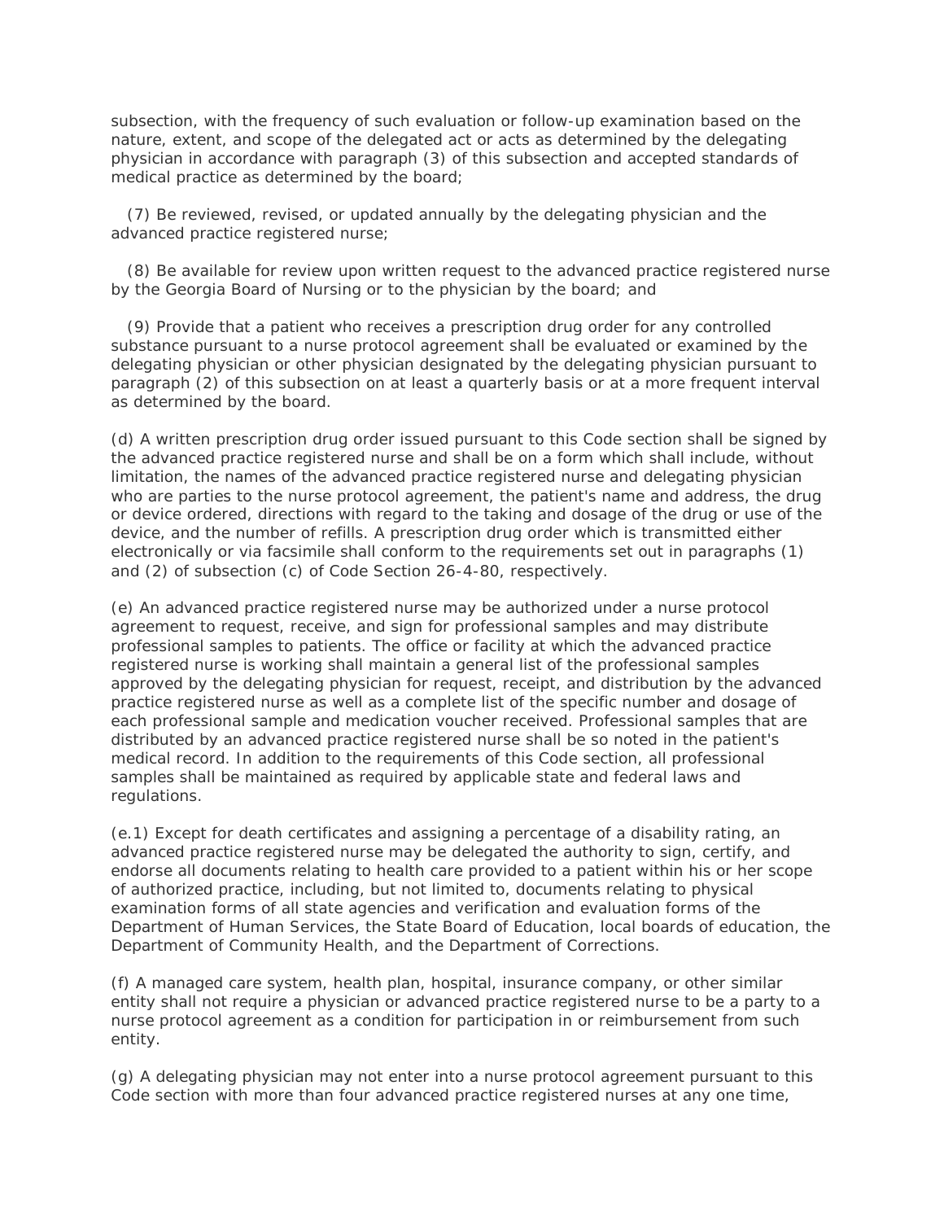subsection, with the frequency of such evaluation or follow-up examination based on the nature, extent, and scope of the delegated act or acts as determined by the delegating physician in accordance with paragraph (3) of this subsection and accepted standards of medical practice as determined by the board;

(7) Be reviewed, revised, or updated annually by the delegating physician and the advanced practice registered nurse;

(8) Be available for review upon written request to the advanced practice registered nurse by the Georgia Board of Nursing or to the physician by the board; and

(9) Provide that a patient who receives a prescription drug order for any controlled substance pursuant to a nurse protocol agreement shall be evaluated or examined by the delegating physician or other physician designated by the delegating physician pursuant to paragraph (2) of this subsection on at least a quarterly basis or at a more frequent interval as determined by the board.

(d) A written prescription drug order issued pursuant to this Code section shall be signed by the advanced practice registered nurse and shall be on a form which shall include, without limitation, the names of the advanced practice registered nurse and delegating physician who are parties to the nurse protocol agreement, the patient's name and address, the drug or device ordered, directions with regard to the taking and dosage of the drug or use of the device, and the number of refills. A prescription drug order which is transmitted either electronically or via facsimile shall conform to the requirements set out in paragraphs (1) and (2) of subsection (c) of Code Section 26-4-80, respectively.

(e) An advanced practice registered nurse may be authorized under a nurse protocol agreement to request, receive, and sign for professional samples and may distribute professional samples to patients. The office or facility at which the advanced practice registered nurse is working shall maintain a general list of the professional samples approved by the delegating physician for request, receipt, and distribution by the advanced practice registered nurse as well as a complete list of the specific number and dosage of each professional sample and medication voucher received. Professional samples that are distributed by an advanced practice registered nurse shall be so noted in the patient's medical record. In addition to the requirements of this Code section, all professional samples shall be maintained as required by applicable state and federal laws and regulations.

(e.1) Except for death certificates and assigning a percentage of a disability rating, an advanced practice registered nurse may be delegated the authority to sign, certify, and endorse all documents relating to health care provided to a patient within his or her scope of authorized practice, including, but not limited to, documents relating to physical examination forms of all state agencies and verification and evaluation forms of the Department of Human Services, the State Board of Education, local boards of education, the Department of Community Health, and the Department of Corrections.

(f) A managed care system, health plan, hospital, insurance company, or other similar entity shall not require a physician or advanced practice registered nurse to be a party to a nurse protocol agreement as a condition for participation in or reimbursement from such entity.

(g) A delegating physician may not enter into a nurse protocol agreement pursuant to this Code section with more than four advanced practice registered nurses at any one time,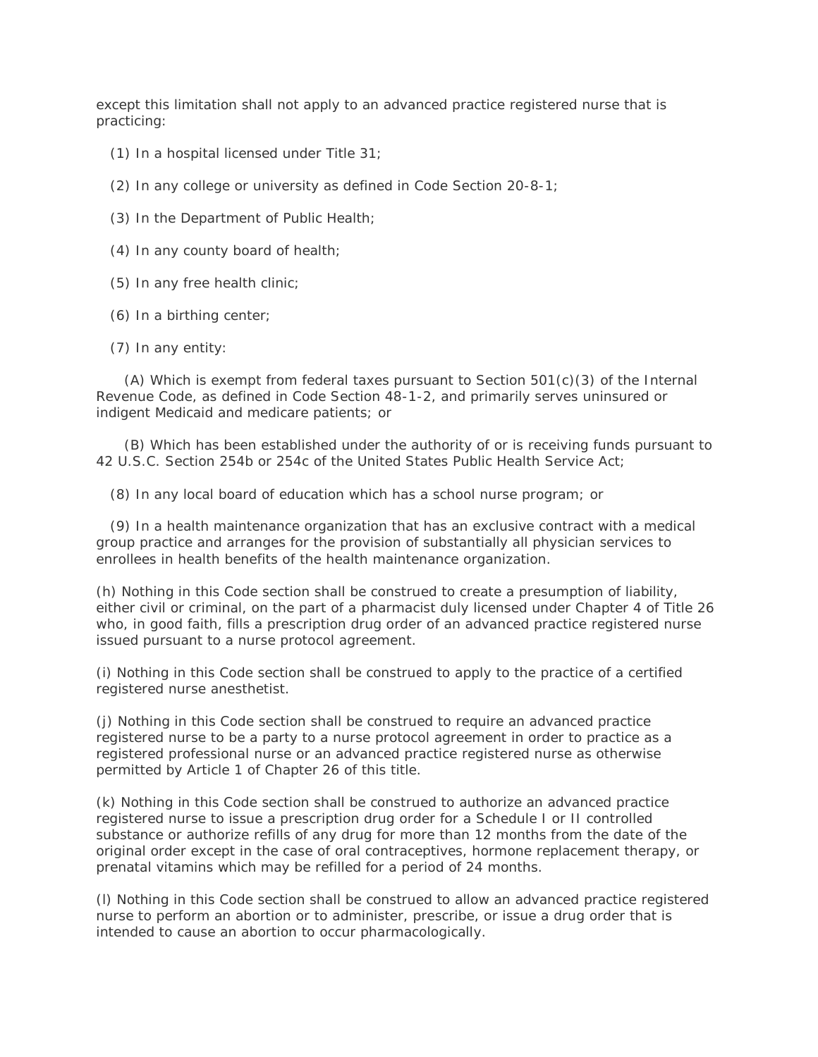except this limitation shall not apply to an advanced practice registered nurse that is practicing:

(1) In a hospital licensed under Title 31;

(2) In any college or university as defined in Code Section 20-8-1;

(3) In the Department of Public Health;

(4) In any county board of health;

(5) In any free health clinic;

(6) In a birthing center;

(7) In any entity:

(A) Which is exempt from federal taxes pursuant to Section 501(c)(3) of the Internal Revenue Code, as defined in Code Section 48-1-2, and primarily serves uninsured or indigent Medicaid and medicare patients; or

(B) Which has been established under the authority of or is receiving funds pursuant to 42 U.S.C. Section 254b or 254c of the United States Public Health Service Act;

(8) In any local board of education which has a school nurse program; or

(9) In a health maintenance organization that has an exclusive contract with a medical group practice and arranges for the provision of substantially all physician services to enrollees in health benefits of the health maintenance organization.

(h) Nothing in this Code section shall be construed to create a presumption of liability, either civil or criminal, on the part of a pharmacist duly licensed under Chapter 4 of Title 26 who, in good faith, fills a prescription drug order of an advanced practice registered nurse issued pursuant to a nurse protocol agreement.

(i) Nothing in this Code section shall be construed to apply to the practice of a certified registered nurse anesthetist.

(j) Nothing in this Code section shall be construed to require an advanced practice registered nurse to be a party to a nurse protocol agreement in order to practice as a registered professional nurse or an advanced practice registered nurse as otherwise permitted by Article 1 of Chapter 26 of this title.

(k) Nothing in this Code section shall be construed to authorize an advanced practice registered nurse to issue a prescription drug order for a Schedule I or II controlled substance or authorize refills of any drug for more than 12 months from the date of the original order except in the case of oral contraceptives, hormone replacement therapy, or prenatal vitamins which may be refilled for a period of 24 months.

(l) Nothing in this Code section shall be construed to allow an advanced practice registered nurse to perform an abortion or to administer, prescribe, or issue a drug order that is intended to cause an abortion to occur pharmacologically.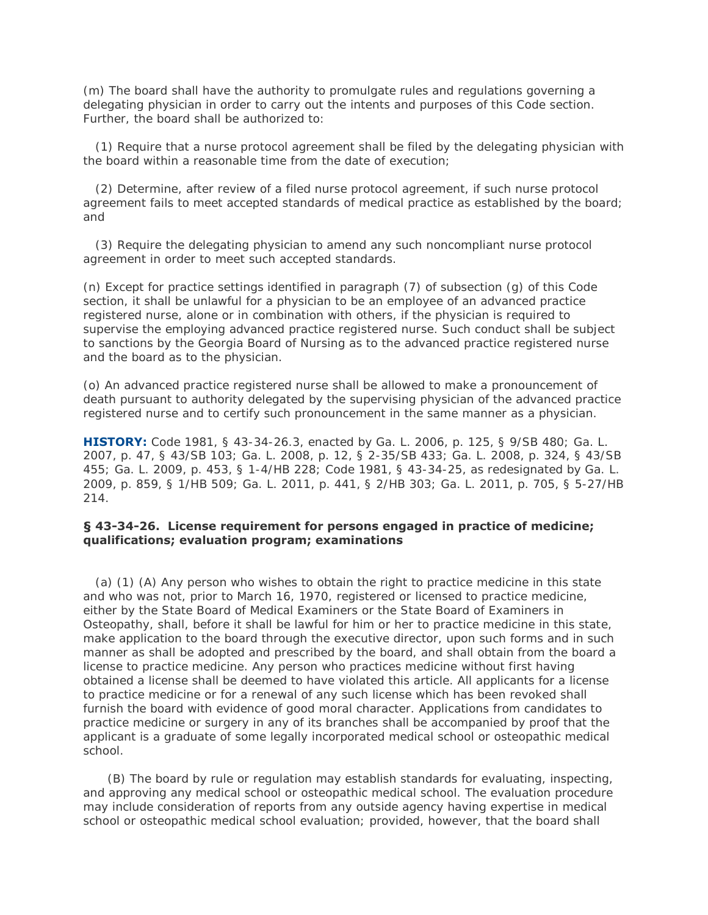(m) The board shall have the authority to promulgate rules and regulations governing a delegating physician in order to carry out the intents and purposes of this Code section. Further, the board shall be authorized to:

(1) Require that a nurse protocol agreement shall be filed by the delegating physician with the board within a reasonable time from the date of execution;

(2) Determine, after review of a filed nurse protocol agreement, if such nurse protocol agreement fails to meet accepted standards of medical practice as established by the board; and

(3) Require the delegating physician to amend any such noncompliant nurse protocol agreement in order to meet such accepted standards.

(n) Except for practice settings identified in paragraph (7) of subsection (g) of this Code section, it shall be unlawful for a physician to be an employee of an advanced practice registered nurse, alone or in combination with others, if the physician is required to supervise the employing advanced practice registered nurse. Such conduct shall be subject to sanctions by the Georgia Board of Nursing as to the advanced practice registered nurse and the board as to the physician.

(o) An advanced practice registered nurse shall be allowed to make a pronouncement of death pursuant to authority delegated by the supervising physician of the advanced practice registered nurse and to certify such pronouncement in the same manner as a physician.

**HISTORY:** Code 1981, § 43-34-26.3, enacted by Ga. L. 2006, p. 125, § 9/SB 480; Ga. L. 2007, p. 47, § 43/SB 103; Ga. L. 2008, p. 12, § 2-35/SB 433; Ga. L. 2008, p. 324, § 43/SB 455; Ga. L. 2009, p. 453, § 1-4/HB 228; Code 1981, § 43-34-25, as redesignated by Ga. L. 2009, p. 859, § 1/HB 509; Ga. L. 2011, p. 441, § 2/HB 303; Ga. L. 2011, p. 705, § 5-27/HB 214.

### § 43-34-26. License requirement for persons engaged in practice of medicine; qualifications; evaluation program; examinations

(a) (1) (A) Any person who wishes to obtain the right to practice medicine in this state and who was not, prior to March 16, 1970, registered or licensed to practice medicine, either by the State Board of Medical Examiners or the State Board of Examiners in Osteopathy, shall, before it shall be lawful for him or her to practice medicine in this state, make application to the board through the executive director, upon such forms and in such manner as shall be adopted and prescribed by the board, and shall obtain from the board a license to practice medicine. Any person who practices medicine without first having obtained a license shall be deemed to have violated this article. All applicants for a license to practice medicine or for a renewal of any such license which has been revoked shall furnish the board with evidence of good moral character. Applications from candidates to practice medicine or surgery in any of its branches shall be accompanied by proof that the applicant is a graduate of some legally incorporated medical school or osteopathic medical school.

(B) The board by rule or regulation may establish standards for evaluating, inspecting, and approving any medical school or osteopathic medical school. The evaluation procedure may include consideration of reports from any outside agency having expertise in medical school or osteopathic medical school evaluation; provided, however, that the board shall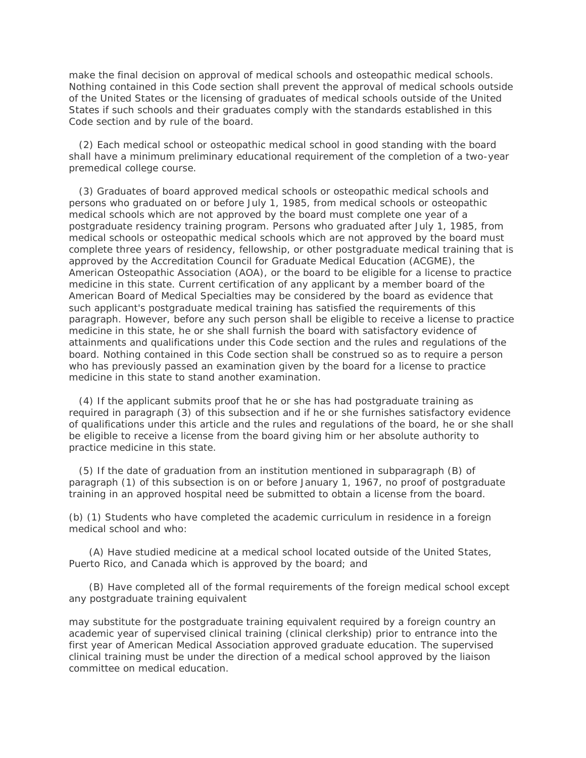make the final decision on approval of medical schools and osteopathic medical schools. Nothing contained in this Code section shall prevent the approval of medical schools outside of the United States or the licensing of graduates of medical schools outside of the United States if such schools and their graduates comply with the standards established in this Code section and by rule of the board.

(2) Each medical school or osteopathic medical school in good standing with the board shall have a minimum preliminary educational requirement of the completion of a two-year premedical college course.

(3) Graduates of board approved medical schools or osteopathic medical schools and persons who graduated on or before July 1, 1985, from medical schools or osteopathic medical schools which are not approved by the board must complete one year of a postgraduate residency training program. Persons who graduated after July 1, 1985, from medical schools or osteopathic medical schools which are not approved by the board must complete three years of residency, fellowship, or other postgraduate medical training that is approved by the Accreditation Council for Graduate Medical Education (ACGME), the American Osteopathic Association (AOA), or the board to be eligible for a license to practice medicine in this state. Current certification of any applicant by a member board of the American Board of Medical Specialties may be considered by the board as evidence that such applicant's postgraduate medical training has satisfied the requirements of this paragraph. However, before any such person shall be eligible to receive a license to practice medicine in this state, he or she shall furnish the board with satisfactory evidence of attainments and qualifications under this Code section and the rules and regulations of the board. Nothing contained in this Code section shall be construed so as to require a person who has previously passed an examination given by the board for a license to practice medicine in this state to stand another examination.

(4) If the applicant submits proof that he or she has had postgraduate training as required in paragraph (3) of this subsection and if he or she furnishes satisfactory evidence of qualifications under this article and the rules and regulations of the board, he or she shall be eligible to receive a license from the board giving him or her absolute authority to practice medicine in this state.

(5) If the date of graduation from an institution mentioned in subparagraph (B) of paragraph (1) of this subsection is on or before January 1, 1967, no proof of postgraduate training in an approved hospital need be submitted to obtain a license from the board.

(b) (1) Students who have completed the academic curriculum in residence in a foreign medical school and who:

(A) Have studied medicine at a medical school located outside of the United States, Puerto Rico, and Canada which is approved by the board; and

(B) Have completed all of the formal requirements of the foreign medical school except any postgraduate training equivalent

may substitute for the postgraduate training equivalent required by a foreign country an academic year of supervised clinical training (clinical clerkship) prior to entrance into the first year of American Medical Association approved graduate education. The supervised clinical training must be under the direction of a medical school approved by the liaison committee on medical education.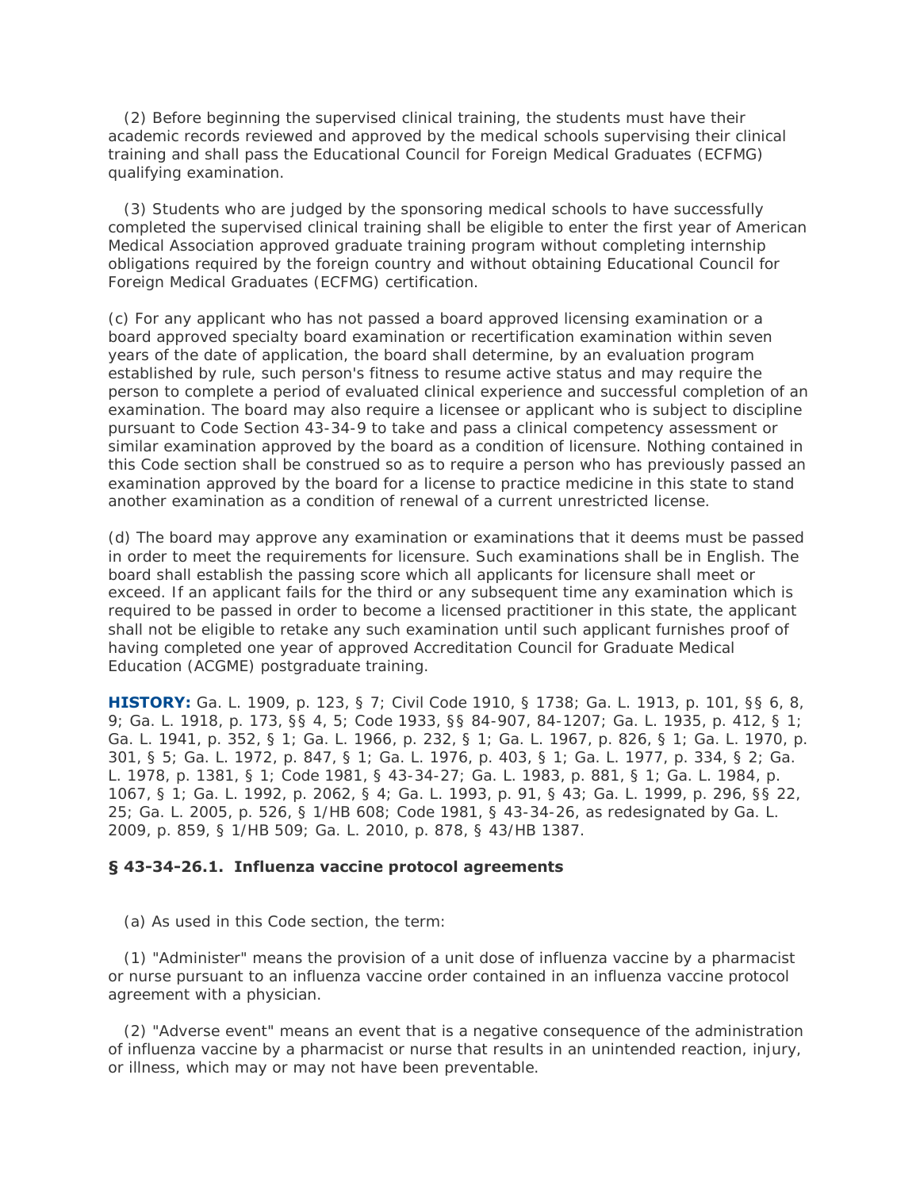(2) Before beginning the supervised clinical training, the students must have their academic records reviewed and approved by the medical schools supervising their clinical training and shall pass the Educational Council for Foreign Medical Graduates (ECFMG) qualifying examination.

(3) Students who are judged by the sponsoring medical schools to have successfully completed the supervised clinical training shall be eligible to enter the first year of American Medical Association approved graduate training program without completing internship obligations required by the foreign country and without obtaining Educational Council for Foreign Medical Graduates (ECFMG) certification.

(c) For any applicant who has not passed a board approved licensing examination or a board approved specialty board examination or recertification examination within seven years of the date of application, the board shall determine, by an evaluation program established by rule, such person's fitness to resume active status and may require the person to complete a period of evaluated clinical experience and successful completion of an examination. The board may also require a licensee or applicant who is subject to discipline pursuant to Code Section 43-34-9 to take and pass a clinical competency assessment or similar examination approved by the board as a condition of licensure. Nothing contained in this Code section shall be construed so as to require a person who has previously passed an examination approved by the board for a license to practice medicine in this state to stand another examination as a condition of renewal of a current unrestricted license.

(d) The board may approve any examination or examinations that it deems must be passed in order to meet the requirements for licensure. Such examinations shall be in English. The board shall establish the passing score which all applicants for licensure shall meet or exceed. If an applicant fails for the third or any subsequent time any examination which is required to be passed in order to become a licensed practitioner in this state, the applicant shall not be eligible to retake any such examination until such applicant furnishes proof of having completed one year of approved Accreditation Council for Graduate Medical Education (ACGME) postgraduate training.

**HISTORY:** Ga. L. 1909, p. 123, § 7; Civil Code 1910, § 1738; Ga. L. 1913, p. 101, §§ 6, 8, 9; Ga. L. 1918, p. 173, §§ 4, 5; Code 1933, §§ 84-907, 84-1207; Ga. L. 1935, p. 412, § 1; Ga. L. 1941, p. 352, § 1; Ga. L. 1966, p. 232, § 1; Ga. L. 1967, p. 826, § 1; Ga. L. 1970, p. 301, § 5; Ga. L. 1972, p. 847, § 1; Ga. L. 1976, p. 403, § 1; Ga. L. 1977, p. 334, § 2; Ga. L. 1978, p. 1381, § 1; Code 1981, § 43-34-27; Ga. L. 1983, p. 881, § 1; Ga. L. 1984, p. 1067, § 1; Ga. L. 1992, p. 2062, § 4; Ga. L. 1993, p. 91, § 43; Ga. L. 1999, p. 296, §§ 22, 25; Ga. L. 2005, p. 526, § 1/HB 608; Code 1981, § 43-34-26, as redesignated by Ga. L. 2009, p. 859, § 1/HB 509; Ga. L. 2010, p. 878, § 43/HB 1387.

### § 43-34-26.1. Influenza vaccine protocol agreements

(a) As used in this Code section, the term:

(1) "Administer" means the provision of a unit dose of influenza vaccine by a pharmacist or nurse pursuant to an influenza vaccine order contained in an influenza vaccine protocol agreement with a physician.

(2) "Adverse event" means an event that is a negative consequence of the administration of influenza vaccine by a pharmacist or nurse that results in an unintended reaction, injury, or illness, which may or may not have been preventable.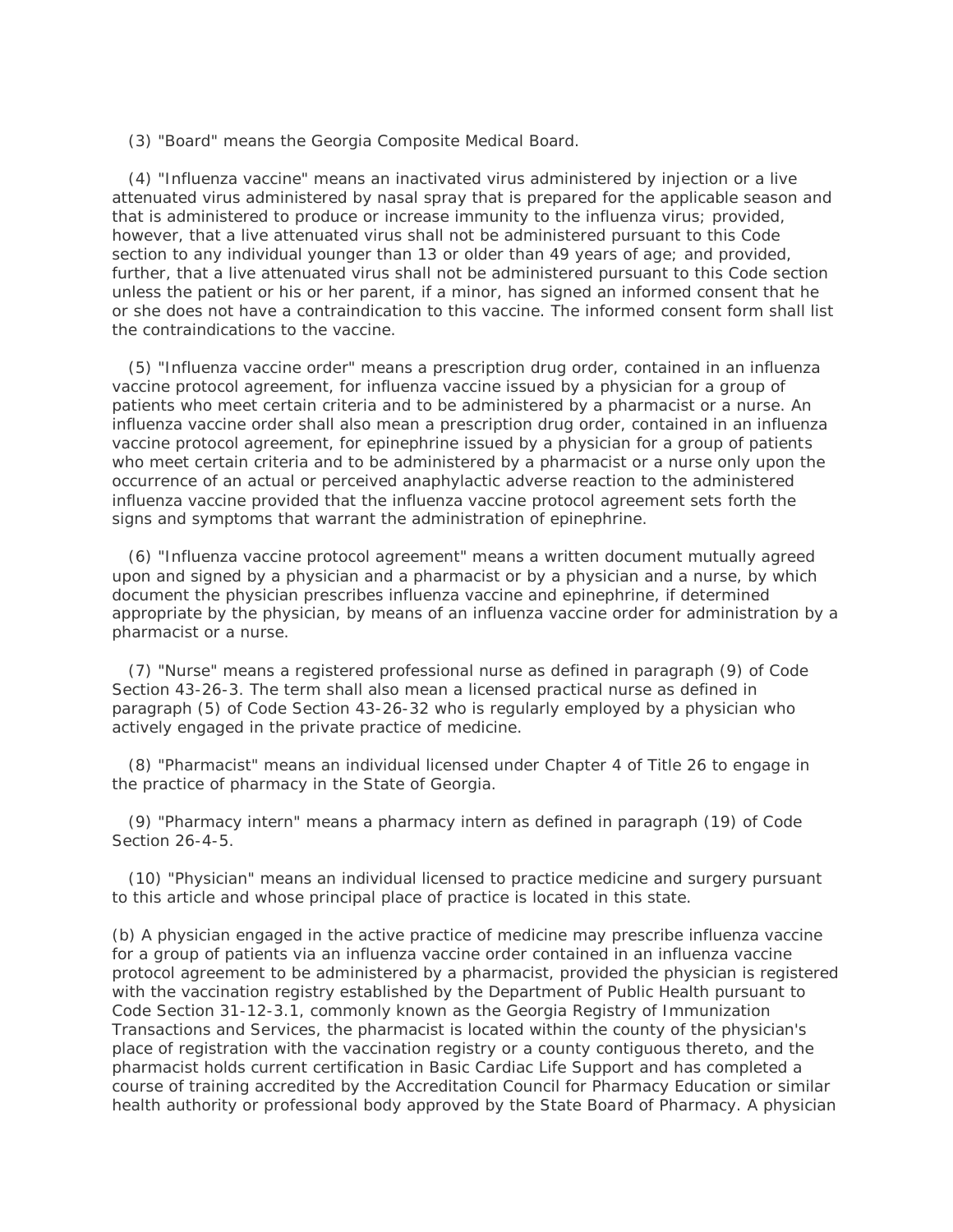(3) "Board" means the Georgia Composite Medical Board.

(4) "Influenza vaccine" means an inactivated virus administered by injection or a live attenuated virus administered by nasal spray that is prepared for the applicable season and that is administered to produce or increase immunity to the influenza virus; provided, however, that a live attenuated virus shall not be administered pursuant to this Code section to any individual younger than 13 or older than 49 years of age; and provided, further, that a live attenuated virus shall not be administered pursuant to this Code section unless the patient or his or her parent, if a minor, has signed an informed consent that he or she does not have a contraindication to this vaccine. The informed consent form shall list the contraindications to the vaccine.

(5) "Influenza vaccine order" means a prescription drug order, contained in an influenza vaccine protocol agreement, for influenza vaccine issued by a physician for a group of patients who meet certain criteria and to be administered by a pharmacist or a nurse. An influenza vaccine order shall also mean a prescription drug order, contained in an influenza vaccine protocol agreement, for epinephrine issued by a physician for a group of patients who meet certain criteria and to be administered by a pharmacist or a nurse only upon the occurrence of an actual or perceived anaphylactic adverse reaction to the administered influenza vaccine provided that the influenza vaccine protocol agreement sets forth the signs and symptoms that warrant the administration of epinephrine.

(6) "Influenza vaccine protocol agreement" means a written document mutually agreed upon and signed by a physician and a pharmacist or by a physician and a nurse, by which document the physician prescribes influenza vaccine and epinephrine, if determined appropriate by the physician, by means of an influenza vaccine order for administration by a pharmacist or a nurse.

(7) "Nurse" means a registered professional nurse as defined in paragraph (9) of Code Section 43-26-3. The term shall also mean a licensed practical nurse as defined in paragraph (5) of Code Section 43-26-32 who is regularly employed by a physician who actively engaged in the private practice of medicine.

(8) "Pharmacist" means an individual licensed under Chapter 4 of Title 26 to engage in the practice of pharmacy in the State of Georgia.

(9) "Pharmacy intern" means a pharmacy intern as defined in paragraph (19) of Code Section 26-4-5.

(10) "Physician" means an individual licensed to practice medicine and surgery pursuant to this article and whose principal place of practice is located in this state.

(b) A physician engaged in the active practice of medicine may prescribe influenza vaccine for a group of patients via an influenza vaccine order contained in an influenza vaccine protocol agreement to be administered by a pharmacist, provided the physician is registered with the vaccination registry established by the Department of Public Health pursuant to Code Section 31-12-3.1, commonly known as the Georgia Registry of Immunization Transactions and Services, the pharmacist is located within the county of the physician's place of registration with the vaccination registry or a county contiguous thereto, and the pharmacist holds current certification in Basic Cardiac Life Support and has completed a course of training accredited by the Accreditation Council for Pharmacy Education or similar health authority or professional body approved by the State Board of Pharmacy. A physician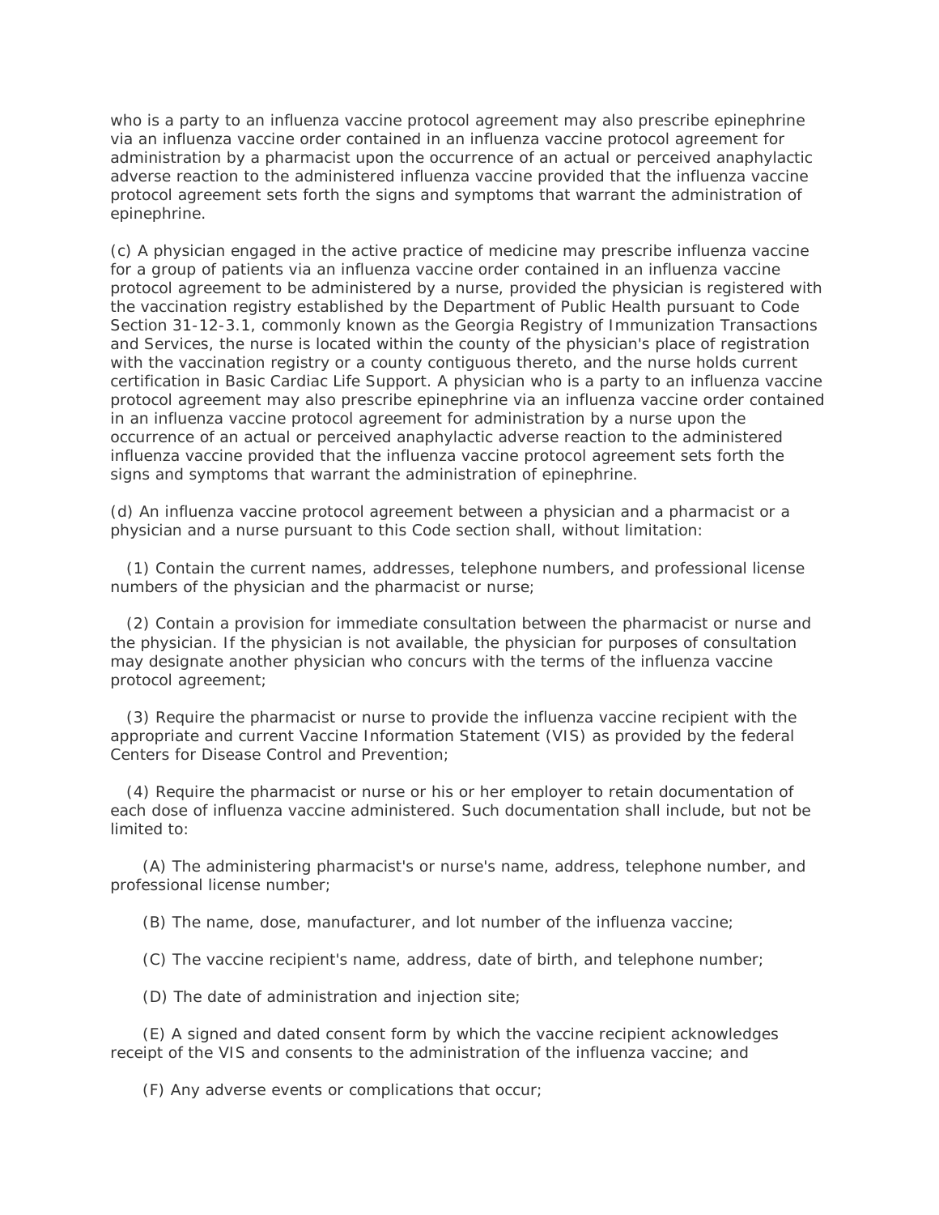who is a party to an influenza vaccine protocol agreement may also prescribe epinephrine via an influenza vaccine order contained in an influenza vaccine protocol agreement for administration by a pharmacist upon the occurrence of an actual or perceived anaphylactic adverse reaction to the administered influenza vaccine provided that the influenza vaccine protocol agreement sets forth the signs and symptoms that warrant the administration of epinephrine.

(c) A physician engaged in the active practice of medicine may prescribe influenza vaccine for a group of patients via an influenza vaccine order contained in an influenza vaccine protocol agreement to be administered by a nurse, provided the physician is registered with the vaccination registry established by the Department of Public Health pursuant to Code Section 31-12-3.1, commonly known as the Georgia Registry of Immunization Transactions and Services, the nurse is located within the county of the physician's place of registration with the vaccination registry or a county contiguous thereto, and the nurse holds current certification in Basic Cardiac Life Support. A physician who is a party to an influenza vaccine protocol agreement may also prescribe epinephrine via an influenza vaccine order contained in an influenza vaccine protocol agreement for administration by a nurse upon the occurrence of an actual or perceived anaphylactic adverse reaction to the administered influenza vaccine provided that the influenza vaccine protocol agreement sets forth the signs and symptoms that warrant the administration of epinephrine.

(d) An influenza vaccine protocol agreement between a physician and a pharmacist or a physician and a nurse pursuant to this Code section shall, without limitation:

(1) Contain the current names, addresses, telephone numbers, and professional license numbers of the physician and the pharmacist or nurse;

(2) Contain a provision for immediate consultation between the pharmacist or nurse and the physician. If the physician is not available, the physician for purposes of consultation may designate another physician who concurs with the terms of the influenza vaccine protocol agreement;

(3) Require the pharmacist or nurse to provide the influenza vaccine recipient with the appropriate and current Vaccine Information Statement (VIS) as provided by the federal Centers for Disease Control and Prevention;

(4) Require the pharmacist or nurse or his or her employer to retain documentation of each dose of influenza vaccine administered. Such documentation shall include, but not be limited to:

(A) The administering pharmacist's or nurse's name, address, telephone number, and professional license number;

(B) The name, dose, manufacturer, and lot number of the influenza vaccine;

(C) The vaccine recipient's name, address, date of birth, and telephone number;

(D) The date of administration and injection site;

(E) A signed and dated consent form by which the vaccine recipient acknowledges receipt of the VIS and consents to the administration of the influenza vaccine; and

(F) Any adverse events or complications that occur;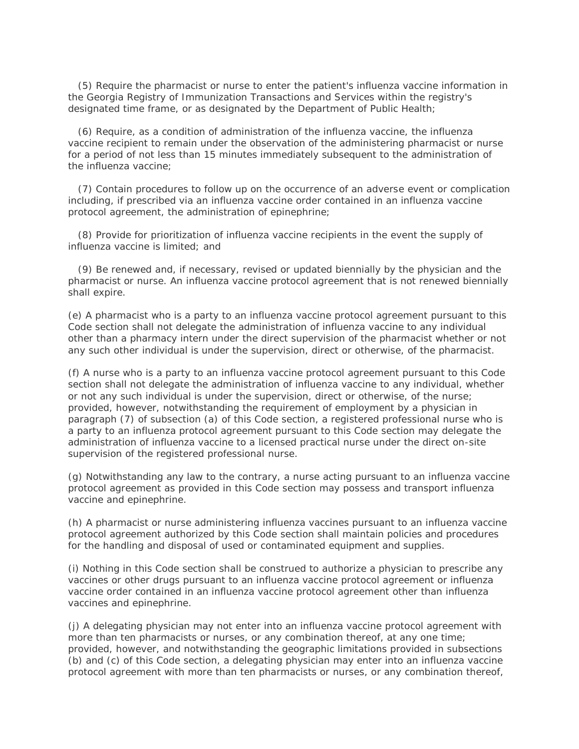(5) Require the pharmacist or nurse to enter the patient's influenza vaccine information in the Georgia Registry of Immunization Transactions and Services within the registry's designated time frame, or as designated by the Department of Public Health;

(6) Require, as a condition of administration of the influenza vaccine, the influenza vaccine recipient to remain under the observation of the administering pharmacist or nurse for a period of not less than 15 minutes immediately subsequent to the administration of the influenza vaccine;

(7) Contain procedures to follow up on the occurrence of an adverse event or complication including, if prescribed via an influenza vaccine order contained in an influenza vaccine protocol agreement, the administration of epinephrine;

(8) Provide for prioritization of influenza vaccine recipients in the event the supply of influenza vaccine is limited; and

(9) Be renewed and, if necessary, revised or updated biennially by the physician and the pharmacist or nurse. An influenza vaccine protocol agreement that is not renewed biennially shall expire.

(e) A pharmacist who is a party to an influenza vaccine protocol agreement pursuant to this Code section shall not delegate the administration of influenza vaccine to any individual other than a pharmacy intern under the direct supervision of the pharmacist whether or not any such other individual is under the supervision, direct or otherwise, of the pharmacist.

(f) A nurse who is a party to an influenza vaccine protocol agreement pursuant to this Code section shall not delegate the administration of influenza vaccine to any individual, whether or not any such individual is under the supervision, direct or otherwise, of the nurse; provided, however, notwithstanding the requirement of employment by a physician in paragraph (7) of subsection (a) of this Code section, a registered professional nurse who is a party to an influenza protocol agreement pursuant to this Code section may delegate the administration of influenza vaccine to a licensed practical nurse under the direct on-site supervision of the registered professional nurse.

(g) Notwithstanding any law to the contrary, a nurse acting pursuant to an influenza vaccine protocol agreement as provided in this Code section may possess and transport influenza vaccine and epinephrine.

(h) A pharmacist or nurse administering influenza vaccines pursuant to an influenza vaccine protocol agreement authorized by this Code section shall maintain policies and procedures for the handling and disposal of used or contaminated equipment and supplies.

(i) Nothing in this Code section shall be construed to authorize a physician to prescribe any vaccines or other drugs pursuant to an influenza vaccine protocol agreement or influenza vaccine order contained in an influenza vaccine protocol agreement other than influenza vaccines and epinephrine.

(j) A delegating physician may not enter into an influenza vaccine protocol agreement with more than ten pharmacists or nurses, or any combination thereof, at any one time; provided, however, and notwithstanding the geographic limitations provided in subsections (b) and (c) of this Code section, a delegating physician may enter into an influenza vaccine protocol agreement with more than ten pharmacists or nurses, or any combination thereof,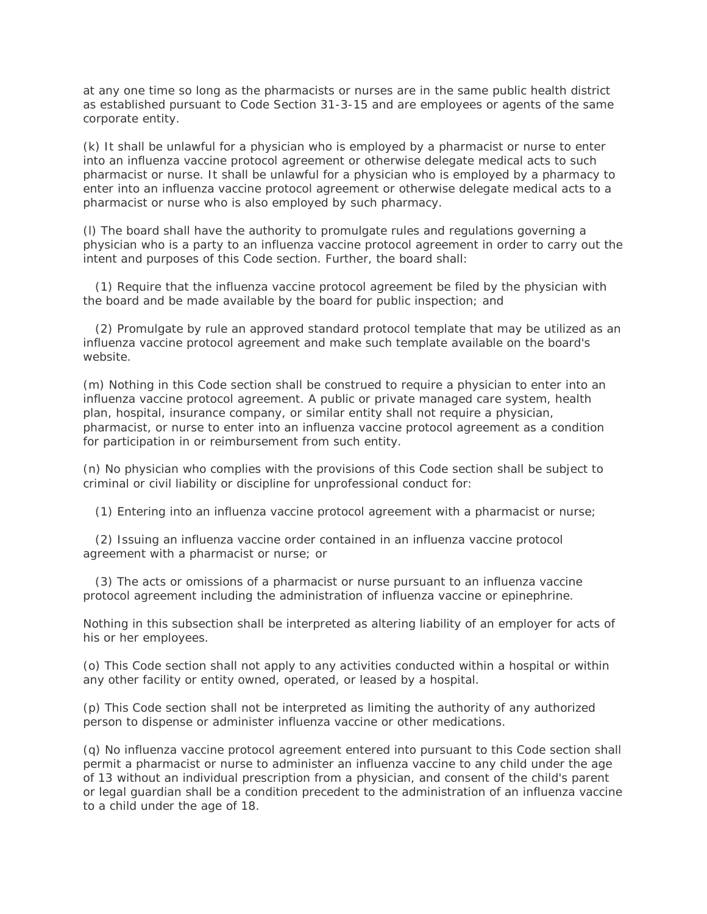at any one time so long as the pharmacists or nurses are in the same public health district as established pursuant to Code Section 31-3-15 and are employees or agents of the same corporate entity.

(k) It shall be unlawful for a physician who is employed by a pharmacist or nurse to enter into an influenza vaccine protocol agreement or otherwise delegate medical acts to such pharmacist or nurse. It shall be unlawful for a physician who is employed by a pharmacy to enter into an influenza vaccine protocol agreement or otherwise delegate medical acts to a pharmacist or nurse who is also employed by such pharmacy.

(l) The board shall have the authority to promulgate rules and regulations governing a physician who is a party to an influenza vaccine protocol agreement in order to carry out the intent and purposes of this Code section. Further, the board shall:

(1) Require that the influenza vaccine protocol agreement be filed by the physician with the board and be made available by the board for public inspection; and

(2) Promulgate by rule an approved standard protocol template that may be utilized as an influenza vaccine protocol agreement and make such template available on the board's website.

(m) Nothing in this Code section shall be construed to require a physician to enter into an influenza vaccine protocol agreement. A public or private managed care system, health plan, hospital, insurance company, or similar entity shall not require a physician, pharmacist, or nurse to enter into an influenza vaccine protocol agreement as a condition for participation in or reimbursement from such entity.

(n) No physician who complies with the provisions of this Code section shall be subject to criminal or civil liability or discipline for unprofessional conduct for:

(1) Entering into an influenza vaccine protocol agreement with a pharmacist or nurse;

(2) Issuing an influenza vaccine order contained in an influenza vaccine protocol agreement with a pharmacist or nurse; or

(3) The acts or omissions of a pharmacist or nurse pursuant to an influenza vaccine protocol agreement including the administration of influenza vaccine or epinephrine.

Nothing in this subsection shall be interpreted as altering liability of an employer for acts of his or her employees.

(o) This Code section shall not apply to any activities conducted within a hospital or within any other facility or entity owned, operated, or leased by a hospital.

(p) This Code section shall not be interpreted as limiting the authority of any authorized person to dispense or administer influenza vaccine or other medications.

(q) No influenza vaccine protocol agreement entered into pursuant to this Code section shall permit a pharmacist or nurse to administer an influenza vaccine to any child under the age of 13 without an individual prescription from a physician, and consent of the child's parent or legal guardian shall be a condition precedent to the administration of an influenza vaccine to a child under the age of 18.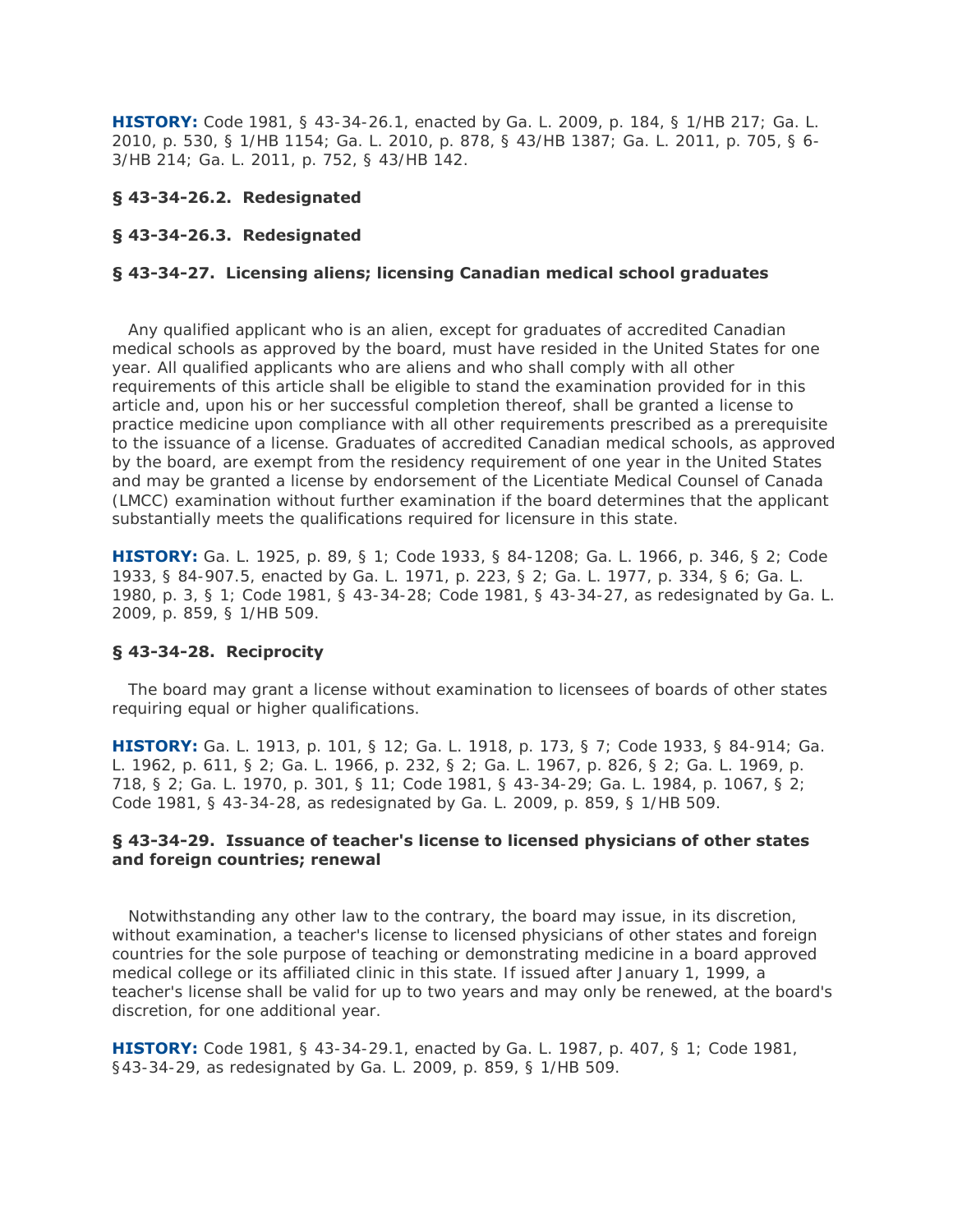**HISTORY:** Code 1981, § 43-34-26.1, enacted by Ga. L. 2009, p. 184, § 1/HB 217; Ga. L. 2010, p. 530, § 1/HB 1154; Ga. L. 2010, p. 878, § 43/HB 1387; Ga. L. 2011, p. 705, § 6-3/HB 214; Ga. L. 2011, p. 752, § 43/HB 142.

### § 43-34-26.2. Redesignated

### § 43-34-26.3. Redesignated

### § 43-34-27. Licensing aliens; licensing Canadian medical school graduates

Any qualified applicant who is an alien, except for graduates of accredited Canadian medical schools, as approved by the board, must have resided in the United States for one year. All qualified applicants who are aliens and who shall comply with all other requirements of this article shall be eligible to stand the examination provided for in this article and, upon his or her successful completion thereof, shall be granted a license to practice medicine upon compliance with all other requirements prescribed as a prerequisite to the issuance of a license. Graduates of accredited Canadian medical schools, as approved by the board, are exempt from the residency requirement of one year in the United States and may be granted a license by endorsement of the Licentiate Medical Counsel of Canada (LMCC) examination without further examination if the board determines that the applicant substantially meets the qualifications required for licensure in this state.

**HISTORY:** Ga. L. 1925, p. 89, § 1; Code 1933, § 84-1208; Ga. L. 1966, p. 346, § 2; Code 1933, § 84-907.5, enacted by Ga. L. 1971, p. 223, § 2; Ga. L. 1977, p. 334, § 6; Ga. L. 1980, p. 3, § 1; Code 1981, § 43-34-28; Code 1981, § 43-34-27, as redesignated by Ga. L. 2009, p. 859, § 1/HB 509.

### § 43-34-28. Reciprocity

The board may grant a license without examination to licensees of boards of other states requiring equal or higher qualifications.

**HISTORY:** Ga. L. 1913, p. 101, § 12; Ga. L. 1918, p. 173, § 7; Code 1933, § 84-914; Ga. L. 1962, p. 611, § 2; Ga. L. 1966, p. 232, § 2; Ga. L. 1967, p. 826, § 2; Ga. L. 1969, p. 718, § 2; Ga. L. 1970, p. 301, § 11; Code 1981, § 43-34-29; Ga. L. 1984, p. 1067, § 2; Code 1981, § 43-34-28, as redesignated by Ga. L. 2009, p. 859, § 1/HB 509.

### § 43-34-29. Issuance of teacher's license to licensed physicians of other states and foreign countries; renewal

Notwithstanding any other law to the contrary, the board may issue, in its discretion, without examination, a teacher's license to licensed physicians of other states and foreign countries for the sole purpose of teaching or demonstrating medicine in a board approved medical college or its affiliated clinic in this state. If issued after January 1, 1999, a teacher's license shall be valid for up to two years and may only be renewed, at the board's discretion, for one additional year.

**HISTORY:** Code 1981, § 43-34-29.1, enacted by Ga. L. 1987, p. 407, § 1; Code 1981, §43-34-29, as redesignated by Ga. L. 2009, p. 859, § 1/HB 509.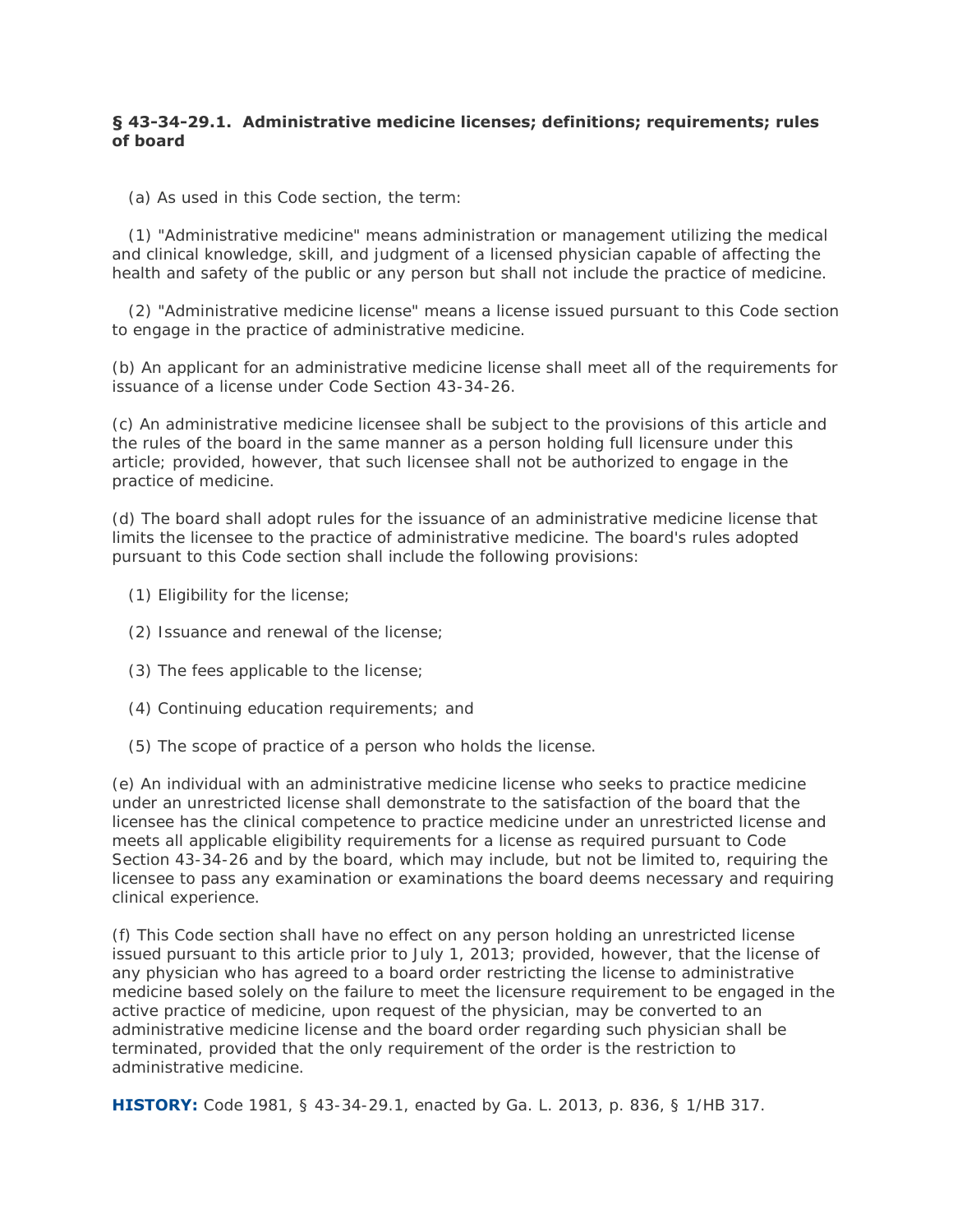**§ 43-34-29.1. Administrative medicine licenses; definitions; requirements; rules of board**

(a) As used in this Code section, the term:

(1) "Administrative medicine" means administration or management utilizing the medical and clinical knowledge, skill, and judgment of a licensed physician capable of affecting the health and safety of the public or any person but shall not include the practice of medicine.

(2) "Administrative medicine license" means a license issued pursuant to this Code section to engage in the practice of administrative medicine.

(b) An applicant for an administrative medicine license shall meet all of the requirements for issuance of a license under Code Section 43-34-26.

(c) An administrative medicine licensee shall be subject to the provisions of this article and the rules of the board in the same manner as a person holding full licensure under this article; provided, however, that such licensee shall not be authorized to engage in the practice of medicine.

(d) The board shall adopt rules for the issuance of an administrative medicine license that limits the licensee to the practice of administrative medicine. The board's rules adopted pursuant to this Code section shall include the following provisions:

(1) Eligibility for the license;

(2) Issuance and renewal of the license;

(3) The fees applicable to the license;

(4) Continuing education requirements; and

(5) The scope of practice of a person who holds the license.

(e) An individual with an administrative medicine license who seeks to practice medicine under an unrestricted license shall demonstrate to the satisfaction of the board that the licensee has the clinical competence to practice medicine under an unrestricted license and meets all applicable eligibility requirements for a license as required pursuant to Code Section 43-34-26 and by the board, which may include, but not be limited to, requiring the licensee to pass any examination or examinations the board deems necessary and requiring clinical experience.

(f) This Code section shall have no effect on any person holding an unrestricted license issued pursuant to this article prior to July 1, 2013; provided, however, that the license of any physician who has agreed to a board order restricting the license to administrative medicine based solely on the failure to meet the licensure requirement to be engaged in the active practice of medicine, upon request of the physician, may be converted to an administrative medicine license and the board order regarding such physician shall be terminated, provided that the only requirement of the order is the restriction to administrative medicine.

**HISTORY:** Code 1981, § 43-34-29.1, enacted by Ga. L. 2013, p. 836, § 1/HB 317.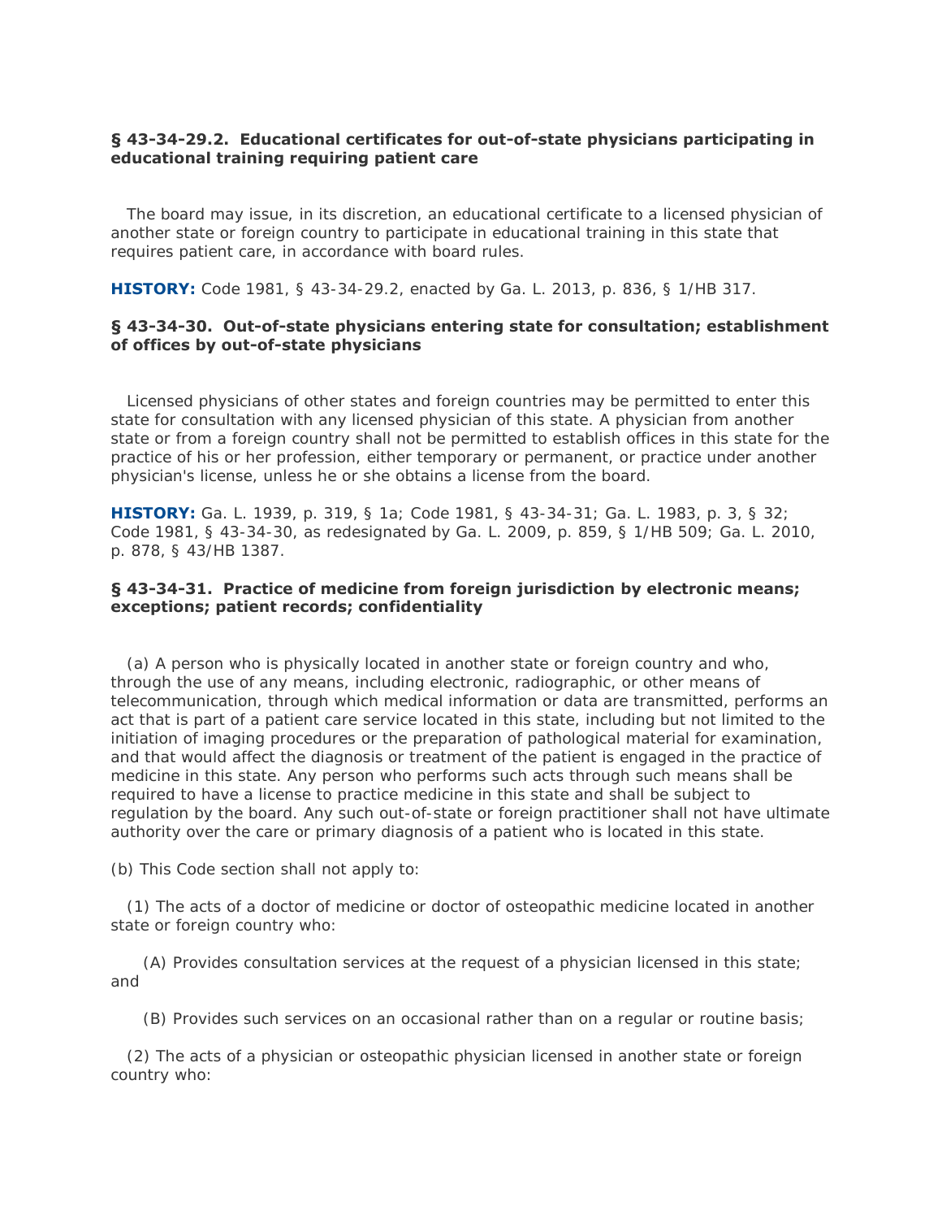**§ 43-34-29.2. Educational certificates for out-of-state physicians participating in educational training requiring patient care**

The board may issue, in its discretion, an educational certificate to a licensed physician of another state or foreign country to participate in educational training in this state that requires patient care, in accordance with board rules.

**HISTORY:** Code 1981, § 43-34-29.2, enacted by Ga. L. 2013, p. 836, § 1/HB 317.

**§ 43-34-30. Out-of-state physicians entering state for consultation; establishment of offices by out-of-state physicians**

Licensed physicians of other states and foreign countries may be permitted to enter this state for consultation with any licensed physician of this state. A physician from another state or from a foreign country shall not be permitted to establish offices in this state for the practice of his or her profession, either temporary or permanent, or practice under another physician's license, unless he or she obtains a license from the board.

**HISTORY:** Ga. L. 1939, p. 319, § 1a; Code 1981, § 43-34-31; Ga. L. 1983, p. 3, § 32; Code 1981, § 43-34-30, as redesignated by Ga. L. 2009, p. 859, § 1/HB 509; Ga. L. 2010, p. 878, § 43/HB 1387.

**§ 43-34-31. Practice of medicine from foreign jurisdiction by electronic means; exceptions; patient records; confidentiality**

(a) A person who is physically located in another state or foreign country and who, through the use of any means, including electronic, radiographic, or other means of telecommunication, through which medical information or data are transmitted, performs an act that is part of a patient care service located in this state, including but not limited to the initiation of imaging procedures or the preparation of pathological material for examination, and that would affect the diagnosis or treatment of the patient is engaged in the practice of medicine in this state. Any person who performs such acts through such means shall be required to have a license to practice medicine in this state and shall be subject to regulation by the board. Any such out-of-state or foreign practitioner shall not have ultimate authority over the care or primary diagnosis of a patient who is located in this state.

(b) This Code section shall not apply to:

(1) The acts of a doctor of medicine or doctor of osteopathic medicine located in another state or foreign country who:

(A) Provides consultation services at the request of a physician licensed in this state; and

(B) Provides such services on an occasional rather than on a regular or routine basis;

(2) The acts of a physician or osteopathic physician licensed in another state or foreign country who: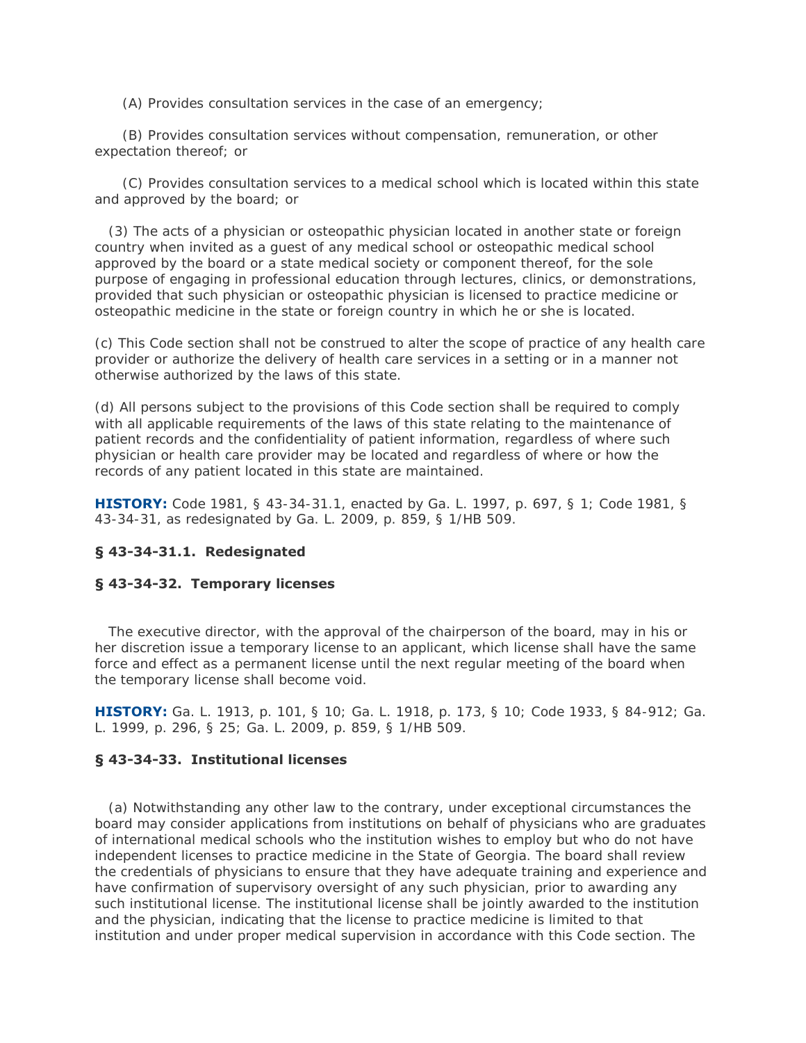(A) Provides consultation services in the case of an emergency;

(B) Provides consultation services without compensation, remuneration, or other expectation thereof; or

(C) Provides consultation services to a medical school which is located within this state and approved by the board; or

(3) The acts of a physician or osteopathic physician located in another state or foreign country when invited as a guest of any medical school or osteopathic medical school approved by the board or a state medical society or component thereof, for the sole purpose of engaging in professional education through lectures, clinics, or demonstrations, provided that such physician or osteopathic physician is licensed to practice medicine or osteopathic medicine in the state or foreign country in which he or she is located.

(c) This Code section shall not be construed to alter the scope of practice of any health care provider or authorize the delivery of health care services in a setting or in a manner not otherwise authorized by the laws of this state.

(d) All persons subject to the provisions of this Code section shall be required to comply with all applicable requirements of the laws of this state relating to the maintenance of patient records and the confidentiality of patient information, regardless of where such physician or health care provider may be located and regardless of where or how the records of any patient located in this state are maintained.

**HISTORY:** Code 1981, § 43-34-31.1, enacted by Ga. L. 1997, p. 697, § 1; Code 1981, § 43-34-31, as redesignated by Ga. L. 2009, p. 859, § 1/HB 509.

### § 43-34-31.1. Redesignated

### § 43-34-32. Temporary licenses

The executive director, with the approval of the chairperson of the board, may in his or her discretion issue a temporary license to an applicant, which license shall have the same force and effect as a permanent license until the next regular meeting of the board when the temporary license shall become void.

**HISTORY:** Ga. L. 1913, p. 101, § 10; Ga. L. 1918, p. 173, § 10; Code 1933, § 84-912; Ga. L. 1999, p. 296, § 25; Ga. L. 2009, p. 859, § 1/HB 509.

### § 43-34-33. Institutional licenses

(a) Notwithstanding any other law to the contrary, under exceptional circumstances the board may consider applications from institutions on behalf of physicians who are graduates of international medical schools who the institution wishes to employ but who do not have independent licenses to practice medicine in the State of Georgia. The board shall review the credentials of physicians to ensure that they have adequate training and experience and have confirmation of supervisory oversight of any such physician, prior to awarding any such institutional license. The institutional license shall be jointly awarded to the institution and the physician, indicating that the license to practice medicine is limited to that institution and under proper medical supervision in accordance with this Code section. The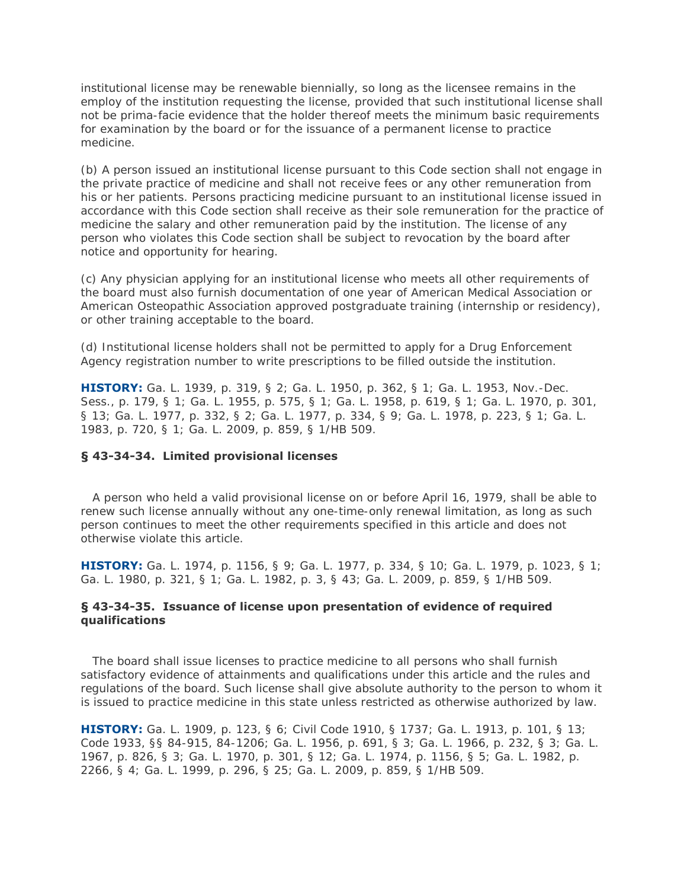institutional license may be renewable biennially, so long as the licensee remains in the employ of the institution requesting the license, provided that such institutional license shall not be prima-facie evidence that the holder thereof meets the minimum basic requirements for examination by the board or for the issuance of a permanent license to practice medicine.

(b) A person issued an institutional license pursuant to this Code section shall not engage in the private practice of medicine and shall not receive fees or any other remuneration from his or her patients. Persons practicing medicine pursuant to an institutional license issued in accordance with this Code section shall receive as their sole remuneration for the practice of medicine the salary and other remuneration paid by the institution. The license of any person who violates this Code section shall be subject to revocation by the board after notice and opportunity for hearing.

(c) Any physician applying for an institutional license who meets all other requirements of the board must also furnish documentation of one year of American Medical Association or American Osteopathic Association approved postgraduate training (internship or residency), or other training acceptable to the board.

(d) Institutional license holders shall not be permitted to apply for a Drug Enforcement Agency registration number to write prescriptions to be filled outside the institution.

**HISTORY:** Ga. L. 1939, p. 319, § 2; Ga. L. 1950, p. 362, § 1; Ga. L. 1953, Nov.-Dec. Sess., p. 179, § 1; Ga. L. 1955, p. 575, § 1; Ga. L. 1958, p. 619, § 1; Ga. L. 1970, p. 301, § 13; Ga. L. 1977, p. 332, § 2; Ga. L. 1977, p. 334, § 9; Ga. L. 1978, p. 223, § 1; Ga. L. 1983, p. 720, § 1; Ga. L. 2009, p. 859, § 1/HB 509.

### § 43-34-34. Limited provisional licenses

A person who held a valid provisional license on or before April 16, 1979, shall be able to renew such license annually without any one-time-only renewal limitation, as long as such person continues to meet the other requirements specified in this article and does not otherwise violate this article.

**HISTORY:** Ga. L. 1974, p. 1156, § 9; Ga. L. 1977, p. 334, § 10; Ga. L. 1979, p. 1023, § 1; Ga. L. 1980, p. 321, § 1; Ga. L. 1982, p. 3, § 43; Ga. L. 2009, p. 859, § 1/HB 509.

### § 43-34-35. Issuance of license upon presentation of evidence of required qualifications

The board shall issue licenses to practice medicine to all persons who shall furnish satisfactory evidence of attainments and qualifications under this article and the rules and regulations of the board. Such license shall give absolute authority to the person to whom it is issued to practice medicine in this state unless restricted as otherwise authorized by law.

**HISTORY:** Ga. L. 1909, p. 123, § 6; Civil Code 1910, § 1737; Ga. L. 1913, p. 101, § 13; Code 1933, §§ 84-915, 84-1206; Ga. L. 1956, p. 691, § 3; Ga. L. 1966, p. 232, § 3; Ga. L. 1967, p. 826, § 3; Ga. L. 1970, p. 301, § 12; Ga. L. 1974, p. 1156, § 5; Ga. L. 1982, p. 2266, § 4; Ga. L. 1999, p. 296, § 25; Ga. L. 2009, p. 859, § 1/HB 509.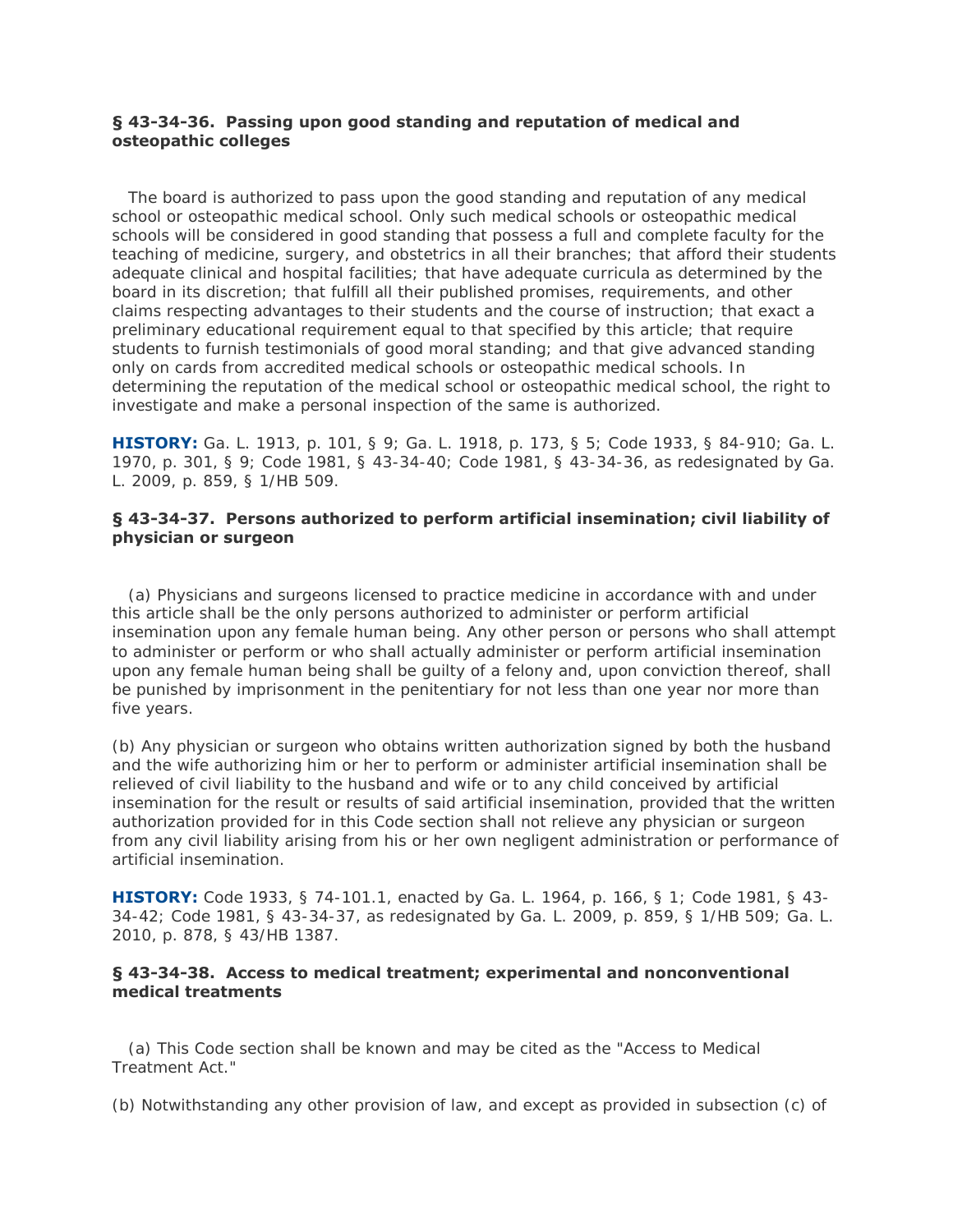### § 43-34-36. Passing upon good standing and reputation of medical and osteopathic colleges

The board is authorized to pass upon the good standing and reputation of any medical school or osteopathic medical school. Only such medical schools or osteopathic medical schools will be considered in good standing that possess a full and complete faculty for the teaching of medicine, surgery, and obstetrics in all their branches; that afford their students adequate clinical and hospital facilities; that have adequate curricula as determined by the board in its discretion; that fulfill all their published promises, requirements, and other claims respecting advantages to their students and the course of instruction; that exact a preliminary educational requirement equal to that specified by this article; that require students to furnish testimonials of good moral standing; and that give advanced standing only on cards from accredited medical schools or osteopathic medical schools. In determining the reputation of the medical school or osteopathic medical school, the right to investigate and make a personal inspection of the same is authorized.

**HISTORY:** Ga. L. 1913, p. 101, § 9; Ga. L. 1918, p. 173, § 5; Code 1933, § 84-910; Ga. L. 1970, p. 301, § 9; Code 1981, § 43-34-40; Code 1981, § 43-34-36, as redesignated by Ga. L. 2009, p. 859, § 1/HB 509.

### § 43-34-37. Persons authorized to perform artificial insemination; civil liability of physician or surgeon

(a) Physicians and surgeons licensed to practice medicine in accordance with and under this article shall be the only persons authorized to administer or perform artificial insemination upon any female human being. Any other person or persons who shall attempt to administer or perform or who shall actually administer or perform artificial insemination upon any female human being shall be guilty of a felony and, upon conviction thereof, shall be punished by imprisonment in the penitentiary for not less than one year nor more than five years.

(b) Any physician or surgeon who obtains written authorization signed by both the husband and the wife authorizing him or her to perform or administer artificial insemination shall be relieved of civil liability to the husband and wife or to any child conceived by artificial insemination for the result or results of said artificial insemination, provided that the written authorization provided for in this Code section shall not relieve any physician or surgeon from any civil liability arising from his or her own negligent administration or performance of artificial insemination.

**HISTORY:** Code 1933, § 74-101.1, enacted by Ga. L. 1964, p. 166, § 1; Code 1981, § 43-34-42; Code 1981, § 43-34-37, as redesignated by Ga. L. 2009, p. 859, § 1/HB 509; Ga. L. 2010, p. 878, § 43/HB 1387.

### § 43-34-38. Access to medical treatment; experimental and nonconventional medical treatments

(a) This Code section shall be known and may be cited as the "Access to Medical Treatment Act."

(b) Notwithstanding any other provision of law, and except as provided in subsection (c) of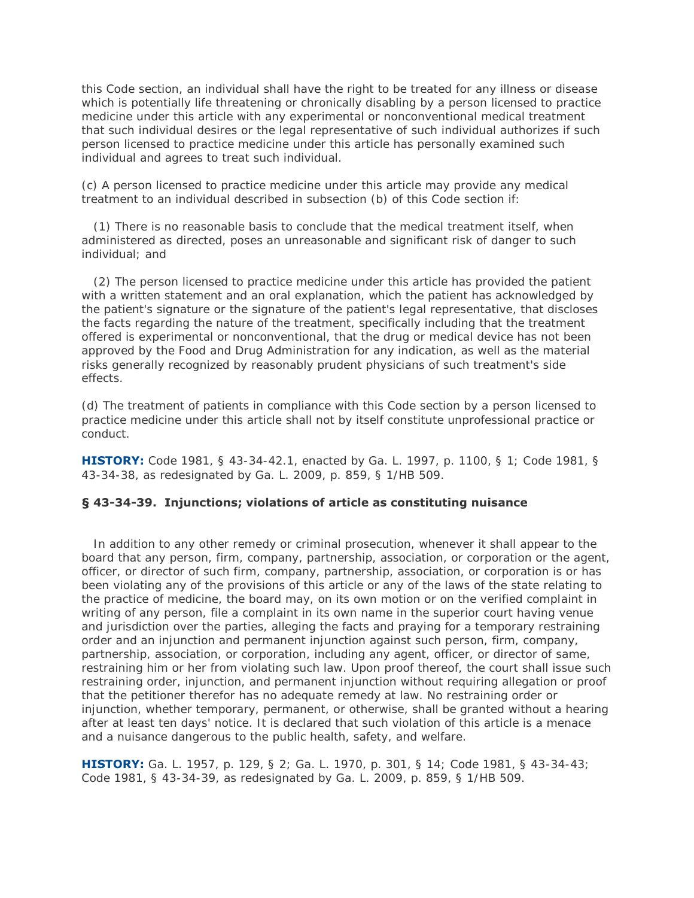this Code section, an individual shall have the right to be treated for any illness or disease which is potentially life threatening or chronically disabling by a person licensed to practice medicine under this article with any experimental or nonconventional medical treatment that such individual desires or the legal representative of such individual authorizes if such person licensed to practice medicine under this article has personally examined such individual and agrees to treat such individual.

(c) A person licensed to practice medicine under this article may provide any medical treatment to an individual described in subsection (b) of this Code section if:

(1) There is no reasonable basis to conclude that the medical treatment itself, when administered as directed, poses an unreasonable and significant risk of danger to such individual; and

(2) The person licensed to practice medicine under this article has provided the patient with a written statement and an oral explanation, which the patient has acknowledged by the patient's signature or the signature of the patient's legal representative, that discloses the facts regarding the nature of the treatment, specifically including that the treatment offered is experimental or nonconventional, that the drug or medical device has not been approved by the Food and Drug Administration for any indication, as well as the material risks generally recognized by reasonably prudent physicians of such treatment's side effects.

(d) The treatment of patients in compliance with this Code section by a person licensed to practice medicine under this article shall not by itself constitute unprofessional practice or conduct.

**HISTORY:** Code 1981, § 43-34-42.1, enacted by Ga. L. 1997, p. 1100, § 1; Code 1981, § 43-34-38, as redesignated by Ga. L. 2009, p. 859, § 1/HB 509.

### § 43-34-39. Injunctions; violations of article as constituting nuisance

In addition to any other remedy or criminal prosecution, whenever it shall appear to the board that any person, firm, company, partnership, association, or corporation or the agent, officer, or director of such firm, company, partnership, association, or corporation is or has been violating any of the provisions of this article or any of the laws of the state relating to the practice of medicine, the board may, on its own motion or on the verified complaint in writing of any person, file a complaint in its own name in the superior court having venue and jurisdiction over the parties, alleging the facts and praying for a temporary restraining order and an injunction and permanent injunction against such person, firm, company, partnership, association, or corporation, including any agent, officer, or director of same, restraining him or her from violating such law. Upon proof thereof, the court shall issue such restraining order, injunction, and permanent injunction without requiring allegation or proof that the petitioner therefor has no adequate remedy at law. No restraining order or injunction, whether temporary, permanent, or otherwise, shall be granted without a hearing after at least ten days' notice. It is declared that such violation of this article is a menace and a nuisance dangerous to the public health, safety, and welfare.

**HISTORY:** Ga. L. 1957, p. 129, § 2; Ga. L. 1970, p. 301, § 14; Code 1981, § 43-34-43; Code 1981, § 43-34-39, as redesignated by Ga. L. 2009, p. 859, § 1/HB 509.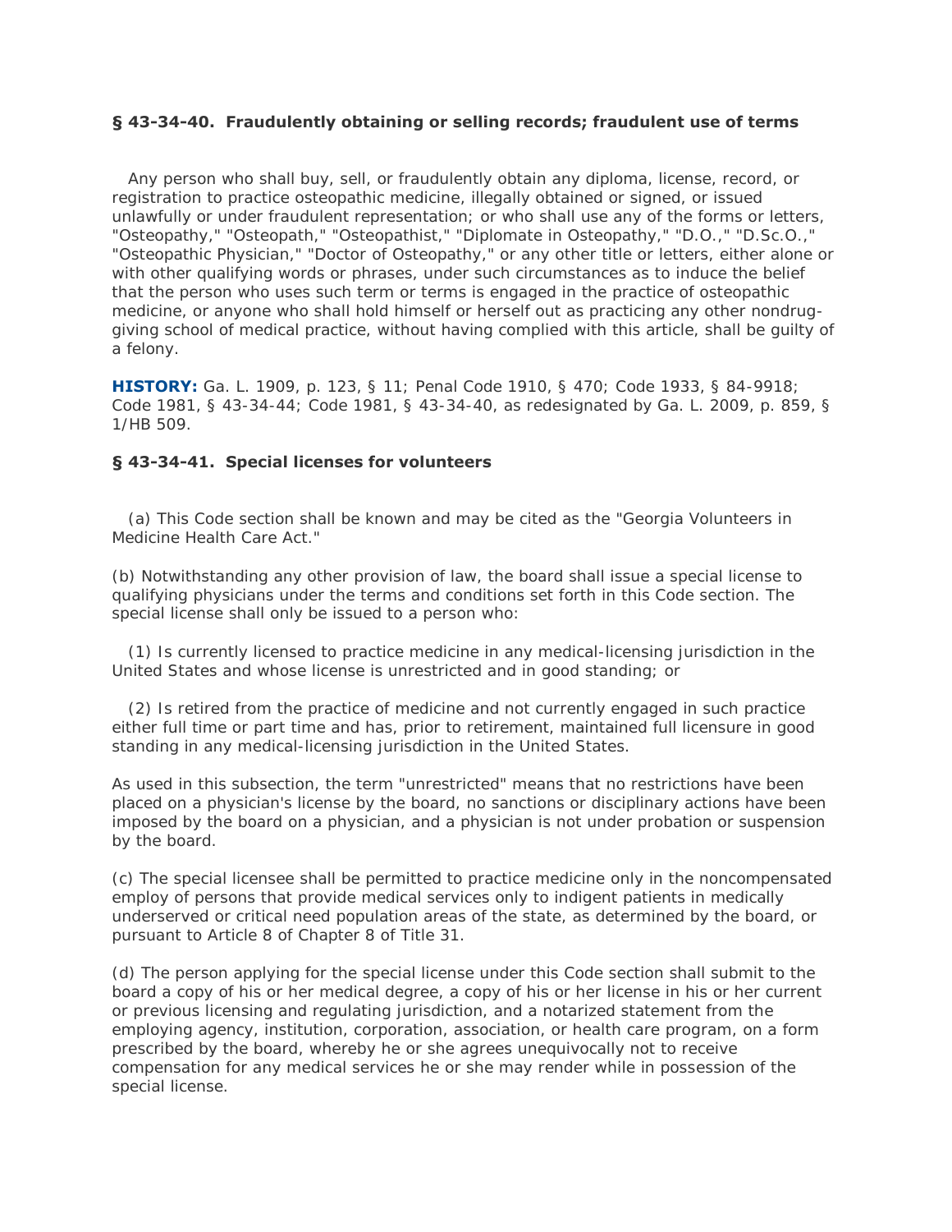### § 43-34-40. Fraudulently obtaining or selling records; fraudulent use of terms

Any person who shall buy, sell, or fraudulently obtain any diploma, license, record, or registration to practice osteopathic medicine, illegally obtained or signed, or issued unlawfully or under fraudulent representation; or who shall use any of the forms or letters, "Osteopathy," "Osteopath," "Osteopathist," "Diplomate in Osteopathy," "D.O.," "D.Sc.O.," "Osteopathic Physician," "Doctor of Osteopathy," or any other title or letters, either alone or with other qualifying words or phrases, under such circumstances as to induce the belief that the person who uses such term or terms is engaged in the practice of osteopathic medicine, or anyone who shall hold himself or herself out as practicing any other nondrug-giving school of medical practice, without having complied with this article, shall be guilty of a felony.

**HISTORY:** Ga. L. 1909, p. 123, § 11; Penal Code 1910, § 470; Code 1933, § 84-9918; Code 1981, § 43-34-44; Code 1981, § 43-34-40, as redesignated by Ga. L. 2009, p. 859, § 1/HB 509.

### § 43-34-41. Special licenses for volunteers

(a) This Code section shall be known and may be cited as the "Georgia Volunteers in Medicine Health Care Act."

(b) Notwithstanding any other provision of law, the board shall issue a special license to qualifying physicians under the terms and conditions set forth in this Code section. The special license shall only be issued to a person who:

(1) Is currently licensed to practice medicine in any medical-licensing jurisdiction in the United States and whose license is unrestricted and in good standing; or

(2) Is retired from the practice of medicine and not currently engaged in such practice either full time or part time and has, prior to retirement, maintained full licensure in good standing in any medical-licensing jurisdiction in the United States.

As used in this subsection, the term "unrestricted" means that no restrictions have been placed on a physician's license by the board, no sanctions or disciplinary actions have been imposed by the board on a physician, and a physician is not under probation or suspension by the board.

(c) The special licensee shall be permitted to practice medicine only in the noncompensated employ of persons that provide medical services only to indigent patients in medically underserved or critical need population areas of the state, as determined by the board, or pursuant to Article 8 of Chapter 8 of Title 31.

(d) The person applying for the special license under this Code section shall submit to the board a copy of his or her medical degree, a copy of his or her license in his or her current or previous licensing and regulating jurisdiction, and a notarized statement from the employing agency, institution, corporation, association, or health care program, on a form prescribed by the board, whereby he or she agrees unequivocally not to receive compensation for any medical services he or she may render while in possession of the special license.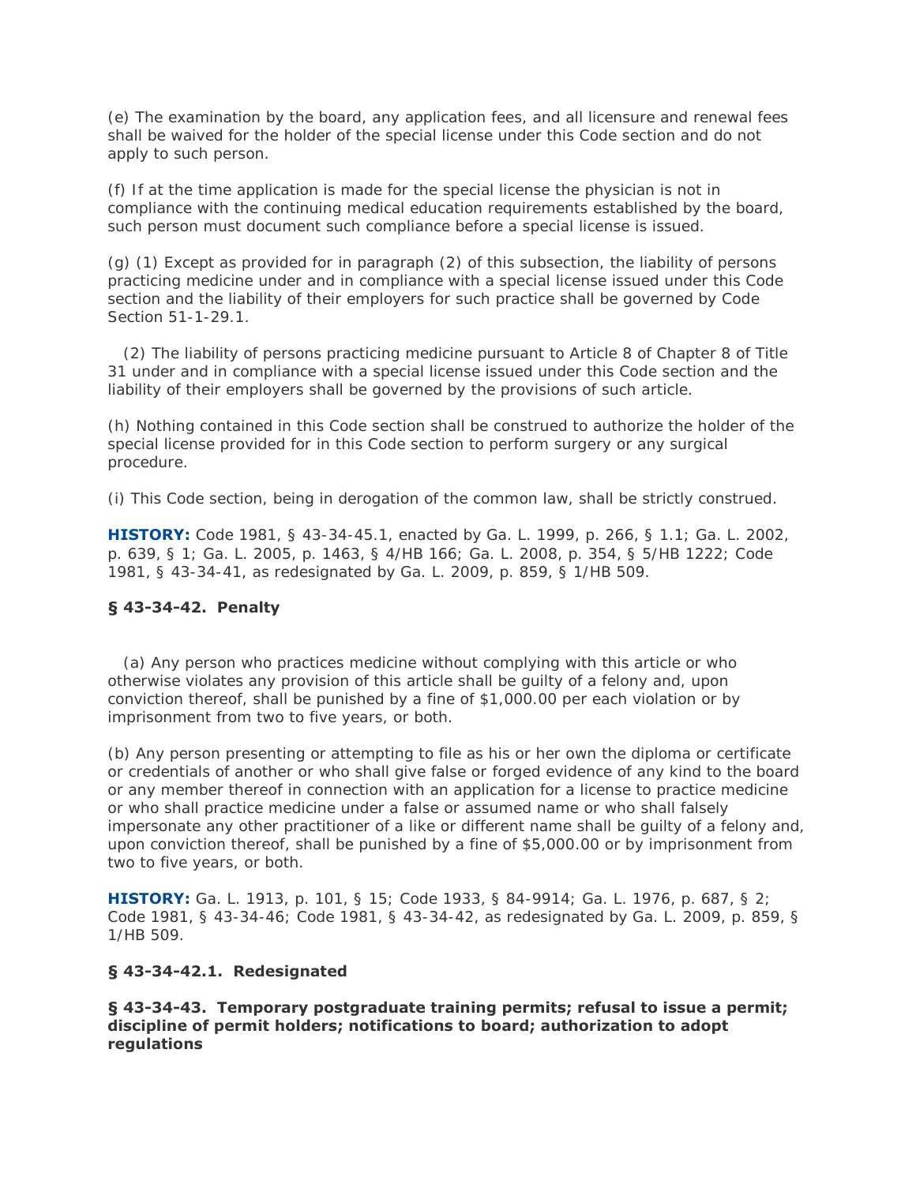(e) The examination by the board, any application fees, and all licensure and renewal fees shall be waived for the holder of the special license under this Code section and do not apply to such person.

(f) If at the time application is made for the special license the physician is not in compliance with the continuing medical education requirements established by the board, such person must document such compliance before a special license is issued.

(g) (1) Except as provided for in paragraph (2) of this subsection, the liability of persons practicing medicine under and in compliance with a special license issued under this Code section and the liability of their employers for such practice shall be governed by Code Section 51-1-29.1.

(2) The liability of persons practicing medicine pursuant to Article 8 of Chapter 8 of Title 31 under and in compliance with a special license issued under this Code section and the liability of their employers shall be governed by the provisions of such article.

(h) Nothing contained in this Code section shall be construed to authorize the holder of the special license provided for in this Code section to perform surgery or any surgical procedure.

(i) This Code section, being in derogation of the common law, shall be strictly construed.

**HISTORY:** Code 1981, § 43-34-45.1, enacted by Ga. L. 1999, p. 266, § 1.1; Ga. L. 2002, p. 639, § 1; Ga. L. 2005, p. 1463, § 4/HB 166; Ga. L. 2008, p. 354, § 5/HB 1222; Code 1981, § 43-34-41, as redesignated by Ga. L. 2009, p. 859, § 1/HB 509.

### § 43-34-42. Penalty

(a) Any person who practices medicine without complying with this article or who otherwise violates any provision of this article shall be guilty of a felony and, upon conviction thereof, shall be punished by a fine of $1,000.00 per each violation or by imprisonment from two to five years, or both.

(b) Any person presenting or attempting to file as his or her own the diploma or certificate or credentials of another or who shall give false or forged evidence of any kind to the board or any member thereof in connection with an application for a license to practice medicine or who shall practice medicine under a false or assumed name or who shall falsely impersonate any other practitioner of a like or different name shall be guilty of a felony and, upon conviction thereof, shall be punished by a fine of $5,000.00 or by imprisonment from two to five years, or both.

**HISTORY:** Ga. L. 1913, p. 101, § 15; Code 1933, § 84-9914; Ga. L. 1976, p. 687, § 2; Code 1981, § 43-34-46; Code 1981, § 43-34-42, as redesignated by Ga. L. 2009, p. 859, § 1/HB 509.

### § 43-34-42.1. Redesignated

### § 43-34-43. Temporary postgraduate training permits; refusal to issue a permit; discipline of permit holders; notifications to board; authorization to adopt regulations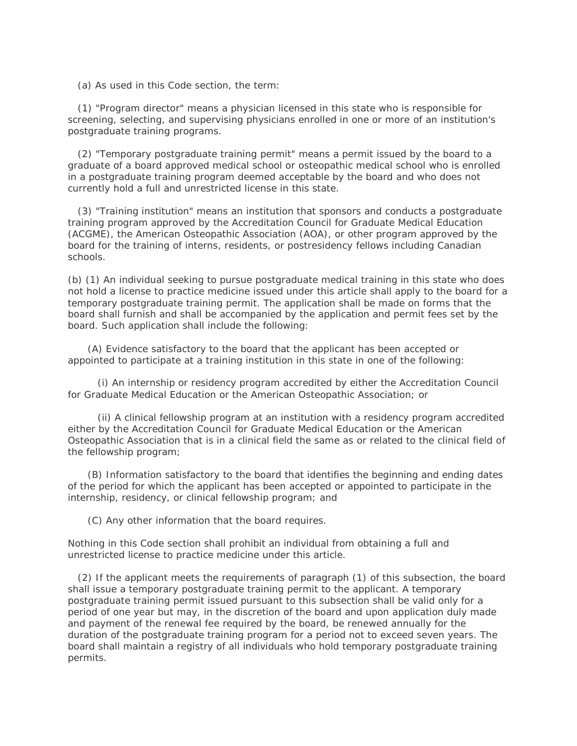(a) As used in this Code section, the term:

(1) "Program director" means a physician licensed in this state who is responsible for screening, selecting, and supervising physicians enrolled in one or more of an institution's postgraduate training programs.

(2) "Temporary postgraduate training permit" means a permit issued by the board to a graduate of a board approved medical school or osteopathic medical school who is enrolled in a postgraduate training program deemed acceptable by the board and who does not currently hold a full and unrestricted license in this state.

(3) "Training institution" means an institution that sponsors and conducts a postgraduate training program approved by the Accreditation Council for Graduate Medical Education (ACGME), the American Osteopathic Association (AOA), or other program approved by the board for the training of interns, residents, or postresidency fellows including Canadian schools.

(b) (1) An individual seeking to pursue postgraduate medical training in this state who does not hold a license to practice medicine issued under this article shall apply to the board for a temporary postgraduate training permit. The application shall be made on forms that the board shall furnish and shall be accompanied by the application and permit fees set by the board. Such application shall include the following:

(A) Evidence satisfactory to the board that the applicant has been accepted or appointed to participate at a training institution in this state in one of the following:

(i) An internship or residency program accredited by either the Accreditation Council for Graduate Medical Education or the American Osteopathic Association; or

(ii) A clinical fellowship program at an institution with a residency program accredited either by the Accreditation Council for Graduate Medical Education or the American Osteopathic Association that is in a clinical field the same as or related to the clinical field of the fellowship program;

(B) Information satisfactory to the board that identifies the beginning and ending dates of the period for which the applicant has been accepted or appointed to participate in the internship, residency, or clinical fellowship program; and

(C) Any other information that the board requires.

Nothing in this Code section shall prohibit an individual from obtaining a full and unrestricted license to practice medicine under this article.

(2) If the applicant meets the requirements of paragraph (1) of this subsection, the board shall issue a temporary postgraduate training permit to the applicant. A temporary postgraduate training permit issued pursuant to this subsection shall be valid only for a period of one year but may, in the discretion of the board and upon application duly made and payment of the renewal fee required by the board, be renewed annually for the duration of the postgraduate training program for a period not to exceed seven years. The board shall maintain a registry of all individuals who hold temporary postgraduate training permits.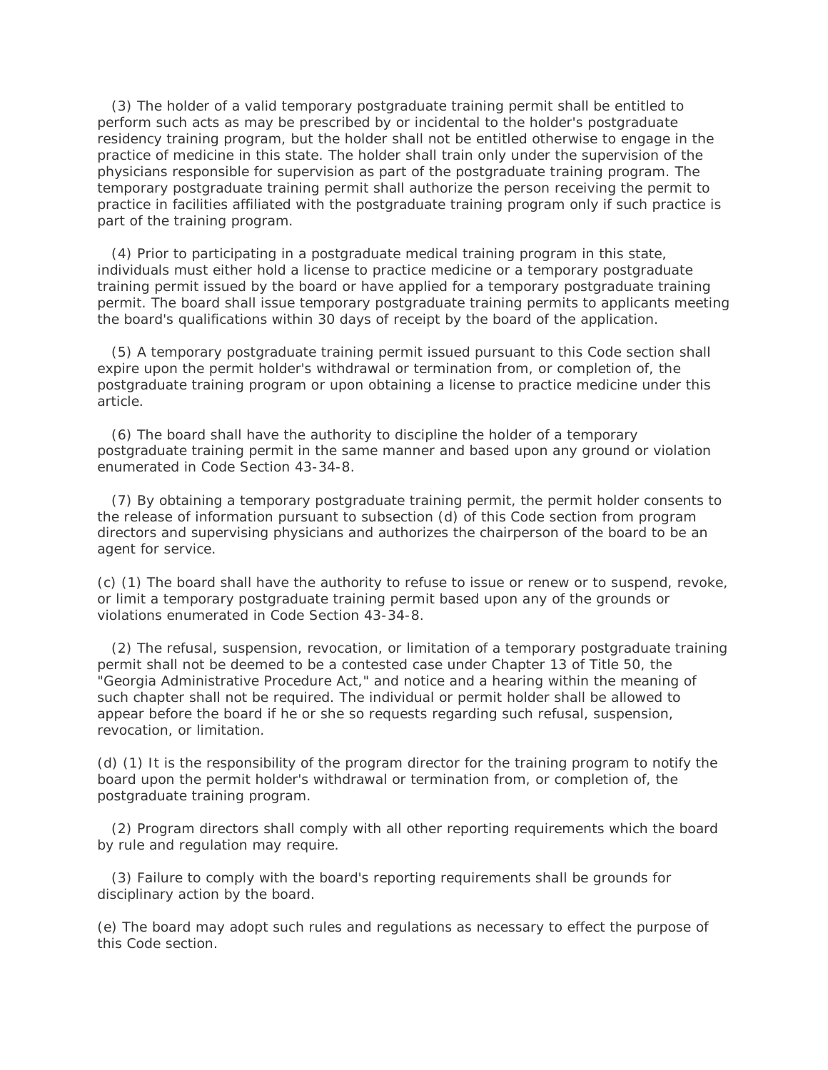(3) The holder of a valid temporary postgraduate training permit shall be entitled to perform such acts as may be prescribed by or incidental to the holder's postgraduate residency training program, but the holder shall not be entitled otherwise to engage in the practice of medicine in this state. The holder shall train only under the supervision of the physicians responsible for supervision as part of the postgraduate training program. The temporary postgraduate training permit shall authorize the person receiving the permit to practice in facilities affiliated with the postgraduate training program only if such practice is part of the training program.

(4) Prior to participating in a postgraduate medical training program in this state, individuals must either hold a license to practice medicine or a temporary postgraduate training permit issued by the board or have applied for a temporary postgraduate training permit. The board shall issue temporary postgraduate training permits to applicants meeting the board's qualifications within 30 days of receipt by the board of the application.

(5) A temporary postgraduate training permit issued pursuant to this Code section shall expire upon the permit holder's withdrawal or termination from, or completion of, the postgraduate training program or upon obtaining a license to practice medicine under this article.

(6) The board shall have the authority to discipline the holder of a temporary postgraduate training permit in the same manner and based upon any ground or violation enumerated in Code Section 43-34-8.

(7) By obtaining a temporary postgraduate training permit, the permit holder consents to the release of information pursuant to subsection (d) of this Code section from program directors and supervising physicians and authorizes the chairperson of the board to be an agent for service.

(c) (1) The board shall have the authority to refuse to issue or renew or to suspend, revoke, or limit a temporary postgraduate training permit based upon any of the grounds or violations enumerated in Code Section 43-34-8.

(2) The refusal, suspension, revocation, or limitation of a temporary postgraduate training permit shall not be deemed to be a contested case under Chapter 13 of Title 50, the "Georgia Administrative Procedure Act," and notice and a hearing within the meaning of such chapter shall not be required. The individual or permit holder shall be allowed to appear before the board if he or she so requests regarding such refusal, suspension, revocation, or limitation.

(d) (1) It is the responsibility of the program director for the training program to notify the board upon the permit holder's withdrawal or termination from, or completion of, the postgraduate training program.

(2) Program directors shall comply with all other reporting requirements which the board by rule and regulation may require.

(3) Failure to comply with the board's reporting requirements shall be grounds for disciplinary action by the board.

(e) The board may adopt such rules and regulations as necessary to effect the purpose of this Code section.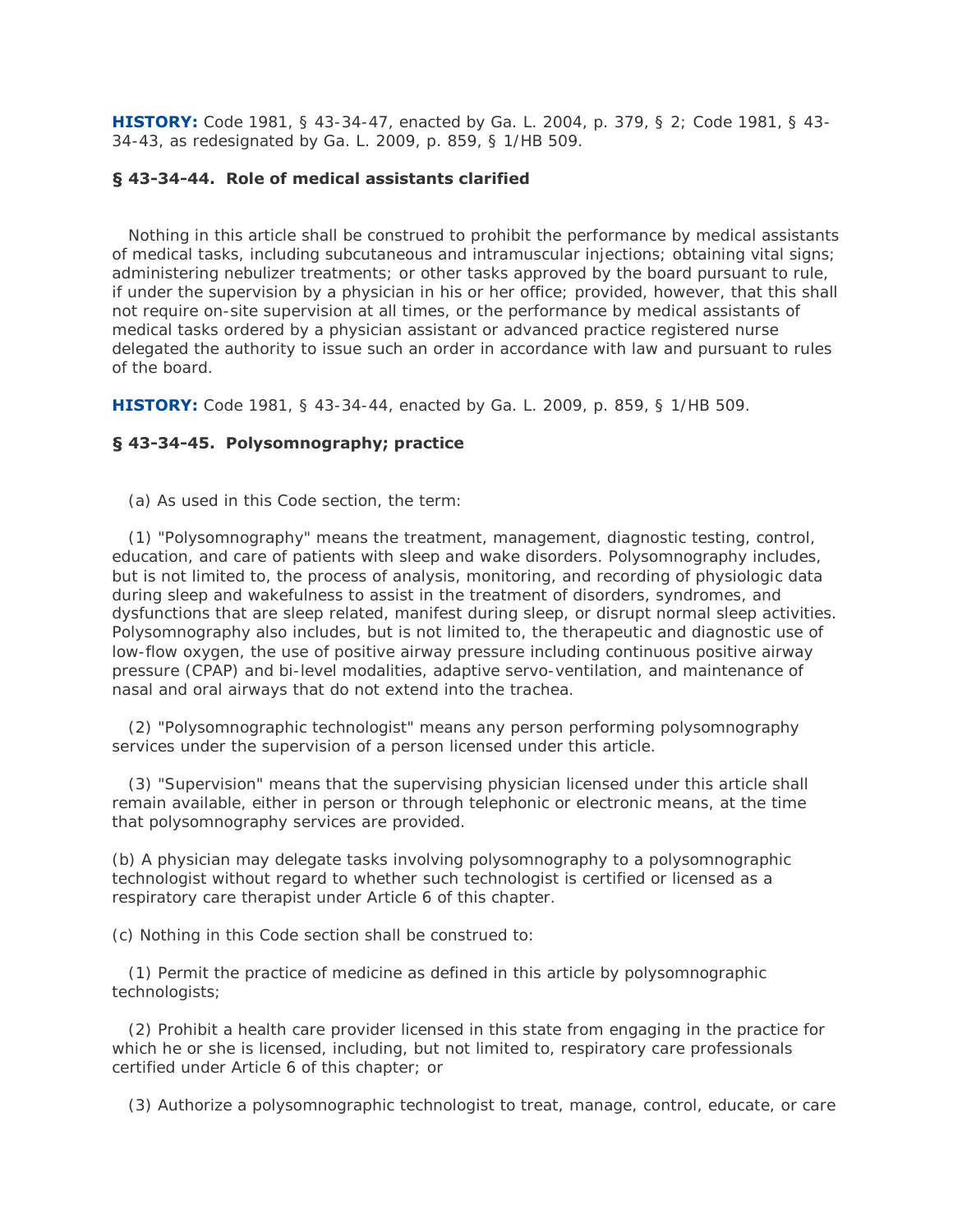**HISTORY:** Code 1981, § 43-34-47, enacted by Ga. L. 2004, p. 379, § 2; Code 1981, § 43-34-43, as redesignated by Ga. L. 2009, p. 859, § 1/HB 509.

### § 43-34-44. Role of medical assistants clarified

Nothing in this article shall be construed to prohibit the performance by medical assistants of medical tasks, including subcutaneous and intramuscular injections; obtaining vital signs; administering nebulizer treatments; or other tasks approved by the board pursuant to rule, if under the supervision by a physician in his or her office; provided, however, that this shall not require on-site supervision at all times, or the performance by medical assistants of medical tasks ordered by a physician assistant or advanced practice registered nurse delegated the authority to issue such an order in accordance with law and pursuant to rules of the board.

**HISTORY:** Code 1981, § 43-34-44, enacted by Ga. L. 2009, p. 859, § 1/HB 509.

### § 43-34-45. Polysomnography; practice

(a) As used in this Code section, the term:

(1) "Polysomnography" means the treatment, management, diagnostic testing, control, education, and care of patients with sleep and wake disorders. Polysomnography includes, but is not limited to, the process of analysis, monitoring, and recording of physiologic data during sleep and wakefulness to assist in the treatment of disorders, syndromes, and dysfunctions that are sleep related, manifest during sleep, or disrupt normal sleep activities. Polysomnography also includes, but is not limited to, the therapeutic and diagnostic use of low-flow oxygen, the use of positive airway pressure including continuous positive airway pressure (CPAP) and bi-level modalities, adaptive servo-ventilation, and maintenance of nasal and oral airways that do not extend into the trachea.

(2) "Polysomnographic technologist" means any person performing polysomnography services under the supervision of a person licensed under this article.

(3) "Supervision" means that the supervising physician licensed under this article shall remain available, either in person or through telephonic or electronic means, at the time that polysomnography services are provided.

(b) A physician may delegate tasks involving polysomnography to a polysomnographic technologist without regard to whether such technologist is certified or licensed as a respiratory care therapist under Article 6 of this chapter.

(c) Nothing in this Code section shall be construed to:

(1) Permit the practice of medicine as defined in this article by polysomnographic technologists;

(2) Prohibit a health care provider licensed in this state from engaging in the practice for which he or she is licensed, including, but not limited to, respiratory care professionals certified under Article 6 of this chapter; or

(3) Authorize a polysomnographic technologist to treat, manage, control, educate, or care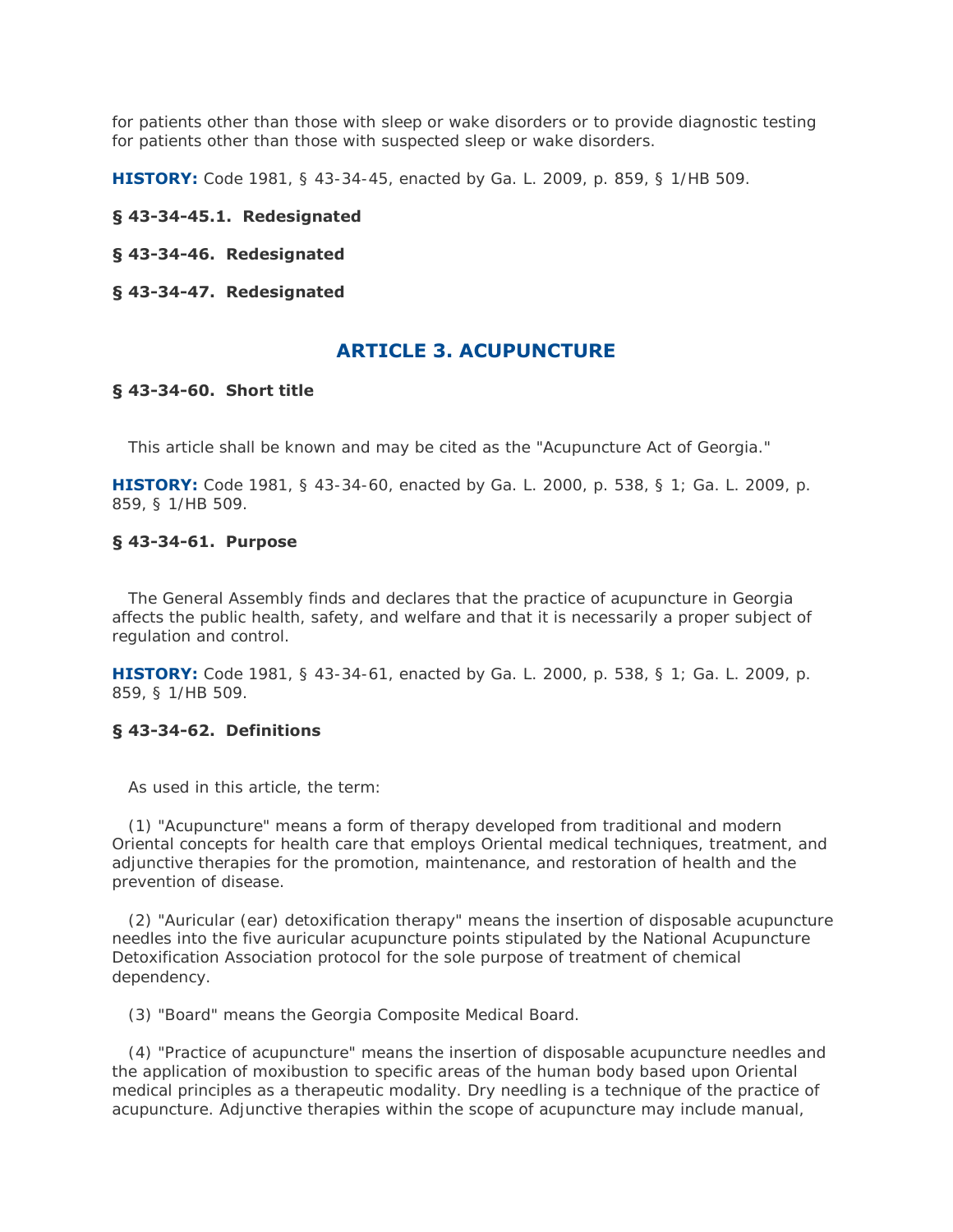for patients other than those with sleep or wake disorders or to provide diagnostic testing for patients other than those with suspected sleep or wake disorders.

**HISTORY:** Code 1981, § 43-34-45, enacted by Ga. L. 2009, p. 859, § 1/HB 509.

**§ 43-34-45.1. Redesignated**

**§ 43-34-46. Redesignated**

**§ 43-34-47. Redesignated**

## ARTICLE 3. ACUPUNCTURE

**§ 43-34-60. Short title**

This article shall be known and may be cited as the "Acupuncture Act of Georgia."

**HISTORY:** Code 1981, § 43-34-60, enacted by Ga. L. 2000, p. 538, § 1; Ga. L. 2009, p. 859, § 1/HB 509.

**§ 43-34-61. Purpose**

The General Assembly finds and declares that the practice of acupuncture in Georgia affects the public health, safety, and welfare and that it is necessarily a proper subject of regulation and control.

**HISTORY:** Code 1981, § 43-34-61, enacted by Ga. L. 2000, p. 538, § 1; Ga. L. 2009, p. 859, § 1/HB 509.

**§ 43-34-62. Definitions**

As used in this article, the term:

(1) "Acupuncture" means a form of therapy developed from traditional and modern Oriental concepts for health care that employs Oriental medical techniques, treatment, and adjunctive therapies for the promotion, maintenance, and restoration of health and the prevention of disease.

(2) "Auricular (ear) detoxification therapy" means the insertion of disposable acupuncture needles into the five auricular acupuncture points stipulated by the National Acupuncture Detoxification Association protocol for the sole purpose of treatment of chemical dependency.

(3) "Board" means the Georgia Composite Medical Board.

(4) "Practice of acupuncture" means the insertion of disposable acupuncture needles and the application of moxibustion to specific areas of the human body based upon Oriental medical principles as a therapeutic modality. Dry needling is a technique of the practice of acupuncture. Adjunctive therapies within the scope of acupuncture may include manual,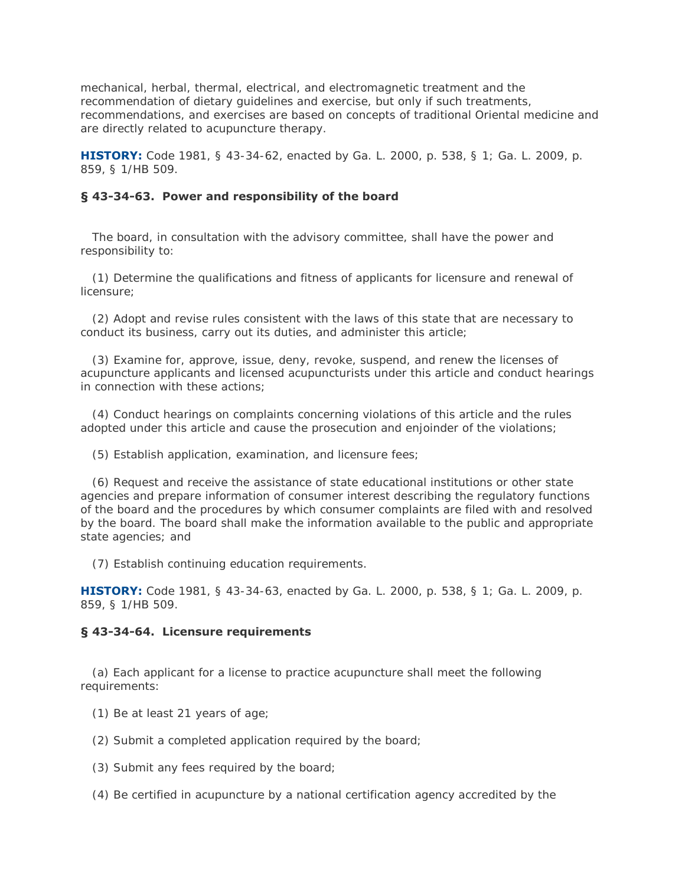mechanical, herbal, thermal, electrical, and electromagnetic treatment and the recommendation of dietary guidelines and exercise, but only if such treatments, recommendations, and exercises are based on concepts of traditional Oriental medicine and are directly related to acupuncture therapy.

**HISTORY:** Code 1981, § 43-34-62, enacted by Ga. L. 2000, p. 538, § 1; Ga. L. 2009, p. 859, § 1/HB 509.

### § 43-34-63. Power and responsibility of the board

The board, in consultation with the advisory committee, shall have the power and responsibility to:

(1) Determine the qualifications and fitness of applicants for licensure and renewal of licensure;

(2) Adopt and revise rules consistent with the laws of this state that are necessary to conduct its business, carry out its duties, and administer this article;

(3) Examine for, approve, issue, deny, revoke, suspend, and renew the licenses of acupuncture applicants and licensed acupuncturists under this article and conduct hearings in connection with these actions;

(4) Conduct hearings on complaints concerning violations of this article and the rules adopted under this article and cause the prosecution and enjoinder of the violations;

(5) Establish application, examination, and licensure fees;

(6) Request and receive the assistance of state educational institutions or other state agencies and prepare information of consumer interest describing the regulatory functions of the board and the procedures by which consumer complaints are filed with and resolved by the board. The board shall make the information available to the public and appropriate state agencies; and

(7) Establish continuing education requirements.

**HISTORY:** Code 1981, § 43-34-63, enacted by Ga. L. 2000, p. 538, § 1; Ga. L. 2009, p. 859, § 1/HB 509.

### § 43-34-64. Licensure requirements

(a) Each applicant for a license to practice acupuncture shall meet the following requirements:

(1) Be at least 21 years of age;

(2) Submit a completed application required by the board;

(3) Submit any fees required by the board;

(4) Be certified in acupuncture by a national certification agency accredited by the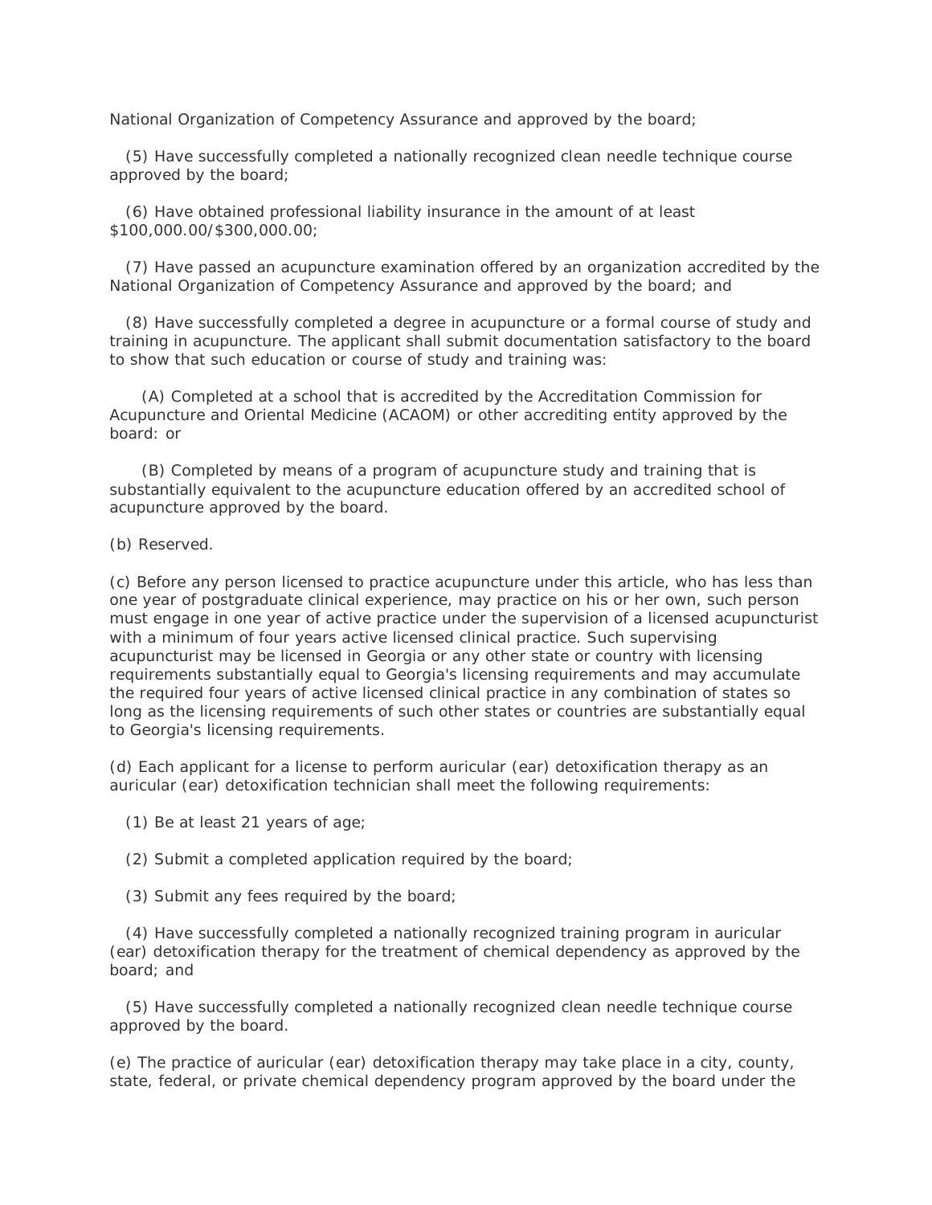National Organization of Competency Assurance and approved by the board;

(5) Have successfully completed a nationally recognized clean needle technique course approved by the board;

(6) Have obtained professional liability insurance in the amount of at least $100,000.00/$300,000.00;

(7) Have passed an acupuncture examination offered by an organization accredited by the National Organization of Competency Assurance and approved by the board; and

(8) Have successfully completed a degree in acupuncture or a formal course of study and training in acupuncture. The applicant shall submit documentation satisfactory to the board to show that such education or course of study and training was:

(A) Completed at a school that is accredited by the Accreditation Commission for Acupuncture and Oriental Medicine (ACAOM) or other accrediting entity approved by the board: or

(B) Completed by means of a program of acupuncture study and training that is substantially equivalent to the acupuncture education offered by an accredited school of acupuncture approved by the board.

(b) Reserved.

(c) Before any person licensed to practice acupuncture under this article, who has less than one year of postgraduate clinical experience, may practice on his or her own, such person must engage in one year of active practice under the supervision of a licensed acupuncturist with a minimum of four years active licensed clinical practice. Such supervising acupuncturist may be licensed in Georgia or any other state or country with licensing requirements substantially equal to Georgia's licensing requirements and may accumulate the required four years of active licensed clinical practice in any combination of states so long as the licensing requirements of such other states or countries are substantially equal to Georgia's licensing requirements.

(d) Each applicant for a license to perform auricular (ear) detoxification therapy as an auricular (ear) detoxification technician shall meet the following requirements:

(1) Be at least 21 years of age;

(2) Submit a completed application required by the board;

(3) Submit any fees required by the board;

(4) Have successfully completed a nationally recognized training program in auricular (ear) detoxification therapy for the treatment of chemical dependency as approved by the board; and

(5) Have successfully completed a nationally recognized clean needle technique course approved by the board.

(e) The practice of auricular (ear) detoxification therapy may take place in a city, county, state, federal, or private chemical dependency program approved by the board under the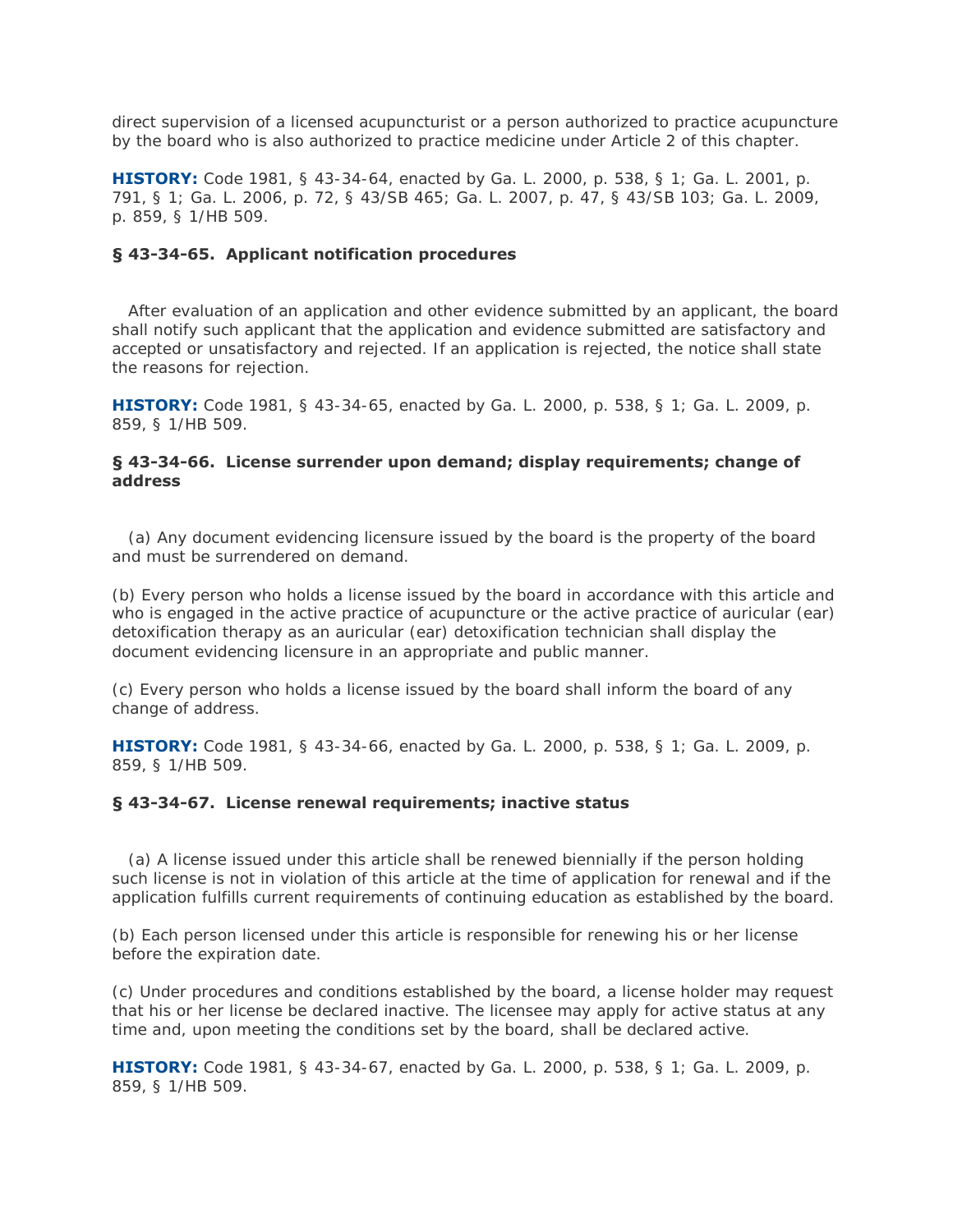direct supervision of a licensed acupuncturist or a person authorized to practice acupuncture by the board who is also authorized to practice medicine under Article 2 of this chapter.

**HISTORY:** Code 1981, § 43-34-64, enacted by Ga. L. 2000, p. 538, § 1; Ga. L. 2001, p. 791, § 1; Ga. L. 2006, p. 72, § 43/SB 465; Ga. L. 2007, p. 47, § 43/SB 103; Ga. L. 2009, p. 859, § 1/HB 509.

### § 43-34-65. Applicant notification procedures

After evaluation of an application and other evidence submitted by an applicant, the board shall notify such applicant that the application and evidence submitted are satisfactory and accepted or unsatisfactory and rejected. If an application is rejected, the notice shall state the reasons for rejection.

**HISTORY:** Code 1981, § 43-34-65, enacted by Ga. L. 2000, p. 538, § 1; Ga. L. 2009, p. 859, § 1/HB 509.

### § 43-34-66. License surrender upon demand; display requirements; change of address

(a) Any document evidencing licensure issued by the board is the property of the board and must be surrendered on demand.

(b) Every person who holds a license issued by the board in accordance with this article and who is engaged in the active practice of acupuncture or the active practice of auricular (ear) detoxification therapy as an auricular (ear) detoxification technician shall display the document evidencing licensure in an appropriate and public manner.

(c) Every person who holds a license issued by the board shall inform the board of any change of address.

**HISTORY:** Code 1981, § 43-34-66, enacted by Ga. L. 2000, p. 538, § 1; Ga. L. 2009, p. 859, § 1/HB 509.

### § 43-34-67. License renewal requirements; inactive status

(a) A license issued under this article shall be renewed biennially if the person holding such license is not in violation of this article at the time of application for renewal and if the application fulfills current requirements of continuing education as established by the board.

(b) Each person licensed under this article is responsible for renewing his or her license before the expiration date.

(c) Under procedures and conditions established by the board, a license holder may request that his or her license be declared inactive. The licensee may apply for active status at any time and, upon meeting the conditions set by the board, shall be declared active.

**HISTORY:** Code 1981, § 43-34-67, enacted by Ga. L. 2000, p. 538, § 1; Ga. L. 2009, p. 859, § 1/HB 509.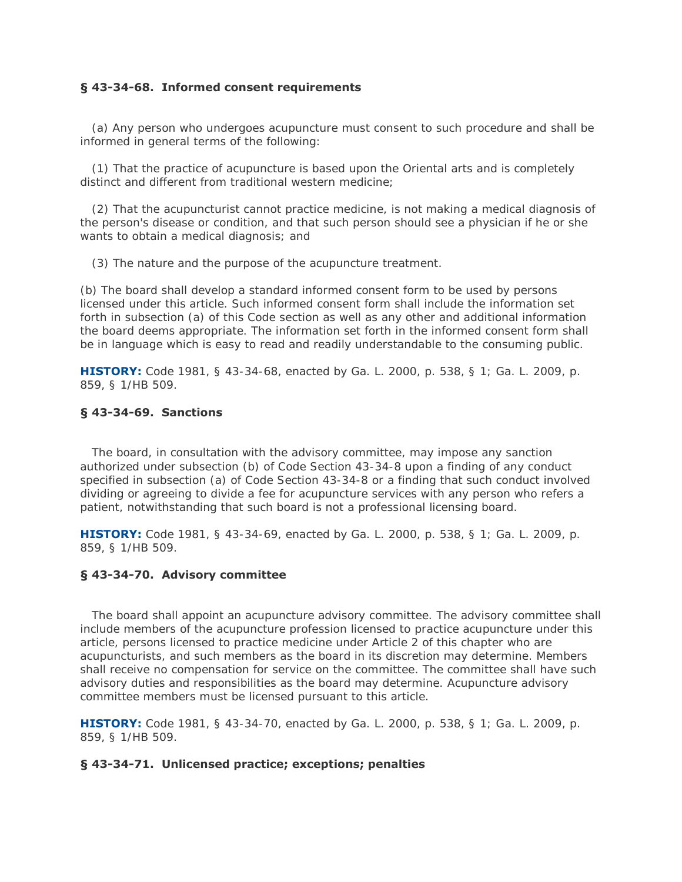### § 43-34-68. Informed consent requirements

(a) Any person who undergoes acupuncture must consent to such procedure and shall be informed in general terms of the following:

(1) That the practice of acupuncture is based upon the Oriental arts and is completely distinct and different from traditional western medicine;

(2) That the acupuncturist cannot practice medicine, is not making a medical diagnosis of the person's disease or condition, and that such person should see a physician if he or she wants to obtain a medical diagnosis; and

(3) The nature and the purpose of the acupuncture treatment.

(b) The board shall develop a standard informed consent form to be used by persons licensed under this article. Such informed consent form shall include the information set forth in subsection (a) of this Code section as well as any other and additional information the board deems appropriate. The information set forth in the informed consent form shall be in language which is easy to read and readily understandable to the consuming public.

**HISTORY:** Code 1981, § 43-34-68, enacted by Ga. L. 2000, p. 538, § 1; Ga. L. 2009, p. 859, § 1/HB 509.

### § 43-34-69. Sanctions

The board, in consultation with the advisory committee, may impose any sanction authorized under subsection (b) of Code Section 43-34-8 upon a finding of any conduct specified in subsection (a) of Code Section 43-34-8 or a finding that such conduct involved dividing or agreeing to divide a fee for acupuncture services with any person who refers a patient, notwithstanding that such board is not a professional licensing board.

**HISTORY:** Code 1981, § 43-34-69, enacted by Ga. L. 2000, p. 538, § 1; Ga. L. 2009, p. 859, § 1/HB 509.

### § 43-34-70. Advisory committee

The board shall appoint an acupuncture advisory committee. The advisory committee shall include members of the acupuncture profession licensed to practice acupuncture under this article, persons licensed to practice medicine under Article 2 of this chapter who are acupuncturists, and such members as the board in its discretion may determine. Members shall receive no compensation for service on the committee. The committee shall have such advisory duties and responsibilities as the board may determine. Acupuncture advisory committee members must be licensed pursuant to this article.

**HISTORY:** Code 1981, § 43-34-70, enacted by Ga. L. 2000, p. 538, § 1; Ga. L. 2009, p. 859, § 1/HB 509.

### § 43-34-71. Unlicensed practice; exceptions; penalties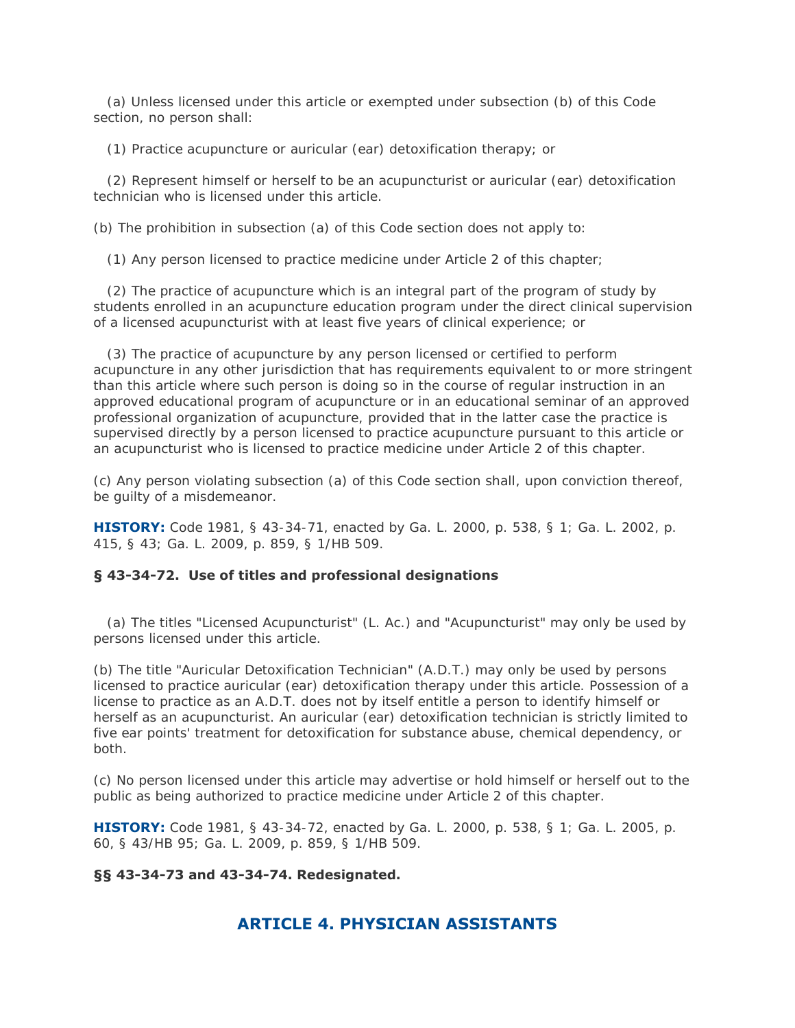(a) Unless licensed under this article or exempted under subsection (b) of this Code section, no person shall:

(1) Practice acupuncture or auricular (ear) detoxification therapy; or

(2) Represent himself or herself to be an acupuncturist or auricular (ear) detoxification technician who is licensed under this article.

(b) The prohibition in subsection (a) of this Code section does not apply to:

(1) Any person licensed to practice medicine under Article 2 of this chapter;

(2) The practice of acupuncture which is an integral part of the program of study by students enrolled in an acupuncture education program under the direct clinical supervision of a licensed acupuncturist with at least five years of clinical experience; or

(3) The practice of acupuncture by any person licensed or certified to perform acupuncture in any other jurisdiction that has requirements equivalent to or more stringent than this article where such person is doing so in the course of regular instruction in an approved educational program of acupuncture or in an educational seminar of an approved professional organization of acupuncture, provided that in the latter case the practice is supervised directly by a person licensed to practice acupuncture pursuant to this article or an acupuncturist who is licensed to practice medicine under Article 2 of this chapter.

(c) Any person violating subsection (a) of this Code section shall, upon conviction thereof, be guilty of a misdemeanor.

**HISTORY:** Code 1981, § 43-34-71, enacted by Ga. L. 2000, p. 538, § 1; Ga. L. 2002, p. 415, § 43; Ga. L. 2009, p. 859, § 1/HB 509.

### § 43-34-72. Use of titles and professional designations

(a) The titles "Licensed Acupuncturist" (L. Ac.) and "Acupuncturist" may only be used by persons licensed under this article.

(b) The title "Auricular Detoxification Technician" (A.D.T.) may only be used by persons licensed to practice auricular (ear) detoxification therapy under this article. Possession of a license to practice as an A.D.T. does not by itself entitle a person to identify himself or herself as an acupuncturist. An auricular (ear) detoxification technician is strictly limited to five ear points' treatment for detoxification for substance abuse, chemical dependency, or both.

(c) No person licensed under this article may advertise or hold himself or herself out to the public as being authorized to practice medicine under Article 2 of this chapter.

**HISTORY:** Code 1981, § 43-34-72, enacted by Ga. L. 2000, p. 538, § 1; Ga. L. 2005, p. 60, § 43/HB 95; Ga. L. 2009, p. 859, § 1/HB 509.

### §§ 43-34-73 and 43-34-74. Redesignated.

## ARTICLE 4. PHYSICIAN ASSISTANTS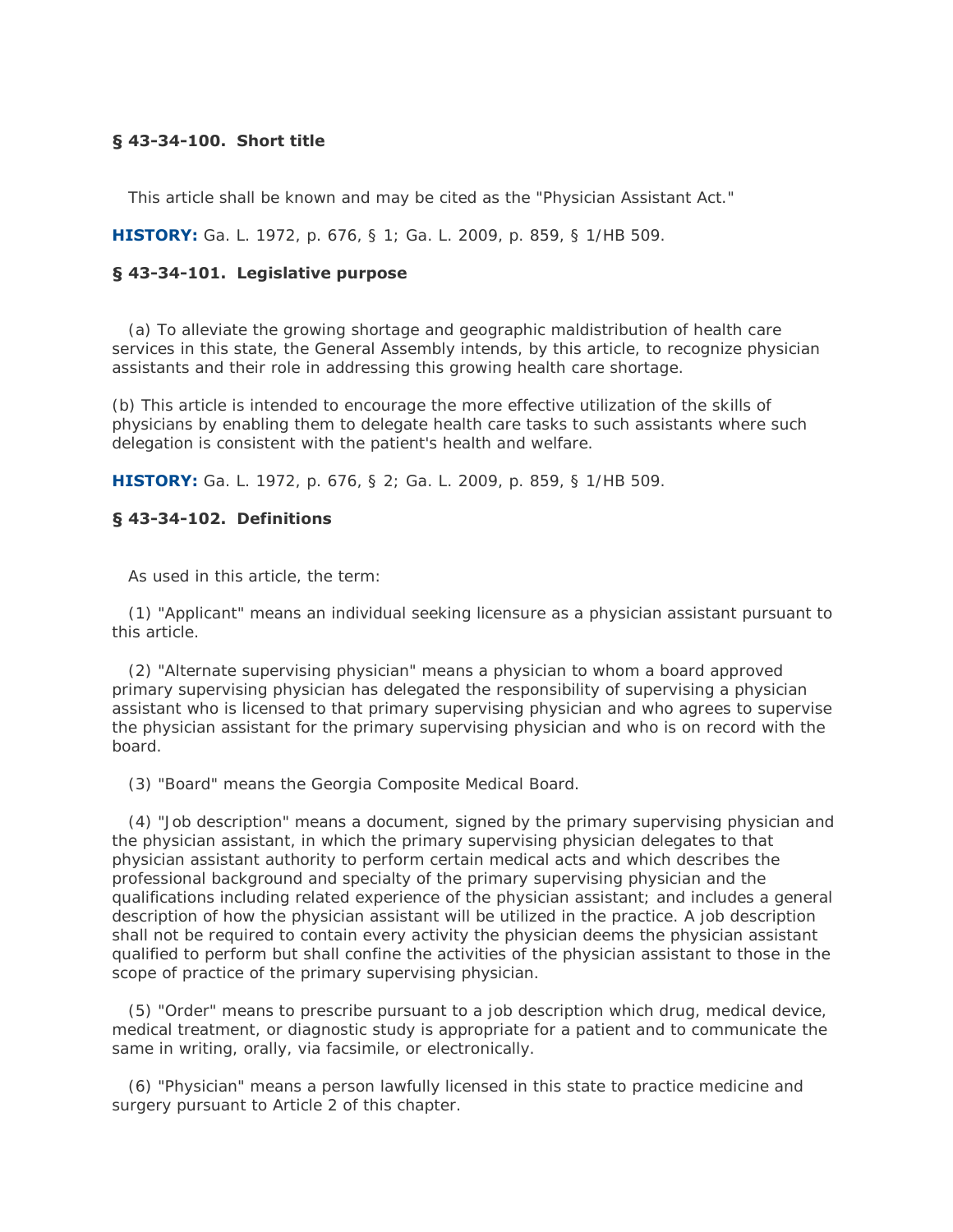**§ 43-34-100. Short title**

This article shall be known and may be cited as the "Physician Assistant Act."

**HISTORY:** Ga. L. 1972, p. 676, § 1; Ga. L. 2009, p. 859, § 1/HB 509.

**§ 43-34-101. Legislative purpose**

(a) To alleviate the growing shortage and geographic maldistribution of health care services in this state, the General Assembly intends, by this article, to recognize physician assistants and their role in addressing this growing health care shortage.

(b) This article is intended to encourage the more effective utilization of the skills of physicians by enabling them to delegate health care tasks to such assistants where such delegation is consistent with the patient's health and welfare.

**HISTORY:** Ga. L. 1972, p. 676, § 2; Ga. L. 2009, p. 859, § 1/HB 509.

**§ 43-34-102. Definitions**

As used in this article, the term:

(1) "Applicant" means an individual seeking licensure as a physician assistant pursuant to this article.

(2) "Alternate supervising physician" means a physician to whom a board approved primary supervising physician has delegated the responsibility of supervising a physician assistant who is licensed to that primary supervising physician and who agrees to supervise the physician assistant for the primary supervising physician and who is on record with the board.

(3) "Board" means the Georgia Composite Medical Board.

(4) "Job description" means a document, signed by the primary supervising physician and the physician assistant, in which the primary supervising physician delegates to that physician assistant authority to perform certain medical acts and which describes the professional background and specialty of the primary supervising physician and the qualifications including related experience of the physician assistant; and includes a general description of how the physician assistant will be utilized in the practice. A job description shall not be required to contain every activity the physician deems the physician assistant qualified to perform but shall confine the activities of the physician assistant to those in the scope of practice of the primary supervising physician.

(5) "Order" means to prescribe pursuant to a job description which drug, medical device, medical treatment, or diagnostic study is appropriate for a patient and to communicate the same in writing, orally, via facsimile, or electronically.

(6) "Physician" means a person lawfully licensed in this state to practice medicine and surgery pursuant to Article 2 of this chapter.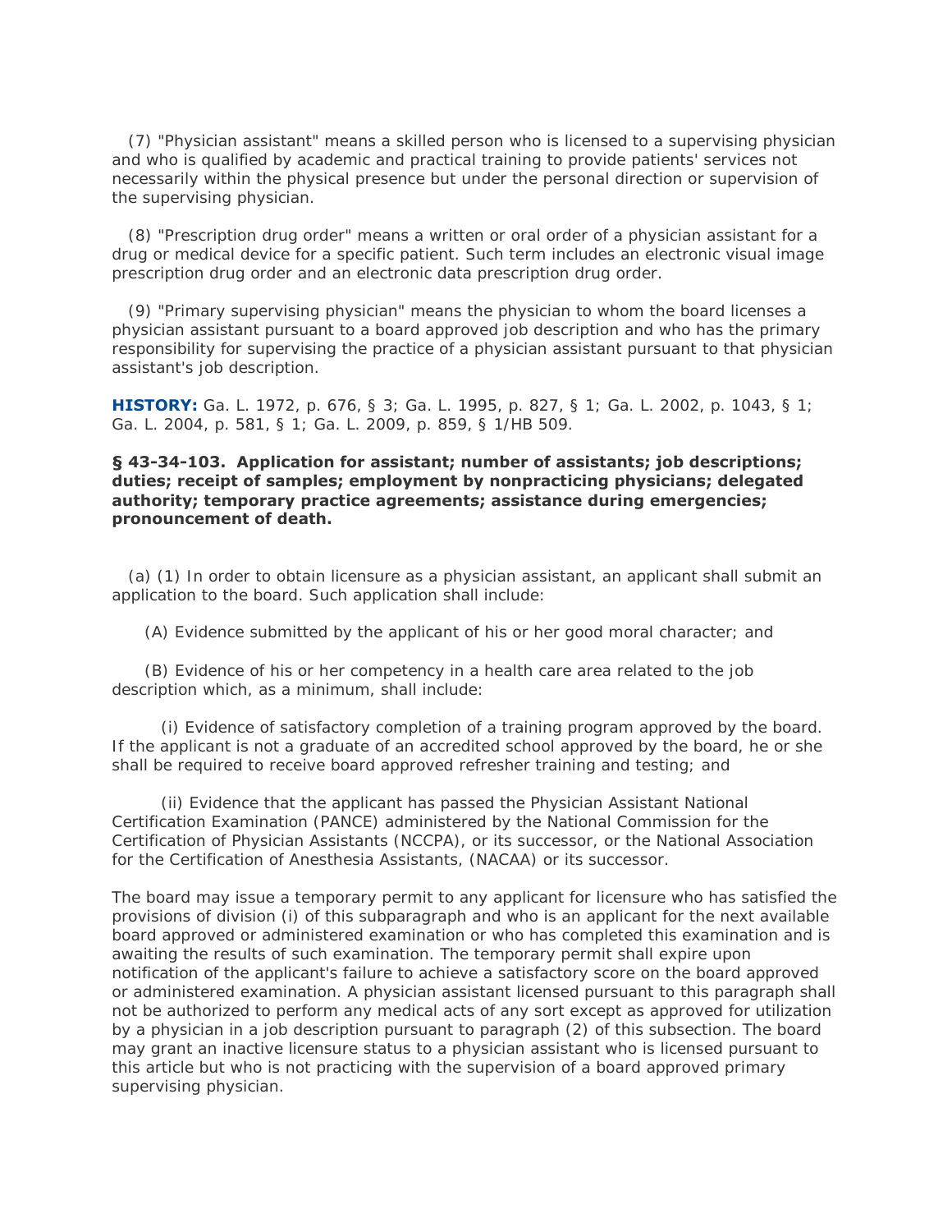(7) "Physician assistant" means a skilled person who is licensed to a supervising physician and who is qualified by academic and practical training to provide patients' services not necessarily within the physical presence but under the personal direction or supervision of the supervising physician.

(8) "Prescription drug order" means a written or oral order of a physician assistant for a drug or medical device for a specific patient. Such term includes an electronic visual image prescription drug order and an electronic data prescription drug order.

(9) "Primary supervising physician" means the physician to whom the board licenses a physician assistant pursuant to a board approved job description and who has the primary responsibility for supervising the practice of a physician assistant pursuant to that physician assistant's job description.

**HISTORY:** Ga. L. 1972, p. 676, § 3; Ga. L. 1995, p. 827, § 1; Ga. L. 2002, p. 1043, § 1; Ga. L. 2004, p. 581, § 1; Ga. L. 2009, p. 859, § 1/HB 509.

**§ 43-34-103. Application for assistant; number of assistants; job descriptions; duties; receipt of samples; employment by nonpracticing physicians; delegated authority; temporary practice agreements; assistance during emergencies; pronouncement of death.**

(a) (1) In order to obtain licensure as a physician assistant, an applicant shall submit an application to the board. Such application shall include:

(A) Evidence submitted by the applicant of his or her good moral character; and

(B) Evidence of his or her competency in a health care area related to the job description which, as a minimum, shall include:

(i) Evidence of satisfactory completion of a training program approved by the board. If the applicant is not a graduate of an accredited school approved by the board, he or she shall be required to receive board approved refresher training and testing; and

(ii) Evidence that the applicant has passed the Physician Assistant National Certification Examination (PANCE) administered by the National Commission for the Certification of Physician Assistants (NCCPA), or its successor, or the National Association for the Certification of Anesthesia Assistants, (NACAA) or its successor.

The board may issue a temporary permit to any applicant for licensure who has satisfied the provisions of division (i) of this subparagraph and who is an applicant for the next available board approved or administered examination or who has completed this examination and is awaiting the results of such examination. The temporary permit shall expire upon notification of the applicant's failure to achieve a satisfactory score on the board approved or administered examination. A physician assistant licensed pursuant to this paragraph shall not be authorized to perform any medical acts of any sort except as approved for utilization by a physician in a job description pursuant to paragraph (2) of this subsection. The board may grant an inactive licensure status to a physician assistant who is licensed pursuant to this article but who is not practicing with the supervision of a board approved primary supervising physician.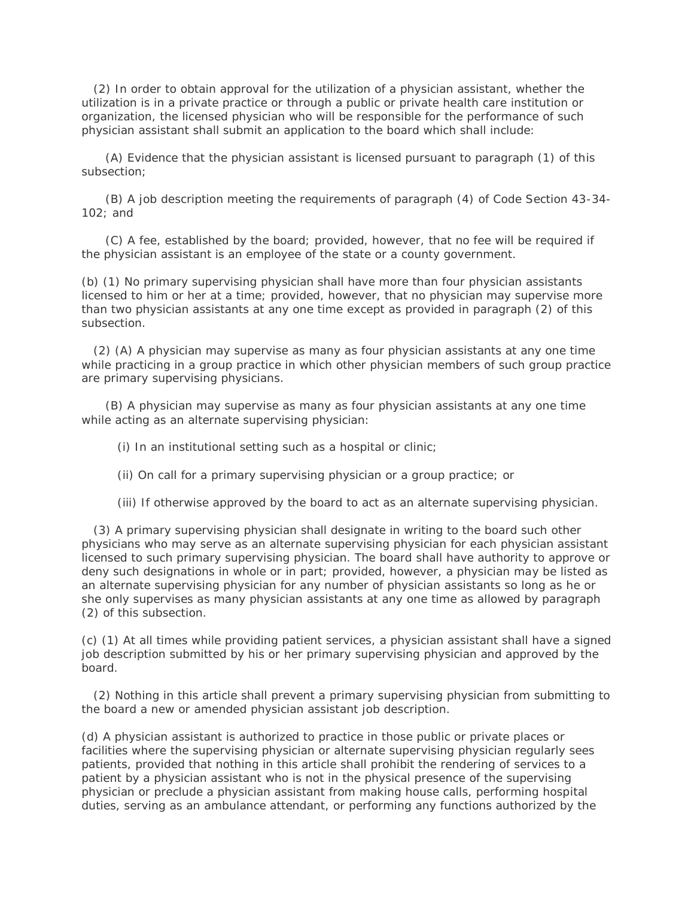(2) In order to obtain approval for the utilization of a physician assistant, whether the utilization is in a private practice or through a public or private health care institution or organization, the licensed physician who will be responsible for the performance of such physician assistant shall submit an application to the board which shall include:

(A) Evidence that the physician assistant is licensed pursuant to paragraph (1) of this subsection;

(B) A job description meeting the requirements of paragraph (4) of Code Section 43-34-102; and

(C) A fee, established by the board; provided, however, that no fee will be required if the physician assistant is an employee of the state or a county government.

(b) (1) No primary supervising physician shall have more than four physician assistants licensed to him or her at a time; provided, however, that no physician may supervise more than two physician assistants at any one time except as provided in paragraph (2) of this subsection.

(2) (A) A physician may supervise as many as four physician assistants at any one time while practicing in a group practice in which other physician members of such group practice are primary supervising physicians.

(B) A physician may supervise as many as four physician assistants at any one time while acting as an alternate supervising physician:

(i) In an institutional setting such as a hospital or clinic;

(ii) On call for a primary supervising physician or a group practice; or

(iii) If otherwise approved by the board to act as an alternate supervising physician.

(3) A primary supervising physician shall designate in writing to the board such other physicians who may serve as an alternate supervising physician for each physician assistant licensed to such primary supervising physician. The board shall have authority to approve or deny such designations in whole or in part; provided, however, a physician may be listed as an alternate supervising physician for any number of physician assistants so long as he or she only supervises as many physician assistants at any one time as allowed by paragraph (2) of this subsection.

(c) (1) At all times while providing patient services, a physician assistant shall have a signed job description submitted by his or her primary supervising physician and approved by the board.

(2) Nothing in this article shall prevent a primary supervising physician from submitting to the board a new or amended physician assistant job description.

(d) A physician assistant is authorized to practice in those public or private places or facilities where the supervising physician or alternate supervising physician regularly sees patients, provided that nothing in this article shall prohibit the rendering of services to a patient by a physician assistant who is not in the physical presence of the supervising physician or preclude a physician assistant from making house calls, performing hospital duties, serving as an ambulance attendant, or performing any functions authorized by the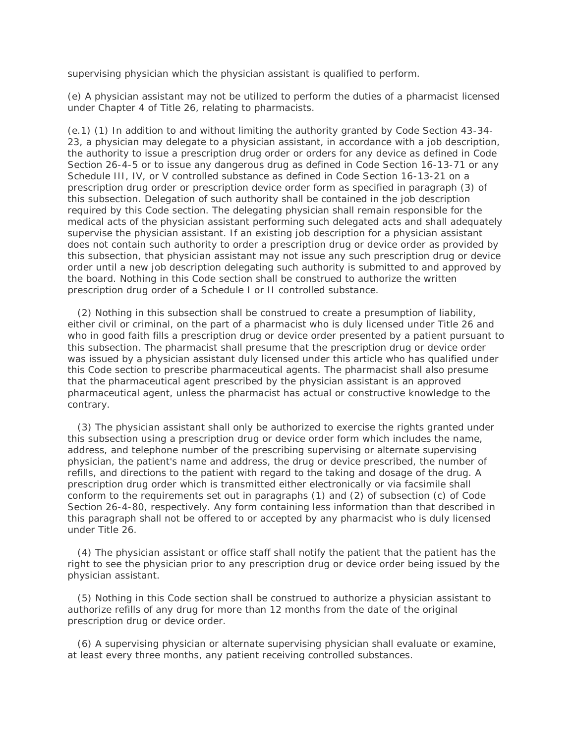supervising physician which the physician assistant is qualified to perform.

(e) A physician assistant may not be utilized to perform the duties of a pharmacist licensed under Chapter 4 of Title 26, relating to pharmacists.

(e.1) (1) In addition to and without limiting the authority granted by Code Section 43-34-23, a physician may delegate to a physician assistant, in accordance with a job description, the authority to issue a prescription drug order or orders for any device as defined in Code Section 26-4-5 or to issue any dangerous drug as defined in Code Section 16-13-71 or any Schedule III, IV, or V controlled substance as defined in Code Section 16-13-21 on a prescription drug order or prescription device order form as specified in paragraph (3) of this subsection. Delegation of such authority shall be contained in the job description required by this Code section. The delegating physician shall remain responsible for the medical acts of the physician assistant performing such delegated acts and shall adequately supervise the physician assistant. If an existing job description for a physician assistant does not contain such authority to order a prescription drug or device order as provided by this subsection, that physician assistant may not issue any such prescription drug or device order until a new job description delegating such authority is submitted to and approved by the board. Nothing in this Code section shall be construed to authorize the written prescription drug order of a Schedule I or II controlled substance.

(2) Nothing in this subsection shall be construed to create a presumption of liability, either civil or criminal, on the part of a pharmacist who is duly licensed under Title 26 and who in good faith fills a prescription drug or device order presented by a patient pursuant to this subsection. The pharmacist shall presume that the prescription drug or device order was issued by a physician assistant duly licensed under this article who has qualified under this Code section to prescribe pharmaceutical agents. The pharmacist shall also presume that the pharmaceutical agent prescribed by the physician assistant is an approved pharmaceutical agent, unless the pharmacist has actual or constructive knowledge to the contrary.

(3) The physician assistant shall only be authorized to exercise the rights granted under this subsection using a prescription drug or device order form which includes the name, address, and telephone number of the prescribing supervising or alternate supervising physician, the patient's name and address, the drug or device prescribed, the number of refills, and directions to the patient with regard to the taking and dosage of the drug. A prescription drug order which is transmitted either electronically or via facsimile shall conform to the requirements set out in paragraphs (1) and (2) of subsection (c) of Code Section 26-4-80, respectively. Any form containing less information than that described in this paragraph shall not be offered to or accepted by any pharmacist who is duly licensed under Title 26.

(4) The physician assistant or office staff shall notify the patient that the patient has the right to see the physician prior to any prescription drug or device order being issued by the physician assistant.

(5) Nothing in this Code section shall be construed to authorize a physician assistant to authorize refills of any drug for more than 12 months from the date of the original prescription drug or device order.

(6) A supervising physician or alternate supervising physician shall evaluate or examine, at least every three months, any patient receiving controlled substances.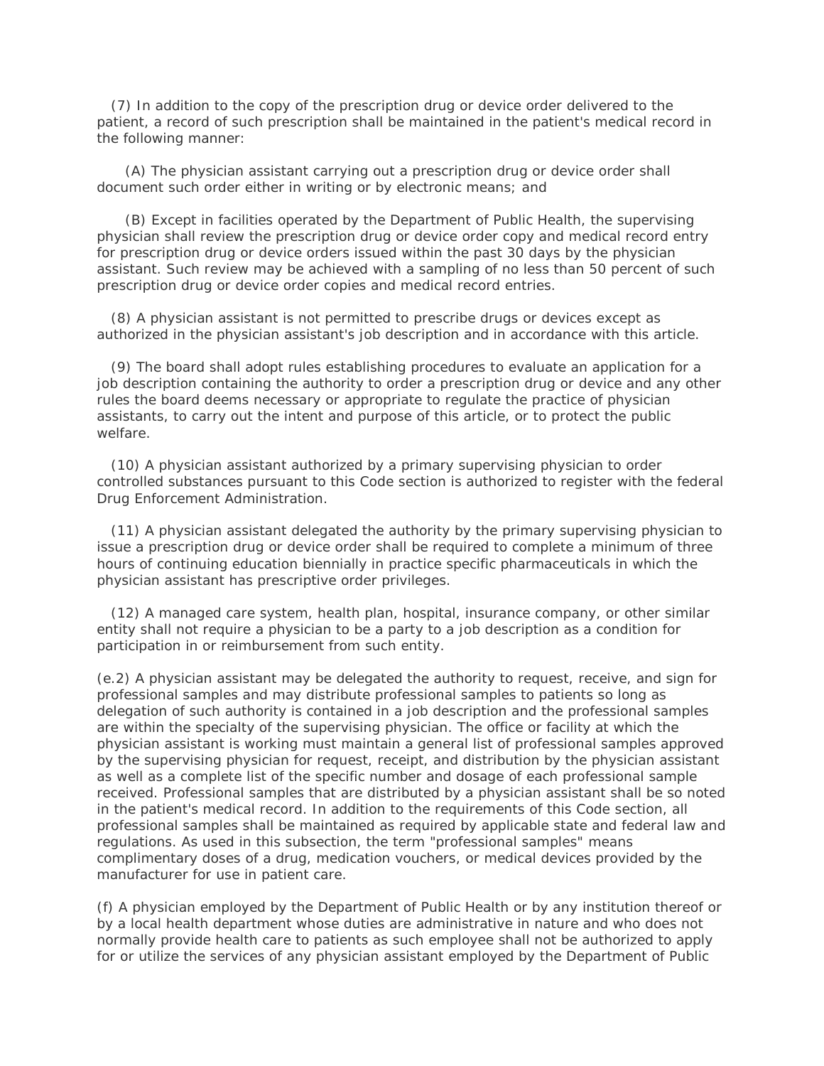(7) In addition to the copy of the prescription drug or device order delivered to the patient, a record of such prescription shall be maintained in the patient's medical record in the following manner:

(A) The physician assistant carrying out a prescription drug or device order shall document such order either in writing or by electronic means; and

(B) Except in facilities operated by the Department of Public Health, the supervising physician shall review the prescription drug or device order copy and medical record entry for prescription drug or device orders issued within the past 30 days by the physician assistant. Such review may be achieved with a sampling of no less than 50 percent of such prescription drug or device order copies and medical record entries.

(8) A physician assistant is not permitted to prescribe drugs or devices except as authorized in the physician assistant's job description and in accordance with this article.

(9) The board shall adopt rules establishing procedures to evaluate an application for a job description containing the authority to order a prescription drug or device and any other rules the board deems necessary or appropriate to regulate the practice of physician assistants, to carry out the intent and purpose of this article, or to protect the public welfare.

(10) A physician assistant authorized by a primary supervising physician to order controlled substances pursuant to this Code section is authorized to register with the federal Drug Enforcement Administration.

(11) A physician assistant delegated the authority by the primary supervising physician to issue a prescription drug or device order shall be required to complete a minimum of three hours of continuing education biennially in practice specific pharmaceuticals in which the physician assistant has prescriptive order privileges.

(12) A managed care system, health plan, hospital, insurance company, or other similar entity shall not require a physician to be a party to a job description as a condition for participation in or reimbursement from such entity.

(e.2) A physician assistant may be delegated the authority to request, receive, and sign for professional samples and may distribute professional samples to patients so long as delegation of such authority is contained in a job description and the professional samples are within the specialty of the supervising physician. The office or facility at which the physician assistant is working must maintain a general list of professional samples approved by the supervising physician for request, receipt, and distribution by the physician assistant as well as a complete list of the specific number and dosage of each professional sample received. Professional samples that are distributed by a physician assistant shall be so noted in the patient's medical record. In addition to the requirements of this Code section, all professional samples shall be maintained as required by applicable state and federal law and regulations. As used in this subsection, the term "professional samples" means complimentary doses of a drug, medication vouchers, or medical devices provided by the manufacturer for use in patient care.

(f) A physician employed by the Department of Public Health or by any institution thereof or by a local health department whose duties are administrative in nature and who does not normally provide health care to patients as such employee shall not be authorized to apply for or utilize the services of any physician assistant employed by the Department of Public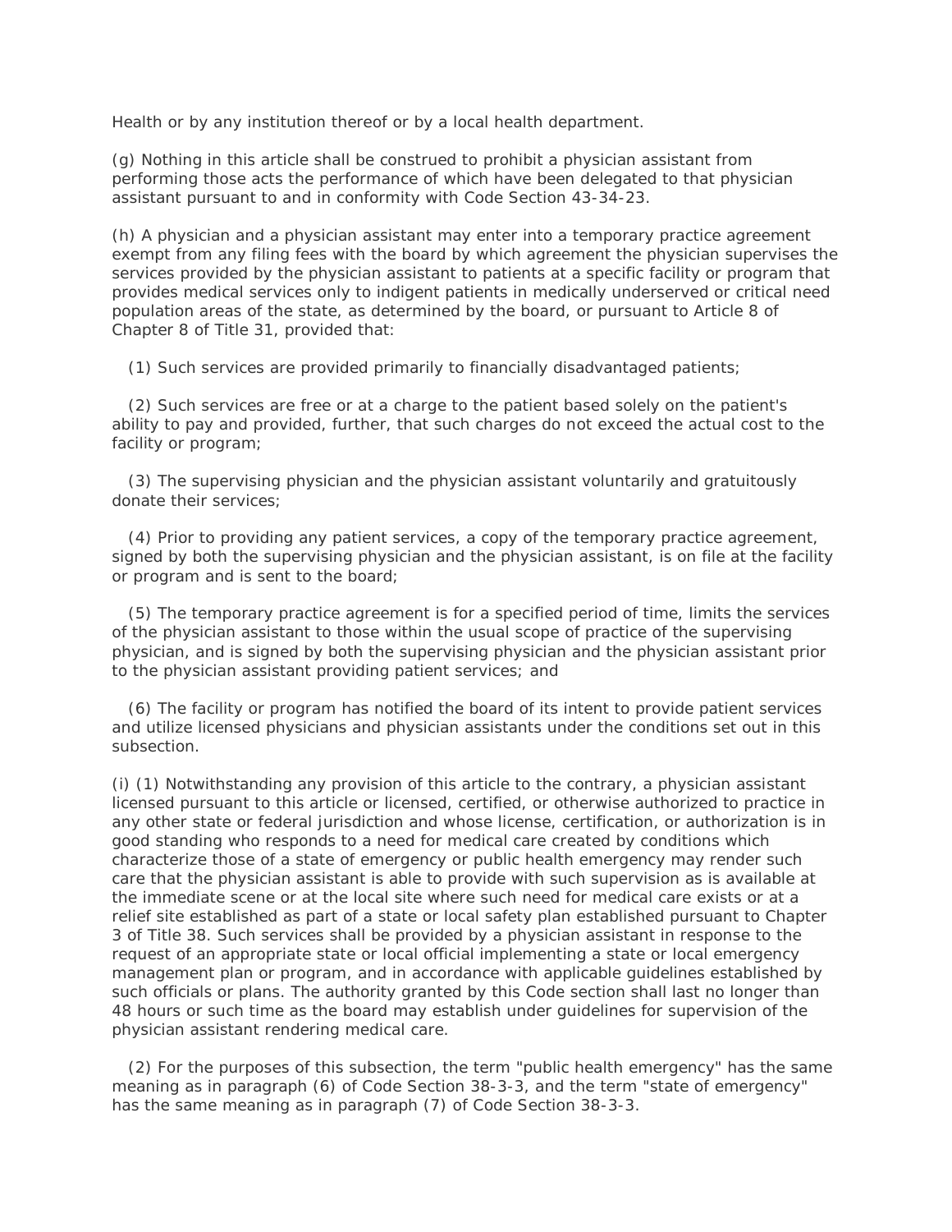Health or by any institution thereof or by a local health department.

(g) Nothing in this article shall be construed to prohibit a physician assistant from performing those acts the performance of which have been delegated to that physician assistant pursuant to and in conformity with Code Section 43-34-23.

(h) A physician and a physician assistant may enter into a temporary practice agreement exempt from any filing fees with the board by which agreement the physician supervises the services provided by the physician assistant to patients at a specific facility or program that provides medical services only to indigent patients in medically underserved or critical need population areas of the state, as determined by the board, or pursuant to Article 8 of Chapter 8 of Title 31, provided that:

(1) Such services are provided primarily to financially disadvantaged patients;

(2) Such services are free or at a charge to the patient based solely on the patient's ability to pay and provided, further, that such charges do not exceed the actual cost to the facility or program;

(3) The supervising physician and the physician assistant voluntarily and gratuitously donate their services;

(4) Prior to providing any patient services, a copy of the temporary practice agreement, signed by both the supervising physician and the physician assistant, is on file at the facility or program and is sent to the board;

(5) The temporary practice agreement is for a specified period of time, limits the services of the physician assistant to those within the usual scope of practice of the supervising physician, and is signed by both the supervising physician and the physician assistant prior to the physician assistant providing patient services; and

(6) The facility or program has notified the board of its intent to provide patient services and utilize licensed physicians and physician assistants under the conditions set out in this subsection.

(i) (1) Notwithstanding any provision of this article to the contrary, a physician assistant licensed pursuant to this article or licensed, certified, or otherwise authorized to practice in any other state or federal jurisdiction and whose license, certification, or authorization is in good standing who responds to a need for medical care created by conditions which characterize those of a state of emergency or public health emergency may render such care that the physician assistant is able to provide with such supervision as is available at the immediate scene or at the local site where such need for medical care exists or at a relief site established as part of a state or local safety plan established pursuant to Chapter 3 of Title 38. Such services shall be provided by a physician assistant in response to the request of an appropriate state or local official implementing a state or local emergency management plan or program, and in accordance with applicable guidelines established by such officials or plans. The authority granted by this Code section shall last no longer than 48 hours or such time as the board may establish under guidelines for supervision of the physician assistant rendering medical care.

(2) For the purposes of this subsection, the term "public health emergency" has the same meaning as in paragraph (6) of Code Section 38-3-3, and the term "state of emergency" has the same meaning as in paragraph (7) of Code Section 38-3-3.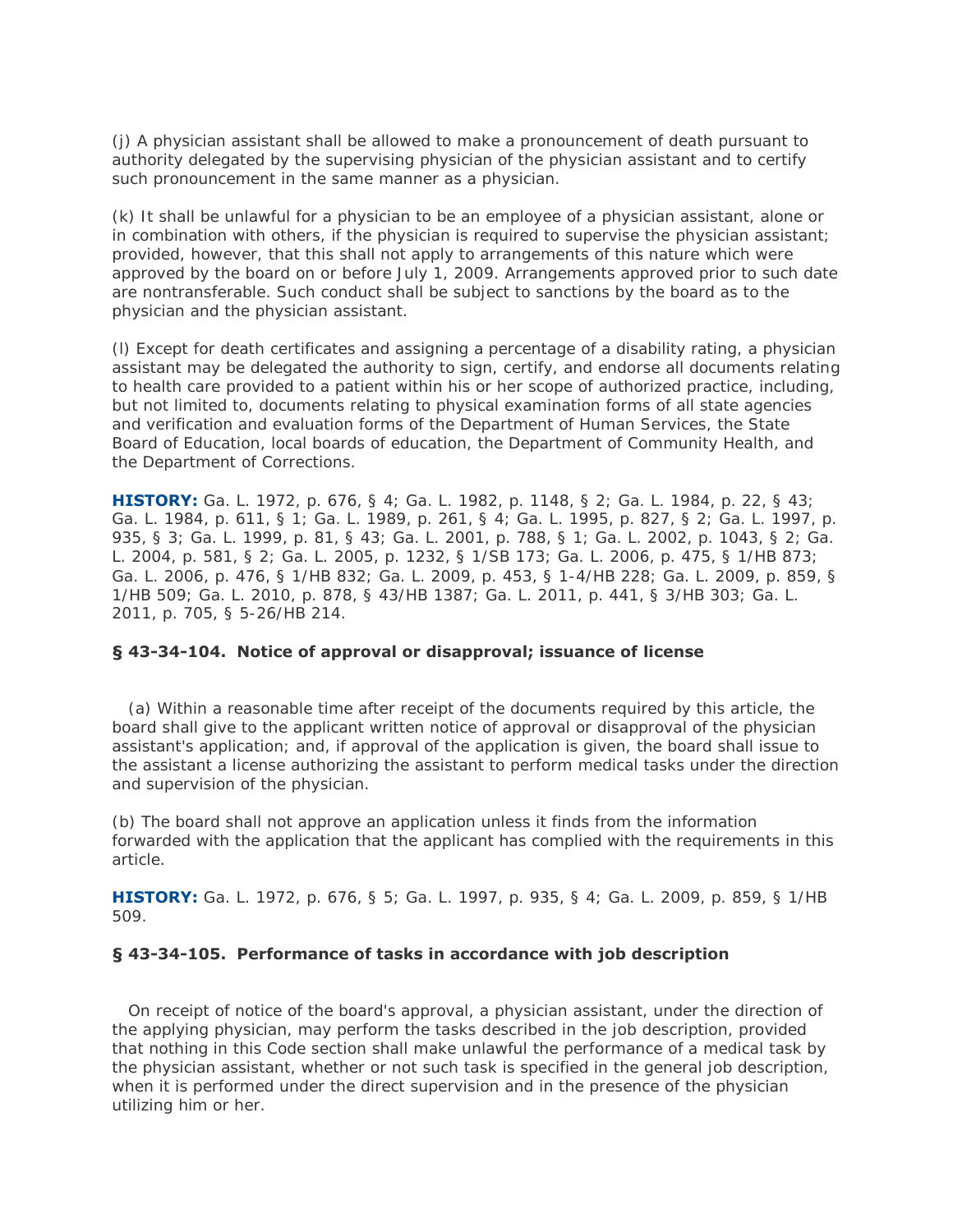(j) A physician assistant shall be allowed to make a pronouncement of death pursuant to authority delegated by the supervising physician of the physician assistant and to certify such pronouncement in the same manner as a physician.

(k) It shall be unlawful for a physician to be an employee of a physician assistant, alone or in combination with others, if the physician is required to supervise the physician assistant; provided, however, that this shall not apply to arrangements of this nature which were approved by the board on or before July 1, 2009. Arrangements approved prior to such date are nontransferable. Such conduct shall be subject to sanctions by the board as to the physician and the physician assistant.

(l) Except for death certificates and assigning a percentage of a disability rating, a physician assistant may be delegated the authority to sign, certify, and endorse all documents relating to health care provided to a patient within his or her scope of authorized practice, including, but not limited to, documents relating to physical examination forms of all state agencies and verification and evaluation forms of the Department of Human Services, the State Board of Education, local boards of education, the Department of Community Health, and the Department of Corrections.

**HISTORY:** Ga. L. 1972, p. 676, § 4; Ga. L. 1982, p. 1148, § 2; Ga. L. 1984, p. 22, § 43; Ga. L. 1984, p. 611, § 1; Ga. L. 1989, p. 261, § 4; Ga. L. 1995, p. 827, § 2; Ga. L. 1997, p. 935, § 3; Ga. L. 1999, p. 81, § 43; Ga. L. 2001, p. 788, § 1; Ga. L. 2002, p. 1043, § 2; Ga. L. 2004, p. 581, § 2; Ga. L. 2005, p. 1232, § 1/SB 173; Ga. L. 2006, p. 475, § 1/HB 873; Ga. L. 2006, p. 476, § 1/HB 832; Ga. L. 2009, p. 453, § 1-4/HB 228; Ga. L. 2009, p. 859, § 1/HB 509; Ga. L. 2010, p. 878, § 43/HB 1387; Ga. L. 2011, p. 441, § 3/HB 303; Ga. L. 2011, p. 705, § 5-26/HB 214.

### § 43-34-104. Notice of approval or disapproval; issuance of license

(a) Within a reasonable time after receipt of the documents required by this article, the board shall give to the applicant written notice of approval or disapproval of the physician assistant's application; and, if approval of the application is given, the board shall issue to the assistant a license authorizing the assistant to perform medical tasks under the direction and supervision of the physician.

(b) The board shall not approve an application unless it finds from the information forwarded with the application that the applicant has complied with the requirements in this article.

**HISTORY:** Ga. L. 1972, p. 676, § 5; Ga. L. 1997, p. 935, § 4; Ga. L. 2009, p. 859, § 1/HB 509.

### § 43-34-105. Performance of tasks in accordance with job description

On receipt of notice of the board's approval, a physician assistant, under the direction of the applying physician, may perform the tasks described in the job description, provided that nothing in this Code section shall make unlawful the performance of a medical task by the physician assistant, whether or not such task is specified in the general job description, when it is performed under the direct supervision and in the presence of the physician utilizing him or her.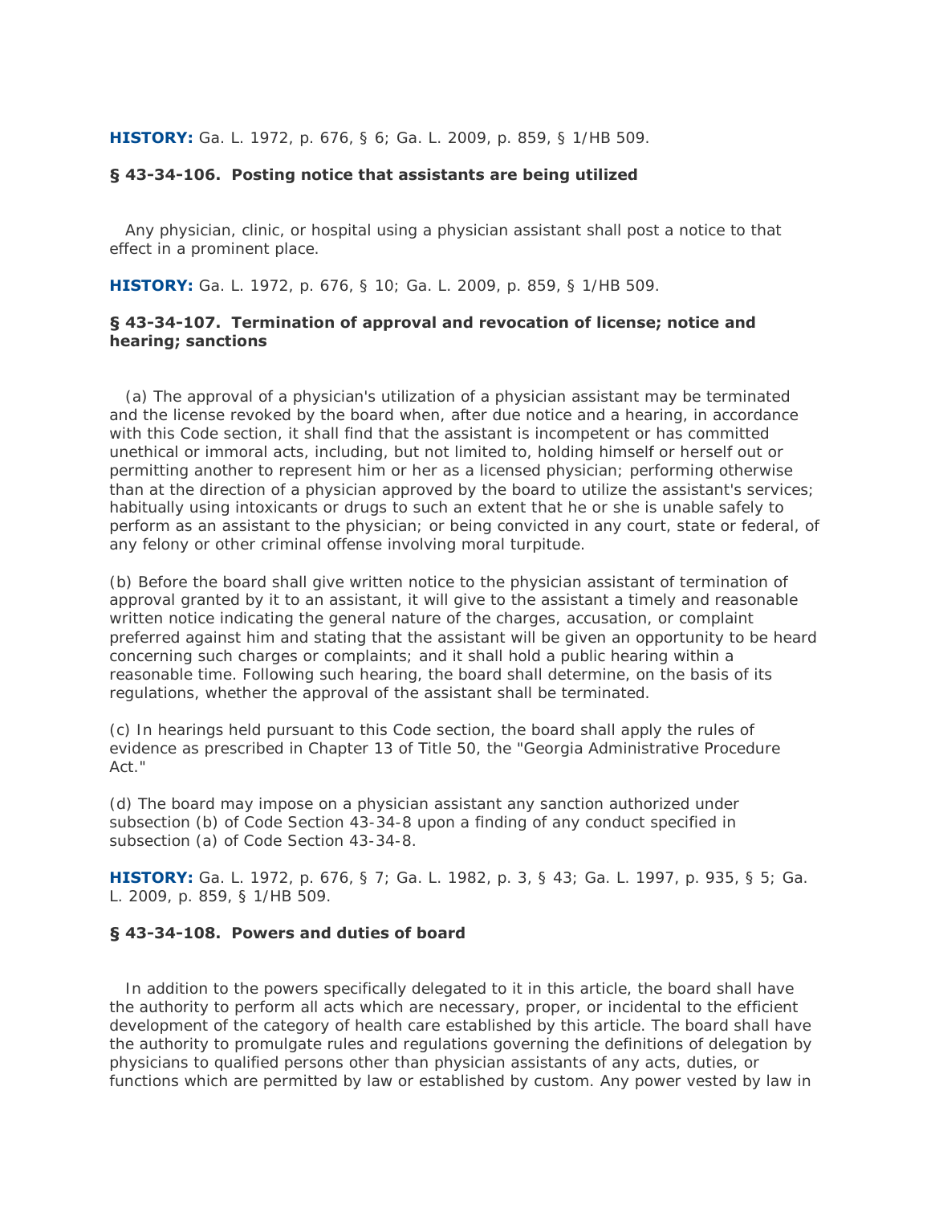**HISTORY:** Ga. L. 1972, p. 676, § 6; Ga. L. 2009, p. 859, § 1/HB 509.

### § 43-34-106. Posting notice that assistants are being utilized

Any physician, clinic, or hospital using a physician assistant shall post a notice to that effect in a prominent place.

**HISTORY:** Ga. L. 1972, p. 676, § 10; Ga. L. 2009, p. 859, § 1/HB 509.

### § 43-34-107. Termination of approval and revocation of license; notice and hearing; sanctions

(a) The approval of a physician's utilization of a physician assistant may be terminated and the license revoked by the board when, after due notice and a hearing, in accordance with this Code section, it shall find that the assistant is incompetent or has committed unethical or immoral acts, including, but not limited to, holding himself or herself out or permitting another to represent him or her as a licensed physician; performing otherwise than at the direction of a physician approved by the board to utilize the assistant's services; habitually using intoxicants or drugs to such an extent that he or she is unable safely to perform as an assistant to the physician; or being convicted in any court, state or federal, of any felony or other criminal offense involving moral turpitude.

(b) Before the board shall give written notice to the physician assistant of termination of approval granted by it to an assistant, it will give to the assistant a timely and reasonable written notice indicating the general nature of the charges, accusation, or complaint preferred against him and stating that the assistant will be given an opportunity to be heard concerning such charges or complaints; and it shall hold a public hearing within a reasonable time. Following such hearing, the board shall determine, on the basis of its regulations, whether the approval of the assistant shall be terminated.

(c) In hearings held pursuant to this Code section, the board shall apply the rules of evidence as prescribed in Chapter 13 of Title 50, the "Georgia Administrative Procedure Act."

(d) The board may impose on a physician assistant any sanction authorized under subsection (b) of Code Section 43-34-8 upon a finding of any conduct specified in subsection (a) of Code Section 43-34-8.

**HISTORY:** Ga. L. 1972, p. 676, § 7; Ga. L. 1982, p. 3, § 43; Ga. L. 1997, p. 935, § 5; Ga. L. 2009, p. 859, § 1/HB 509.

### § 43-34-108. Powers and duties of board

In addition to the powers specifically delegated to it in this article, the board shall have the authority to perform all acts which are necessary, proper, or incidental to the efficient development of the category of health care established by this article. The board shall have the authority to promulgate rules and regulations governing the definitions of delegation by physicians to qualified persons other than physician assistants of any acts, duties, or functions which are permitted by law or established by custom. Any power vested by law in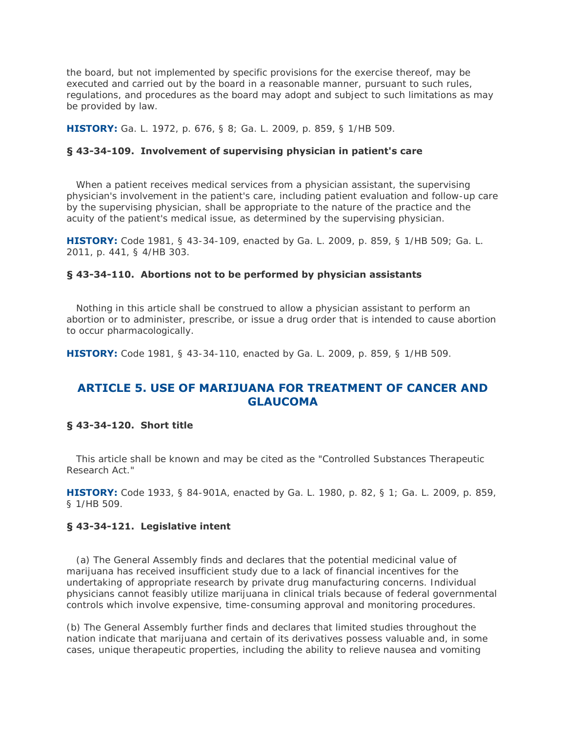the board, but not implemented by specific provisions for the exercise thereof, may be executed and carried out by the board in a reasonable manner, pursuant to such rules, regulations, and procedures as the board may adopt and subject to such limitations as may be provided by law.

**HISTORY:** Ga. L. 1972, p. 676, § 8; Ga. L. 2009, p. 859, § 1/HB 509.

### § 43-34-109. Involvement of supervising physician in patient's care

When a patient receives medical services from a physician assistant, the supervising physician's involvement in the patient's care, including patient evaluation and follow-up care by the supervising physician, shall be appropriate to the nature of the practice and the acuity of the patient's medical issue, as determined by the supervising physician.

**HISTORY:** Code 1981, § 43-34-109, enacted by Ga. L. 2009, p. 859, § 1/HB 509; Ga. L. 2011, p. 441, § 4/HB 303.

### § 43-34-110. Abortions not to be performed by physician assistants

Nothing in this article shall be construed to allow a physician assistant to perform an abortion or to administer, prescribe, or issue a drug order that is intended to cause abortion to occur pharmacologically.

**HISTORY:** Code 1981, § 43-34-110, enacted by Ga. L. 2009, p. 859, § 1/HB 509.

## ARTICLE 5. USE OF MARIJUANA FOR TREATMENT OF CANCER AND GLAUCOMA

### § 43-34-120. Short title

This article shall be known and may be cited as the "Controlled Substances Therapeutic Research Act."

**HISTORY:** Code 1933, § 84-901A, enacted by Ga. L. 1980, p. 82, § 1; Ga. L. 2009, p. 859, § 1/HB 509.

### § 43-34-121. Legislative intent

(a) The General Assembly finds and declares that the potential medicinal value of marijuana has received insufficient study due to a lack of financial incentives for the undertaking of appropriate research by private drug manufacturing concerns. Individual physicians cannot feasibly utilize marijuana in clinical trials because of federal governmental controls which involve expensive, time-consuming approval and monitoring procedures.

(b) The General Assembly further finds and declares that limited studies throughout the nation indicate that marijuana and certain of its derivatives possess valuable and, in some cases, unique therapeutic properties, including the ability to relieve nausea and vomiting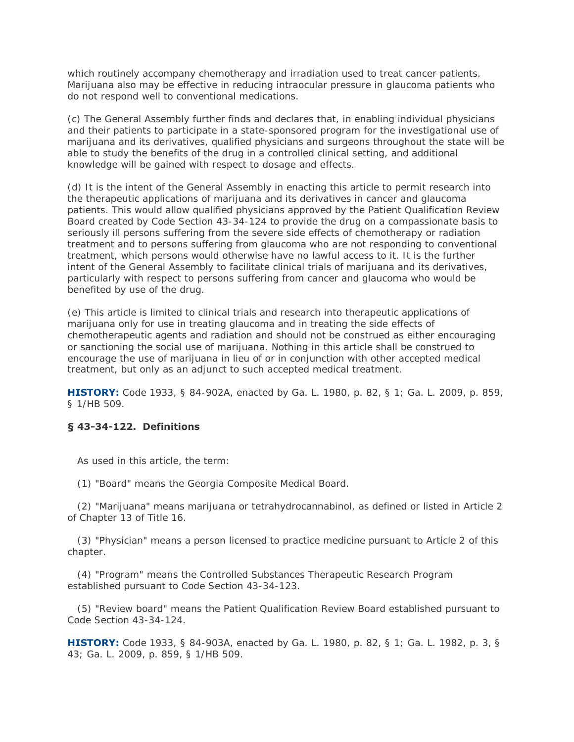which routinely accompany chemotherapy and irradiation used to treat cancer patients. Marijuana also may be effective in reducing intraocular pressure in glaucoma patients who do not respond well to conventional medications.

(c) The General Assembly further finds and declares that, in enabling individual physicians and their patients to participate in a state-sponsored program for the investigational use of marijuana and its derivatives, qualified physicians and surgeons throughout the state will be able to study the benefits of the drug in a controlled clinical setting, and additional knowledge will be gained with respect to dosage and effects.

(d) It is the intent of the General Assembly in enacting this article to permit research into the therapeutic applications of marijuana and its derivatives in cancer and glaucoma patients. This would allow qualified physicians approved by the Patient Qualification Review Board created by Code Section 43-34-124 to provide the drug on a compassionate basis to seriously ill persons suffering from the severe side effects of chemotherapy or radiation treatment and to persons suffering from glaucoma who are not responding to conventional treatment, which persons would otherwise have no lawful access to it. It is the further intent of the General Assembly to facilitate clinical trials of marijuana and its derivatives, particularly with respect to persons suffering from cancer and glaucoma who would be benefited by use of the drug.

(e) This article is limited to clinical trials and research into therapeutic applications of marijuana only for use in treating glaucoma and in treating the side effects of chemotherapeutic agents and radiation and should not be construed as either encouraging or sanctioning the social use of marijuana. Nothing in this article shall be construed to encourage the use of marijuana in lieu of or in conjunction with other accepted medical treatment, but only as an adjunct to such accepted medical treatment.

**HISTORY:** Code 1933, § 84-902A, enacted by Ga. L. 1980, p. 82, § 1; Ga. L. 2009, p. 859, § 1/HB 509.

### § 43-34-122. Definitions

As used in this article, the term:

(1) "Board" means the Georgia Composite Medical Board.

(2) "Marijuana" means marijuana or tetrahydrocannabinol, as defined or listed in Article 2 of Chapter 13 of Title 16.

(3) "Physician" means a person licensed to practice medicine pursuant to Article 2 of this chapter.

(4) "Program" means the Controlled Substances Therapeutic Research Program established pursuant to Code Section 43-34-123.

(5) "Review board" means the Patient Qualification Review Board established pursuant to Code Section 43-34-124.

**HISTORY:** Code 1933, § 84-903A, enacted by Ga. L. 1980, p. 82, § 1; Ga. L. 1982, p. 3, § 43; Ga. L. 2009, p. 859, § 1/HB 509.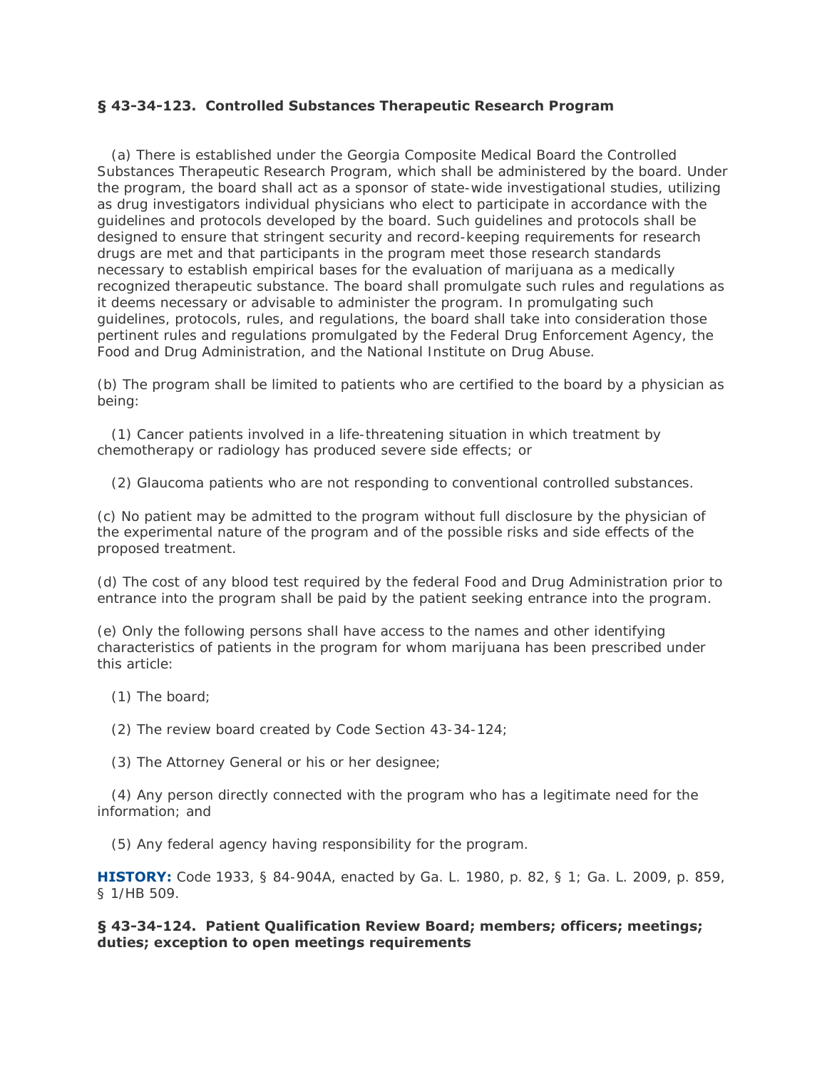**§ 43-34-123. Controlled Substances Therapeutic Research Program**

(a) There is established under the Georgia Composite Medical Board the Controlled Substances Therapeutic Research Program, which shall be administered by the board. Under the program, the board shall act as a sponsor of state-wide investigational studies, utilizing as drug investigators individual physicians who elect to participate in accordance with the guidelines and protocols developed by the board. Such guidelines and protocols shall be designed to ensure that stringent security and record-keeping requirements for research drugs are met and that participants in the program meet those research standards necessary to establish empirical bases for the evaluation of marijuana as a medically recognized therapeutic substance. The board shall promulgate such rules and regulations as it deems necessary or advisable to administer the program. In promulgating such guidelines, protocols, rules, and regulations, the board shall take into consideration those pertinent rules and regulations promulgated by the Federal Drug Enforcement Agency, the Food and Drug Administration, and the National Institute on Drug Abuse.

(b) The program shall be limited to patients who are certified to the board by a physician as being:

(1) Cancer patients involved in a life-threatening situation in which treatment by chemotherapy or radiology has produced severe side effects; or

(2) Glaucoma patients who are not responding to conventional controlled substances.

(c) No patient may be admitted to the program without full disclosure by the physician of the experimental nature of the program and of the possible risks and side effects of the proposed treatment.

(d) The cost of any blood test required by the federal Food and Drug Administration prior to entrance into the program shall be paid by the patient seeking entrance into the program.

(e) Only the following persons shall have access to the names and other identifying characteristics of patients in the program for whom marijuana has been prescribed under this article:

(1) The board;

(2) The review board created by Code Section 43-34-124;

(3) The Attorney General or his or her designee;

(4) Any person directly connected with the program who has a legitimate need for the information; and

(5) Any federal agency having responsibility for the program.

**HISTORY:** Code 1933, § 84-904A, enacted by Ga. L. 1980, p. 82, § 1; Ga. L. 2009, p. 859, § 1/HB 509.

**§ 43-34-124. Patient Qualification Review Board; members; officers; meetings; duties; exception to open meetings requirements**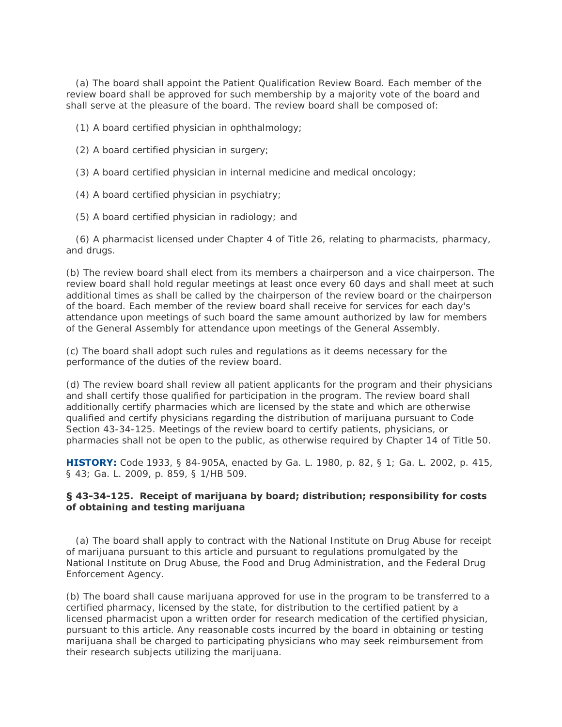(a) The board shall appoint the Patient Qualification Review Board. Each member of the review board shall be approved for such membership by a majority vote of the board and shall serve at the pleasure of the board. The review board shall be composed of:

(1) A board certified physician in ophthalmology;

(2) A board certified physician in surgery;

(3) A board certified physician in internal medicine and medical oncology;

(4) A board certified physician in psychiatry;

(5) A board certified physician in radiology; and

(6) A pharmacist licensed under Chapter 4 of Title 26, relating to pharmacists, pharmacy, and drugs.

(b) The review board shall elect from its members a chairperson and a vice chairperson. The review board shall hold regular meetings at least once every 60 days and shall meet at such additional times as shall be called by the chairperson of the review board or the chairperson of the board. Each member of the review board shall receive for services for each day's attendance upon meetings of such board the same amount authorized by law for members of the General Assembly for attendance upon meetings of the General Assembly.

(c) The board shall adopt such rules and regulations as it deems necessary for the performance of the duties of the review board.

(d) The review board shall review all patient applicants for the program and their physicians and shall certify those qualified for participation in the program. The review board shall additionally certify pharmacies which are licensed by the state and which are otherwise qualified and certify physicians regarding the distribution of marijuana pursuant to Code Section 43-34-125. Meetings of the review board to certify patients, physicians, or pharmacies shall not be open to the public, as otherwise required by Chapter 14 of Title 50.

**HISTORY:** Code 1933, § 84-905A, enacted by Ga. L. 1980, p. 82, § 1; Ga. L. 2002, p. 415, § 43; Ga. L. 2009, p. 859, § 1/HB 509.

**§ 43-34-125. Receipt of marijuana by board; distribution; responsibility for costs of obtaining and testing marijuana**

(a) The board shall apply to contract with the National Institute on Drug Abuse for receipt of marijuana pursuant to this article and pursuant to regulations promulgated by the National Institute on Drug Abuse, the Food and Drug Administration, and the Federal Drug Enforcement Agency.

(b) The board shall cause marijuana approved for use in the program to be transferred to a certified pharmacy, licensed by the state, for distribution to the certified patient by a licensed pharmacist upon a written order for research medication of the certified physician, pursuant to this article. Any reasonable costs incurred by the board in obtaining or testing marijuana shall be charged to participating physicians who may seek reimbursement from their research subjects utilizing the marijuana.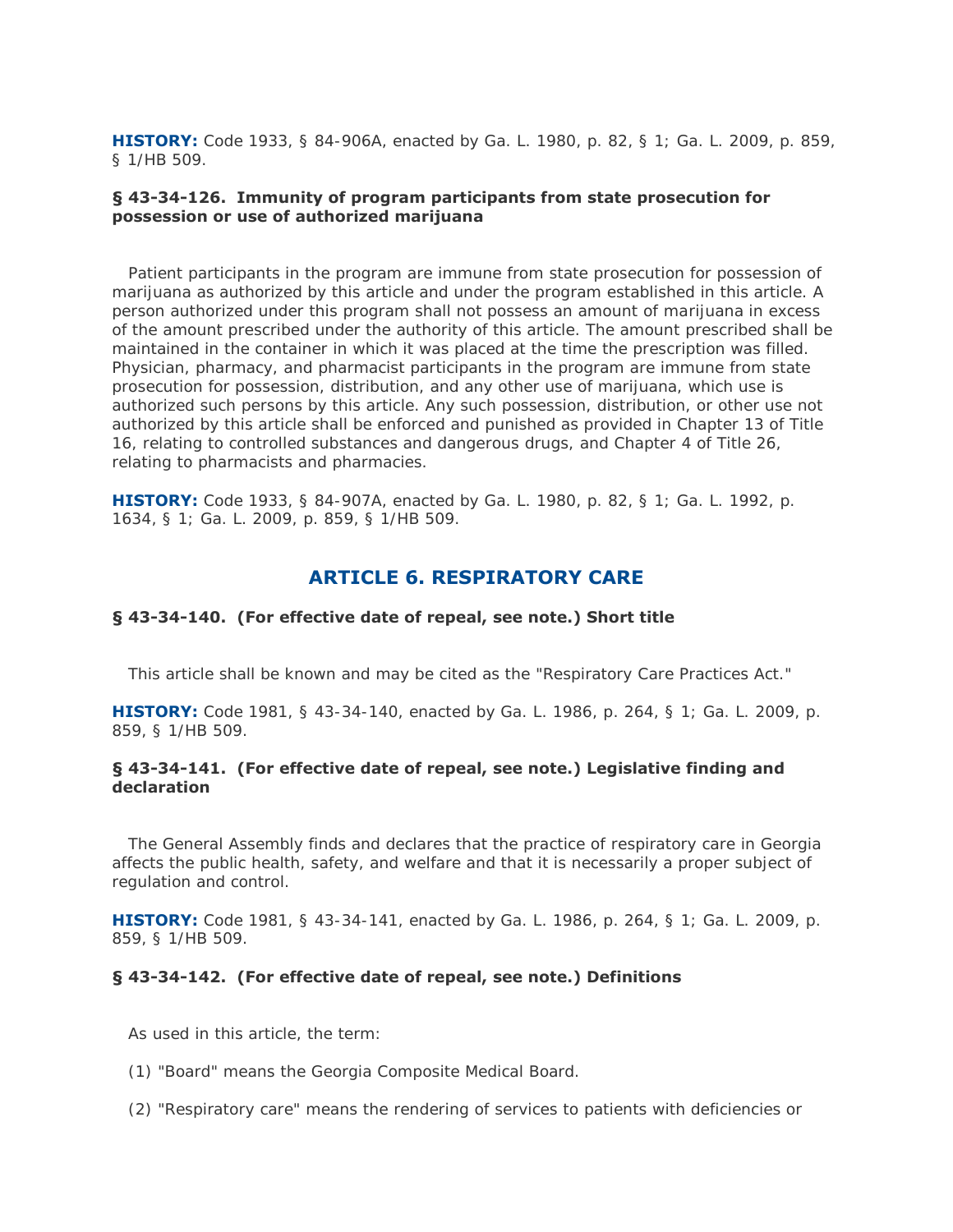**HISTORY:** Code 1933, § 84-906A, enacted by Ga. L. 1980, p. 82, § 1; Ga. L. 2009, p. 859, § 1/HB 509.

### § 43-34-126. Immunity of program participants from state prosecution for possession or use of authorized marijuana

Patient participants in the program are immune from state prosecution for possession of marijuana as authorized by this article and under the program established in this article. A person authorized under this program shall not possess an amount of marijuana in excess of the amount prescribed under the authority of this article. The amount prescribed shall be maintained in the container in which it was placed at the time the prescription was filled. Physician, pharmacy, and pharmacist participants in the program are immune from state prosecution for possession, distribution, and any other use of marijuana, which use is authorized such persons by this article. Any such possession, distribution, or other use not authorized by this article shall be enforced and punished as provided in Chapter 13 of Title 16, relating to controlled substances and dangerous drugs, and Chapter 4 of Title 26, relating to pharmacists and pharmacies.

**HISTORY:** Code 1933, § 84-907A, enacted by Ga. L. 1980, p. 82, § 1; Ga. L. 1992, p. 1634, § 1; Ga. L. 2009, p. 859, § 1/HB 509.

## ARTICLE 6. RESPIRATORY CARE

### § 43-34-140. (For effective date of repeal, see note.) Short title

This article shall be known and may be cited as the "Respiratory Care Practices Act."

**HISTORY:** Code 1981, § 43-34-140, enacted by Ga. L. 1986, p. 264, § 1; Ga. L. 2009, p. 859, § 1/HB 509.

### § 43-34-141. (For effective date of repeal, see note.) Legislative finding and declaration

The General Assembly finds and declares that the practice of respiratory care in Georgia affects the public health, safety, and welfare and that it is necessarily a proper subject of regulation and control.

**HISTORY:** Code 1981, § 43-34-141, enacted by Ga. L. 1986, p. 264, § 1; Ga. L. 2009, p. 859, § 1/HB 509.

### § 43-34-142. (For effective date of repeal, see note.) Definitions

As used in this article, the term:

(1) "Board" means the Georgia Composite Medical Board.

(2) "Respiratory care" means the rendering of services to patients with deficiencies or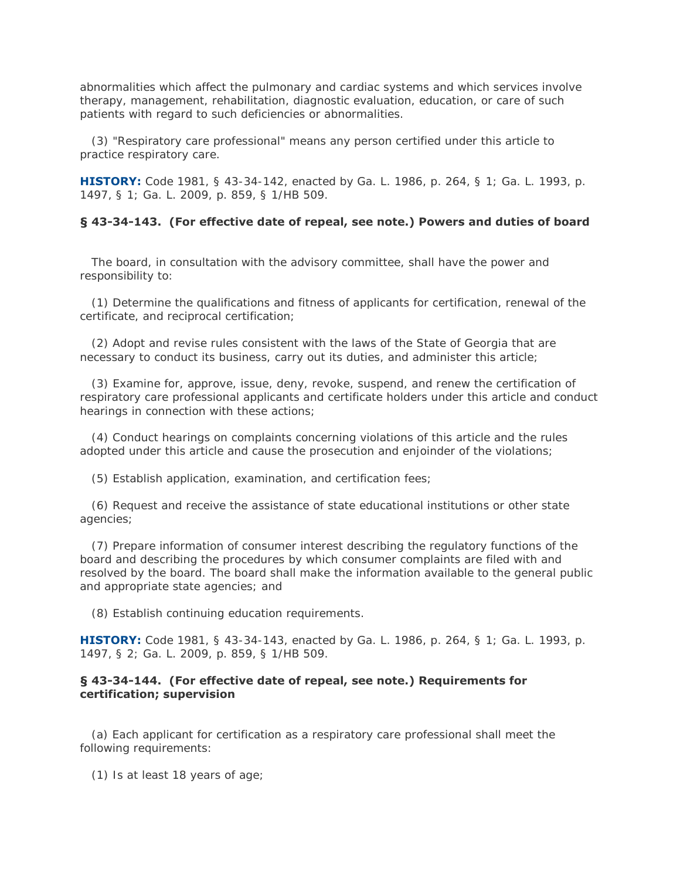abnormalities which affect the pulmonary and cardiac systems and which services involve therapy, management, rehabilitation, diagnostic evaluation, education, or care of such patients with regard to such deficiencies or abnormalities.

(3) "Respiratory care professional" means any person certified under this article to practice respiratory care.

**HISTORY:** Code 1981, § 43-34-142, enacted by Ga. L. 1986, p. 264, § 1; Ga. L. 1993, p. 1497, § 1; Ga. L. 2009, p. 859, § 1/HB 509.

**§ 43-34-143. (For effective date of repeal, see note.) Powers and duties of board**

The board, in consultation with the advisory committee, shall have the power and responsibility to:

(1) Determine the qualifications and fitness of applicants for certification, renewal of the certificate, and reciprocal certification;

(2) Adopt and revise rules consistent with the laws of the State of Georgia that are necessary to conduct its business, carry out its duties, and administer this article;

(3) Examine for, approve, issue, deny, revoke, suspend, and renew the certification of respiratory care professional applicants and certificate holders under this article and conduct hearings in connection with these actions;

(4) Conduct hearings on complaints concerning violations of this article and the rules adopted under this article and cause the prosecution and enjoinder of the violations;

(5) Establish application, examination, and certification fees;

(6) Request and receive the assistance of state educational institutions or other state agencies;

(7) Prepare information of consumer interest describing the regulatory functions of the board and describing the procedures by which consumer complaints are filed with and resolved by the board. The board shall make the information available to the general public and appropriate state agencies; and

(8) Establish continuing education requirements.

**HISTORY:** Code 1981, § 43-34-143, enacted by Ga. L. 1986, p. 264, § 1; Ga. L. 1993, p. 1497, § 2; Ga. L. 2009, p. 859, § 1/HB 509.

**§ 43-34-144. (For effective date of repeal, see note.) Requirements for certification; supervision**

(a) Each applicant for certification as a respiratory care professional shall meet the following requirements:

(1) Is at least 18 years of age;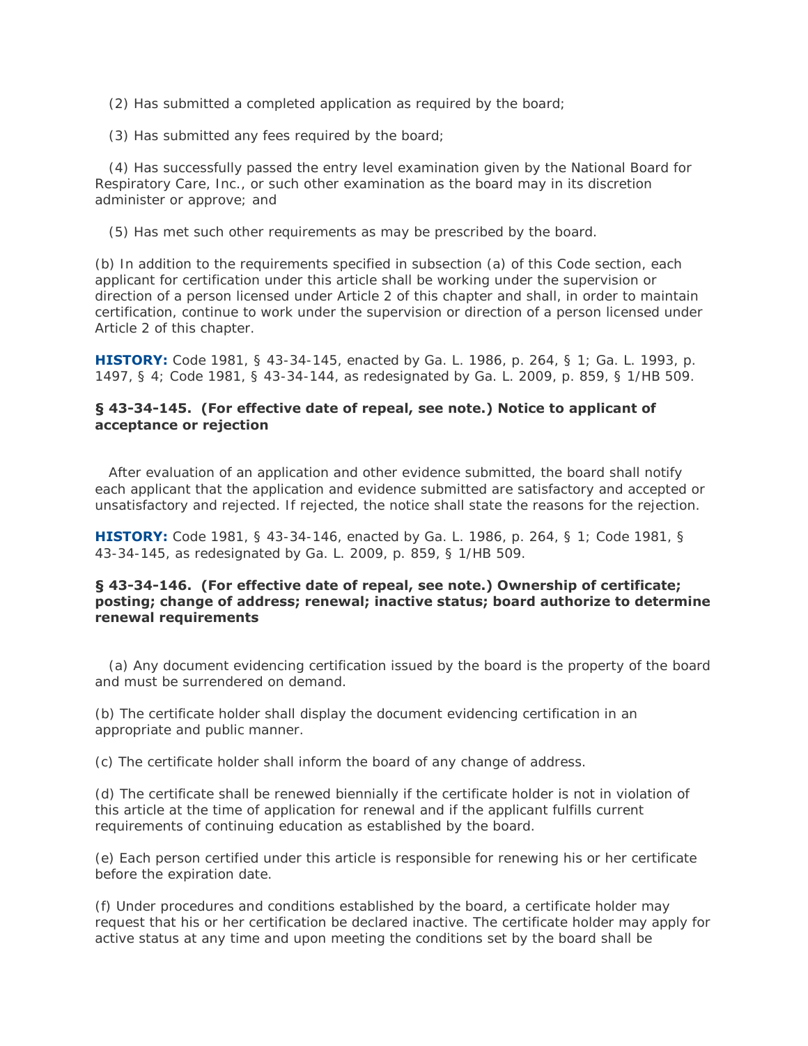(2) Has submitted a completed application as required by the board;

(3) Has submitted any fees required by the board;

(4) Has successfully passed the entry level examination given by the National Board for Respiratory Care, Inc., or such other examination as the board may in its discretion administer or approve; and

(5) Has met such other requirements as may be prescribed by the board.

(b) In addition to the requirements specified in subsection (a) of this Code section, each applicant for certification under this article shall be working under the supervision or direction of a person licensed under Article 2 of this chapter and shall, in order to maintain certification, continue to work under the supervision or direction of a person licensed under Article 2 of this chapter.

**HISTORY:** Code 1981, § 43-34-145, enacted by Ga. L. 1986, p. 264, § 1; Ga. L. 1993, p. 1497, § 4; Code 1981, § 43-34-144, as redesignated by Ga. L. 2009, p. 859, § 1/HB 509.

### § 43-34-145. (For effective date of repeal, see note.) Notice to applicant of acceptance or rejection

After evaluation of an application and other evidence submitted, the board shall notify each applicant that the application and evidence submitted are satisfactory and accepted or unsatisfactory and rejected. If rejected, the notice shall state the reasons for the rejection.

**HISTORY:** Code 1981, § 43-34-146, enacted by Ga. L. 1986, p. 264, § 1; Code 1981, § 43-34-145, as redesignated by Ga. L. 2009, p. 859, § 1/HB 509.

### § 43-34-146. (For effective date of repeal, see note.) Ownership of certificate; posting; change of address; renewal; inactive status; board authorize to determine renewal requirements

(a) Any document evidencing certification issued by the board is the property of the board and must be surrendered on demand.

(b) The certificate holder shall display the document evidencing certification in an appropriate and public manner.

(c) The certificate holder shall inform the board of any change of address.

(d) The certificate shall be renewed biennially if the certificate holder is not in violation of this article at the time of application for renewal and if the applicant fulfills current requirements of continuing education as established by the board.

(e) Each person certified under this article is responsible for renewing his or her certificate before the expiration date.

(f) Under procedures and conditions established by the board, a certificate holder may request that his or her certification be declared inactive. The certificate holder may apply for active status at any time and upon meeting the conditions set by the board shall be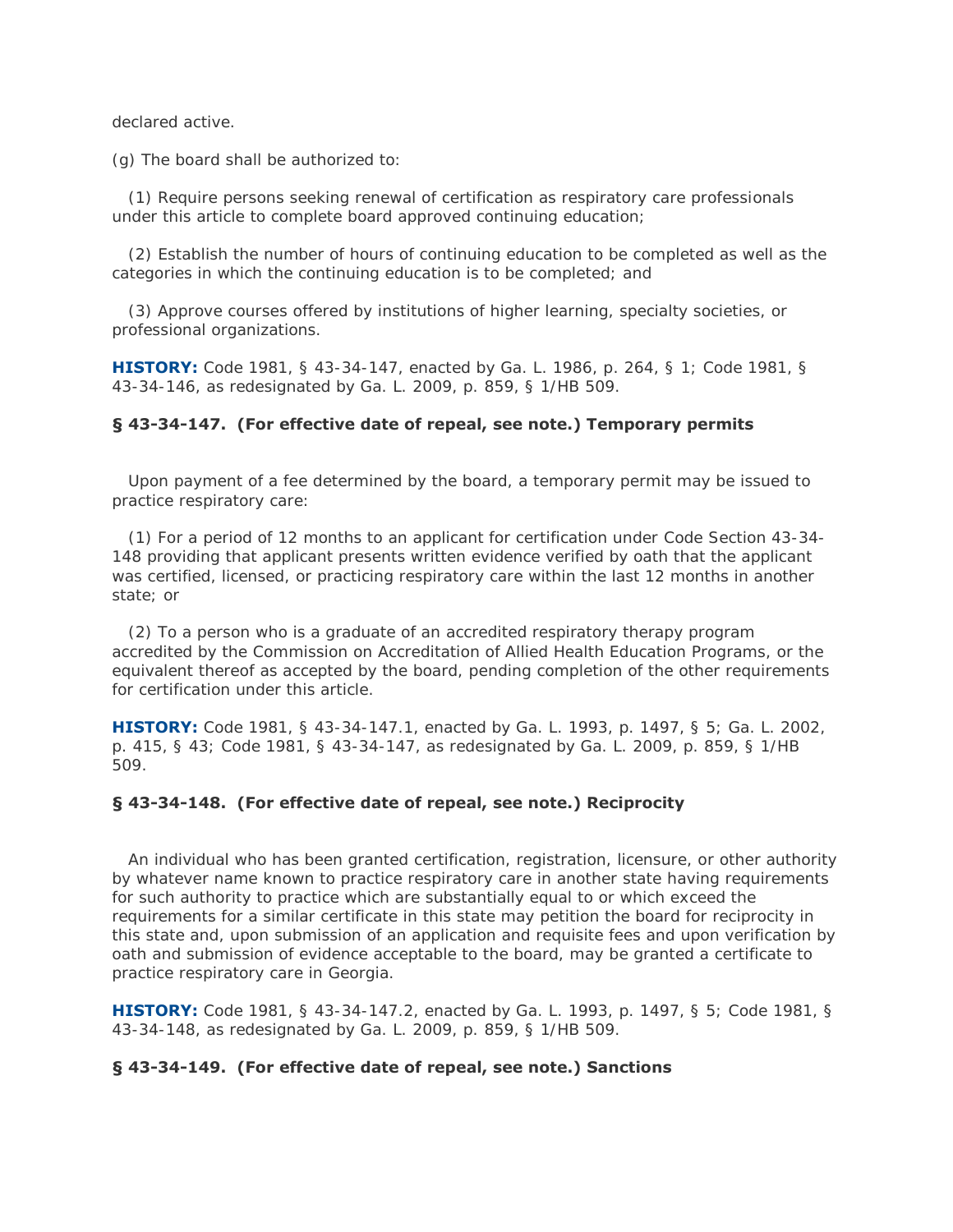declared active.

(g) The board shall be authorized to:

(1) Require persons seeking renewal of certification as respiratory care professionals under this article to complete board approved continuing education;

(2) Establish the number of hours of continuing education to be completed as well as the categories in which the continuing education is to be completed; and

(3) Approve courses offered by institutions of higher learning, specialty societies, or professional organizations.

**HISTORY:** Code 1981, § 43-34-147, enacted by Ga. L. 1986, p. 264, § 1; Code 1981, § 43-34-146, as redesignated by Ga. L. 2009, p. 859, § 1/HB 509.

### § 43-34-147. (For effective date of repeal, see note.) Temporary permits

Upon payment of a fee determined by the board, a temporary permit may be issued to practice respiratory care:

(1) For a period of 12 months to an applicant for certification under Code Section 43-34-148 providing that applicant presents written evidence verified by oath that the applicant was certified, licensed, or practicing respiratory care within the last 12 months in another state; or

(2) To a person who is a graduate of an accredited respiratory therapy program accredited by the Commission on Accreditation of Allied Health Education Programs, or the equivalent thereof as accepted by the board, pending completion of the other requirements for certification under this article.

**HISTORY:** Code 1981, § 43-34-147.1, enacted by Ga. L. 1993, p. 1497, § 5; Ga. L. 2002, p. 415, § 43; Code 1981, § 43-34-147, as redesignated by Ga. L. 2009, p. 859, § 1/HB 509.

### § 43-34-148. (For effective date of repeal, see note.) Reciprocity

An individual who has been granted certification, registration, licensure, or other authority by whatever name known to practice respiratory care in another state having requirements for such authority to practice which are substantially equal to or which exceed the requirements for a similar certificate in this state may petition the board for reciprocity in this state and, upon submission of an application and requisite fees and upon verification by oath and submission of evidence acceptable to the board, may be granted a certificate to practice respiratory care in Georgia.

**HISTORY:** Code 1981, § 43-34-147.2, enacted by Ga. L. 1993, p. 1497, § 5; Code 1981, § 43-34-148, as redesignated by Ga. L. 2009, p. 859, § 1/HB 509.

### § 43-34-149. (For effective date of repeal, see note.) Sanctions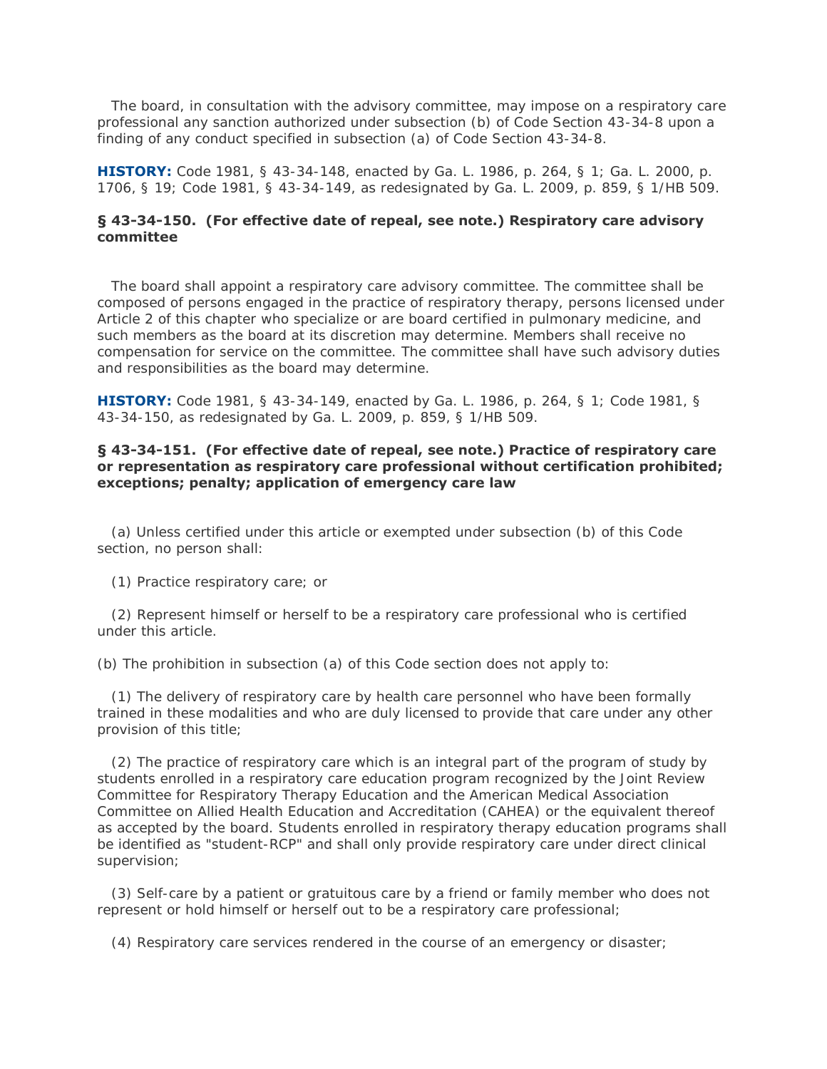The board, in consultation with the advisory committee, may impose on a respiratory care professional any sanction authorized under subsection (b) of Code Section 43-34-8 upon a finding of any conduct specified in subsection (a) of Code Section 43-34-8.

**HISTORY:** Code 1981, § 43-34-148, enacted by Ga. L. 1986, p. 264, § 1; Ga. L. 2000, p. 1706, § 19; Code 1981, § 43-34-149, as redesignated by Ga. L. 2009, p. 859, § 1/HB 509.

### § 43-34-150. (For effective date of repeal, see note.) Respiratory care advisory committee

The board shall appoint a respiratory care advisory committee. The committee shall be composed of persons engaged in the practice of respiratory therapy, persons licensed under Article 2 of this chapter who specialize or are board certified in pulmonary medicine, and such members as the board at its discretion may determine. Members shall receive no compensation for service on the committee. The committee shall have such advisory duties and responsibilities as the board may determine.

**HISTORY:** Code 1981, § 43-34-149, enacted by Ga. L. 1986, p. 264, § 1; Code 1981, § 43-34-150, as redesignated by Ga. L. 2009, p. 859, § 1/HB 509.

### § 43-34-151. (For effective date of repeal, see note.) Practice of respiratory care or representation as respiratory care professional without certification prohibited; exceptions; penalty; application of emergency care law

(a) Unless certified under this article or exempted under subsection (b) of this Code section, no person shall:

(1) Practice respiratory care; or

(2) Represent himself or herself to be a respiratory care professional who is certified under this article.

(b) The prohibition in subsection (a) of this Code section does not apply to:

(1) The delivery of respiratory care by health care personnel who have been formally trained in these modalities and who are duly licensed to provide that care under any other provision of this title;

(2) The practice of respiratory care which is an integral part of the program of study by students enrolled in a respiratory care education program recognized by the Joint Review Committee for Respiratory Therapy Education and the American Medical Association Committee on Allied Health Education and Accreditation (CAHEA) or the equivalent thereof as accepted by the board. Students enrolled in respiratory therapy education programs shall be identified as "student-RCP" and shall only provide respiratory care under direct clinical supervision;

(3) Self-care by a patient or gratuitous care by a friend or family member who does not represent or hold himself or herself out to be a respiratory care professional;

(4) Respiratory care services rendered in the course of an emergency or disaster;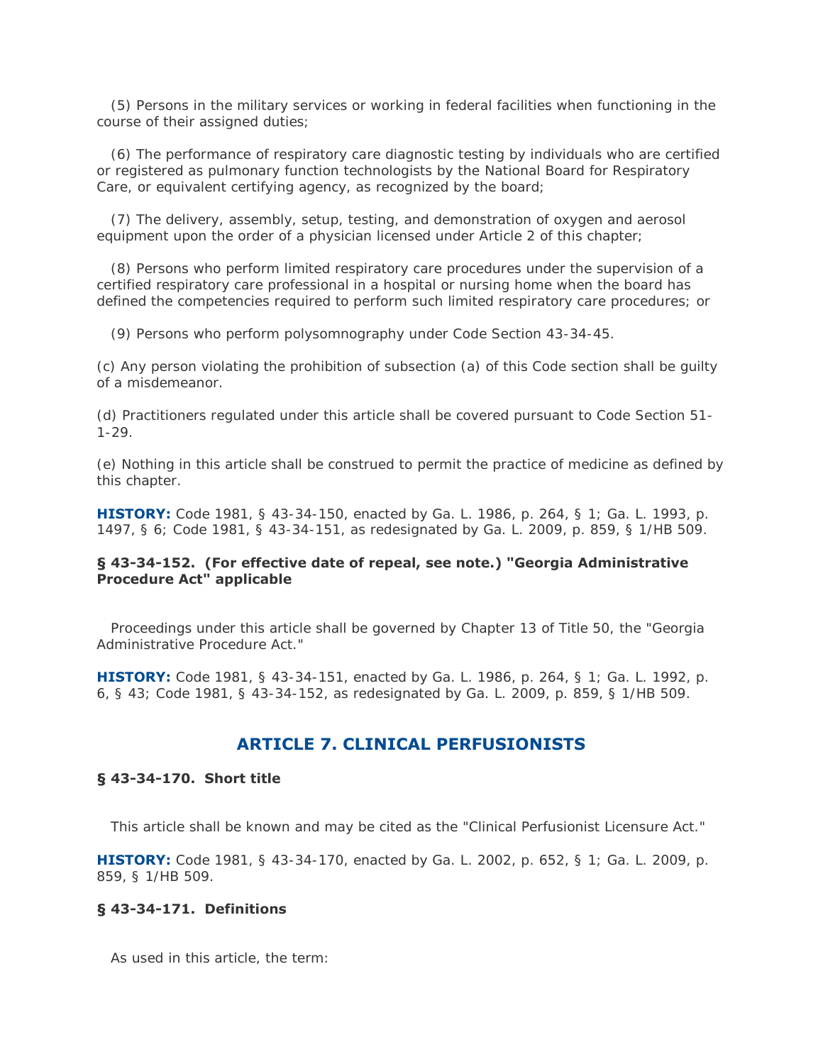(5) Persons in the military services or working in federal facilities when functioning in the course of their assigned duties;

(6) The performance of respiratory care diagnostic testing by individuals who are certified or registered as pulmonary function technologists by the National Board for Respiratory Care, or equivalent certifying agency, as recognized by the board;

(7) The delivery, assembly, setup, testing, and demonstration of oxygen and aerosol equipment upon the order of a physician licensed under Article 2 of this chapter;

(8) Persons who perform limited respiratory care procedures under the supervision of a certified respiratory care professional in a hospital or nursing home when the board has defined the competencies required to perform such limited respiratory care procedures; or

(9) Persons who perform polysomnography under Code Section 43-34-45.

(c) Any person violating the prohibition of subsection (a) of this Code section shall be guilty of a misdemeanor.

(d) Practitioners regulated under this article shall be covered pursuant to Code Section 51-1-29.

(e) Nothing in this article shall be construed to permit the practice of medicine as defined by this chapter.

**HISTORY:** Code 1981, § 43-34-150, enacted by Ga. L. 1986, p. 264, § 1; Ga. L. 1993, p. 1497, § 6; Code 1981, § 43-34-151, as redesignated by Ga. L. 2009, p. 859, § 1/HB 509.

#### § 43-34-152. (For effective date of repeal, see note.) "Georgia Administrative Procedure Act" applicable

Proceedings under this article shall be governed by Chapter 13 of Title 50, the "Georgia Administrative Procedure Act."

**HISTORY:** Code 1981, § 43-34-151, enacted by Ga. L. 1986, p. 264, § 1; Ga. L. 1992, p. 6, § 43; Code 1981, § 43-34-152, as redesignated by Ga. L. 2009, p. 859, § 1/HB 509.

## ARTICLE 7. CLINICAL PERFUSIONISTS

#### § 43-34-170. Short title

This article shall be known and may be cited as the "Clinical Perfusionist Licensure Act."

**HISTORY:** Code 1981, § 43-34-170, enacted by Ga. L. 2002, p. 652, § 1; Ga. L. 2009, p. 859, § 1/HB 509.

#### § 43-34-171. Definitions

As used in this article, the term: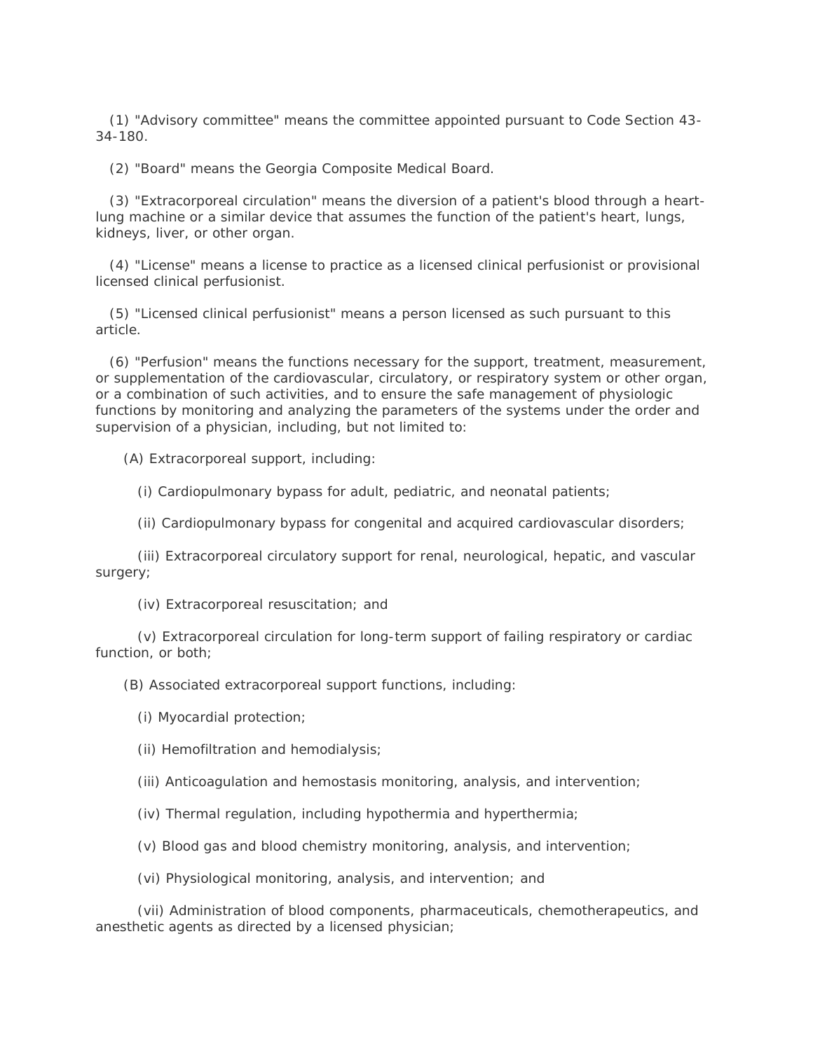(1) "Advisory committee" means the committee appointed pursuant to Code Section 43-34-180.

(2) "Board" means the Georgia Composite Medical Board.

(3) "Extracorporeal circulation" means the diversion of a patient's blood through a heart-lung machine or a similar device that assumes the function of the patient's heart, lungs, kidneys, liver, or other organ.

(4) "License" means a license to practice as a licensed clinical perfusionist or provisional licensed clinical perfusionist.

(5) "Licensed clinical perfusionist" means a person licensed as such pursuant to this article.

(6) "Perfusion" means the functions necessary for the support, treatment, measurement, or supplementation of the cardiovascular, circulatory, or respiratory system or other organ, or a combination of such activities, and to ensure the safe management of physiologic functions by monitoring and analyzing the parameters of the systems under the order and supervision of a physician, including, but not limited to:

(A) Extracorporeal support, including:

(i) Cardiopulmonary bypass for adult, pediatric, and neonatal patients;

(ii) Cardiopulmonary bypass for congenital and acquired cardiovascular disorders;

(iii) Extracorporeal circulatory support for renal, neurological, hepatic, and vascular surgery;

(iv) Extracorporeal resuscitation; and

(v) Extracorporeal circulation for long-term support of failing respiratory or cardiac function, or both;

(B) Associated extracorporeal support functions, including:

(i) Myocardial protection;

(ii) Hemofiltration and hemodialysis;

(iii) Anticoagulation and hemostasis monitoring, analysis, and intervention;

(iv) Thermal regulation, including hypothermia and hyperthermia;

(v) Blood gas and blood chemistry monitoring, analysis, and intervention;

(vi) Physiological monitoring, analysis, and intervention; and

(vii) Administration of blood components, pharmaceuticals, chemotherapeutics, and anesthetic agents as directed by a licensed physician;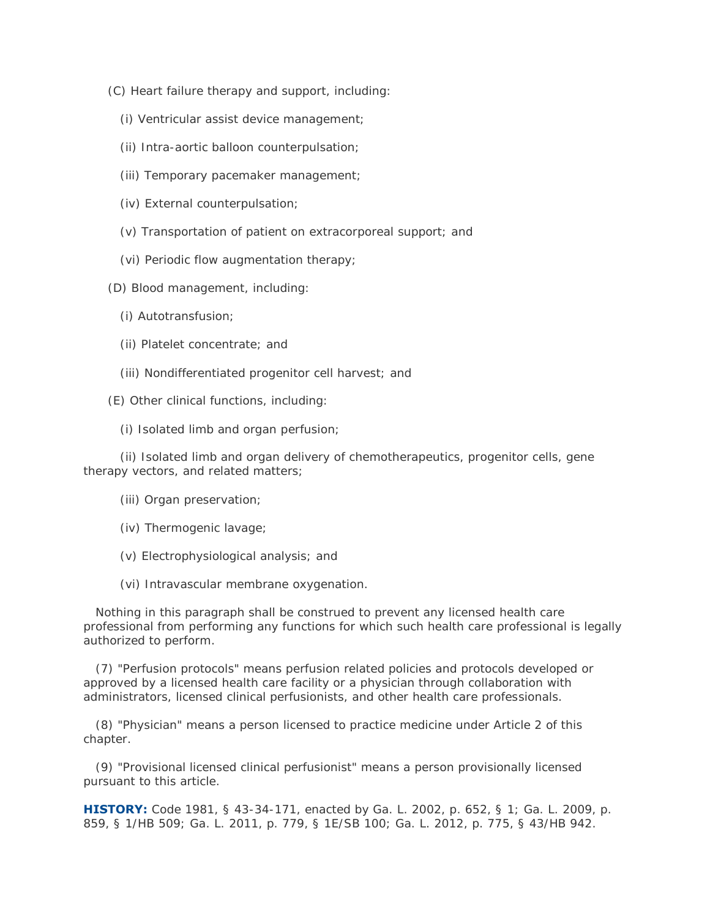(C) Heart failure therapy and support, including:

(i) Ventricular assist device management;

(ii) Intra-aortic balloon counterpulsation;

(iii) Temporary pacemaker management;

(iv) External counterpulsation;

(v) Transportation of patient on extracorporeal support; and

(vi) Periodic flow augmentation therapy;

(D) Blood management, including:

(i) Autotransfusion;

(ii) Platelet concentrate; and

(iii) Nondifferentiated progenitor cell harvest; and

(E) Other clinical functions, including:

(i) Isolated limb and organ perfusion;

(ii) Isolated limb and organ delivery of chemotherapeutics, progenitor cells, gene therapy vectors, and related matters;

(iii) Organ preservation;

(iv) Thermogenic lavage;

(v) Electrophysiological analysis; and

(vi) Intravascular membrane oxygenation.

Nothing in this paragraph shall be construed to prevent any licensed health care professional from performing any functions for which such health care professional is legally authorized to perform.

(7) "Perfusion protocols" means perfusion related policies and protocols developed or approved by a licensed health care facility or a physician through collaboration with administrators, licensed clinical perfusionists, and other health care professionals.

(8) "Physician" means a person licensed to practice medicine under Article 2 of this chapter.

(9) "Provisional licensed clinical perfusionist" means a person provisionally licensed pursuant to this article.

**HISTORY:** Code 1981, § 43-34-171, enacted by Ga. L. 2002, p. 652, § 1; Ga. L. 2009, p. 859, § 1/HB 509; Ga. L. 2011, p. 779, § 1E/SB 100; Ga. L. 2012, p. 775, § 43/HB 942.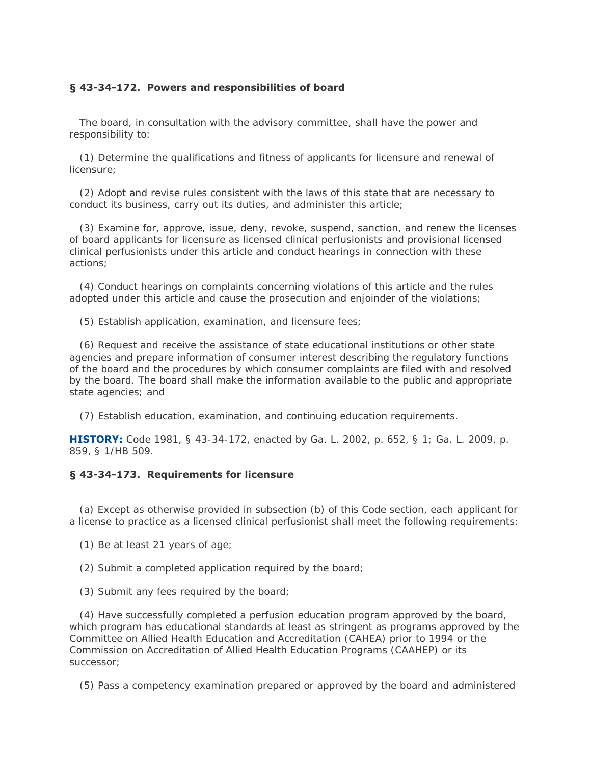### § 43-34-172. Powers and responsibilities of board

The board, in consultation with the advisory committee, shall have the power and responsibility to:

(1) Determine the qualifications and fitness of applicants for licensure and renewal of licensure;

(2) Adopt and revise rules consistent with the laws of this state that are necessary to conduct its business, carry out its duties, and administer this article;

(3) Examine for, approve, issue, deny, revoke, suspend, sanction, and renew the licenses of board applicants for licensure as licensed clinical perfusionists and provisional licensed clinical perfusionists under this article and conduct hearings in connection with these actions;

(4) Conduct hearings on complaints concerning violations of this article and the rules adopted under this article and cause the prosecution and enjoinder of the violations;

(5) Establish application, examination, and licensure fees;

(6) Request and receive the assistance of state educational institutions or other state agencies and prepare information of consumer interest describing the regulatory functions of the board and the procedures by which consumer complaints are filed with and resolved by the board. The board shall make the information available to the public and appropriate state agencies; and

(7) Establish education, examination, and continuing education requirements.

**HISTORY:** Code 1981, § 43-34-172, enacted by Ga. L. 2002, p. 652, § 1; Ga. L. 2009, p. 859, § 1/HB 509.

### § 43-34-173. Requirements for licensure

(a) Except as otherwise provided in subsection (b) of this Code section, each applicant for a license to practice as a licensed clinical perfusionist shall meet the following requirements:

(1) Be at least 21 years of age;

(2) Submit a completed application required by the board;

(3) Submit any fees required by the board;

(4) Have successfully completed a perfusion education program approved by the board, which program has educational standards at least as stringent as programs approved by the Committee on Allied Health Education and Accreditation (CAHEA) prior to 1994 or the Commission on Accreditation of Allied Health Education Programs (CAAHEP) or its successor;

(5) Pass a competency examination prepared or approved by the board and administered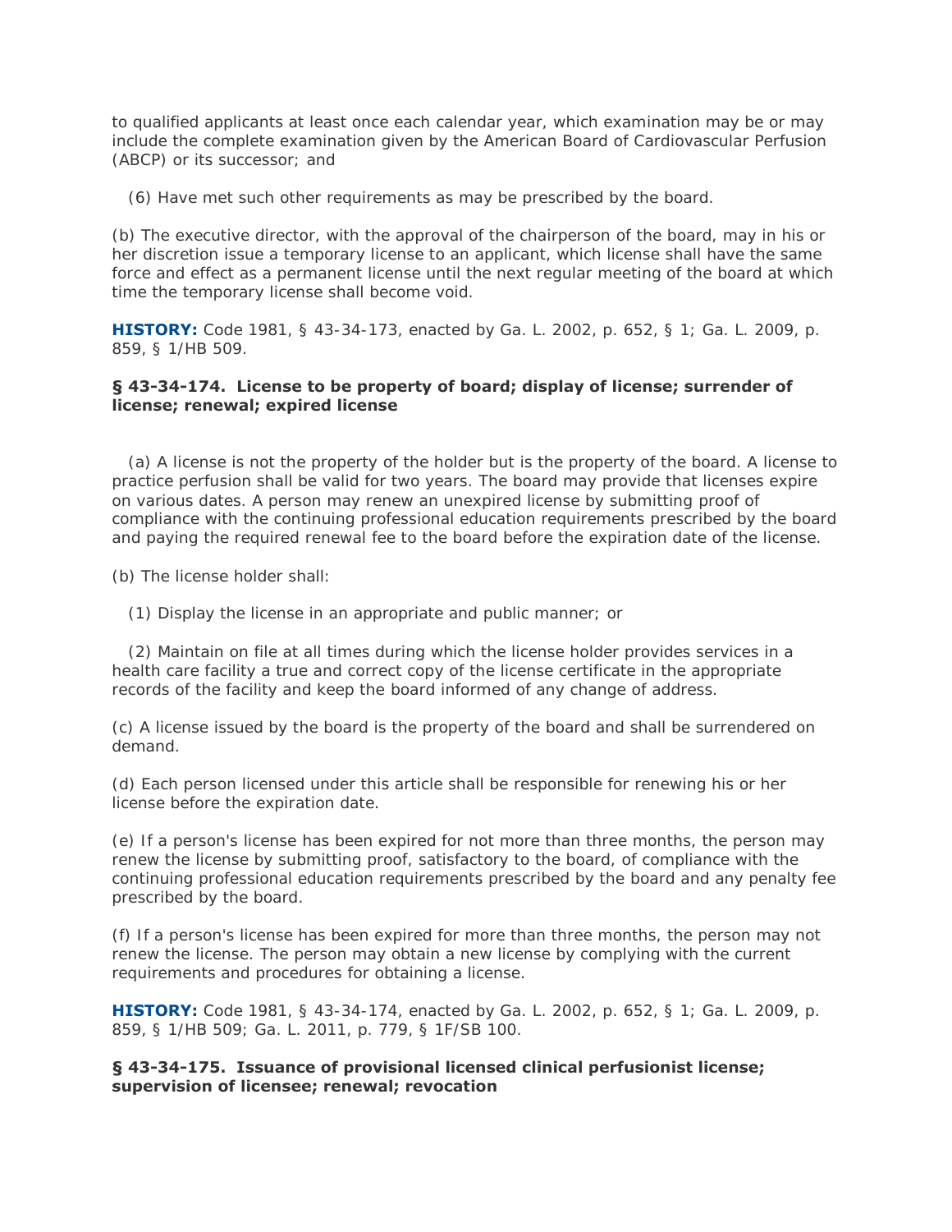to qualified applicants at least once each calendar year, which examination may be or may include the complete examination given by the American Board of Cardiovascular Perfusion (ABCP) or its successor; and

(6) Have met such other requirements as may be prescribed by the board.

(b) The executive director, with the approval of the chairperson of the board, may in his or her discretion issue a temporary license to an applicant, which license shall have the same force and effect as a permanent license until the next regular meeting of the board at which time the temporary license shall become void.

**HISTORY:** Code 1981, § 43-34-173, enacted by Ga. L. 2002, p. 652, § 1; Ga. L. 2009, p. 859, § 1/HB 509.

### § 43-34-174. License to be property of board; display of license; surrender of license; renewal; expired license

(a) A license is not the property of the holder but is the property of the board. A license to practice perfusion shall be valid for two years. The board may provide that licenses expire on various dates. A person may renew an unexpired license by submitting proof of compliance with the continuing professional education requirements prescribed by the board and paying the required renewal fee to the board before the expiration date of the license.

(b) The license holder shall:

(1) Display the license in an appropriate and public manner; or

(2) Maintain on file at all times during which the license holder provides services in a health care facility a true and correct copy of the license certificate in the appropriate records of the facility and keep the board informed of any change of address.

(c) A license issued by the board is the property of the board and shall be surrendered on demand.

(d) Each person licensed under this article shall be responsible for renewing his or her license before the expiration date.

(e) If a person's license has been expired for not more than three months, the person may renew the license by submitting proof, satisfactory to the board, of compliance with the continuing professional education requirements prescribed by the board and any penalty fee prescribed by the board.

(f) If a person's license has been expired for more than three months, the person may not renew the license. The person may obtain a new license by complying with the current requirements and procedures for obtaining a license.

**HISTORY:** Code 1981, § 43-34-174, enacted by Ga. L. 2002, p. 652, § 1; Ga. L. 2009, p. 859, § 1/HB 509; Ga. L. 2011, p. 779, § 1F/SB 100.

### § 43-34-175. Issuance of provisional licensed clinical perfusionist license; supervision of licensee; renewal; revocation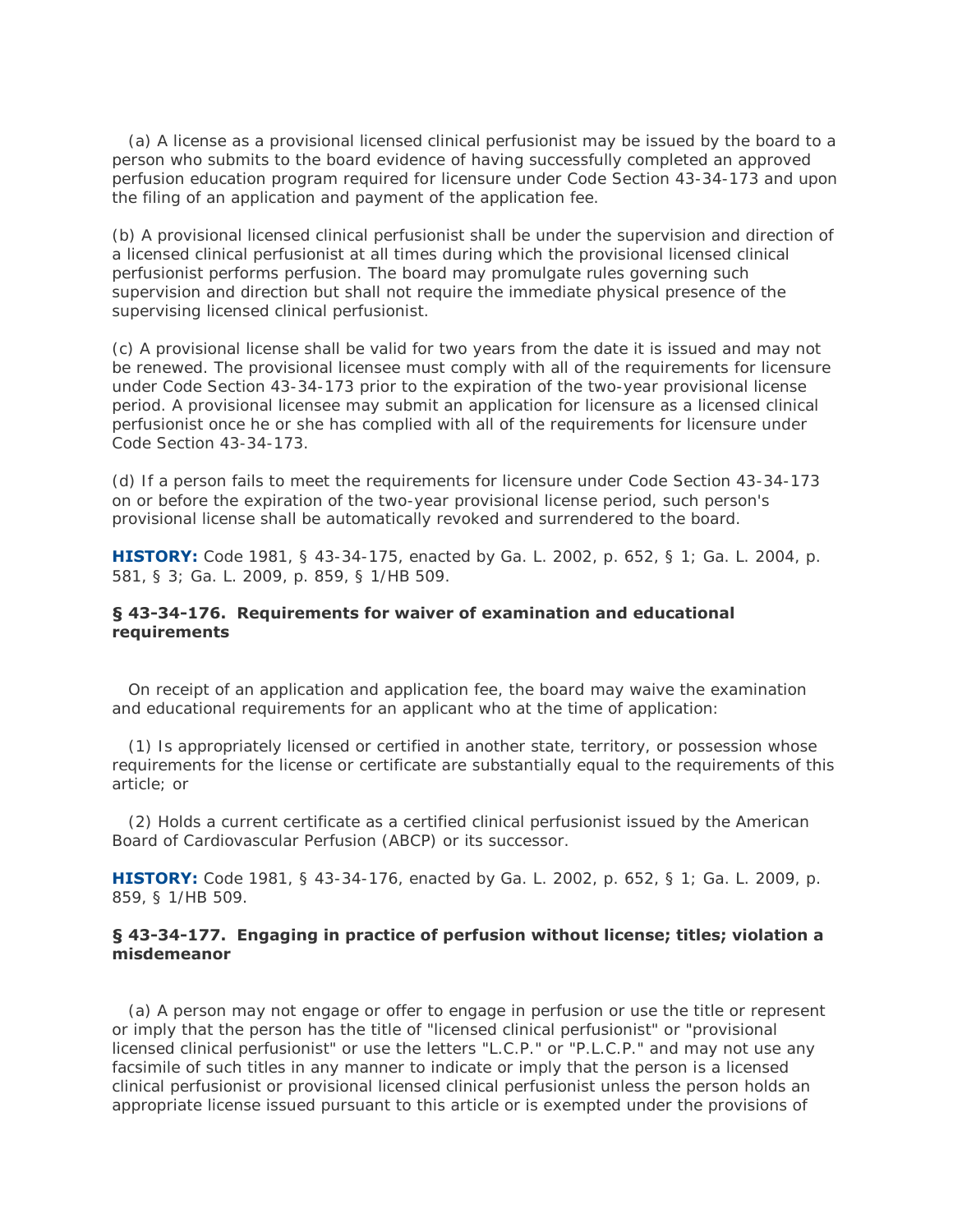(a) A license as a provisional licensed clinical perfusionist may be issued by the board to a person who submits to the board evidence of having successfully completed an approved perfusion education program required for licensure under Code Section 43-34-173 and upon the filing of an application and payment of the application fee.

(b) A provisional licensed clinical perfusionist shall be under the supervision and direction of a licensed clinical perfusionist at all times during which the provisional licensed clinical perfusionist performs perfusion. The board may promulgate rules governing such supervision and direction but shall not require the immediate physical presence of the supervising licensed clinical perfusionist.

(c) A provisional license shall be valid for two years from the date it is issued and may not be renewed. The provisional licensee must comply with all of the requirements for licensure under Code Section 43-34-173 prior to the expiration of the two-year provisional license period. A provisional licensee may submit an application for licensure as a licensed clinical perfusionist once he or she has complied with all of the requirements for licensure under Code Section 43-34-173.

(d) If a person fails to meet the requirements for licensure under Code Section 43-34-173 on or before the expiration of the two-year provisional license period, such person's provisional license shall be automatically revoked and surrendered to the board.

**HISTORY:** Code 1981, § 43-34-175, enacted by Ga. L. 2002, p. 652, § 1; Ga. L. 2004, p. 581, § 3; Ga. L. 2009, p. 859, § 1/HB 509.

### § 43-34-176. Requirements for waiver of examination and educational requirements

On receipt of an application and application fee, the board may waive the examination and educational requirements for an applicant who at the time of application:

(1) Is appropriately licensed or certified in another state, territory, or possession whose requirements for the license or certificate are substantially equal to the requirements of this article; or

(2) Holds a current certificate as a certified clinical perfusionist issued by the American Board of Cardiovascular Perfusion (ABCP) or its successor.

**HISTORY:** Code 1981, § 43-34-176, enacted by Ga. L. 2002, p. 652, § 1; Ga. L. 2009, p. 859, § 1/HB 509.

### § 43-34-177. Engaging in practice of perfusion without license; titles; violation a misdemeanor

(a) A person may not engage or offer to engage in perfusion or use the title or represent or imply that the person has the title of "licensed clinical perfusionist" or "provisional licensed clinical perfusionist" or use the letters "L.C.P." or "P.L.C.P." and may not use any facsimile of such titles in any manner to indicate or imply that the person is a licensed clinical perfusionist or provisional licensed clinical perfusionist unless the person holds an appropriate license issued pursuant to this article or is exempted under the provisions of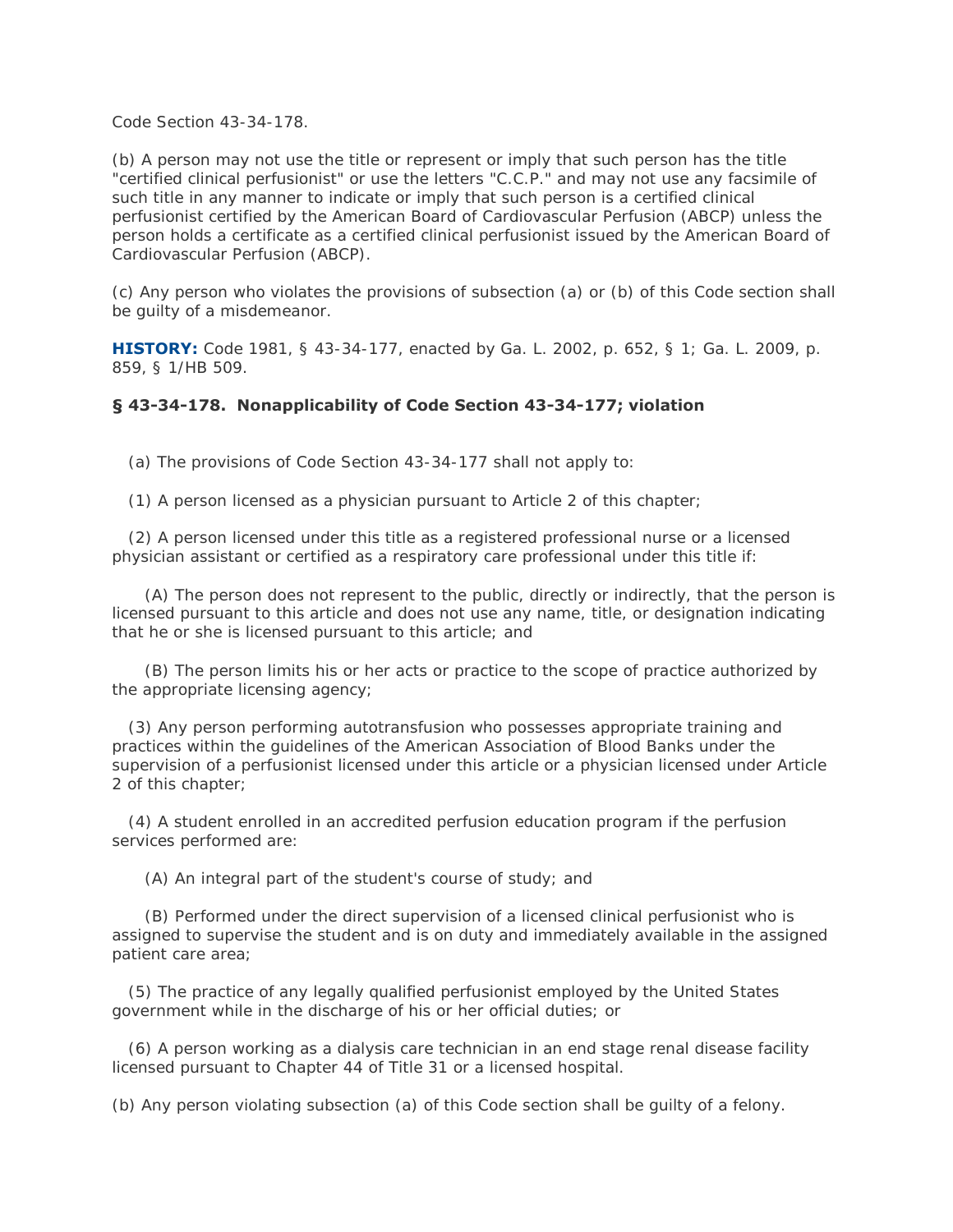Code Section 43-34-178.

(b) A person may not use the title or represent or imply that such person has the title "certified clinical perfusionist" or use the letters "C.C.P." and may not use any facsimile of such title in any manner to indicate or imply that such person is a certified clinical perfusionist certified by the American Board of Cardiovascular Perfusion (ABCP) unless the person holds a certificate as a certified clinical perfusionist issued by the American Board of Cardiovascular Perfusion (ABCP).

(c) Any person who violates the provisions of subsection (a) or (b) of this Code section shall be guilty of a misdemeanor.

**HISTORY:** Code 1981, § 43-34-177, enacted by Ga. L. 2002, p. 652, § 1; Ga. L. 2009, p. 859, § 1/HB 509.

### § 43-34-178. Nonapplicability of Code Section 43-34-177; violation

(a) The provisions of Code Section 43-34-177 shall not apply to:

(1) A person licensed as a physician pursuant to Article 2 of this chapter;

(2) A person licensed under this title as a registered professional nurse or a licensed physician assistant or certified as a respiratory care professional under this title if:

(A) The person does not represent to the public, directly or indirectly, that the person is licensed pursuant to this article and does not use any name, title, or designation indicating that he or she is licensed pursuant to this article; and

(B) The person limits his or her acts or practice to the scope of practice authorized by the appropriate licensing agency;

(3) Any person performing autotransfusion who possesses appropriate training and practices within the guidelines of the American Association of Blood Banks under the supervision of a perfusionist licensed under this article or a physician licensed under Article 2 of this chapter;

(4) A student enrolled in an accredited perfusion education program if the perfusion services performed are:

(A) An integral part of the student's course of study; and

(B) Performed under the direct supervision of a licensed clinical perfusionist who is assigned to supervise the student and is on duty and immediately available in the assigned patient care area;

(5) The practice of any legally qualified perfusionist employed by the United States government while in the discharge of his or her official duties; or

(6) A person working as a dialysis care technician in an end stage renal disease facility licensed pursuant to Chapter 44 of Title 31 or a licensed hospital.

(b) Any person violating subsection (a) of this Code section shall be guilty of a felony.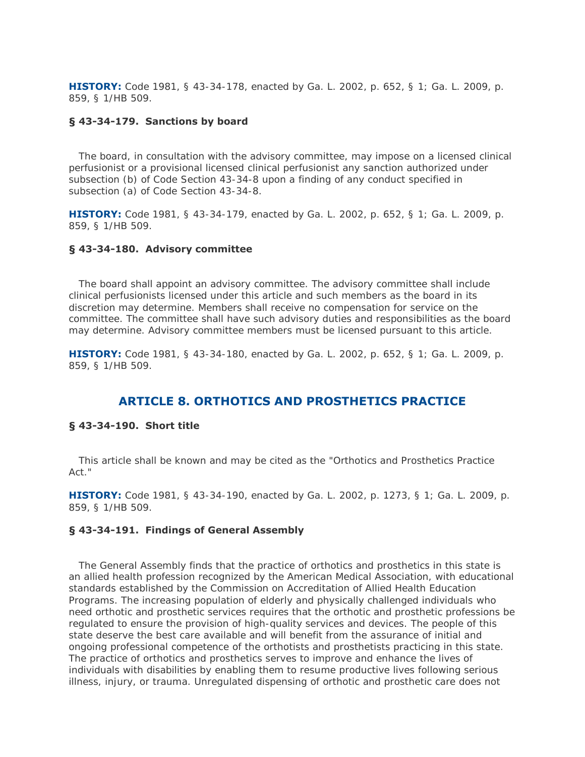**HISTORY:** Code 1981, § 43-34-178, enacted by Ga. L. 2002, p. 652, § 1; Ga. L. 2009, p. 859, § 1/HB 509.

### § 43-34-179. Sanctions by board

The board, in consultation with the advisory committee, may impose on a licensed clinical perfusionist or a provisional licensed clinical perfusionist any sanction authorized under subsection (b) of Code Section 43-34-8 upon a finding of any conduct specified in subsection (a) of Code Section 43-34-8.

**HISTORY:** Code 1981, § 43-34-179, enacted by Ga. L. 2002, p. 652, § 1; Ga. L. 2009, p. 859, § 1/HB 509.

### § 43-34-180. Advisory committee

The board shall appoint an advisory committee. The advisory committee shall include clinical perfusionists licensed under this article and such members as the board in its discretion may determine. Members shall receive no compensation for service on the committee. The committee shall have such advisory duties and responsibilities as the board may determine. Advisory committee members must be licensed pursuant to this article.

**HISTORY:** Code 1981, § 43-34-180, enacted by Ga. L. 2002, p. 652, § 1; Ga. L. 2009, p. 859, § 1/HB 509.

## ARTICLE 8. ORTHOTICS AND PROSTHETICS PRACTICE

### § 43-34-190. Short title

This article shall be known and may be cited as the "Orthotics and Prosthetics Practice Act."

**HISTORY:** Code 1981, § 43-34-190, enacted by Ga. L. 2002, p. 1273, § 1; Ga. L. 2009, p. 859, § 1/HB 509.

### § 43-34-191. Findings of General Assembly

The General Assembly finds that the practice of orthotics and prosthetics in this state is an allied health profession recognized by the American Medical Association, with educational standards established by the Commission on Accreditation of Allied Health Education Programs. The increasing population of elderly and physically challenged individuals who need orthotic and prosthetic services requires that the orthotic and prosthetic professions be regulated to ensure the provision of high-quality services and devices. The people of this state deserve the best care available and will benefit from the assurance of initial and ongoing professional competence of the orthotists and prosthetists practicing in this state. The practice of orthotics and prosthetics serves to improve and enhance the lives of individuals with disabilities by enabling them to resume productive lives following serious illness, injury, or trauma. Unregulated dispensing of orthotic and prosthetic care does not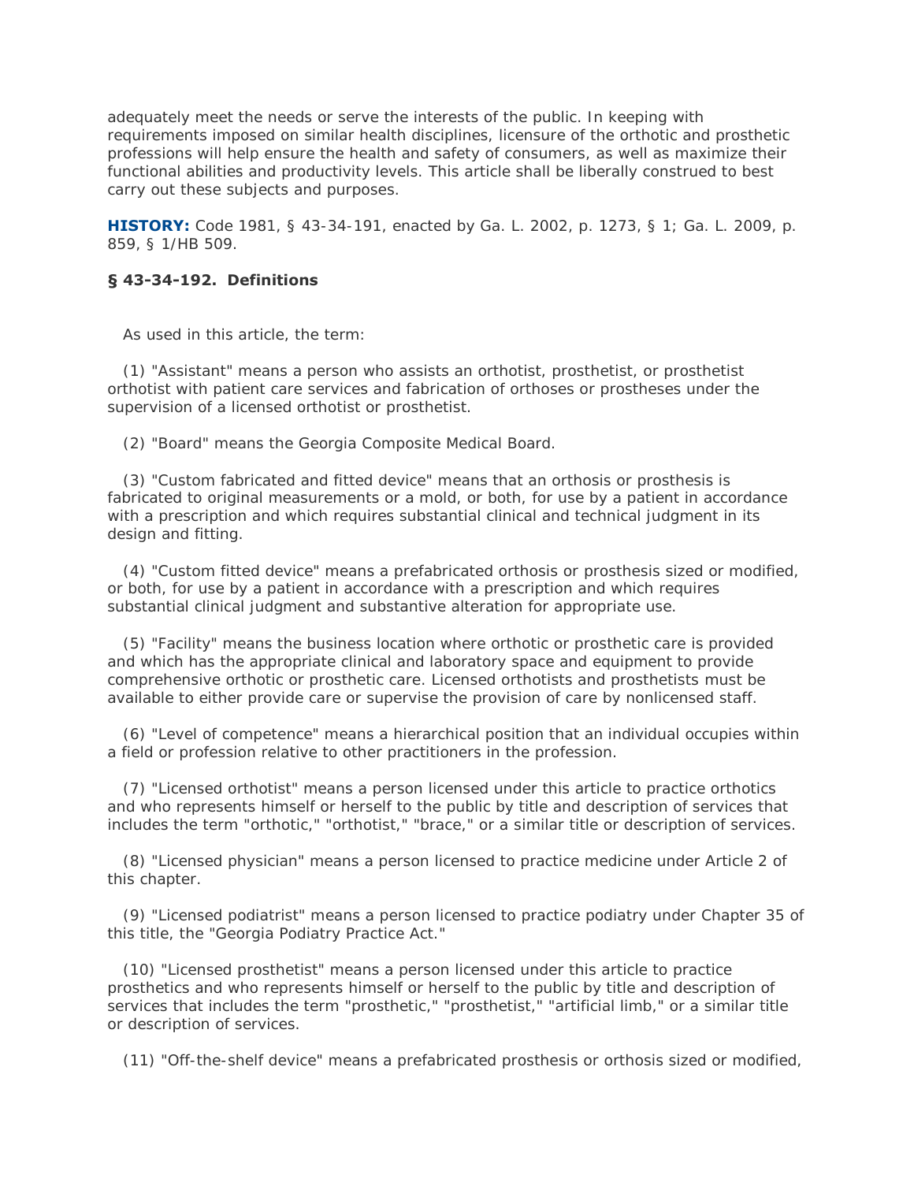adequately meet the needs or serve the interests of the public. In keeping with requirements imposed on similar health disciplines, licensure of the orthotic and prosthetic professions will help ensure the health and safety of consumers, as well as maximize their functional abilities and productivity levels. This article shall be liberally construed to best carry out these subjects and purposes.

**HISTORY:** Code 1981, § 43-34-191, enacted by Ga. L. 2002, p. 1273, § 1; Ga. L. 2009, p. 859, § 1/HB 509.

**§ 43-34-192. Definitions**

As used in this article, the term:

(1) "Assistant" means a person who assists an orthotist, prosthetist, or prosthetist orthotist with patient care services and fabrication of orthoses or prostheses under the supervision of a licensed orthotist or prosthetist.

(2) "Board" means the Georgia Composite Medical Board.

(3) "Custom fabricated and fitted device" means that an orthosis or prosthesis is fabricated to original measurements or a mold, or both, for use by a patient in accordance with a prescription and which requires substantial clinical and technical judgment in its design and fitting.

(4) "Custom fitted device" means a prefabricated orthosis or prosthesis sized or modified, or both, for use by a patient in accordance with a prescription and which requires substantial clinical judgment and substantive alteration for appropriate use.

(5) "Facility" means the business location where orthotic or prosthetic care is provided and which has the appropriate clinical and laboratory space and equipment to provide comprehensive orthotic or prosthetic care. Licensed orthotists and prosthetists must be available to either provide care or supervise the provision of care by nonlicensed staff.

(6) "Level of competence" means a hierarchical position that an individual occupies within a field or profession relative to other practitioners in the profession.

(7) "Licensed orthotist" means a person licensed under this article to practice orthotics and who represents himself or herself to the public by title and description of services that includes the term "orthotic," "orthotist," "brace," or a similar title or description of services.

(8) "Licensed physician" means a person licensed to practice medicine under Article 2 of this chapter.

(9) "Licensed podiatrist" means a person licensed to practice podiatry under Chapter 35 of this title, the "Georgia Podiatry Practice Act."

(10) "Licensed prosthetist" means a person licensed under this article to practice prosthetics and who represents himself or herself to the public by title and description of services that includes the term "prosthetic," "prosthetist," "artificial limb," or a similar title or description of services.

(11) "Off-the-shelf device" means a prefabricated prosthesis or orthosis sized or modified,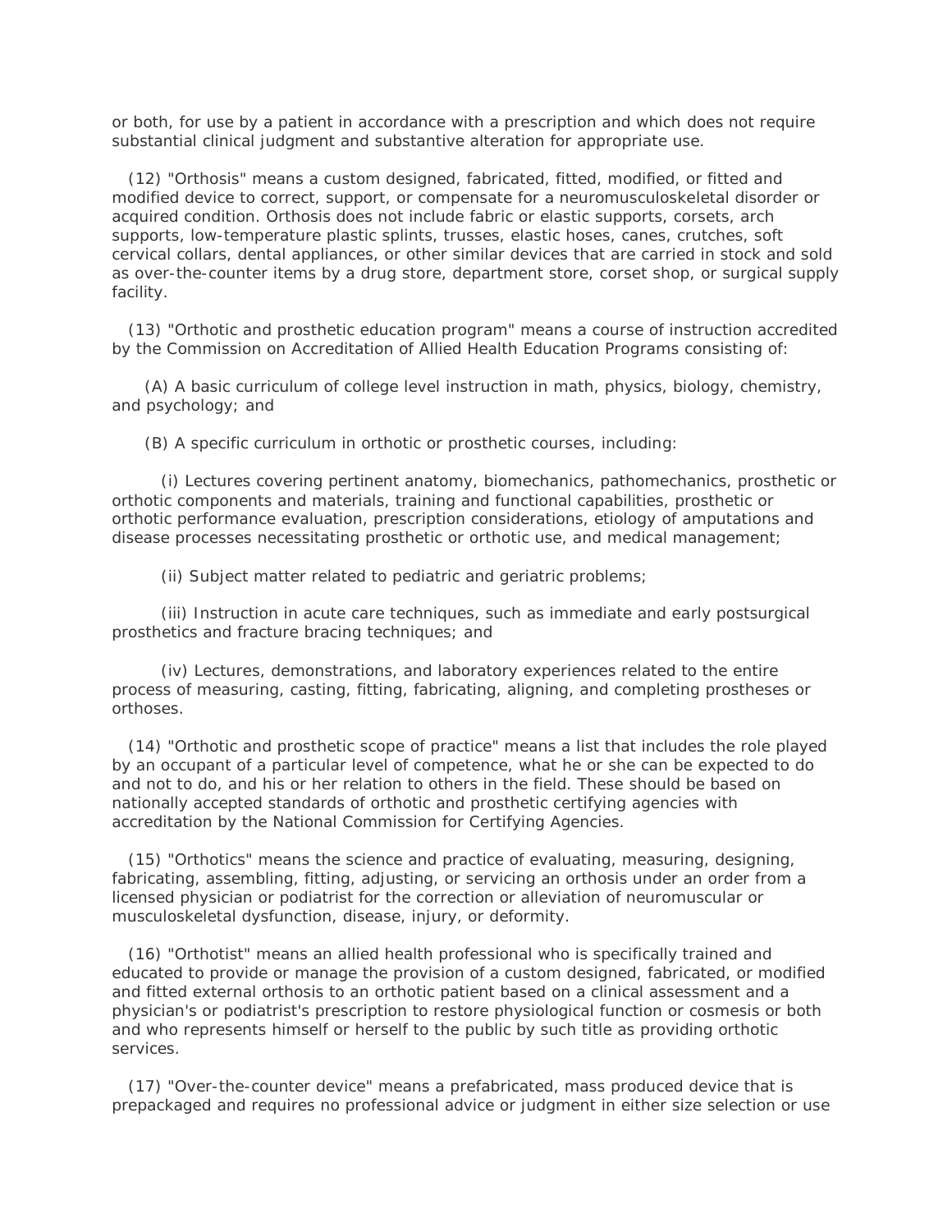or both, for use by a patient in accordance with a prescription and which does not require substantial clinical judgment and substantive alteration for appropriate use.

(12) "Orthosis" means a custom designed, fabricated, fitted, modified, or fitted and modified device to correct, support, or compensate for a neuromusculoskeletal disorder or acquired condition. Orthosis does not include fabric or elastic supports, corsets, arch supports, low-temperature plastic splints, trusses, elastic hoses, canes, crutches, soft cervical collars, dental appliances, or other similar devices that are carried in stock and sold as over-the-counter items by a drug store, department store, corset shop, or surgical supply facility.

(13) "Orthotic and prosthetic education program" means a course of instruction accredited by the Commission on Accreditation of Allied Health Education Programs consisting of:

(A) A basic curriculum of college level instruction in math, physics, biology, chemistry, and psychology; and

(B) A specific curriculum in orthotic or prosthetic courses, including:

(i) Lectures covering pertinent anatomy, biomechanics, pathomechanics, prosthetic or orthotic components and materials, training and functional capabilities, prosthetic or orthotic performance evaluation, prescription considerations, etiology of amputations and disease processes necessitating prosthetic or orthotic use, and medical management;

(ii) Subject matter related to pediatric and geriatric problems;

(iii) Instruction in acute care techniques, such as immediate and early postsurgical prosthetics and fracture bracing techniques; and

(iv) Lectures, demonstrations, and laboratory experiences related to the entire process of measuring, casting, fitting, fabricating, aligning, and completing prostheses or orthoses.

(14) "Orthotic and prosthetic scope of practice" means a list that includes the role played by an occupant of a particular level of competence, what he or she can be expected to do and not to do, and his or her relation to others in the field. These should be based on nationally accepted standards of orthotic and prosthetic certifying agencies with accreditation by the National Commission for Certifying Agencies.

(15) "Orthotics" means the science and practice of evaluating, measuring, designing, fabricating, assembling, fitting, adjusting, or servicing an orthosis under an order from a licensed physician or podiatrist for the correction or alleviation of neuromuscular or musculoskeletal dysfunction, disease, injury, or deformity.

(16) "Orthotist" means an allied health professional who is specifically trained and educated to provide or manage the provision of a custom designed, fabricated, or modified and fitted external orthosis to an orthotic patient based on a clinical assessment and a physician's or podiatrist's prescription to restore physiological function or cosmesis or both and who represents himself or herself to the public by such title as providing orthotic services.

(17) "Over-the-counter device" means a prefabricated, mass produced device that is prepackaged and requires no professional advice or judgment in either size selection or use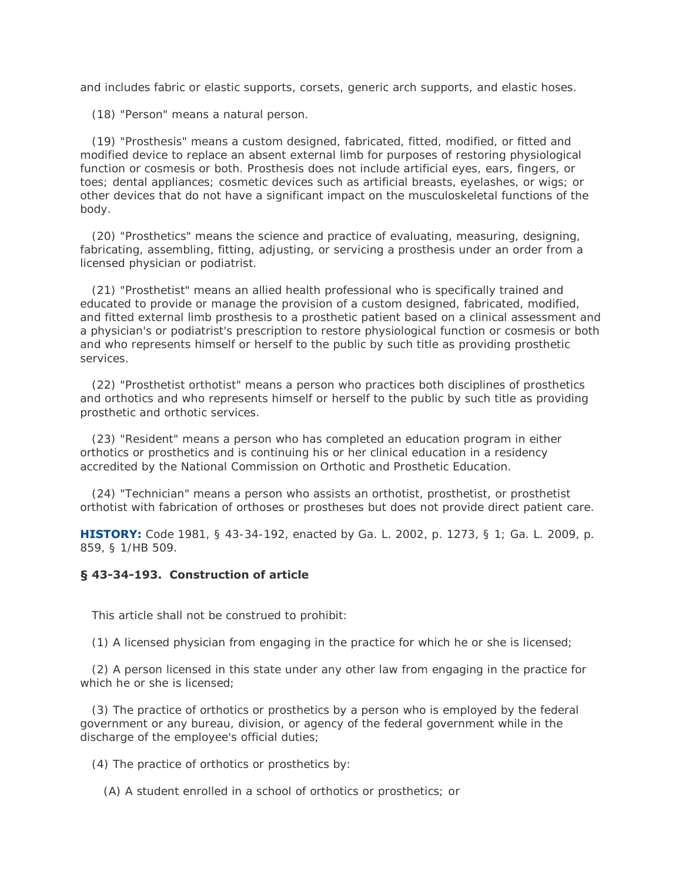and includes fabric or elastic supports, corsets, generic arch supports, and elastic hoses.

(18) "Person" means a natural person.

(19) "Prosthesis" means a custom designed, fabricated, fitted, modified, or fitted and modified device to replace an absent external limb for purposes of restoring physiological function or cosmesis or both. Prosthesis does not include artificial eyes, ears, fingers, or toes; dental appliances; cosmetic devices such as artificial breasts, eyelashes, or wigs; or other devices that do not have a significant impact on the musculoskeletal functions of the body.

(20) "Prosthetics" means the science and practice of evaluating, measuring, designing, fabricating, assembling, fitting, adjusting, or servicing a prosthesis under an order from a licensed physician or podiatrist.

(21) "Prosthetist" means an allied health professional who is specifically trained and educated to provide or manage the provision of a custom designed, fabricated, modified, and fitted external limb prosthesis to a prosthetic patient based on a clinical assessment and a physician's or podiatrist's prescription to restore physiological function or cosmesis or both and who represents himself or herself to the public by such title as providing prosthetic services.

(22) "Prosthetist orthotist" means a person who practices both disciplines of prosthetics and orthotics and who represents himself or herself to the public by such title as providing prosthetic and orthotic services.

(23) "Resident" means a person who has completed an education program in either orthotics or prosthetics and is continuing his or her clinical education in a residency accredited by the National Commission on Orthotic and Prosthetic Education.

(24) "Technician" means a person who assists an orthotist, prosthetist, or prosthetist orthotist with fabrication of orthoses or prostheses but does not provide direct patient care.

**HISTORY:** Code 1981, § 43-34-192, enacted by Ga. L. 2002, p. 1273, § 1; Ga. L. 2009, p. 859, § 1/HB 509.

### § 43-34-193. Construction of article

This article shall not be construed to prohibit:

(1) A licensed physician from engaging in the practice for which he or she is licensed;

(2) A person licensed in this state under any other law from engaging in the practice for which he or she is licensed;

(3) The practice of orthotics or prosthetics by a person who is employed by the federal government or any bureau, division, or agency of the federal government while in the discharge of the employee's official duties;

(4) The practice of orthotics or prosthetics by:

(A) A student enrolled in a school of orthotics or prosthetics; or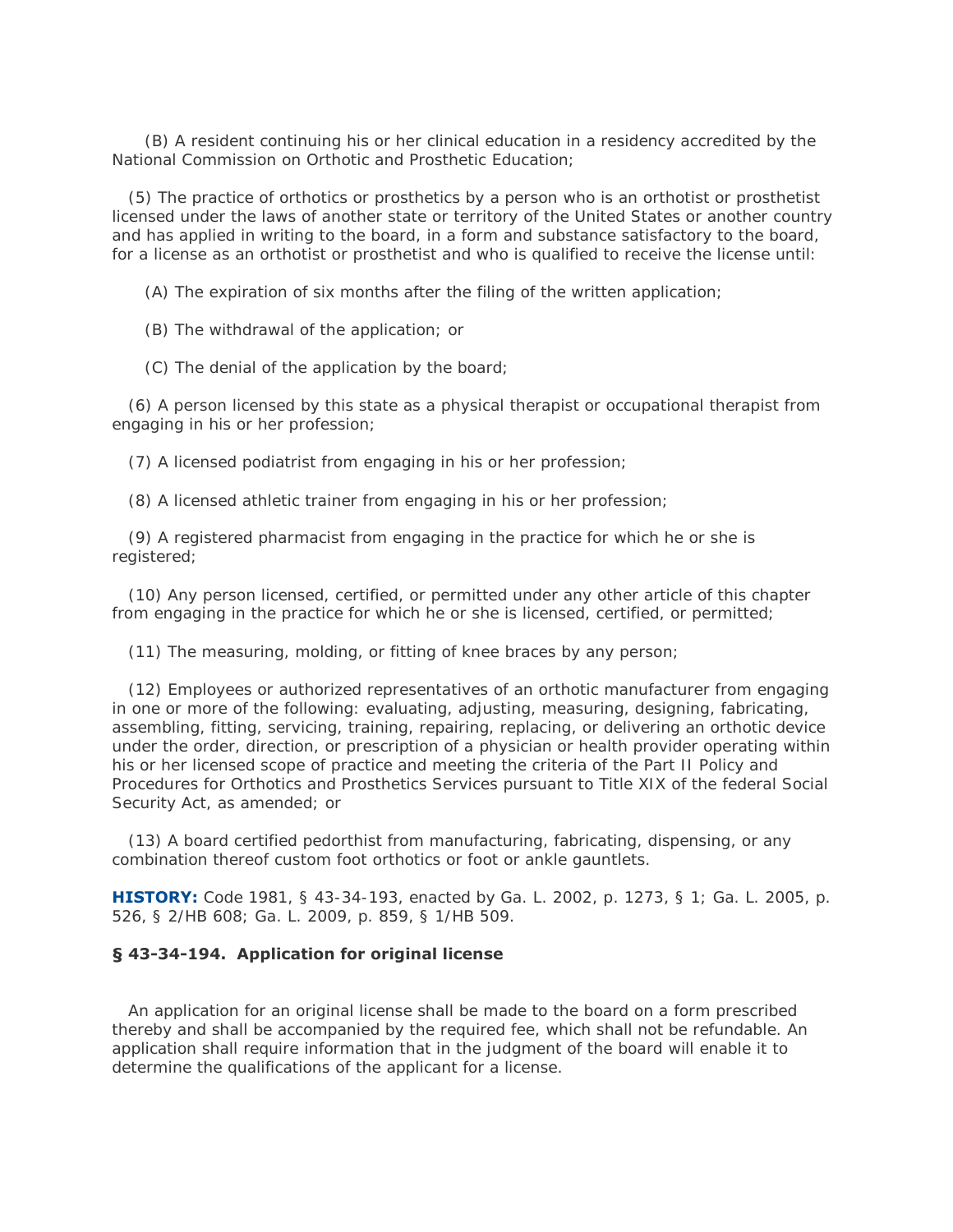(B) A resident continuing his or her clinical education in a residency accredited by the National Commission on Orthotic and Prosthetic Education;

(5) The practice of orthotics or prosthetics by a person who is an orthotist or prosthetist licensed under the laws of another state or territory of the United States or another country and has applied in writing to the board, in a form and substance satisfactory to the board, for a license as an orthotist or prosthetist and who is qualified to receive the license until:

(A) The expiration of six months after the filing of the written application;

(B) The withdrawal of the application; or

(C) The denial of the application by the board;

(6) A person licensed by this state as a physical therapist or occupational therapist from engaging in his or her profession;

(7) A licensed podiatrist from engaging in his or her profession;

(8) A licensed athletic trainer from engaging in his or her profession;

(9) A registered pharmacist from engaging in the practice for which he or she is registered;

(10) Any person licensed, certified, or permitted under any other article of this chapter from engaging in the practice for which he or she is licensed, certified, or permitted;

(11) The measuring, molding, or fitting of knee braces by any person;

(12) Employees or authorized representatives of an orthotic manufacturer from engaging in one or more of the following: evaluating, adjusting, measuring, designing, fabricating, assembling, fitting, servicing, training, repairing, replacing, or delivering an orthotic device under the order, direction, or prescription of a physician or health provider operating within his or her licensed scope of practice and meeting the criteria of the Part II Policy and Procedures for Orthotics and Prosthetics Services pursuant to Title XIX of the federal Social Security Act, as amended; or

(13) A board certified pedorthist from manufacturing, fabricating, dispensing, or any combination thereof custom foot orthotics or foot or ankle gauntlets.

**HISTORY:** Code 1981, § 43-34-193, enacted by Ga. L. 2002, p. 1273, § 1; Ga. L. 2005, p. 526, § 2/HB 608; Ga. L. 2009, p. 859, § 1/HB 509.

### § 43-34-194. Application for original license

An application for an original license shall be made to the board on a form prescribed thereby and shall be accompanied by the required fee, which shall not be refundable. An application shall require information that in the judgment of the board will enable it to determine the qualifications of the applicant for a license.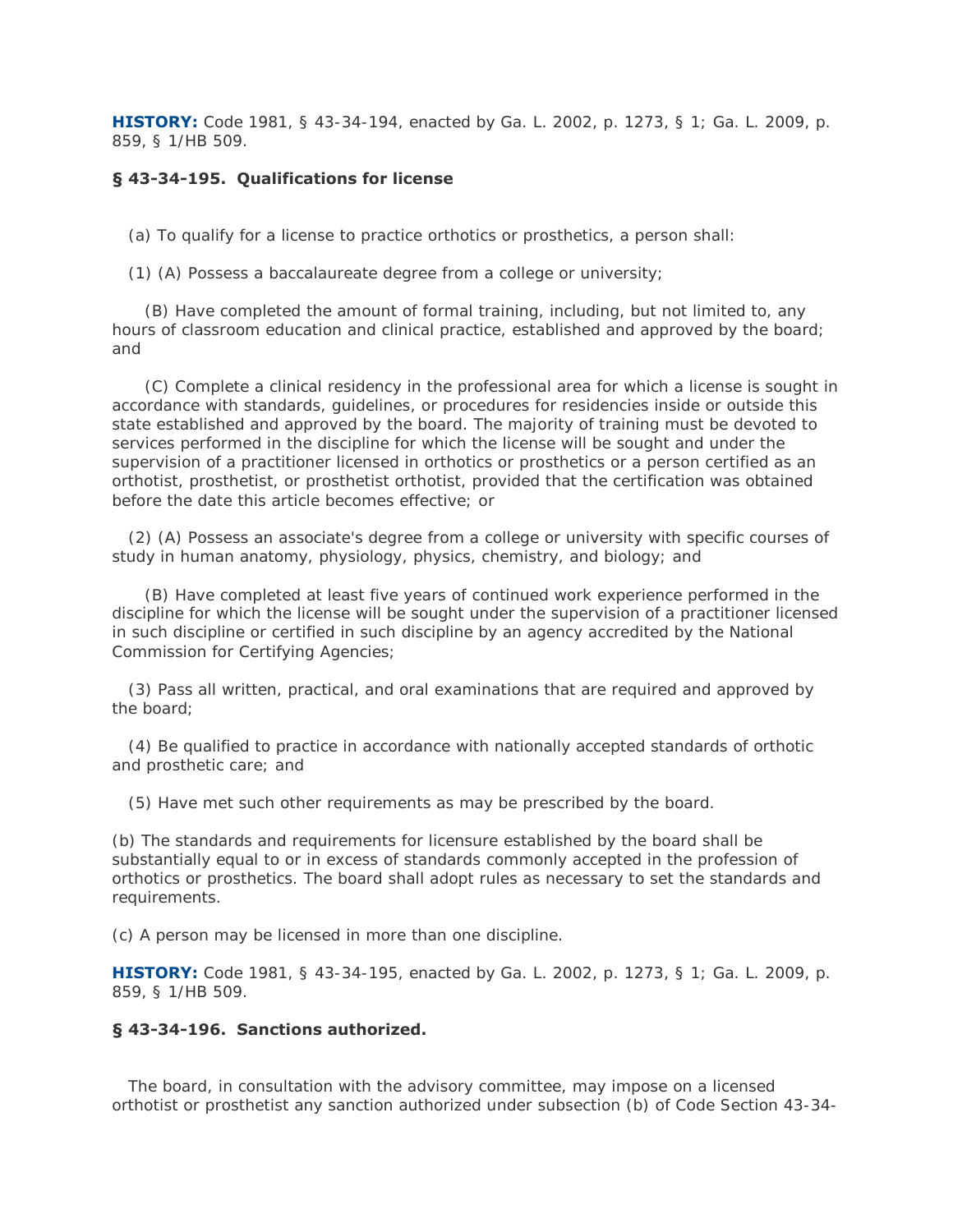**HISTORY:** Code 1981, § 43-34-194, enacted by Ga. L. 2002, p. 1273, § 1; Ga. L. 2009, p. 859, § 1/HB 509.

**§ 43-34-195. Qualifications for license**

(a) To qualify for a license to practice orthotics or prosthetics, a person shall:

(1) (A) Possess a baccalaureate degree from a college or university;

(B) Have completed the amount of formal training, including, but not limited to, any hours of classroom education and clinical practice, established and approved by the board; and

(C) Complete a clinical residency in the professional area for which a license is sought in accordance with standards, guidelines, or procedures for residencies inside or outside this state established and approved by the board. The majority of training must be devoted to services performed in the discipline for which the license will be sought and under the supervision of a practitioner licensed in orthotics or prosthetics or a person certified as an orthotist, prosthetist, or prosthetist orthotist, provided that the certification was obtained before the date this article becomes effective; or

(2) (A) Possess an associate's degree from a college or university with specific courses of study in human anatomy, physiology, physics, chemistry, and biology; and

(B) Have completed at least five years of continued work experience performed in the discipline for which the license will be sought under the supervision of a practitioner licensed in such discipline or certified in such discipline by an agency accredited by the National Commission for Certifying Agencies;

(3) Pass all written, practical, and oral examinations that are required and approved by the board;

(4) Be qualified to practice in accordance with nationally accepted standards of orthotic and prosthetic care; and

(5) Have met such other requirements as may be prescribed by the board.

(b) The standards and requirements for licensure established by the board shall be substantially equal to or in excess of standards commonly accepted in the profession of orthotics or prosthetics. The board shall adopt rules as necessary to set the standards and requirements.

(c) A person may be licensed in more than one discipline.

**HISTORY:** Code 1981, § 43-34-195, enacted by Ga. L. 2002, p. 1273, § 1; Ga. L. 2009, p. 859, § 1/HB 509.

**§ 43-34-196. Sanctions authorized.**

The board, in consultation with the advisory committee, may impose on a licensed orthotist or prosthetist any sanction authorized under subsection (b) of Code Section 43-34-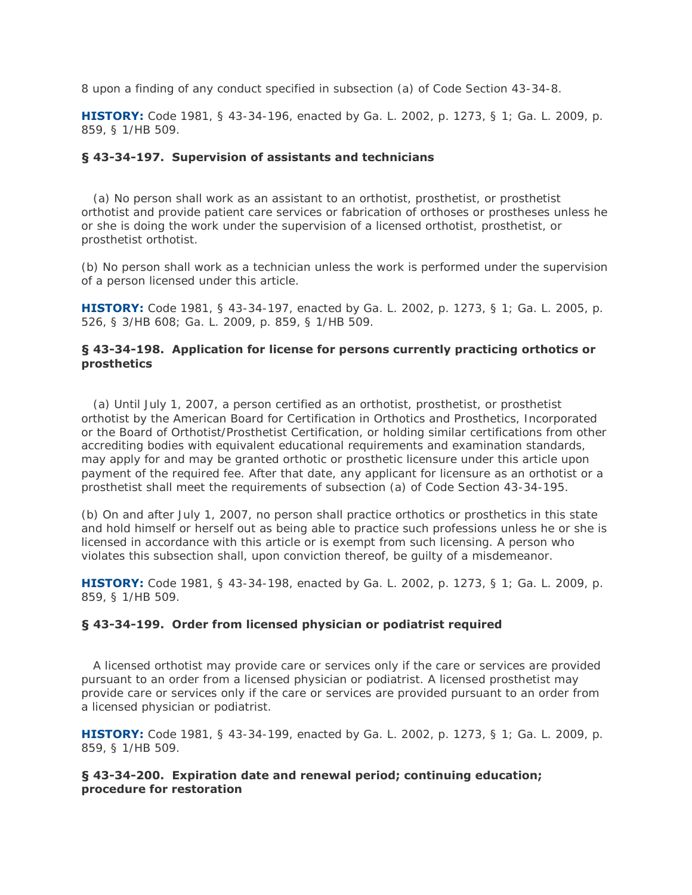8 upon a finding of any conduct specified in subsection (a) of Code Section 43-34-8.

**HISTORY:** Code 1981, § 43-34-196, enacted by Ga. L. 2002, p. 1273, § 1; Ga. L. 2009, p. 859, § 1/HB 509.

### § 43-34-197. Supervision of assistants and technicians

(a) No person shall work as an assistant to an orthotist, prosthetist, or prosthetist orthotist and provide patient care services or fabrication of orthoses or prostheses unless he or she is doing the work under the supervision of a licensed orthotist, prosthetist, or prosthetist orthotist.

(b) No person shall work as a technician unless the work is performed under the supervision of a person licensed under this article.

**HISTORY:** Code 1981, § 43-34-197, enacted by Ga. L. 2002, p. 1273, § 1; Ga. L. 2005, p. 526, § 3/HB 608; Ga. L. 2009, p. 859, § 1/HB 509.

### § 43-34-198. Application for license for persons currently practicing orthotics or prosthetics

(a) Until July 1, 2007, a person certified as an orthotist, prosthetist, or prosthetist orthotist by the American Board for Certification in Orthotics and Prosthetics, Incorporated or the Board of Orthotist/Prosthetist Certification, or holding similar certifications from other accrediting bodies with equivalent educational requirements and examination standards, may apply for and may be granted orthotic or prosthetic licensure under this article upon payment of the required fee. After that date, any applicant for licensure as an orthotist or a prosthetist shall meet the requirements of subsection (a) of Code Section 43-34-195.

(b) On and after July 1, 2007, no person shall practice orthotics or prosthetics in this state and hold himself or herself out as being able to practice such professions unless he or she is licensed in accordance with this article or is exempt from such licensing. A person who violates this subsection shall, upon conviction thereof, be guilty of a misdemeanor.

**HISTORY:** Code 1981, § 43-34-198, enacted by Ga. L. 2002, p. 1273, § 1; Ga. L. 2009, p. 859, § 1/HB 509.

### § 43-34-199. Order from licensed physician or podiatrist required

A licensed orthotist may provide care or services only if the care or services are provided pursuant to an order from a licensed physician or podiatrist. A licensed prosthetist may provide care or services only if the care or services are provided pursuant to an order from a licensed physician or podiatrist.

**HISTORY:** Code 1981, § 43-34-199, enacted by Ga. L. 2002, p. 1273, § 1; Ga. L. 2009, p. 859, § 1/HB 509.

### § 43-34-200. Expiration date and renewal period; continuing education; procedure for restoration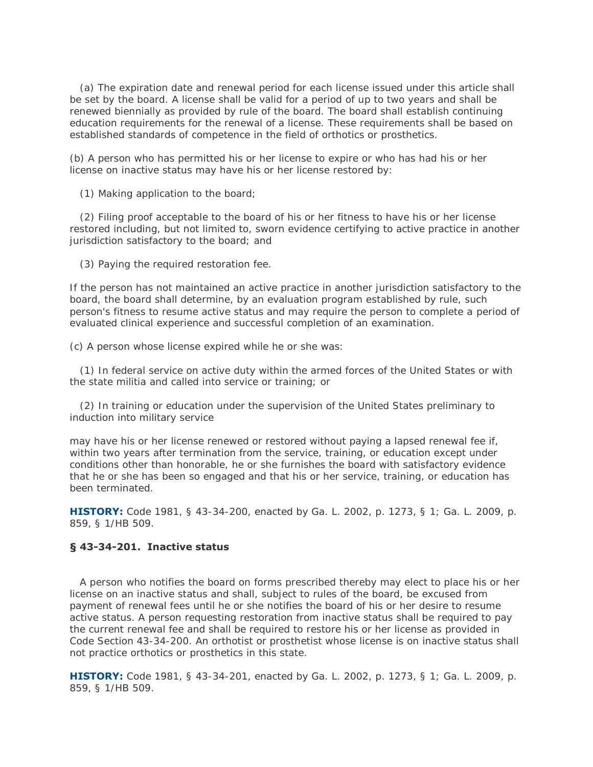(a) The expiration date and renewal period for each license issued under this article shall be set by the board. A license shall be valid for a period of up to two years and shall be renewed biennially as provided by rule of the board. The board shall establish continuing education requirements for the renewal of a license. These requirements shall be based on established standards of competence in the field of orthotics or prosthetics.

(b) A person who has permitted his or her license to expire or who has had his or her license on inactive status may have his or her license restored by:

(1) Making application to the board;

(2) Filing proof acceptable to the board of his or her fitness to have his or her license restored including, but not limited to, sworn evidence certifying to active practice in another jurisdiction satisfactory to the board; and

(3) Paying the required restoration fee.

If the person has not maintained an active practice in another jurisdiction satisfactory to the board, the board shall determine, by an evaluation program established by rule, such person's fitness to resume active status and may require the person to complete a period of evaluated clinical experience and successful completion of an examination.

(c) A person whose license expired while he or she was:

(1) In federal service on active duty within the armed forces of the United States or with the state militia and called into service or training; or

(2) In training or education under the supervision of the United States preliminary to induction into military service

may have his or her license renewed or restored without paying a lapsed renewal fee if, within two years after termination from the service, training, or education except under conditions other than honorable, he or she furnishes the board with satisfactory evidence that he or she has been so engaged and that his or her service, training, or education has been terminated.

**HISTORY:** Code 1981, § 43-34-200, enacted by Ga. L. 2002, p. 1273, § 1; Ga. L. 2009, p. 859, § 1/HB 509.

### § 43-34-201. Inactive status

A person who notifies the board on forms prescribed thereby may elect to place his or her license on an inactive status and shall, subject to rules of the board, be excused from payment of renewal fees until he or she notifies the board of his or her desire to resume active status. A person requesting restoration from inactive status shall be required to pay the current renewal fee and shall be required to restore his or her license as provided in Code Section 43-34-200. An orthotist or prosthetist whose license is on inactive status shall not practice orthotics or prosthetics in this state.

**HISTORY:** Code 1981, § 43-34-201, enacted by Ga. L. 2002, p. 1273, § 1; Ga. L. 2009, p. 859, § 1/HB 509.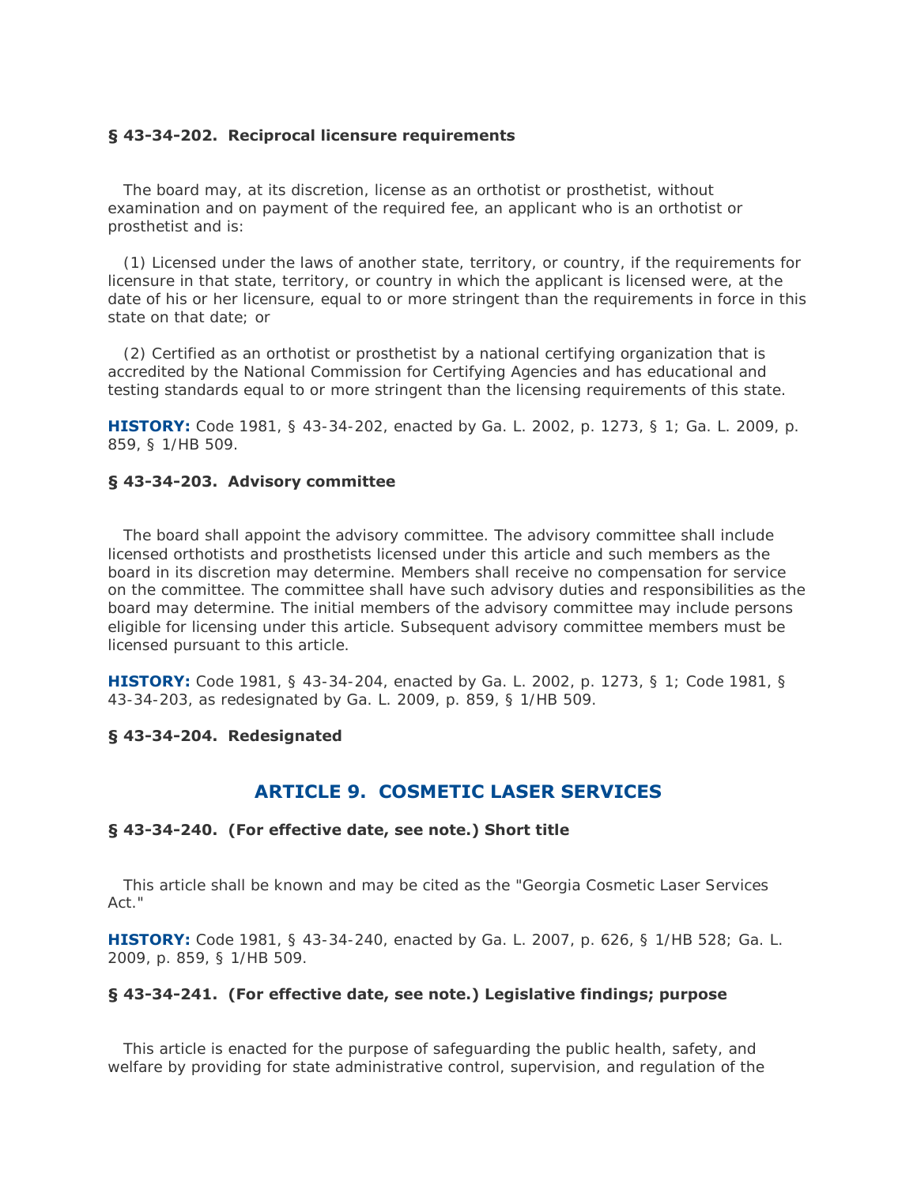**§ 43-34-202. Reciprocal licensure requirements**

The board may, at its discretion, license as an orthotist or prosthetist, without examination and on payment of the required fee, an applicant who is an orthotist or prosthetist and is:

(1) Licensed under the laws of another state, territory, or country, if the requirements for licensure in that state, territory, or country in which the applicant is licensed were, at the date of his or her licensure, equal to or more stringent than the requirements in force in this state on that date; or

(2) Certified as an orthotist or prosthetist by a national certifying organization that is accredited by the National Commission for Certifying Agencies and has educational and testing standards equal to or more stringent than the licensing requirements of this state.

**HISTORY:** Code 1981, § 43-34-202, enacted by Ga. L. 2002, p. 1273, § 1; Ga. L. 2009, p. 859, § 1/HB 509.

**§ 43-34-203. Advisory committee**

The board shall appoint the advisory committee. The advisory committee shall include licensed orthotists and prosthetists licensed under this article and such members as the board in its discretion may determine. Members shall receive no compensation for service on the committee. The committee shall have such advisory duties and responsibilities as the board may determine. The initial members of the advisory committee may include persons eligible for licensing under this article. Subsequent advisory committee members must be licensed pursuant to this article.

**HISTORY:** Code 1981, § 43-34-204, enacted by Ga. L. 2002, p. 1273, § 1; Code 1981, § 43-34-203, as redesignated by Ga. L. 2009, p. 859, § 1/HB 509.

**§ 43-34-204. Redesignated**

## ARTICLE 9. COSMETIC LASER SERVICES

**§ 43-34-240. (For effective date, see note.) Short title**

This article shall be known and may be cited as the "Georgia Cosmetic Laser Services Act."

**HISTORY:** Code 1981, § 43-34-240, enacted by Ga. L. 2007, p. 626, § 1/HB 528; Ga. L. 2009, p. 859, § 1/HB 509.

**§ 43-34-241. (For effective date, see note.) Legislative findings; purpose**

This article is enacted for the purpose of safeguarding the public health, safety, and welfare by providing for state administrative control, supervision, and regulation of the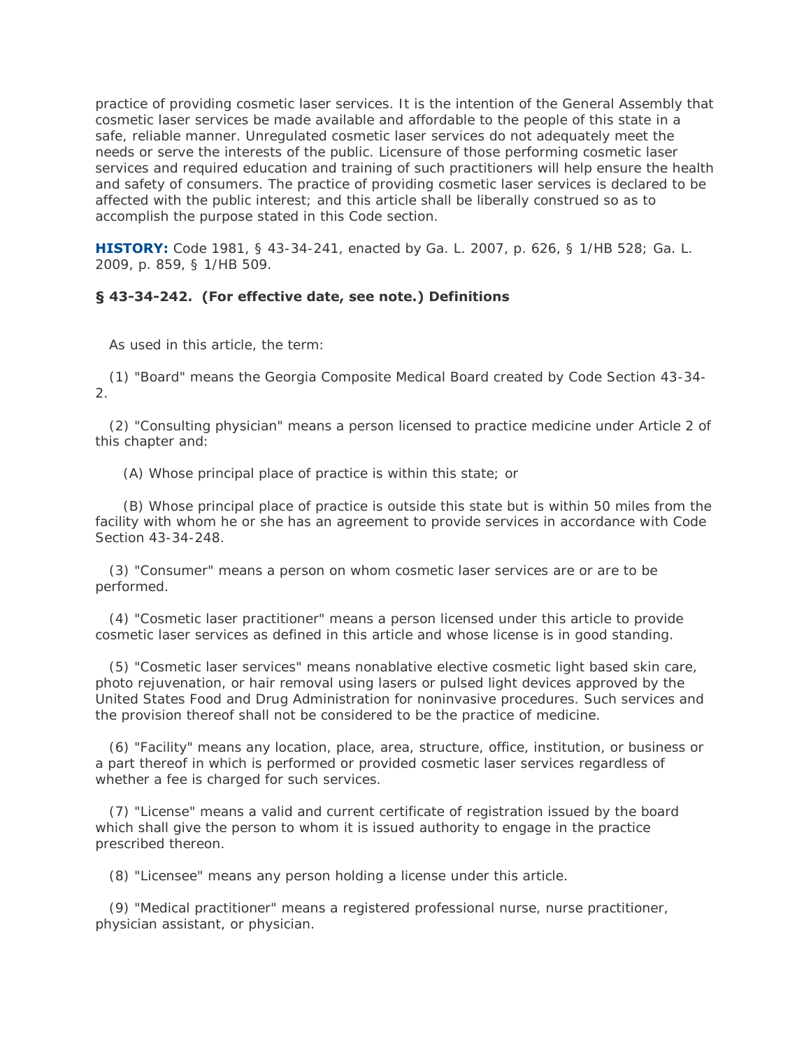practice of providing cosmetic laser services. It is the intention of the General Assembly that cosmetic laser services be made available and affordable to the people of this state in a safe, reliable manner. Unregulated cosmetic laser services do not adequately meet the needs or serve the interests of the public. Licensure of those performing cosmetic laser services and required education and training of such practitioners will help ensure the health and safety of consumers. The practice of providing cosmetic laser services is declared to be affected with the public interest; and this article shall be liberally construed so as to accomplish the purpose stated in this Code section.

**HISTORY:** Code 1981, § 43-34-241, enacted by Ga. L. 2007, p. 626, § 1/HB 528; Ga. L. 2009, p. 859, § 1/HB 509.

**§ 43-34-242. (For effective date, see note.) Definitions**

As used in this article, the term:

(1) "Board" means the Georgia Composite Medical Board created by Code Section 43-34-2.

(2) "Consulting physician" means a person licensed to practice medicine under Article 2 of this chapter and:

(A) Whose principal place of practice is within this state; or

(B) Whose principal place of practice is outside this state but is within 50 miles from the facility with whom he or she has an agreement to provide services in accordance with Code Section 43-34-248.

(3) "Consumer" means a person on whom cosmetic laser services are or are to be performed.

(4) "Cosmetic laser practitioner" means a person licensed under this article to provide cosmetic laser services as defined in this article and whose license is in good standing.

(5) "Cosmetic laser services" means nonablative elective cosmetic light based skin care, photo rejuvenation, or hair removal using lasers or pulsed light devices approved by the United States Food and Drug Administration for noninvasive procedures. Such services and the provision thereof shall not be considered to be the practice of medicine.

(6) "Facility" means any location, place, area, structure, office, institution, or business or a part thereof in which is performed or provided cosmetic laser services regardless of whether a fee is charged for such services.

(7) "License" means a valid and current certificate of registration issued by the board which shall give the person to whom it is issued authority to engage in the practice prescribed thereon.

(8) "Licensee" means any person holding a license under this article.

(9) "Medical practitioner" means a registered professional nurse, nurse practitioner, physician assistant, or physician.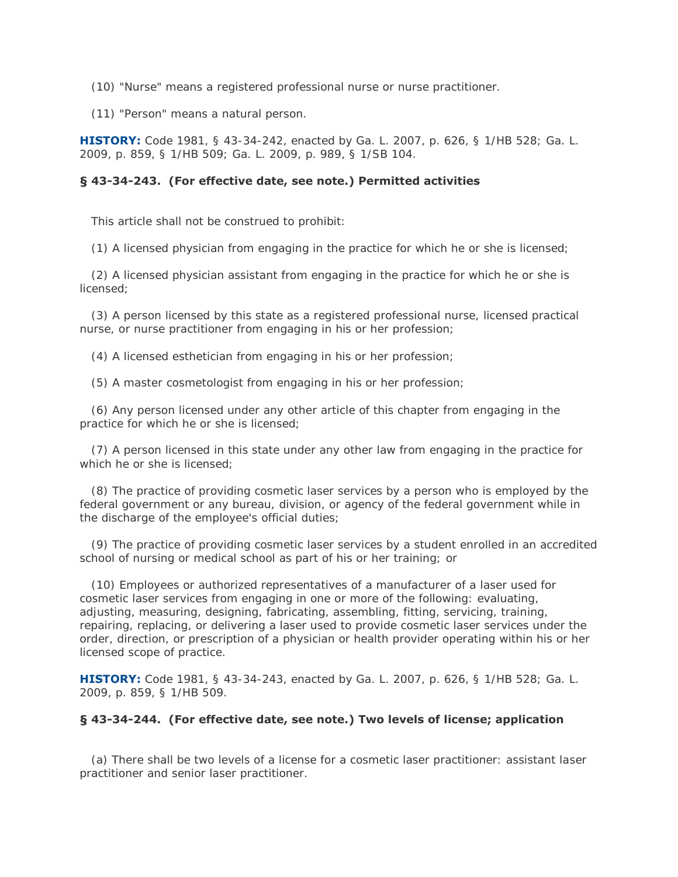(10) "Nurse" means a registered professional nurse or nurse practitioner.

(11) "Person" means a natural person.

**HISTORY:** Code 1981, § 43-34-242, enacted by Ga. L. 2007, p. 626, § 1/HB 528; Ga. L. 2009, p. 859, § 1/HB 509; Ga. L. 2009, p. 989, § 1/SB 104.

### § 43-34-243. (For effective date, see note.) Permitted activities

This article shall not be construed to prohibit:

(1) A licensed physician from engaging in the practice for which he or she is licensed;

(2) A licensed physician assistant from engaging in the practice for which he or she is licensed;

(3) A person licensed by this state as a registered professional nurse, licensed practical nurse, or nurse practitioner from engaging in his or her profession;

(4) A licensed esthetician from engaging in his or her profession;

(5) A master cosmetologist from engaging in his or her profession;

(6) Any person licensed under any other article of this chapter from engaging in the practice for which he or she is licensed;

(7) A person licensed in this state under any other law from engaging in the practice for which he or she is licensed;

(8) The practice of providing cosmetic laser services by a person who is employed by the federal government or any bureau, division, or agency of the federal government while in the discharge of the employee's official duties;

(9) The practice of providing cosmetic laser services by a student enrolled in an accredited school of nursing or medical school as part of his or her training; or

(10) Employees or authorized representatives of a manufacturer of a laser used for cosmetic laser services from engaging in one or more of the following: evaluating, adjusting, measuring, designing, fabricating, assembling, fitting, servicing, training, repairing, replacing, or delivering a laser used to provide cosmetic laser services under the order, direction, or prescription of a physician or health provider operating within his or her licensed scope of practice.

**HISTORY:** Code 1981, § 43-34-243, enacted by Ga. L. 2007, p. 626, § 1/HB 528; Ga. L. 2009, p. 859, § 1/HB 509.

### § 43-34-244. (For effective date, see note.) Two levels of license; application

(a) There shall be two levels of a license for a cosmetic laser practitioner: assistant laser practitioner and senior laser practitioner.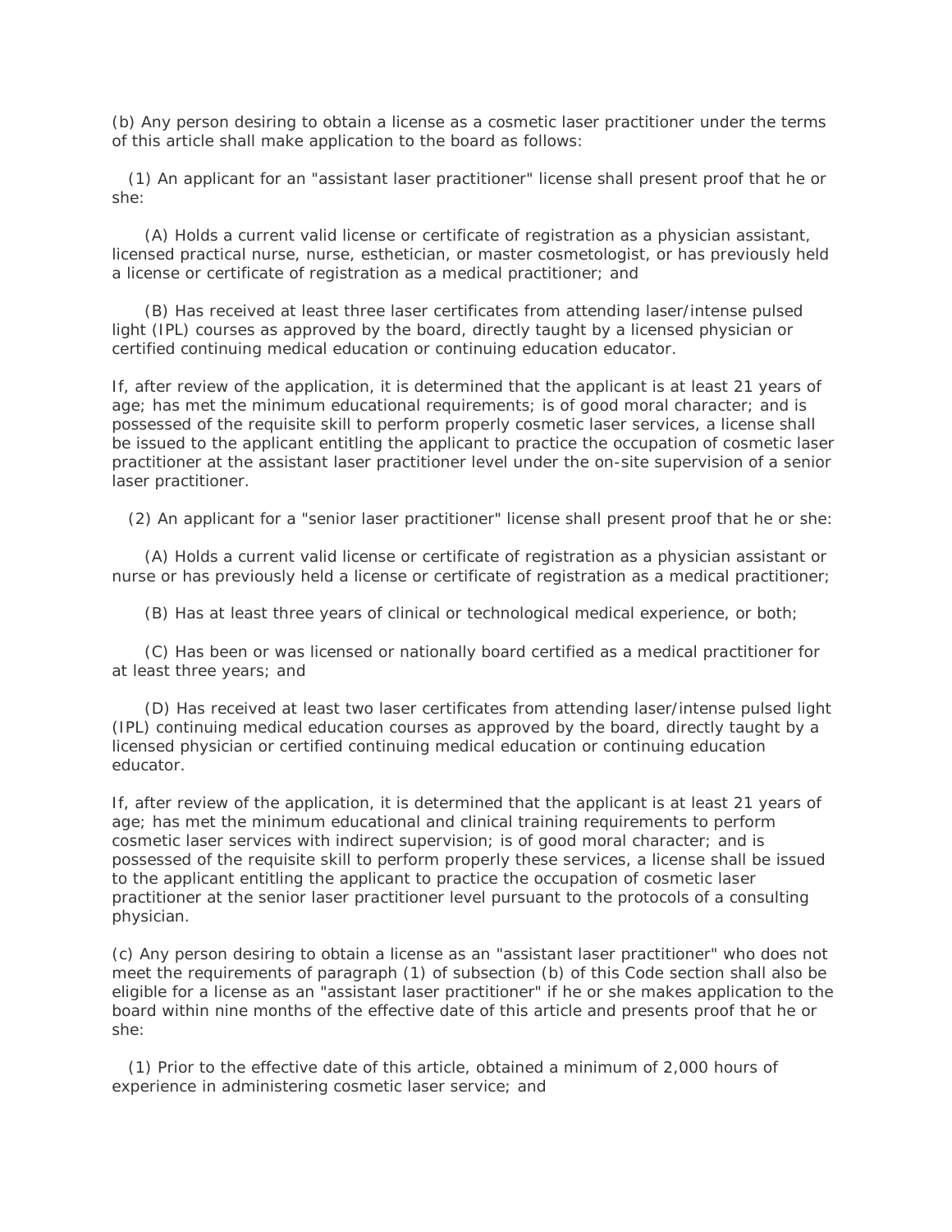(b) Any person desiring to obtain a license as a cosmetic laser practitioner under the terms of this article shall make application to the board as follows:

(1) An applicant for an "assistant laser practitioner" license shall present proof that he or she:

(A) Holds a current valid license or certificate of registration as a physician assistant, licensed practical nurse, nurse, esthetician, or master cosmetologist, or has previously held a license or certificate of registration as a medical practitioner; and

(B) Has received at least three laser certificates from attending laser/intense pulsed light (IPL) courses as approved by the board, directly taught by a licensed physician or certified continuing medical education or continuing education educator.

If, after review of the application, it is determined that the applicant is at least 21 years of age; has met the minimum educational requirements; is of good moral character; and is possessed of the requisite skill to perform properly cosmetic laser services, a license shall be issued to the applicant entitling the applicant to practice the occupation of cosmetic laser practitioner at the assistant laser practitioner level under the on-site supervision of a senior laser practitioner.

(2) An applicant for a "senior laser practitioner" license shall present proof that he or she:

(A) Holds a current valid license or certificate of registration as a physician assistant or nurse or has previously held a license or certificate of registration as a medical practitioner;

(B) Has at least three years of clinical or technological medical experience, or both;

(C) Has been or was licensed or nationally board certified as a medical practitioner for at least three years; and

(D) Has received at least two laser certificates from attending laser/intense pulsed light (IPL) continuing medical education courses as approved by the board, directly taught by a licensed physician or certified continuing medical education or continuing education educator.

If, after review of the application, it is determined that the applicant is at least 21 years of age; has met the minimum educational and clinical training requirements to perform cosmetic laser services with indirect supervision; is of good moral character; and is possessed of the requisite skill to perform properly these services, a license shall be issued to the applicant entitling the applicant to practice the occupation of cosmetic laser practitioner at the senior laser practitioner level pursuant to the protocols of a consulting physician.

(c) Any person desiring to obtain a license as an "assistant laser practitioner" who does not meet the requirements of paragraph (1) of subsection (b) of this Code section shall also be eligible for a license as an "assistant laser practitioner" if he or she makes application to the board within nine months of the effective date of this article and presents proof that he or she:

(1) Prior to the effective date of this article, obtained a minimum of 2,000 hours of experience in administering cosmetic laser service; and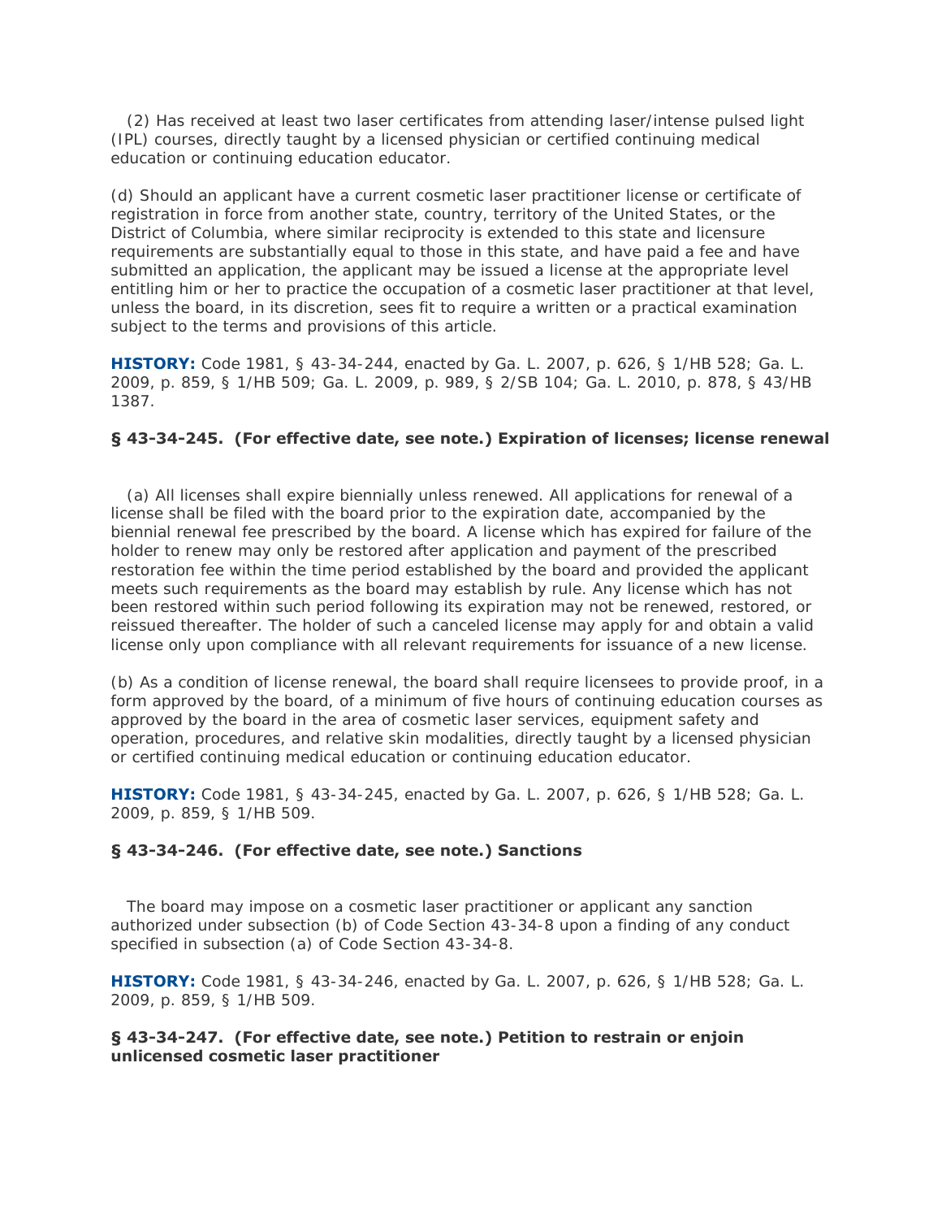(2) Has received at least two laser certificates from attending laser/intense pulsed light (IPL) courses, directly taught by a licensed physician or certified continuing medical education or continuing education educator.

(d) Should an applicant have a current cosmetic laser practitioner license or certificate of registration in force from another state, country, territory of the United States, or the District of Columbia, where similar reciprocity is extended to this state and licensure requirements are substantially equal to those in this state, and have paid a fee and have submitted an application, the applicant may be issued a license at the appropriate level entitling him or her to practice the occupation of a cosmetic laser practitioner at that level, unless the board, in its discretion, sees fit to require a written or a practical examination subject to the terms and provisions of this article.

**HISTORY:** Code 1981, § 43-34-244, enacted by Ga. L. 2007, p. 626, § 1/HB 528; Ga. L. 2009, p. 859, § 1/HB 509; Ga. L. 2009, p. 989, § 2/SB 104; Ga. L. 2010, p. 878, § 43/HB 1387.

### § 43-34-245. (For effective date, see note.) Expiration of licenses; license renewal

(a) All licenses shall expire biennially unless renewed. All applications for renewal of a license shall be filed with the board prior to the expiration date, accompanied by the biennial renewal fee prescribed by the board. A license which has expired for failure of the holder to renew may only be restored after application and payment of the prescribed restoration fee within the time period established by the board and provided the applicant meets such requirements as the board may establish by rule. Any license which has not been restored within such period following its expiration may not be renewed, restored, or reissued thereafter. The holder of such a canceled license may apply for and obtain a valid license only upon compliance with all relevant requirements for issuance of a new license.

(b) As a condition of license renewal, the board shall require licensees to provide proof, in a form approved by the board, of a minimum of five hours of continuing education courses as approved by the board in the area of cosmetic laser services, equipment safety and operation, procedures, and relative skin modalities, directly taught by a licensed physician or certified continuing medical education or continuing education educator.

**HISTORY:** Code 1981, § 43-34-245, enacted by Ga. L. 2007, p. 626, § 1/HB 528; Ga. L. 2009, p. 859, § 1/HB 509.

### § 43-34-246. (For effective date, see note.) Sanctions

The board may impose on a cosmetic laser practitioner or applicant any sanction authorized under subsection (b) of Code Section 43-34-8 upon a finding of any conduct specified in subsection (a) of Code Section 43-34-8.

**HISTORY:** Code 1981, § 43-34-246, enacted by Ga. L. 2007, p. 626, § 1/HB 528; Ga. L. 2009, p. 859, § 1/HB 509.

### § 43-34-247. (For effective date, see note.) Petition to restrain or enjoin unlicensed cosmetic laser practitioner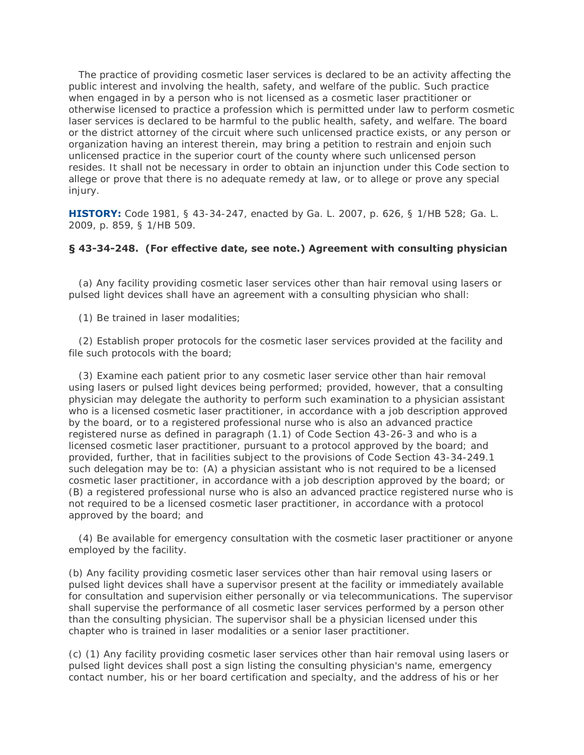The practice of providing cosmetic laser services is declared to be an activity affecting the public interest and involving the health, safety, and welfare of the public. Such practice when engaged in by a person who is not licensed as a cosmetic laser practitioner or otherwise licensed to practice a profession which is permitted under law to perform cosmetic laser services is declared to be harmful to the public health, safety, and welfare. The board or the district attorney of the circuit where such unlicensed practice exists, or any person or organization having an interest therein, may bring a petition to restrain and enjoin such unlicensed practice in the superior court of the county where such unlicensed person resides. It shall not be necessary in order to obtain an injunction under this Code section to allege or prove that there is no adequate remedy at law, or to allege or prove any special injury.

**HISTORY:** Code 1981, § 43-34-247, enacted by Ga. L. 2007, p. 626, § 1/HB 528; Ga. L. 2009, p. 859, § 1/HB 509.

**§ 43-34-248. (For effective date, see note.) Agreement with consulting physician**

(a) Any facility providing cosmetic laser services other than hair removal using lasers or pulsed light devices shall have an agreement with a consulting physician who shall:

(1) Be trained in laser modalities;

(2) Establish proper protocols for the cosmetic laser services provided at the facility and file such protocols with the board;

(3) Examine each patient prior to any cosmetic laser service other than hair removal using lasers or pulsed light devices being performed; provided, however, that a consulting physician may delegate the authority to perform such examination to a physician assistant who is a licensed cosmetic laser practitioner, in accordance with a job description approved by the board, or to a registered professional nurse who is also an advanced practice registered nurse as defined in paragraph (1.1) of Code Section 43-26-3 and who is a licensed cosmetic laser practitioner, pursuant to a protocol approved by the board; and provided, further, that in facilities subject to the provisions of Code Section 43-34-249.1 such delegation may be to: (A) a physician assistant who is not required to be a licensed cosmetic laser practitioner, in accordance with a job description approved by the board; or (B) a registered professional nurse who is also an advanced practice registered nurse who is not required to be a licensed cosmetic laser practitioner, in accordance with a protocol approved by the board; and

(4) Be available for emergency consultation with the cosmetic laser practitioner or anyone employed by the facility.

(b) Any facility providing cosmetic laser services other than hair removal using lasers or pulsed light devices shall have a supervisor present at the facility or immediately available for consultation and supervision either personally or via telecommunications. The supervisor shall supervise the performance of all cosmetic laser services performed by a person other than the consulting physician. The supervisor shall be a physician licensed under this chapter who is trained in laser modalities or a senior laser practitioner.

(c) (1) Any facility providing cosmetic laser services other than hair removal using lasers or pulsed light devices shall post a sign listing the consulting physician's name, emergency contact number, his or her board certification and specialty, and the address of his or her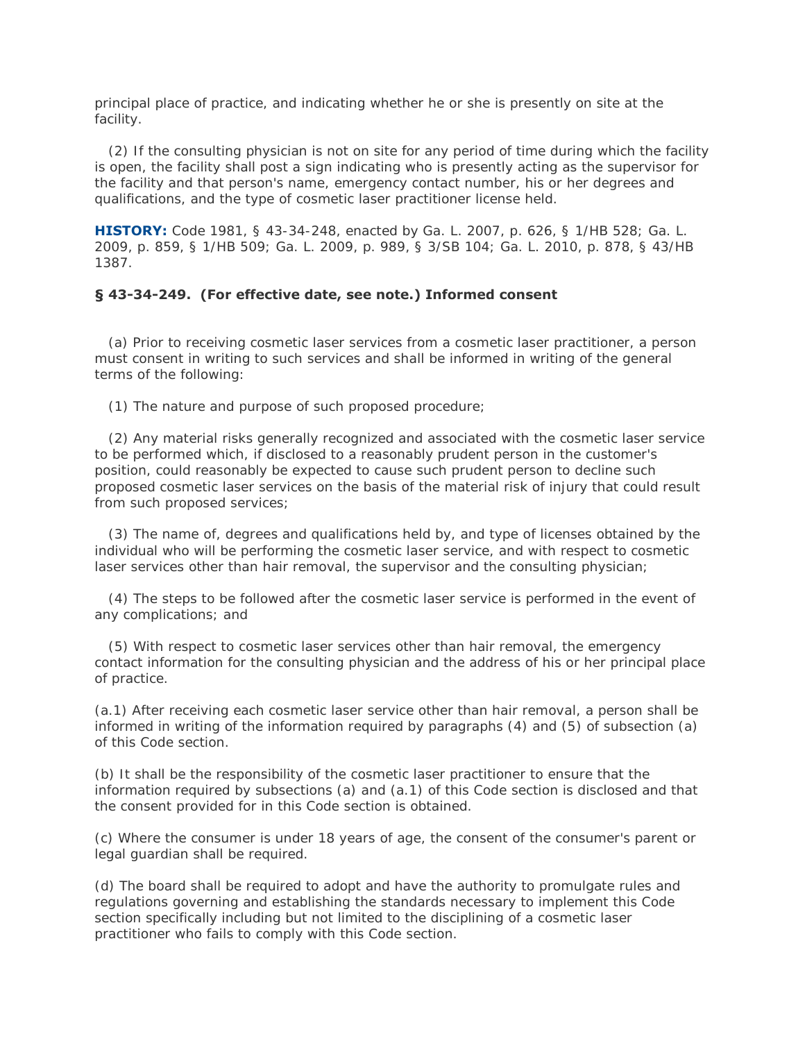principal place of practice, and indicating whether he or she is presently on site at the facility.

(2) If the consulting physician is not on site for any period of time during which the facility is open, the facility shall post a sign indicating who is presently acting as the supervisor for the facility and that person's name, emergency contact number, his or her degrees and qualifications, and the type of cosmetic laser practitioner license held.

**HISTORY:** Code 1981, § 43-34-248, enacted by Ga. L. 2007, p. 626, § 1/HB 528; Ga. L. 2009, p. 859, § 1/HB 509; Ga. L. 2009, p. 989, § 3/SB 104; Ga. L. 2010, p. 878, § 43/HB 1387.

### § 43-34-249. (For effective date, see note.) Informed consent

(a) Prior to receiving cosmetic laser services from a cosmetic laser practitioner, a person must consent in writing to such services and shall be informed in writing of the general terms of the following:

(1) The nature and purpose of such proposed procedure;

(2) Any material risks generally recognized and associated with the cosmetic laser service to be performed which, if disclosed to a reasonably prudent person in the customer's position, could reasonably be expected to cause such prudent person to decline such proposed cosmetic laser services on the basis of the material risk of injury that could result from such proposed services;

(3) The name of, degrees and qualifications held by, and type of licenses obtained by the individual who will be performing the cosmetic laser service, and with respect to cosmetic laser services other than hair removal, the supervisor and the consulting physician;

(4) The steps to be followed after the cosmetic laser service is performed in the event of any complications; and

(5) With respect to cosmetic laser services other than hair removal, the emergency contact information for the consulting physician and the address of his or her principal place of practice.

(a.1) After receiving each cosmetic laser service other than hair removal, a person shall be informed in writing of the information required by paragraphs (4) and (5) of subsection (a) of this Code section.

(b) It shall be the responsibility of the cosmetic laser practitioner to ensure that the information required by subsections (a) and (a.1) of this Code section is disclosed and that the consent provided for in this Code section is obtained.

(c) Where the consumer is under 18 years of age, the consent of the consumer's parent or legal guardian shall be required.

(d) The board shall be required to adopt and have the authority to promulgate rules and regulations governing and establishing the standards necessary to implement this Code section specifically including but not limited to the disciplining of a cosmetic laser practitioner who fails to comply with this Code section.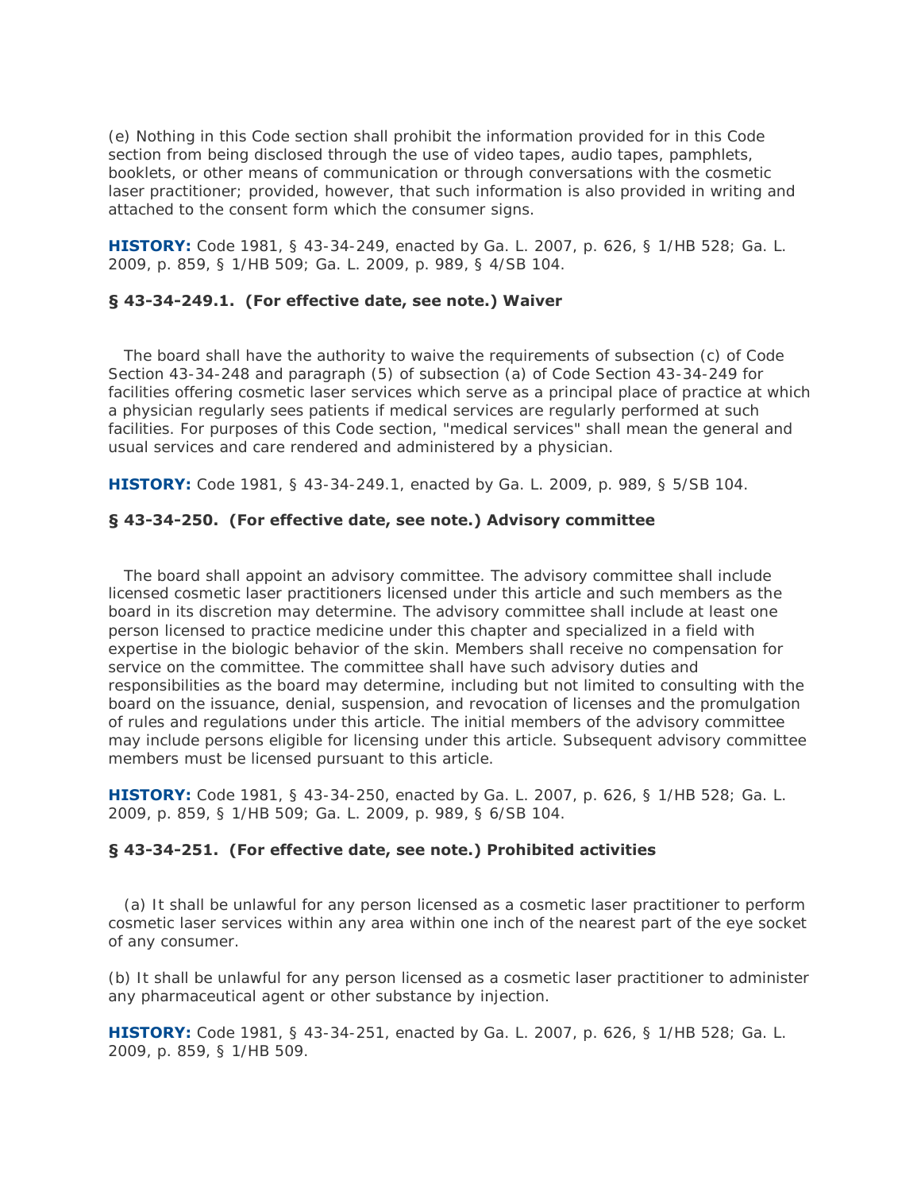(e) Nothing in this Code section shall prohibit the information provided for in this Code section from being disclosed through the use of video tapes, audio tapes, pamphlets, booklets, or other means of communication or through conversations with the cosmetic laser practitioner; provided, however, that such information is also provided in writing and attached to the consent form which the consumer signs.

**HISTORY:** Code 1981, § 43-34-249, enacted by Ga. L. 2007, p. 626, § 1/HB 528; Ga. L. 2009, p. 859, § 1/HB 509; Ga. L. 2009, p. 989, § 4/SB 104.

### § 43-34-249.1. (For effective date, see note.) Waiver

The board shall have the authority to waive the requirements of subsection (c) of Code Section 43-34-248 and paragraph (5) of subsection (a) of Code Section 43-34-249 for facilities offering cosmetic laser services which serve as a principal place of practice at which a physician regularly sees patients if medical services are regularly performed at such facilities. For purposes of this Code section, "medical services" shall mean the general and usual services and care rendered and administered by a physician.

**HISTORY:** Code 1981, § 43-34-249.1, enacted by Ga. L. 2009, p. 989, § 5/SB 104.

### § 43-34-250. (For effective date, see note.) Advisory committee

The board shall appoint an advisory committee. The advisory committee shall include licensed cosmetic laser practitioners licensed under this article and such members as the board in its discretion may determine. The advisory committee shall include at least one person licensed to practice medicine under this chapter and specialized in a field with expertise in the biologic behavior of the skin. Members shall receive no compensation for service on the committee. The committee shall have such advisory duties and responsibilities as the board may determine, including but not limited to consulting with the board on the issuance, denial, suspension, and revocation of licenses and the promulgation of rules and regulations under this article. The initial members of the advisory committee may include persons eligible for licensing under this article. Subsequent advisory committee members must be licensed pursuant to this article.

**HISTORY:** Code 1981, § 43-34-250, enacted by Ga. L. 2007, p. 626, § 1/HB 528; Ga. L. 2009, p. 859, § 1/HB 509; Ga. L. 2009, p. 989, § 6/SB 104.

### § 43-34-251. (For effective date, see note.) Prohibited activities

(a) It shall be unlawful for any person licensed as a cosmetic laser practitioner to perform cosmetic laser services within any area within one inch of the nearest part of the eye socket of any consumer.

(b) It shall be unlawful for any person licensed as a cosmetic laser practitioner to administer any pharmaceutical agent or other substance by injection.

**HISTORY:** Code 1981, § 43-34-251, enacted by Ga. L. 2007, p. 626, § 1/HB 528; Ga. L. 2009, p. 859, § 1/HB 509.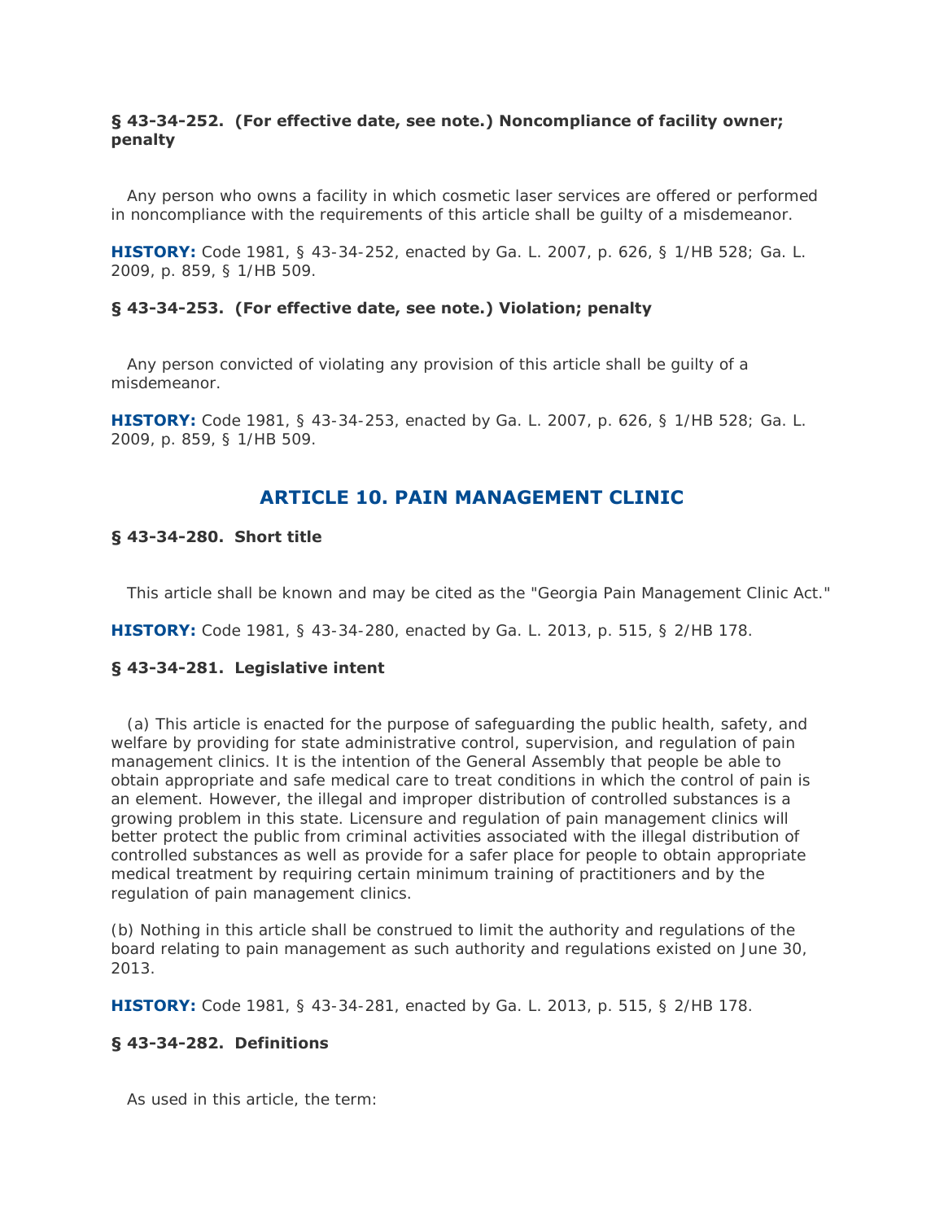**§ 43-34-252. (For effective date, see note.) Noncompliance of facility owner; penalty**

Any person who owns a facility in which cosmetic laser services are offered or performed in noncompliance with the requirements of this article shall be guilty of a misdemeanor.

**HISTORY:** Code 1981, § 43-34-252, enacted by Ga. L. 2007, p. 626, § 1/HB 528; Ga. L. 2009, p. 859, § 1/HB 509.

**§ 43-34-253. (For effective date, see note.) Violation; penalty**

Any person convicted of violating any provision of this article shall be guilty of a misdemeanor.

**HISTORY:** Code 1981, § 43-34-253, enacted by Ga. L. 2007, p. 626, § 1/HB 528; Ga. L. 2009, p. 859, § 1/HB 509.

## ARTICLE 10. PAIN MANAGEMENT CLINIC

**§ 43-34-280. Short title**

This article shall be known and may be cited as the "Georgia Pain Management Clinic Act."

**HISTORY:** Code 1981, § 43-34-280, enacted by Ga. L. 2013, p. 515, § 2/HB 178.

**§ 43-34-281. Legislative intent**

(a) This article is enacted for the purpose of safeguarding the public health, safety, and welfare by providing for state administrative control, supervision, and regulation of pain management clinics. It is the intention of the General Assembly that people be able to obtain appropriate and safe medical care to treat conditions in which the control of pain is an element. However, the illegal and improper distribution of controlled substances is a growing problem in this state. Licensure and regulation of pain management clinics will better protect the public from criminal activities associated with the illegal distribution of controlled substances as well as provide for a safer place for people to obtain appropriate medical treatment by requiring certain minimum training of practitioners and by the regulation of pain management clinics.

(b) Nothing in this article shall be construed to limit the authority and regulations of the board relating to pain management as such authority and regulations existed on June 30, 2013.

**HISTORY:** Code 1981, § 43-34-281, enacted by Ga. L. 2013, p. 515, § 2/HB 178.

**§ 43-34-282. Definitions**

As used in this article, the term: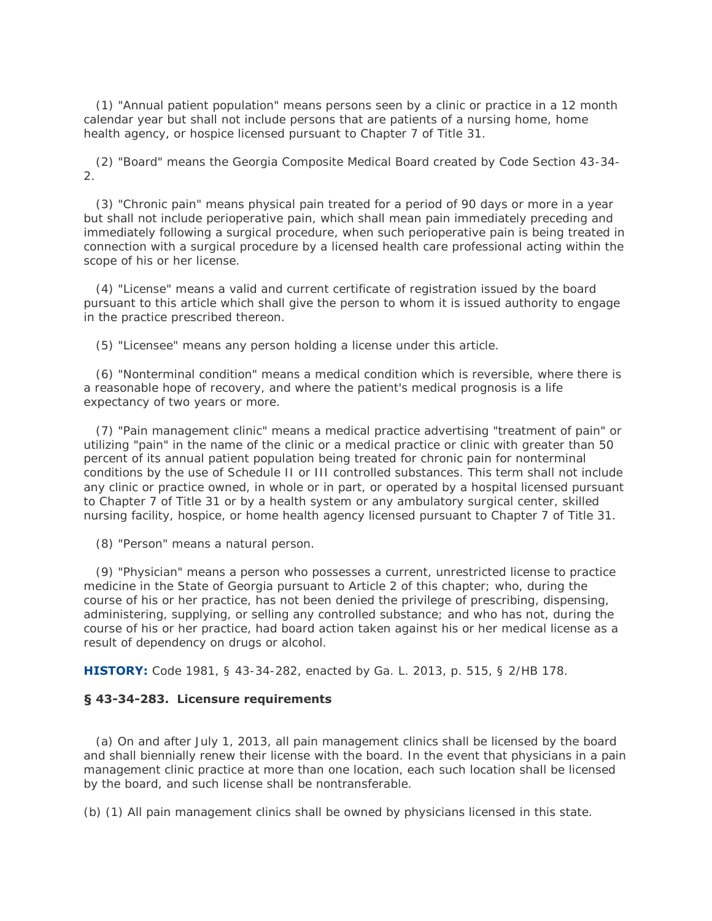(1) "Annual patient population" means persons seen by a clinic or practice in a 12 month calendar year but shall not include persons that are patients of a nursing home, home health agency, or hospice licensed pursuant to Chapter 7 of Title 31.

(2) "Board" means the Georgia Composite Medical Board created by Code Section 43-34-2.

(3) "Chronic pain" means physical pain treated for a period of 90 days or more in a year but shall not include perioperative pain, which shall mean pain immediately preceding and immediately following a surgical procedure, when such perioperative pain is being treated in connection with a surgical procedure by a licensed health care professional acting within the scope of his or her license.

(4) "License" means a valid and current certificate of registration issued by the board pursuant to this article which shall give the person to whom it is issued authority to engage in the practice prescribed thereon.

(5) "Licensee" means any person holding a license under this article.

(6) "Nonterminal condition" means a medical condition which is reversible, where there is a reasonable hope of recovery, and where the patient's medical prognosis is a life expectancy of two years or more.

(7) "Pain management clinic" means a medical practice advertising "treatment of pain" or utilizing "pain" in the name of the clinic or a medical practice or clinic with greater than 50 percent of its annual patient population being treated for chronic pain for nonterminal conditions by the use of Schedule II or III controlled substances. This term shall not include any clinic or practice owned, in whole or in part, or operated by a hospital licensed pursuant to Chapter 7 of Title 31 or by a health system or any ambulatory surgical center, skilled nursing facility, hospice, or home health agency licensed pursuant to Chapter 7 of Title 31.

(8) "Person" means a natural person.

(9) "Physician" means a person who possesses a current, unrestricted license to practice medicine in the State of Georgia pursuant to Article 2 of this chapter; who, during the course of his or her practice, has not been denied the privilege of prescribing, dispensing, administering, supplying, or selling any controlled substance; and who has not, during the course of his or her practice, had board action taken against his or her medical license as a result of dependency on drugs or alcohol.

**HISTORY:** Code 1981, § 43-34-282, enacted by Ga. L. 2013, p. 515, § 2/HB 178.

**§ 43-34-283. Licensure requirements**

(a) On and after July 1, 2013, all pain management clinics shall be licensed by the board and shall biennially renew their license with the board. In the event that physicians in a pain management clinic practice at more than one location, each such location shall be licensed by the board, and such license shall be nontransferable.

(b) (1) All pain management clinics shall be owned by physicians licensed in this state.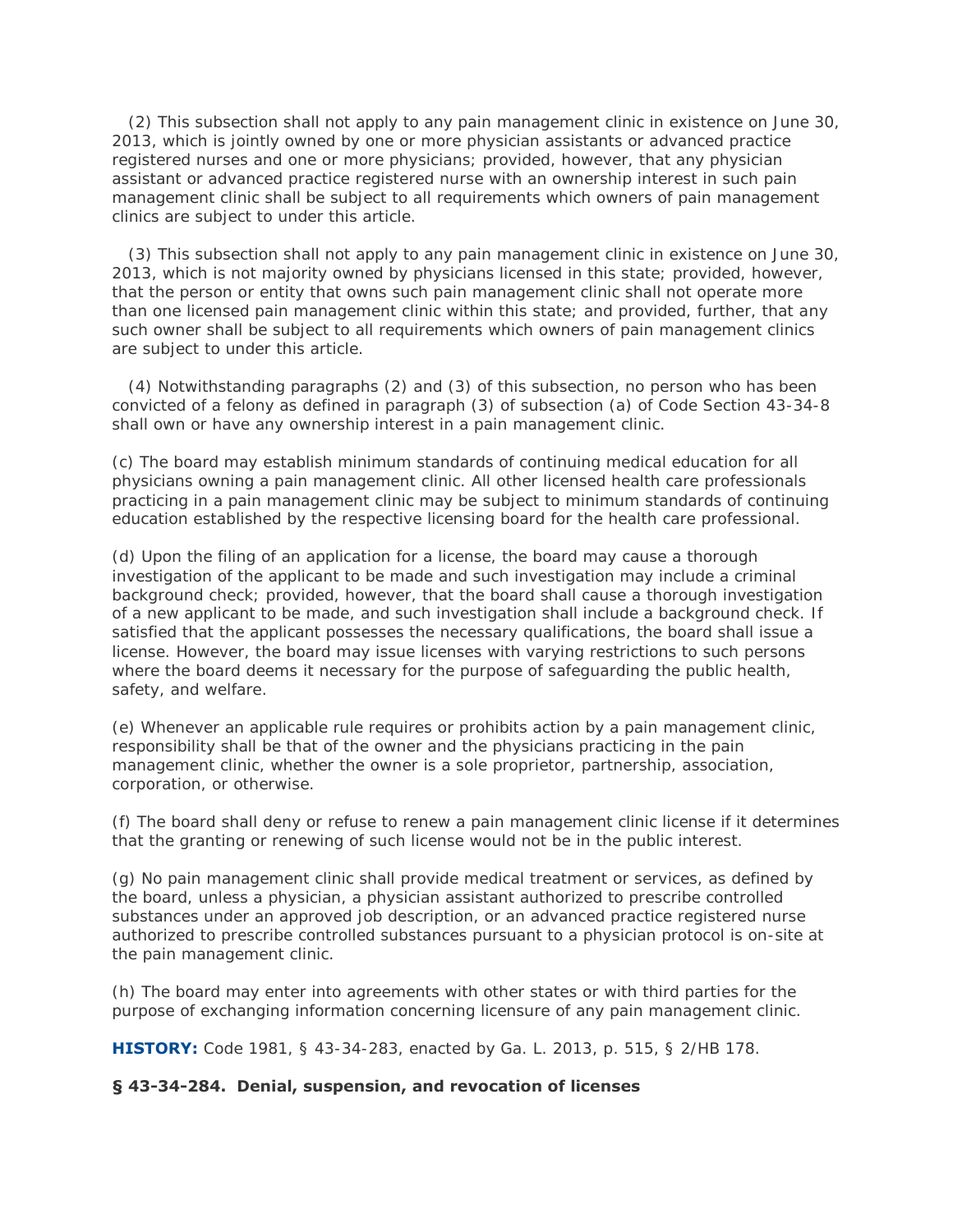(2) This subsection shall not apply to any pain management clinic in existence on June 30, 2013, which is jointly owned by one or more physician assistants or advanced practice registered nurses and one or more physicians; provided, however, that any physician assistant or advanced practice registered nurse with an ownership interest in such pain management clinic shall be subject to all requirements which owners of pain management clinics are subject to under this article.

(3) This subsection shall not apply to any pain management clinic in existence on June 30, 2013, which is not majority owned by physicians licensed in this state; provided, however, that the person or entity that owns such pain management clinic shall not operate more than one licensed pain management clinic within this state; and provided, further, that any such owner shall be subject to all requirements which owners of pain management clinics are subject to under this article.

(4) Notwithstanding paragraphs (2) and (3) of this subsection, no person who has been convicted of a felony as defined in paragraph (3) of subsection (a) of Code Section 43-34-8 shall own or have any ownership interest in a pain management clinic.

(c) The board may establish minimum standards of continuing medical education for all physicians owning a pain management clinic. All other licensed health care professionals practicing in a pain management clinic may be subject to minimum standards of continuing education established by the respective licensing board for the health care professional.

(d) Upon the filing of an application for a license, the board may cause a thorough investigation of the applicant to be made and such investigation may include a criminal background check; provided, however, that the board shall cause a thorough investigation of a new applicant to be made, and such investigation shall include a background check. If satisfied that the applicant possesses the necessary qualifications, the board shall issue a license. However, the board may issue licenses with varying restrictions to such persons where the board deems it necessary for the purpose of safeguarding the public health, safety, and welfare.

(e) Whenever an applicable rule requires or prohibits action by a pain management clinic, responsibility shall be that of the owner and the physicians practicing in the pain management clinic, whether the owner is a sole proprietor, partnership, association, corporation, or otherwise.

(f) The board shall deny or refuse to renew a pain management clinic license if it determines that the granting or renewing of such license would not be in the public interest.

(g) No pain management clinic shall provide medical treatment or services, as defined by the board, unless a physician, a physician assistant authorized to prescribe controlled substances under an approved job description, or an advanced practice registered nurse authorized to prescribe controlled substances pursuant to a physician protocol is on-site at the pain management clinic.

(h) The board may enter into agreements with other states or with third parties for the purpose of exchanging information concerning licensure of any pain management clinic.

**HISTORY:** Code 1981, § 43-34-283, enacted by Ga. L. 2013, p. 515, § 2/HB 178.

### § 43-34-284. Denial, suspension, and revocation of licenses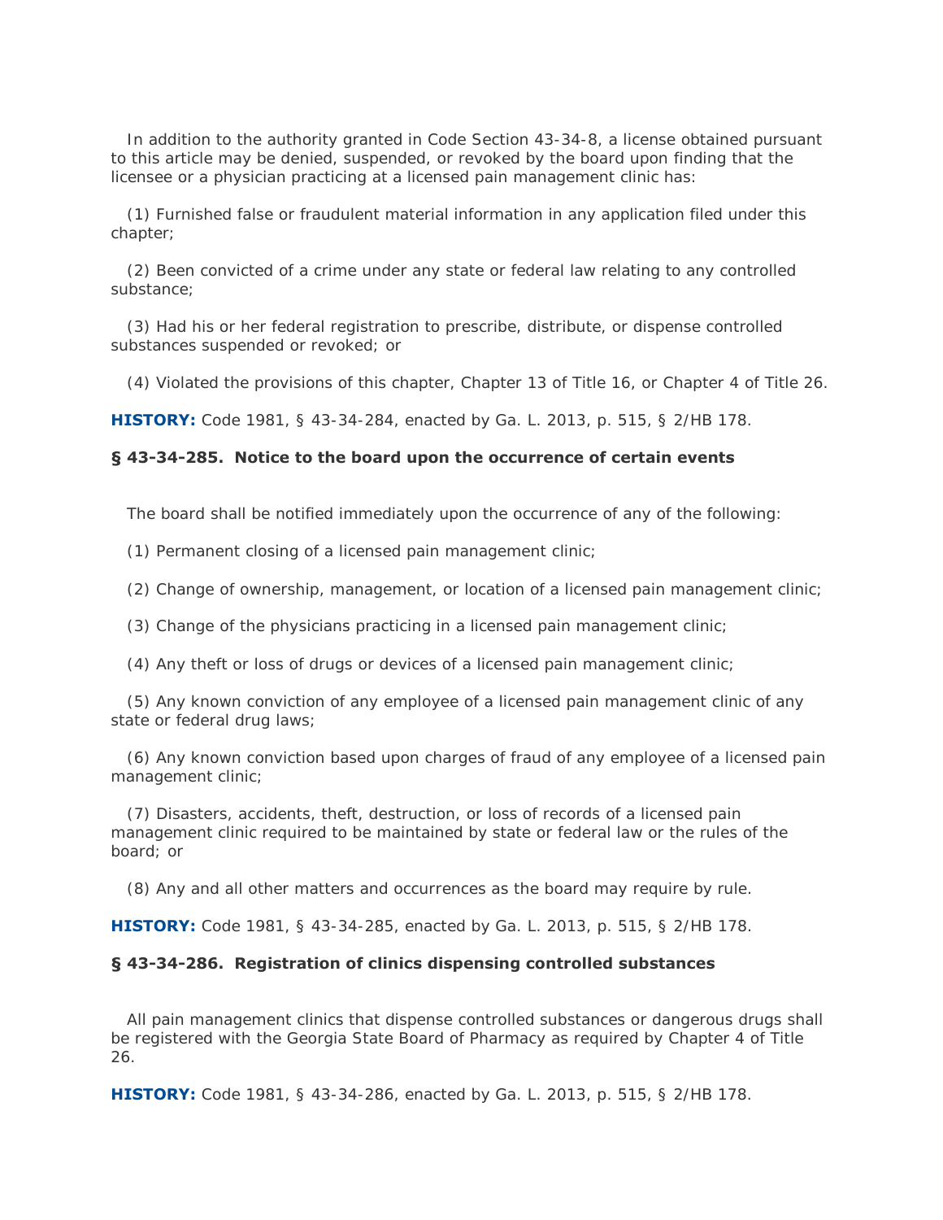In addition to the authority granted in Code Section 43-34-8, a license obtained pursuant to this article may be denied, suspended, or revoked by the board upon finding that the licensee or a physician practicing at a licensed pain management clinic has:

(1) Furnished false or fraudulent material information in any application filed under this chapter;

(2) Been convicted of a crime under any state or federal law relating to any controlled substance;

(3) Had his or her federal registration to prescribe, distribute, or dispense controlled substances suspended or revoked; or

(4) Violated the provisions of this chapter, Chapter 13 of Title 16, or Chapter 4 of Title 26.

**HISTORY:** Code 1981, § 43-34-284, enacted by Ga. L. 2013, p. 515, § 2/HB 178.

### § 43-34-285. Notice to the board upon the occurrence of certain events

The board shall be notified immediately upon the occurrence of any of the following:

(1) Permanent closing of a licensed pain management clinic;

(2) Change of ownership, management, or location of a licensed pain management clinic;

(3) Change of the physicians practicing in a licensed pain management clinic;

(4) Any theft or loss of drugs or devices of a licensed pain management clinic;

(5) Any known conviction of any employee of a licensed pain management clinic of any state or federal drug laws;

(6) Any known conviction based upon charges of fraud of any employee of a licensed pain management clinic;

(7) Disasters, accidents, theft, destruction, or loss of records of a licensed pain management clinic required to be maintained by state or federal law or the rules of the board; or

(8) Any and all other matters and occurrences as the board may require by rule.

**HISTORY:** Code 1981, § 43-34-285, enacted by Ga. L. 2013, p. 515, § 2/HB 178.

### § 43-34-286. Registration of clinics dispensing controlled substances

All pain management clinics that dispense controlled substances or dangerous drugs shall be registered with the Georgia State Board of Pharmacy as required by Chapter 4 of Title 26.

**HISTORY:** Code 1981, § 43-34-286, enacted by Ga. L. 2013, p. 515, § 2/HB 178.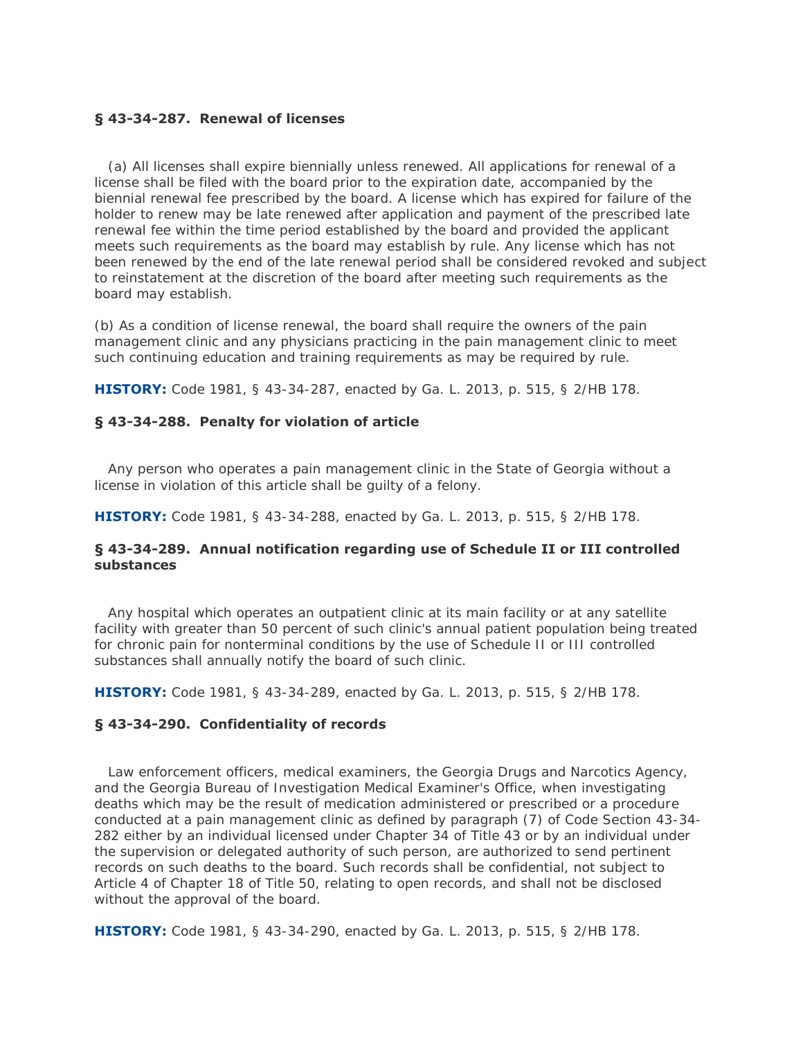### § 43-34-287. Renewal of licenses

(a) All licenses shall expire biennially unless renewed. All applications for renewal of a license shall be filed with the board prior to the expiration date, accompanied by the biennial renewal fee prescribed by the board. A license which has expired for failure of the holder to renew may be late renewed after application and payment of the prescribed late renewal fee within the time period established by the board and provided the applicant meets such requirements as the board may establish by rule. Any license which has not been renewed by the end of the late renewal period shall be considered revoked and subject to reinstatement at the discretion of the board after meeting such requirements as the board may establish.

(b) As a condition of license renewal, the board shall require the owners of the pain management clinic and any physicians practicing in the pain management clinic to meet such continuing education and training requirements as may be required by rule.

**HISTORY:** Code 1981, § 43-34-287, enacted by Ga. L. 2013, p. 515, § 2/HB 178.

### § 43-34-288. Penalty for violation of article

Any person who operates a pain management clinic in the State of Georgia without a license in violation of this article shall be guilty of a felony.

**HISTORY:** Code 1981, § 43-34-288, enacted by Ga. L. 2013, p. 515, § 2/HB 178.

### § 43-34-289. Annual notification regarding use of Schedule II or III controlled substances

Any hospital which operates an outpatient clinic at its main facility or at any satellite facility with greater than 50 percent of such clinic's annual patient population being treated for chronic pain for nonterminal conditions by the use of Schedule II or III controlled substances shall annually notify the board of such clinic.

**HISTORY:** Code 1981, § 43-34-289, enacted by Ga. L. 2013, p. 515, § 2/HB 178.

### § 43-34-290. Confidentiality of records

Law enforcement officers, medical examiners, the Georgia Drugs and Narcotics Agency, and the Georgia Bureau of Investigation Medical Examiner's Office, when investigating deaths which may be the result of medication administered or prescribed or a procedure conducted at a pain management clinic as defined by paragraph (7) of Code Section 43-34-282 either by an individual licensed under Chapter 34 of Title 43 or by an individual under the supervision or delegated authority of such person, are authorized to send pertinent records on such deaths to the board. Such records shall be confidential, not subject to Article 4 of Chapter 18 of Title 50, relating to open records, and shall not be disclosed without the approval of the board.

**HISTORY:** Code 1981, § 43-34-290, enacted by Ga. L. 2013, p. 515, § 2/HB 178.